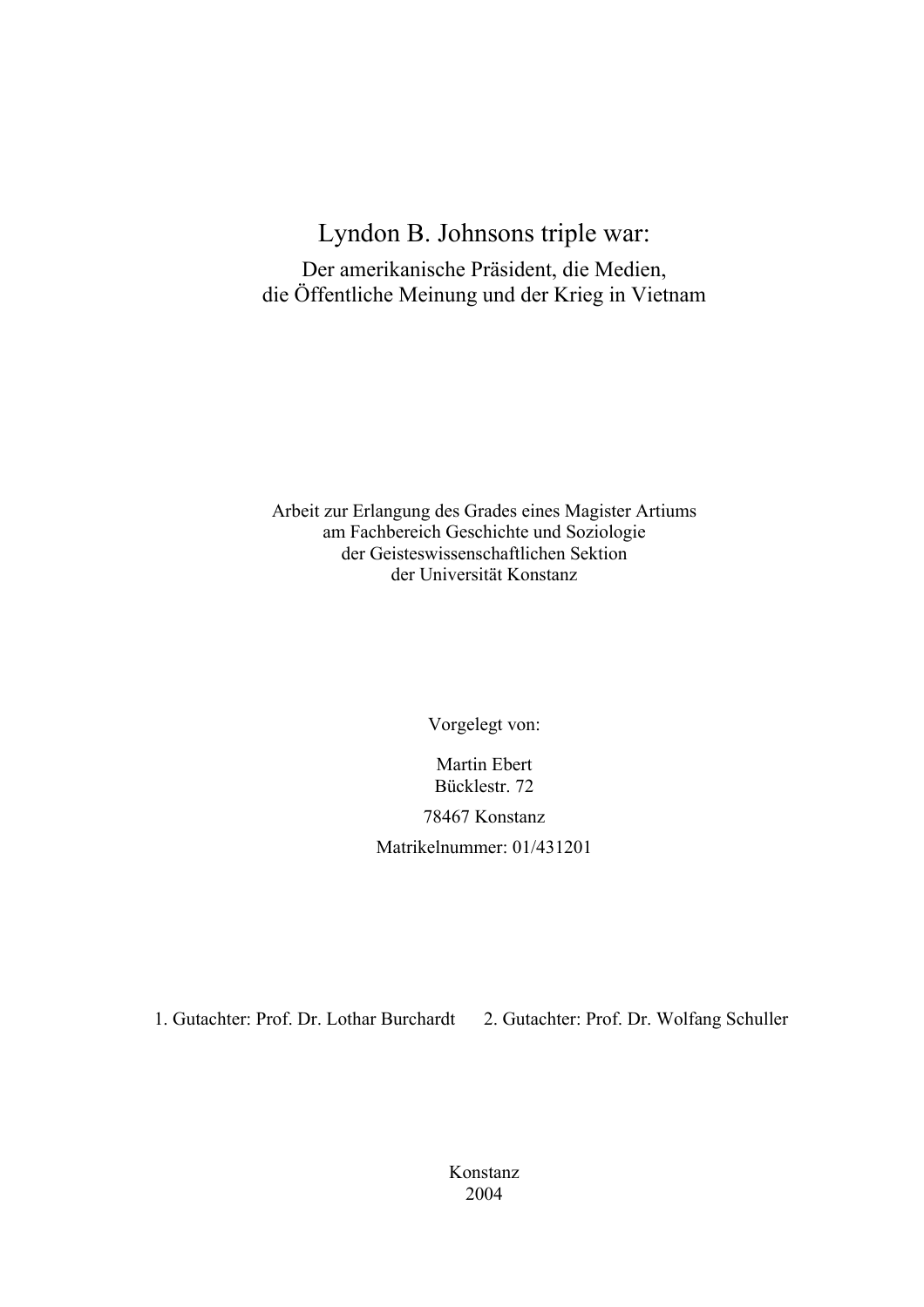# Lyndon B. Johnsons triple war:

## Der amerikanische Präsident, die Medien, die Öffentliche Meinung und der Krieg in Vietnam

Arbeit zur Erlangung des Grades eines Magister Artiums
am Fachbereich Geschichte und Soziologie
der Geisteswissenschaftlichen Sektion
der Universität Konstanz

Vorgelegt von:

Martin Ebert
Bücklestr. 72

78467 Konstanz

Matrikelnummer: 01/431201

1. Gutachter: Prof. Dr. Lothar Burchardt 2. Gutachter: Prof. Dr. Wolfang Schuller

Konstanz
2004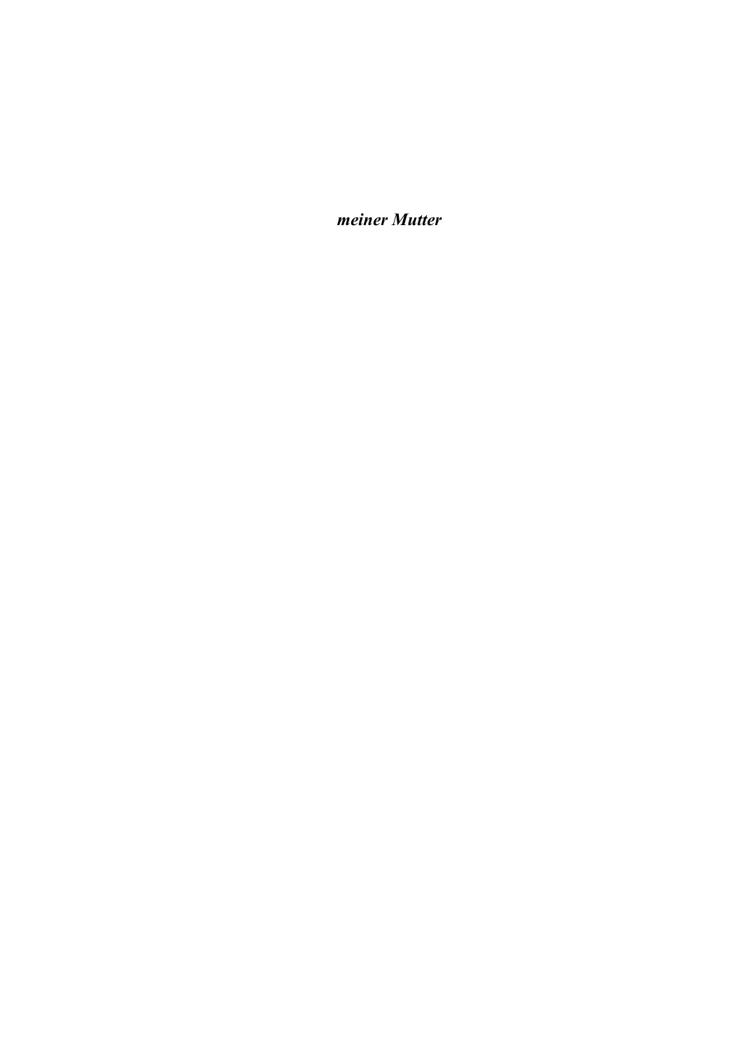***meiner Mutter***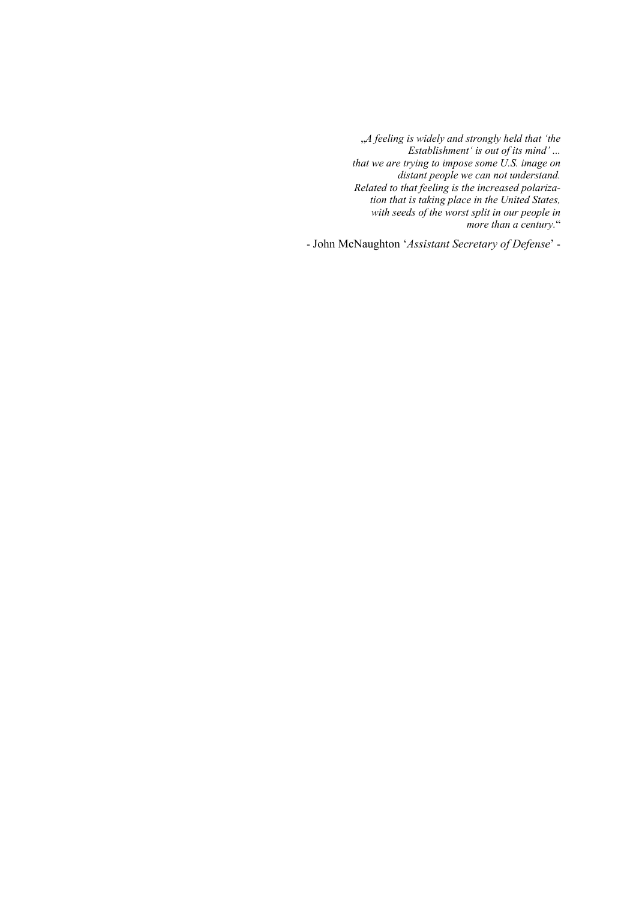*„A feeling is widely and strongly held that 'the Establishment' is out of its mind' ... that we are trying to impose some U.S. image on distant people we can not understand. Related to that feeling is the increased polarization that is taking place in the United States, with seeds of the worst split in our people in more than a century.*"

\- John McNaughton '*Assistant Secretary of Defense*' -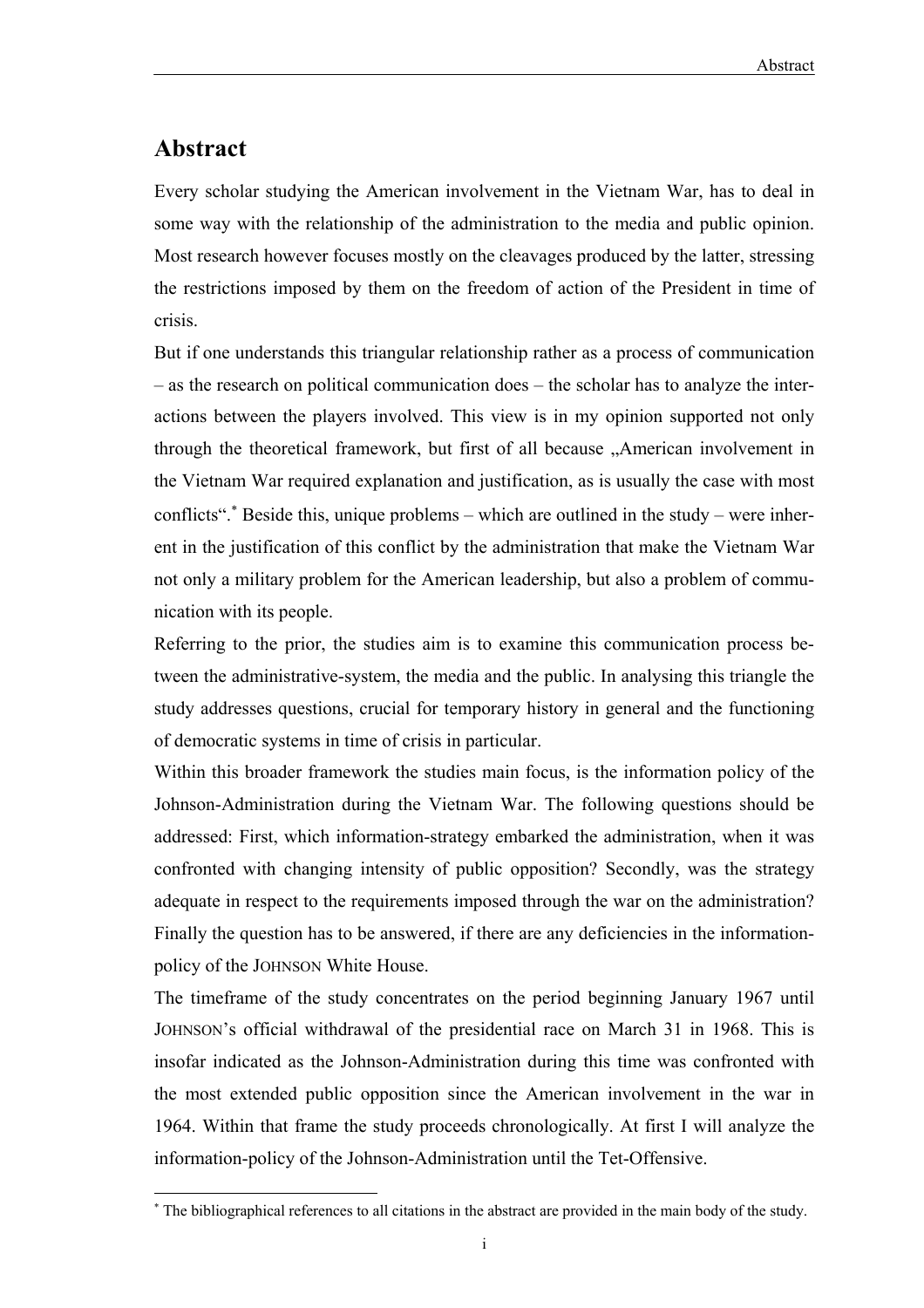# Abstract

Every scholar studying the American involvement in the Vietnam War, has to deal in some way with the relationship of the administration to the media and public opinion. Most research however focuses mostly on the cleavages produced by the latter, stressing the restrictions imposed by them on the freedom of action of the President in time of crisis.

But if one understands this triangular relationship rather as a process of communication – as the research on political communication does – the scholar has to analyze the interactions between the players involved. This view is in my opinion supported not only through the theoretical framework, but first of all because „American involvement in the Vietnam War required explanation and justification, as is usually the case with most conflicts“.[*] Beside this, unique problems – which are outlined in the study – were inherent in the justification of this conflict by the administration that make the Vietnam War not only a military problem for the American leadership, but also a problem of communication with its people.

Referring to the prior, the studies aim is to examine this communication process between the administrative-system, the media and the public. In analysing this triangle the study addresses questions, crucial for temporary history in general and the functioning of democratic systems in time of crisis in particular.

Within this broader framework the studies main focus, is the information policy of the Johnson-Administration during the Vietnam War. The following questions should be addressed: First, which information-strategy embarked the administration, when it was confronted with changing intensity of public opposition? Secondly, was the strategy adequate in respect to the requirements imposed through the war on the administration? Finally the question has to be answered, if there are any deficiencies in the information-policy of the JOHNSON White House.

The timeframe of the study concentrates on the period beginning January 1967 until JOHNSON's official withdrawal of the presidential race on March 31 in 1968. This is insofar indicated as the Johnson-Administration during this time was confronted with the most extended public opposition since the American involvement in the war in 1964. Within that frame the study proceeds chronologically. At first I will analyze the information-policy of the Johnson-Administration until the Tet-Offensive.

---

[*] The bibliographical references to all citations in the abstract are provided in the main body of the study.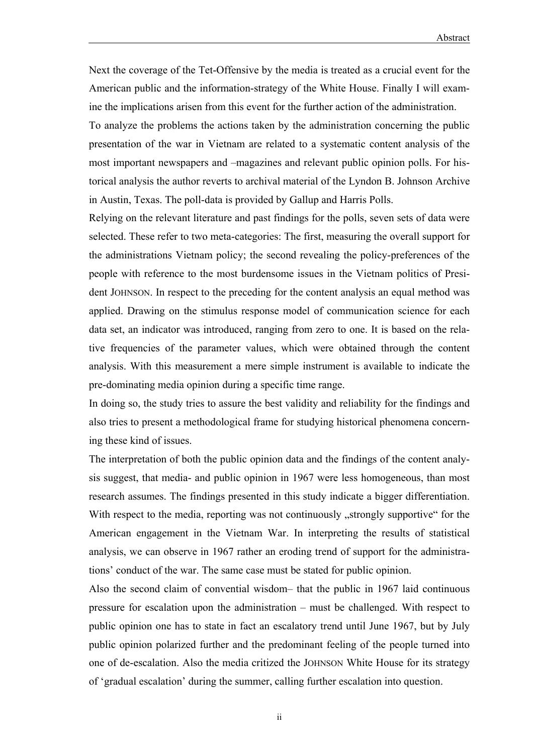Next the coverage of the Tet-Offensive by the media is treated as a crucial event for the American public and the information-strategy of the White House. Finally I will examine the implications arisen from this event for the further action of the administration.

To analyze the problems the actions taken by the administration concerning the public presentation of the war in Vietnam are related to a systematic content analysis of the most important newspapers and –magazines and relevant public opinion polls. For historical analysis the author reverts to archival material of the Lyndon B. Johnson Archive in Austin, Texas. The poll-data is provided by Gallup and Harris Polls.

Relying on the relevant literature and past findings for the polls, seven sets of data were selected. These refer to two meta-categories: The first, measuring the overall support for the administrations Vietnam policy; the second revealing the policy-preferences of the people with reference to the most burdensome issues in the Vietnam politics of President JOHNSON. In respect to the preceding for the content analysis an equal method was applied. Drawing on the stimulus response model of communication science for each data set, an indicator was introduced, ranging from zero to one. It is based on the relative frequencies of the parameter values, which were obtained through the content analysis. With this measurement a mere simple instrument is available to indicate the pre-dominating media opinion during a specific time range.

In doing so, the study tries to assure the best validity and reliability for the findings and also tries to present a methodological frame for studying historical phenomena concerning these kind of issues.

The interpretation of both the public opinion data and the findings of the content analysis suggest, that media- and public opinion in 1967 were less homogeneous, than most research assumes. The findings presented in this study indicate a bigger differentiation. With respect to the media, reporting was not continuously „strongly supportive" for the American engagement in the Vietnam War. In interpreting the results of statistical analysis, we can observe in 1967 rather an eroding trend of support for the administrations' conduct of the war. The same case must be stated for public opinion.

Also the second claim of convential wisdom– that the public in 1967 laid continuous pressure for escalation upon the administration – must be challenged. With respect to public opinion one has to state in fact an escalatory trend until June 1967, but by July public opinion polarized further and the predominant feeling of the people turned into one of de-escalation. Also the media critized the JOHNSON White House for its strategy of 'gradual escalation' during the summer, calling further escalation into question.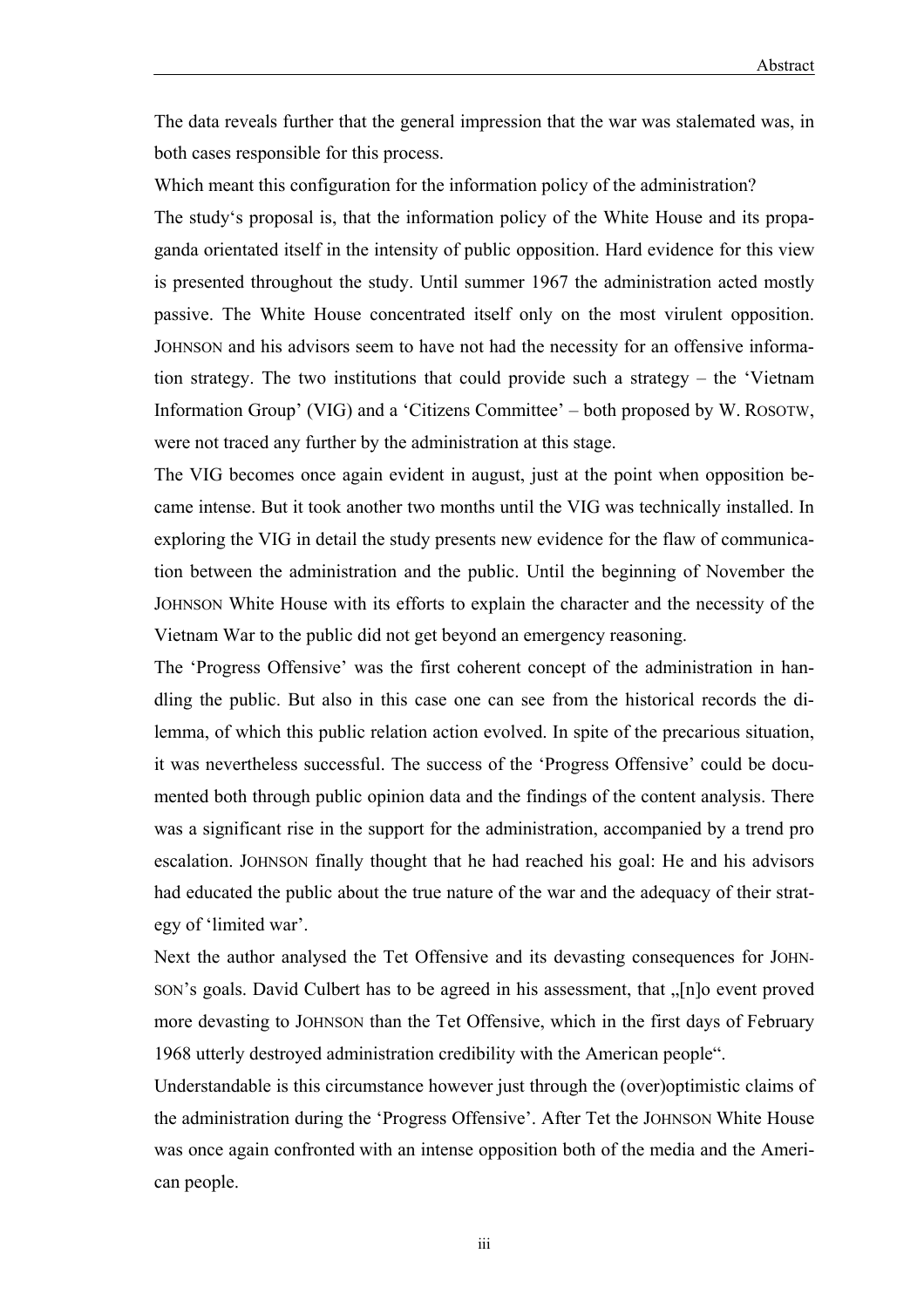The data reveals further that the general impression that the war was stalemated was, in both cases responsible for this process.

Which meant this configuration for the information policy of the administration?

The study's proposal is, that the information policy of the White House and its propaganda orientated itself in the intensity of public opposition. Hard evidence for this view is presented throughout the study. Until summer 1967 the administration acted mostly passive. The White House concentrated itself only on the most virulent opposition. JOHNSON and his advisors seem to have not had the necessity for an offensive information strategy. The two institutions that could provide such a strategy – the 'Vietnam Information Group' (VIG) and a 'Citizens Committee' – both proposed by W. ROSOTW, were not traced any further by the administration at this stage.

The VIG becomes once again evident in august, just at the point when opposition became intense. But it took another two months until the VIG was technically installed. In exploring the VIG in detail the study presents new evidence for the flaw of communication between the administration and the public. Until the beginning of November the JOHNSON White House with its efforts to explain the character and the necessity of the Vietnam War to the public did not get beyond an emergency reasoning.

The 'Progress Offensive' was the first coherent concept of the administration in handling the public. But also in this case one can see from the historical records the dilemma, of which this public relation action evolved. In spite of the precarious situation, it was nevertheless successful. The success of the 'Progress Offensive' could be documented both through public opinion data and the findings of the content analysis. There was a significant rise in the support for the administration, accompanied by a trend pro escalation. JOHNSON finally thought that he had reached his goal: He and his advisors had educated the public about the true nature of the war and the adequacy of their strategy of 'limited war'.

Next the author analysed the Tet Offensive and its devasting consequences for JOHNSON's goals. David Culbert has to be agreed in his assessment, that „[n]o event proved more devasting to JOHNSON than the Tet Offensive, which in the first days of February 1968 utterly destroyed administration credibility with the American people".

Understandable is this circumstance however just through the (over)optimistic claims of the administration during the 'Progress Offensive'. After Tet the JOHNSON White House was once again confronted with an intense opposition both of the media and the American people.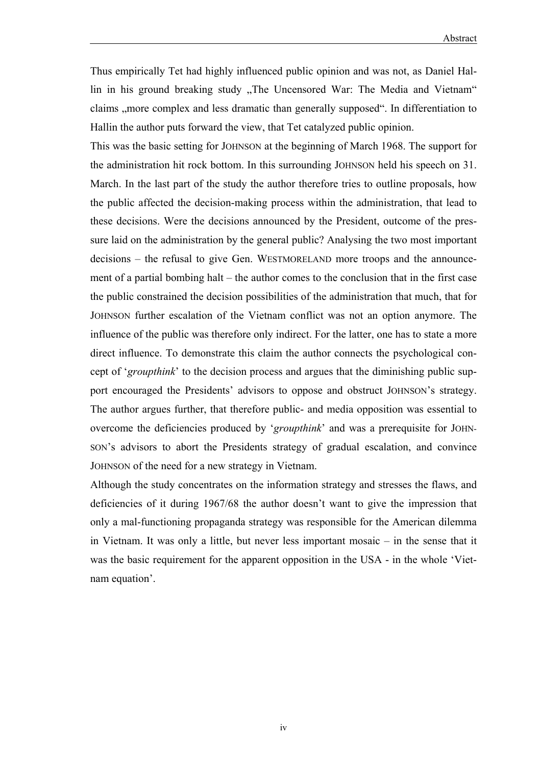Thus empirically Tet had highly influenced public opinion and was not, as Daniel Hallin in his ground breaking study „The Uncensored War: The Media and Vietnam" claims „more complex and less dramatic than generally supposed". In differentiation to Hallin the author puts forward the view, that Tet catalyzed public opinion.

This was the basic setting for JOHNSON at the beginning of March 1968. The support for the administration hit rock bottom. In this surrounding JOHNSON held his speech on 31. March. In the last part of the study the author therefore tries to outline proposals, how the public affected the decision-making process within the administration, that lead to these decisions. Were the decisions announced by the President, outcome of the pressure laid on the administration by the general public? Analysing the two most important decisions – the refusal to give Gen. WESTMORELAND more troops and the announcement of a partial bombing halt – the author comes to the conclusion that in the first case the public constrained the decision possibilities of the administration that much, that for JOHNSON further escalation of the Vietnam conflict was not an option anymore. The influence of the public was therefore only indirect. For the latter, one has to state a more direct influence. To demonstrate this claim the author connects the psychological concept of '*groupthink*' to the decision process and argues that the diminishing public support encouraged the Presidents' advisors to oppose and obstruct JOHNSON's strategy. The author argues further, that therefore public- and media opposition was essential to overcome the deficiencies produced by '*groupthink*' and was a prerequisite for JOHNSON's advisors to abort the Presidents strategy of gradual escalation, and convince JOHNSON of the need for a new strategy in Vietnam.

Although the study concentrates on the information strategy and stresses the flaws, and deficiencies of it during 1967/68 the author doesn't want to give the impression that only a mal-functioning propaganda strategy was responsible for the American dilemma in Vietnam. It was only a little, but never less important mosaic – in the sense that it was the basic requirement for the apparent opposition in the USA - in the whole 'Vietnam equation'.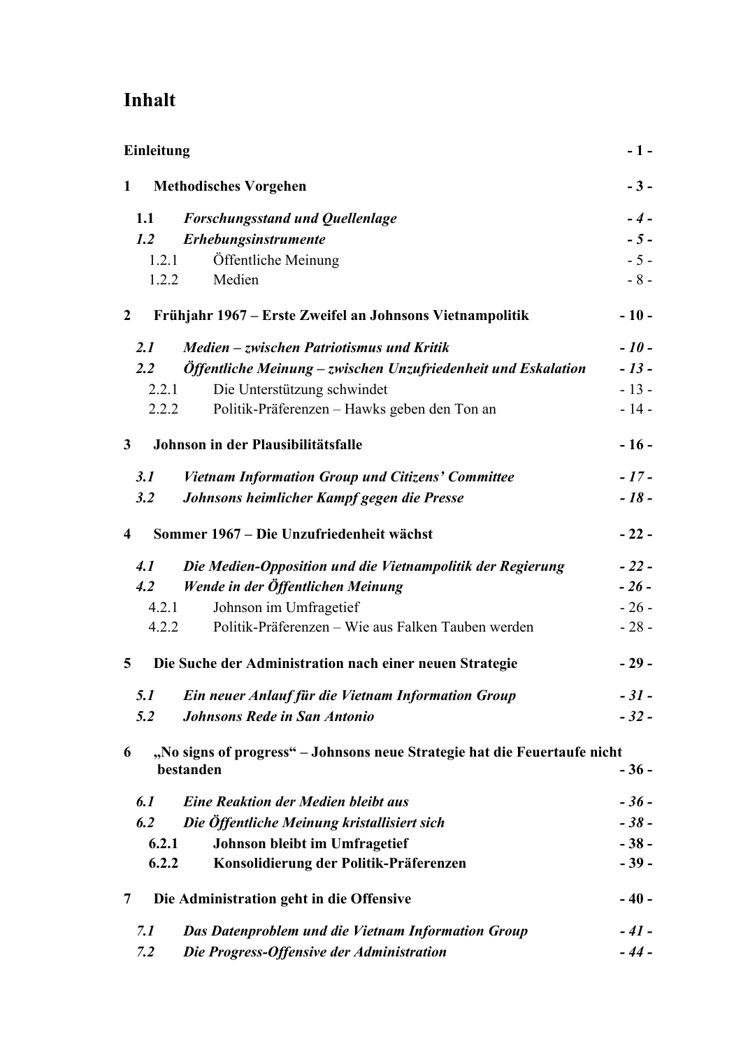# Inhalt

| | | |
|---|---|---|
| **Einleitung** | | **- 1 -** |
| **1** | **Methodisches Vorgehen** | **- 3 -** |
| ***1.1*** | ***Forschungsstand und Quellenlage*** | ***- 4 -*** |
| ***1.2*** | ***Erhebungsinstrumente*** | ***- 5 -*** |
| 1.2.1 | Öffentliche Meinung | - 5 - |
| 1.2.2 | Medien | - 8 - |
| **2** | **Frühjahr 1967 – Erste Zweifel an Johnsons Vietnampolitik** | **- 10 -** |
| ***2.1*** | ***Medien – zwischen Patriotismus und Kritik*** | ***- 10 -*** |
| ***2.2*** | ***Öffentliche Meinung – zwischen Unzufriedenheit und Eskalation*** | ***- 13 -*** |
| 2.2.1 | Die Unterstützung schwindet | - 13 - |
| 2.2.2 | Politik-Präferenzen – Hawks geben den Ton an | - 14 - |
| **3** | **Johnson in der Plausibilitätsfalle** | **- 16 -** |
| ***3.1*** | ***Vietnam Information Group und Citizens' Committee*** | ***- 17 -*** |
| ***3.2*** | ***Johnsons heimlicher Kampf gegen die Presse*** | ***- 18 -*** |
| **4** | **Sommer 1967 – Die Unzufriedenheit wächst** | **- 22 -** |
| ***4.1*** | ***Die Medien-Opposition und die Vietnampolitik der Regierung*** | ***- 22 -*** |
| ***4.2*** | ***Wende in der Öffentlichen Meinung*** | ***- 26 -*** |
| 4.2.1 | Johnson im Umfragetief | - 26 - |
| 4.2.2 | Politik-Präferenzen – Wie aus Falken Tauben werden | - 28 - |
| **5** | **Die Suche der Administration nach einer neuen Strategie** | **- 29 -** |
| ***5.1*** | ***Ein neuer Anlauf für die Vietnam Information Group*** | ***- 31 -*** |
| ***5.2*** | ***Johnsons Rede in San Antonio*** | ***- 32 -*** |
| **6** | **„No signs of progress" – Johnsons neue Strategie hat die Feuertaufe nicht bestanden** | **- 36 -** |
| ***6.1*** | ***Eine Reaktion der Medien bleibt aus*** | ***- 36 -*** |
| ***6.2*** | ***Die Öffentliche Meinung kristallisiert sich*** | ***- 38 -*** |
| **6.2.1** | **Johnson bleibt im Umfragetief** | **- 38 -** |
| **6.2.2** | **Konsolidierung der Politik-Präferenzen** | **- 39 -** |
| **7** | **Die Administration geht in die Offensive** | **- 40 -** |
| ***7.1*** | ***Das Datenproblem und die Vietnam Information Group*** | ***- 41 -*** |
| ***7.2*** | ***Die Progress-Offensive der Administration*** | ***- 44 -*** |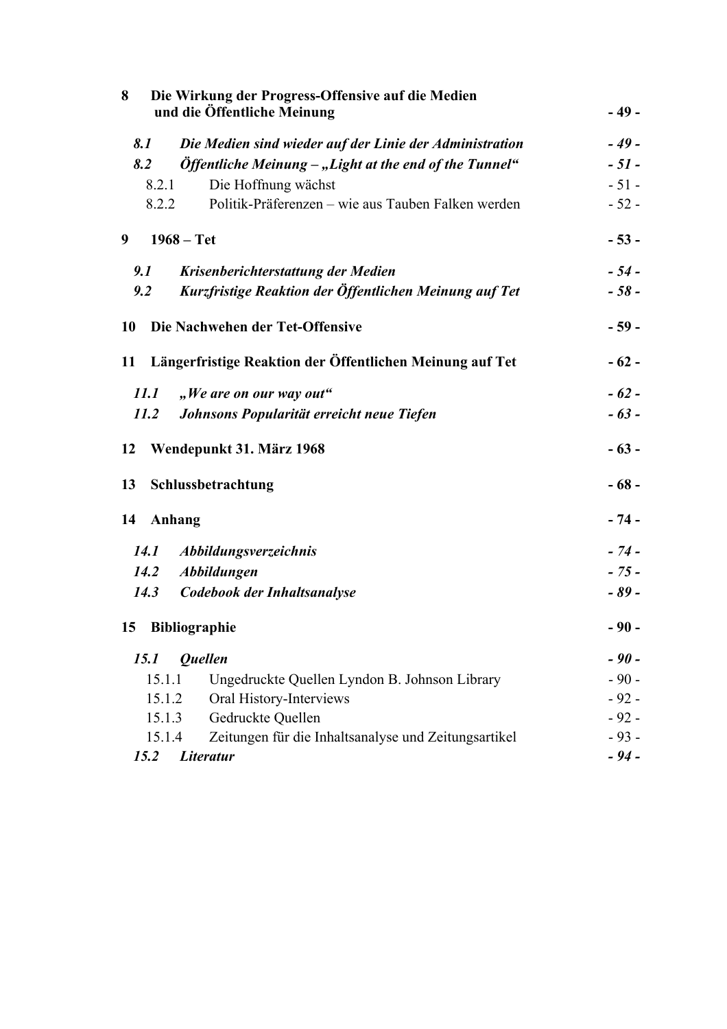**8 Die Wirkung der Progress-Offensive auf die Medien und die Öffentliche Meinung** **- 49 -**

***8.1 Die Medien sind wieder auf der Linie der Administration*** ***- 49 -***

***8.2 Öffentliche Meinung – „Light at the end of the Tunnel“*** ***- 51 -***

8.2.1 Die Hoffnung wächst - 51 -

8.2.2 Politik-Präferenzen – wie aus Tauben Falken werden - 52 -

**9 1968 – Tet** **- 53 -**

***9.1 Krisenberichterstattung der Medien*** ***- 54 -***

***9.2 Kurzfristige Reaktion der Öffentlichen Meinung auf Tet*** ***- 58 -***

**10 Die Nachwehen der Tet-Offensive** **- 59 -**

**11 Längerfristige Reaktion der Öffentlichen Meinung auf Tet** **- 62 -**

***11.1 „We are on our way out“*** ***- 62 -***

***11.2 Johnsons Popularität erreicht neue Tiefen*** ***- 63 -***

**12 Wendepunkt 31. März 1968** **- 63 -**

**13 Schlussbetrachtung** **- 68 -**

**14 Anhang** **- 74 -**

***14.1 Abbildungsverzeichnis*** ***- 74 -***

***14.2 Abbildungen*** ***- 75 -***

***14.3 Codebook der Inhaltsanalyse*** ***- 89 -***

**15 Bibliographie** **- 90 -**

***15.1 Quellen*** ***- 90 -***

15.1.1 Ungedruckte Quellen Lyndon B. Johnson Library - 90 -

15.1.2 Oral History-Interviews - 92 -

15.1.3 Gedruckte Quellen - 92 -

15.1.4 Zeitungen für die Inhaltsanalyse und Zeitungsartikel - 93 -

***15.2 Literatur*** ***- 94 -***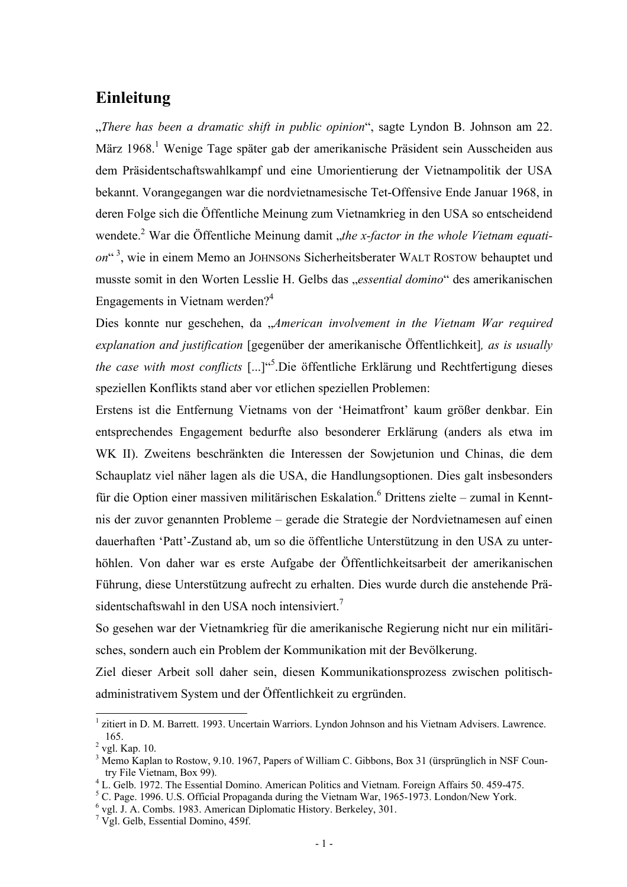## Einleitung

„*There has been a dramatic shift in public opinion*“, sagte Lyndon B. Johnson am 22. März 1968.[1] Wenige Tage später gab der amerikanische Präsident sein Ausscheiden aus dem Präsidentschaftswahlkampf und eine Umorientierung der Vietnampolitik der USA bekannt. Vorangegangen war die nordvietnamesische Tet-Offensive Ende Januar 1968, in deren Folge sich die Öffentliche Meinung zum Vietnamkrieg in den USA so entscheidend wendete.[2] War die Öffentliche Meinung damit „*the x-factor in the whole Vietnam equation*“ [3], wie in einem Memo an JOHNSONs Sicherheitsberater WALT ROSTOW behauptet und musste somit in den Worten Lesslie H. Gelbs das „*essential domino*“ des amerikanischen Engagements in Vietnam werden?[4]

Dies konnte nur geschehen, da „*American involvement in the Vietnam War required explanation and justification* [gegenüber der amerikanische Öffentlichkeit]*, as is usually the case with most conflicts* [...]“[5].Die öffentliche Erklärung und Rechtfertigung dieses speziellen Konflikts stand aber vor etlichen speziellen Problemen:

Erstens ist die Entfernung Vietnams von der ‘Heimatfront’ kaum größer denkbar. Ein entsprechendes Engagement bedurfte also besonderer Erklärung (anders als etwa im WK II). Zweitens beschränkten die Interessen der Sowjetunion und Chinas, die dem Schauplatz viel näher lagen als die USA, die Handlungsoptionen. Dies galt insbesonders für die Option einer massiven militärischen Eskalation.[6] Drittens zielte – zumal in Kenntnis der zuvor genannten Probleme – gerade die Strategie der Nordvietnamesen auf einen dauerhaften ‘Patt’-Zustand ab, um so die öffentliche Unterstützung in den USA zu unterhöhlen. Von daher war es erste Aufgabe der Öffentlichkeitsarbeit der amerikanischen Führung, diese Unterstützung aufrecht zu erhalten. Dies wurde durch die anstehende Präsidentschaftswahl in den USA noch intensiviert.[7]

So gesehen war der Vietnamkrieg für die amerikanische Regierung nicht nur ein militärisches, sondern auch ein Problem der Kommunikation mit der Bevölkerung.

Ziel dieser Arbeit soll daher sein, diesen Kommunikationsprozess zwischen politisch-administrativem System und der Öffentlichkeit zu ergründen.

---

[1] zitiert in D. M. Barrett. 1993. Uncertain Warriors. Lyndon Johnson and his Vietnam Advisers. Lawrence. 165.

[2] vgl. Kap. 10.

[3] Memo Kaplan to Rostow, 9.10. 1967, Papers of William C. Gibbons, Box 31 (ürsprünglich in NSF Country File Vietnam, Box 99).

[4] L. Gelb. 1972. The Essential Domino. American Politics and Vietnam. Foreign Affairs 50. 459-475.

[5] C. Page. 1996. U.S. Official Propaganda during the Vietnam War, 1965-1973. London/New York.

[6] vgl. J. A. Combs. 1983. American Diplomatic History. Berkeley, 301.

[7] Vgl. Gelb, Essential Domino, 459f.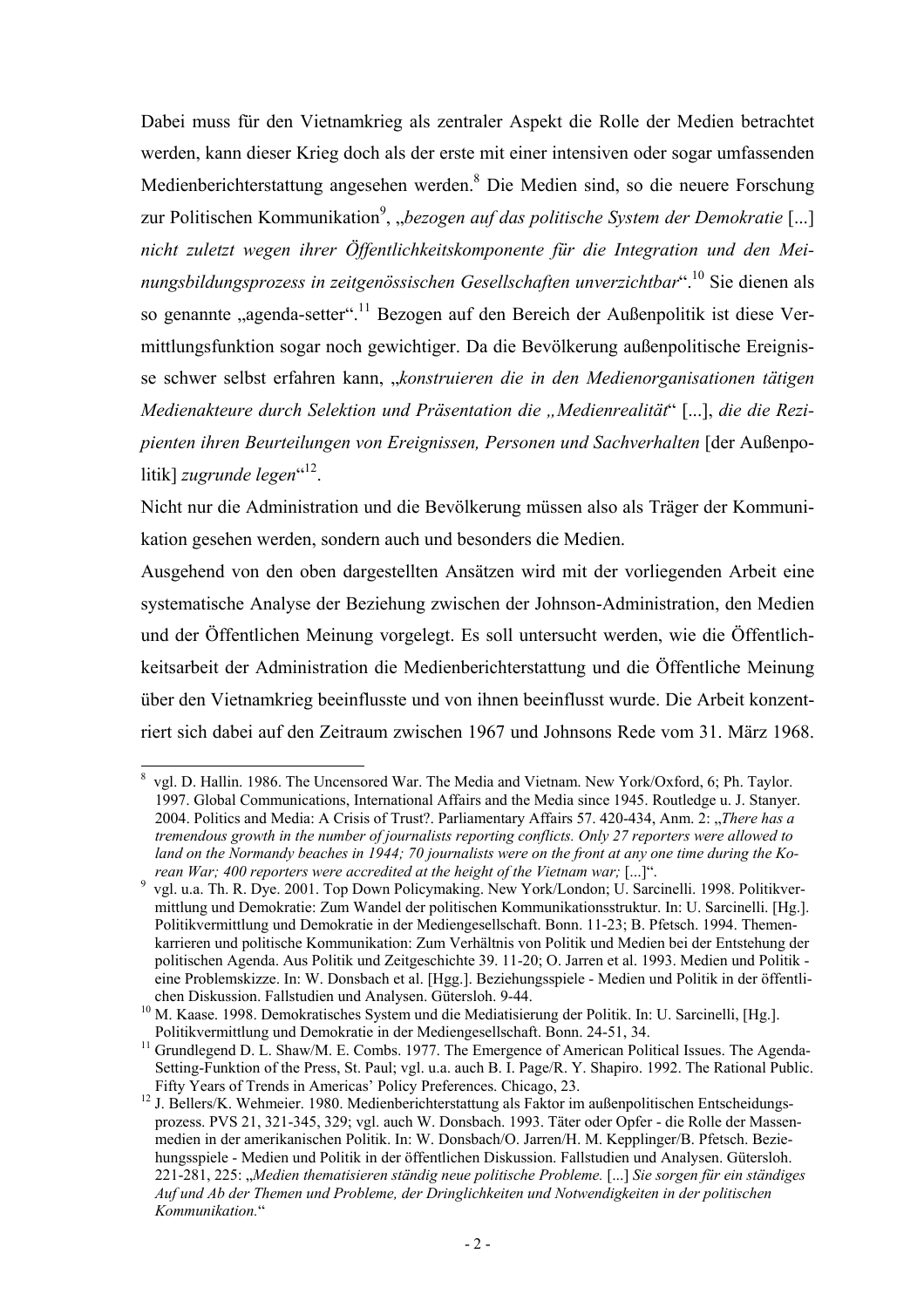Dabei muss für den Vietnamkrieg als zentraler Aspekt die Rolle der Medien betrachtet werden, kann dieser Krieg doch als der erste mit einer intensiven oder sogar umfassenden Medienberichterstattung angesehen werden.[8] Die Medien sind, so die neuere Forschung zur Politischen Kommunikation[9], „*bezogen auf das politische System der Demokratie* [...] *nicht zuletzt wegen ihrer Öffentlichkeitskomponente für die Integration und den Meinungsbildungsprozess in zeitgenössischen Gesellschaften unverzichtbar*“.[10] Sie dienen als so genannte „agenda-setter“.[11] Bezogen auf den Bereich der Außenpolitik ist diese Vermittlungsfunktion sogar noch gewichtiger. Da die Bevölkerung außenpolitische Ereignisse schwer selbst erfahren kann, „*konstruieren die in den Medienorganisationen tätigen Medienakteure durch Selektion und Präsentation die „Medienrealität“* [...], *die die Rezipienten ihren Beurteilungen von Ereignissen, Personen und Sachverhalten* [der Außenpolitik] *zugrunde legen*“[12].

Nicht nur die Administration und die Bevölkerung müssen also als Träger der Kommunikation gesehen werden, sondern auch und besonders die Medien.

Ausgehend von den oben dargestellten Ansätzen wird mit der vorliegenden Arbeit eine systematische Analyse der Beziehung zwischen der Johnson-Administration, den Medien und der Öffentlichen Meinung vorgelegt. Es soll untersucht werden, wie die Öffentlichkeitsarbeit der Administration die Medienberichterstattung und die Öffentliche Meinung über den Vietnamkrieg beeinflusste und von ihnen beeinflusst wurde. Die Arbeit konzentriert sich dabei auf den Zeitraum zwischen 1967 und Johnsons Rede vom 31. März 1968.

---

[8] vgl. D. Hallin. 1986. The Uncensored War. The Media and Vietnam. New York/Oxford, 6; Ph. Taylor. 1997. Global Communications, International Affairs and the Media since 1945. Routledge u. J. Stanyer. 2004. Politics and Media: A Crisis of Trust?. Parliamentary Affairs 57. 420-434, Anm. 2: „*There has a tremendous growth in the number of journalists reporting conflicts. Only 27 reporters were allowed to land on the Normandy beaches in 1944; 70 journalists were on the front at any one time during the Korean War; 400 reporters were accredited at the height of the Vietnam war;* [...]“.

[9] vgl. u.a. Th. R. Dye. 2001. Top Down Policymaking. New York/London; U. Sarcinelli. 1998. Politikvermittlung und Demokratie: Zum Wandel der politischen Kommunikationsstruktur. In: U. Sarcinelli. [Hg.]. Politikvermittlung und Demokratie in der Mediengesellschaft. Bonn. 11-23; B. Pfetsch. 1994. Themenkarrieren und politische Kommunikation: Zum Verhältnis von Politik und Medien bei der Entstehung der politischen Agenda. Aus Politik und Zeitgeschichte 39. 11-20; O. Jarren et al. 1993. Medien und Politik - eine Problemskizze. In: W. Donsbach et al. [Hgg.]. Beziehungsspiele - Medien und Politik in der öffentlichen Diskussion. Fallstudien und Analysen. Gütersloh. 9-44.

[10] M. Kaase. 1998. Demokratisches System und die Mediatisierung der Politik. In: U. Sarcinelli, [Hg.]. Politikvermittlung und Demokratie in der Mediengesellschaft. Bonn. 24-51, 34.

[11] Grundlegend D. L. Shaw/M. E. Combs. 1977. The Emergence of American Political Issues. The Agenda-Setting-Funktion of the Press, St. Paul; vgl. u.a. auch B. I. Page/R. Y. Shapiro. 1992. The Rational Public. Fifty Years of Trends in Americas' Policy Preferences. Chicago, 23.

[12] J. Bellers/K. Wehmeier. 1980. Medienberichterstattung als Faktor im außenpolitischen Entscheidungsprozess. PVS 21, 321-345, 329; vgl. auch W. Donsbach. 1993. Täter oder Opfer - die Rolle der Massenmedien in der amerikanischen Politik. In: W. Donsbach/O. Jarren/H. M. Kepplinger/B. Pfetsch. Beziehungsspiele - Medien und Politik in der öffentlichen Diskussion. Fallstudien und Analysen. Gütersloh. 221-281, 225: „*Medien thematisieren ständig neue politische Probleme.* [...] *Sie sorgen für ein ständiges Auf und Ab der Themen und Probleme, der Dringlichkeiten und Notwendigkeiten in der politischen Kommunikation.*“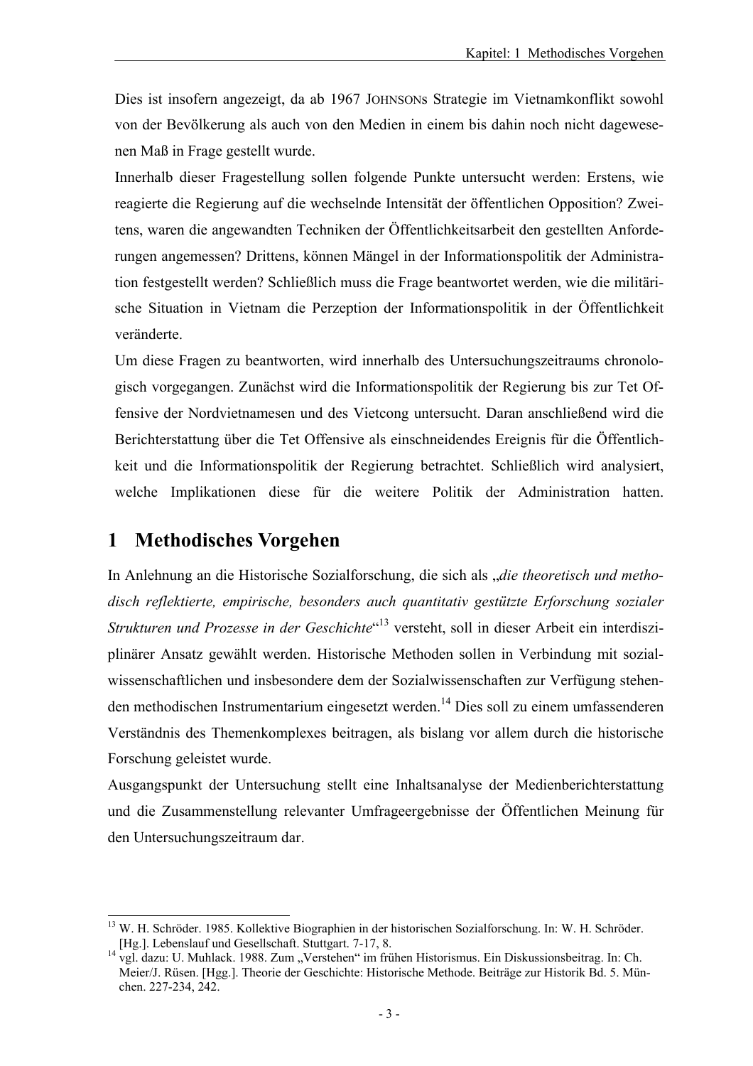Dies ist insofern angezeigt, da ab 1967 JOHNSONs Strategie im Vietnamkonflikt sowohl von der Bevölkerung als auch von den Medien in einem bis dahin noch nicht dagewesenen Maß in Frage gestellt wurde.

Innerhalb dieser Fragestellung sollen folgende Punkte untersucht werden: Erstens, wie reagierte die Regierung auf die wechselnde Intensität der öffentlichen Opposition? Zweitens, waren die angewandten Techniken der Öffentlichkeitsarbeit den gestellten Anforderungen angemessen? Drittens, können Mängel in der Informationspolitik der Administration festgestellt werden? Schließlich muss die Frage beantwortet werden, wie die militärische Situation in Vietnam die Perzeption der Informationspolitik in der Öffentlichkeit veränderte.

Um diese Fragen zu beantworten, wird innerhalb des Untersuchungszeitraums chronologisch vorgegangen. Zunächst wird die Informationspolitik der Regierung bis zur Tet Offensive der Nordvietnamesen und des Vietcong untersucht. Daran anschließend wird die Berichterstattung über die Tet Offensive als einschneidendes Ereignis für die Öffentlichkeit und die Informationspolitik der Regierung betrachtet. Schließlich wird analysiert, welche Implikationen diese für die weitere Politik der Administration hatten.

# 1 Methodisches Vorgehen

In Anlehnung an die Historische Sozialforschung, die sich als „*die theoretisch und methodisch reflektierte, empirische, besonders auch quantitativ gestützte Erforschung sozialer Strukturen und Prozesse in der Geschichte*“[13] versteht, soll in dieser Arbeit ein interdisziplinärer Ansatz gewählt werden. Historische Methoden sollen in Verbindung mit sozialwissenschaftlichen und insbesondere dem der Sozialwissenschaften zur Verfügung stehenden methodischen Instrumentarium eingesetzt werden.[14] Dies soll zu einem umfassenderen Verständnis des Themenkomplexes beitragen, als bislang vor allem durch die historische Forschung geleistet wurde.

Ausgangspunkt der Untersuchung stellt eine Inhaltsanalyse der Medienberichterstattung und die Zusammenstellung relevanter Umfrageergebnisse der Öffentlichen Meinung für den Untersuchungszeitraum dar.

---

[13] W. H. Schröder. 1985. Kollektive Biographien in der historischen Sozialforschung. In: W. H. Schröder. [Hg.]. Lebenslauf und Gesellschaft. Stuttgart. 7-17, 8.

[14] vgl. dazu: U. Muhlack. 1988. Zum „Verstehen“ im frühen Historismus. Ein Diskussionsbeitrag. In: Ch. Meier/J. Rüsen. [Hgg.]. Theorie der Geschichte: Historische Methode. Beiträge zur Historik Bd. 5. München. 227-234, 242.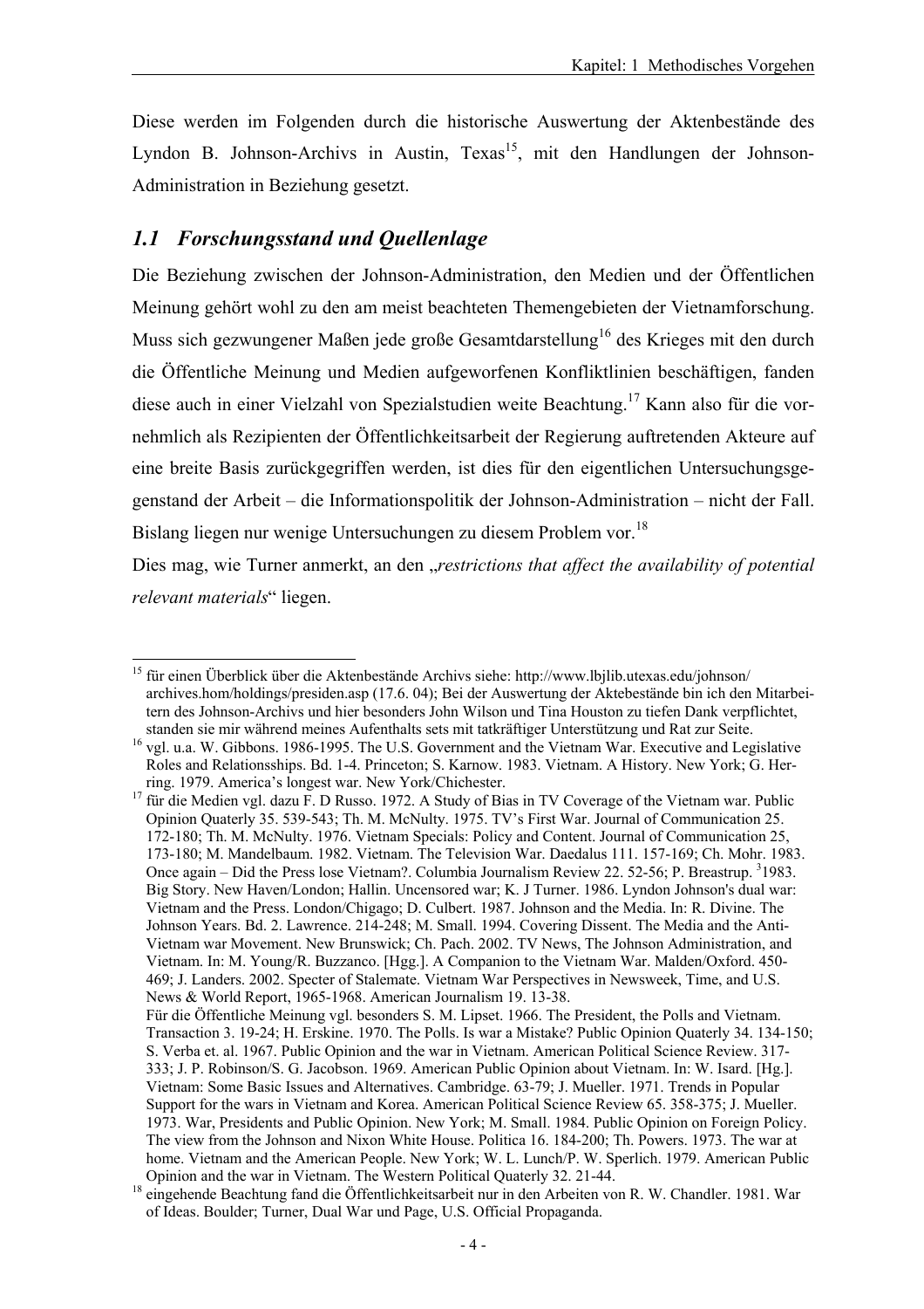Diese werden im Folgenden durch die historische Auswertung der Aktenbestände des Lyndon B. Johnson-Archivs in Austin, Texas[15], mit den Handlungen der Johnson-Administration in Beziehung gesetzt.

## *1.1 Forschungsstand und Quellenlage*

Die Beziehung zwischen der Johnson-Administration, den Medien und der Öffentlichen Meinung gehört wohl zu den am meist beachteten Themengebieten der Vietnamforschung. Muss sich gezwungener Maßen jede große Gesamtdarstellung[16] des Krieges mit den durch die Öffentliche Meinung und Medien aufgeworfenen Konfliktlinien beschäftigen, fanden diese auch in einer Vielzahl von Spezialstudien weite Beachtung.[17] Kann also für die vornehmlich als Rezipienten der Öffentlichkeitsarbeit der Regierung auftretenden Akteure auf eine breite Basis zurückgegriffen werden, ist dies für den eigentlichen Untersuchungsgegenstand der Arbeit – die Informationspolitik der Johnson-Administration – nicht der Fall. Bislang liegen nur wenige Untersuchungen zu diesem Problem vor.[18]

Dies mag, wie Turner anmerkt, an den „*restrictions that affect the availability of potential relevant materials*“ liegen.

---

[15] für einen Überblick über die Aktenbestände Archivs siehe: http://www.lbjlib.utexas.edu/johnson/archives.hom/holdings/presiden.asp (17.6. 04); Bei der Auswertung der Aktebestände bin ich den Mitarbeitern des Johnson-Archivs und hier besonders John Wilson und Tina Houston zu tiefen Dank verpflichtet, standen sie mir während meines Aufenthalts sets mit tatkräftiger Unterstützung und Rat zur Seite.

[16] vgl. u.a. W. Gibbons. 1986-1995. The U.S. Government and the Vietnam War. Executive and Legislative Roles and Relationsships. Bd. 1-4. Princeton; S. Karnow. 1983. Vietnam. A History. New York; G. Herring. 1979. America's longest war. New York/Chichester.

[17] für die Medien vgl. dazu F. D Russo. 1972. A Study of Bias in TV Coverage of the Vietnam war. Public Opinion Quaterly 35. 539-543; Th. M. McNulty. 1975. TV's First War. Journal of Communication 25. 172-180; Th. M. McNulty. 1976. Vietnam Specials: Policy and Content. Journal of Communication 25, 173-180; M. Mandelbaum. 1982. Vietnam. The Television War. Daedalus 111. 157-169; Ch. Mohr. 1983. Once again – Did the Press lose Vietnam?. Columbia Journalism Review 22. 52-56; P. Breastrup. [3]1983. Big Story. New Haven/London; Hallin. Uncensored war; K. J Turner. 1986. Lyndon Johnson's dual war: Vietnam and the Press. London/Chigago; D. Culbert. 1987. Johnson and the Media. In: R. Divine. The Johnson Years. Bd. 2. Lawrence. 214-248; M. Small. 1994. Covering Dissent. The Media and the Anti-Vietnam war Movement. New Brunswick; Ch. Pach. 2002. TV News, The Johnson Administration, and Vietnam. In: M. Young/R. Buzzanco. [Hgg.]. A Companion to the Vietnam War. Malden/Oxford. 450-469; J. Landers. 2002. Specter of Stalemate. Vietnam War Perspectives in Newsweek, Time, and U.S. News & World Report, 1965-1968. American Journalism 19. 13-38.
Für die Öffentliche Meinung vgl. besonders S. M. Lipset. 1966. The President, the Polls and Vietnam. Transaction 3. 19-24; H. Erskine. 1970. The Polls. Is war a Mistake? Public Opinion Quaterly 34. 134-150; S. Verba et. al. 1967. Public Opinion and the war in Vietnam. American Political Science Review. 317-333; J. P. Robinson/S. G. Jacobson. 1969. American Public Opinion about Vietnam. In: W. Isard. [Hg.]. Vietnam: Some Basic Issues and Alternatives. Cambridge. 63-79; J. Mueller. 1971. Trends in Popular Support for the wars in Vietnam and Korea. American Political Science Review 65. 358-375; J. Mueller. 1973. War, Presidents and Public Opinion. New York; M. Small. 1984. Public Opinion on Foreign Policy. The view from the Johnson and Nixon White House. Politica 16. 184-200; Th. Powers. 1973. The war at home. Vietnam and the American People. New York; W. L. Lunch/P. W. Sperlich. 1979. American Public Opinion and the war in Vietnam. The Western Political Quaterly 32. 21-44.

[18] eingehende Beachtung fand die Öffentlichkeitsarbeit nur in den Arbeiten von R. W. Chandler. 1981. War of Ideas. Boulder; Turner, Dual War und Page, U.S. Official Propaganda.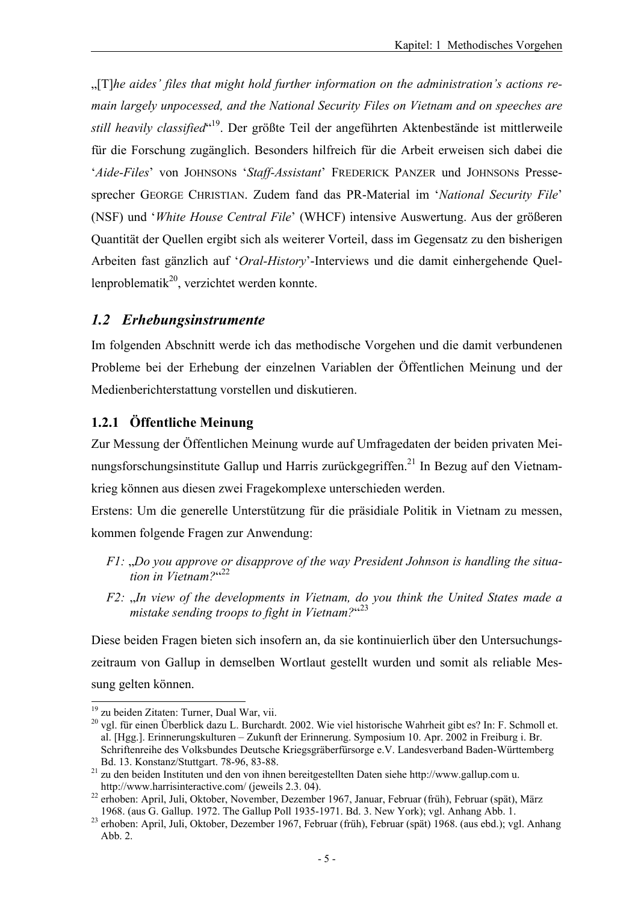„[T]*he aides' files that might hold further information on the administration's actions remain largely unpocessed, and the National Security Files on Vietnam and on speeches are still heavily classified*"[19]. Der größte Teil der angeführten Aktenbestände ist mittlerweile für die Forschung zugänglich. Besonders hilfreich für die Arbeit erweisen sich dabei die '*Aide-Files*' von JOHNSONS '*Staff-Assistant*' FREDERICK PANZER und JOHNSONS Pressesprecher GEORGE CHRISTIAN. Zudem fand das PR-Material im '*National Security File*' (NSF) und '*White House Central File*' (WHCF) intensive Auswertung. Aus der größeren Quantität der Quellen ergibt sich als weiterer Vorteil, dass im Gegensatz zu den bisherigen Arbeiten fast gänzlich auf '*Oral-History*'-Interviews und die damit einhergehende Quellenproblematik[20], verzichtet werden konnte.

## *1.2 Erhebungsinstrumente*

Im folgenden Abschnitt werde ich das methodische Vorgehen und die damit verbundenen Probleme bei der Erhebung der einzelnen Variablen der Öffentlichen Meinung und der Medienberichterstattung vorstellen und diskutieren.

### 1.2.1 Öffentliche Meinung

Zur Messung der Öffentlichen Meinung wurde auf Umfragedaten der beiden privaten Meinungsforschungsinstitute Gallup und Harris zurückgegriffen.[21] In Bezug auf den Vietnamkrieg können aus diesen zwei Fragekomplexe unterschieden werden.

Erstens: Um die generelle Unterstützung für die präsidiale Politik in Vietnam zu messen, kommen folgende Fragen zur Anwendung:

*F1:* „*Do you approve or disapprove of the way President Johnson is handling the situation in Vietnam?*"[22]

*F2:* „*In view of the developments in Vietnam, do you think the United States made a mistake sending troops to fight in Vietnam?*"[23]

Diese beiden Fragen bieten sich insofern an, da sie kontinuierlich über den Untersuchungszeitraum von Gallup in demselben Wortlaut gestellt wurden und somit als reliable Messung gelten können.

---

[19] zu beiden Zitaten: Turner, Dual War, vii.

[20] vgl. für einen Überblick dazu L. Burchardt. 2002. Wie viel historische Wahrheit gibt es? In: F. Schmoll et. al. [Hgg.]. Erinnerungskulturen – Zukunft der Erinnerung. Symposium 10. Apr. 2002 in Freiburg i. Br. Schriftenreihe des Volksbundes Deutsche Kriegsgräberfürsorge e.V. Landesverband Baden-Württemberg Bd. 13. Konstanz/Stuttgart. 78-96, 83-88.

[21] zu den beiden Instituten und den von ihnen bereitgestellten Daten siehe http://www.gallup.com u. http://www.harrisinteractive.com/ (jeweils 2.3. 04).

[22] erhoben: April, Juli, Oktober, November, Dezember 1967, Januar, Februar (früh), Februar (spät), März 1968. (aus G. Gallup. 1972. The Gallup Poll 1935-1971. Bd. 3. New York); vgl. Anhang Abb. 1.

[23] erhoben: April, Juli, Oktober, Dezember 1967, Februar (früh), Februar (spät) 1968. (aus ebd.); vgl. Anhang Abb. 2.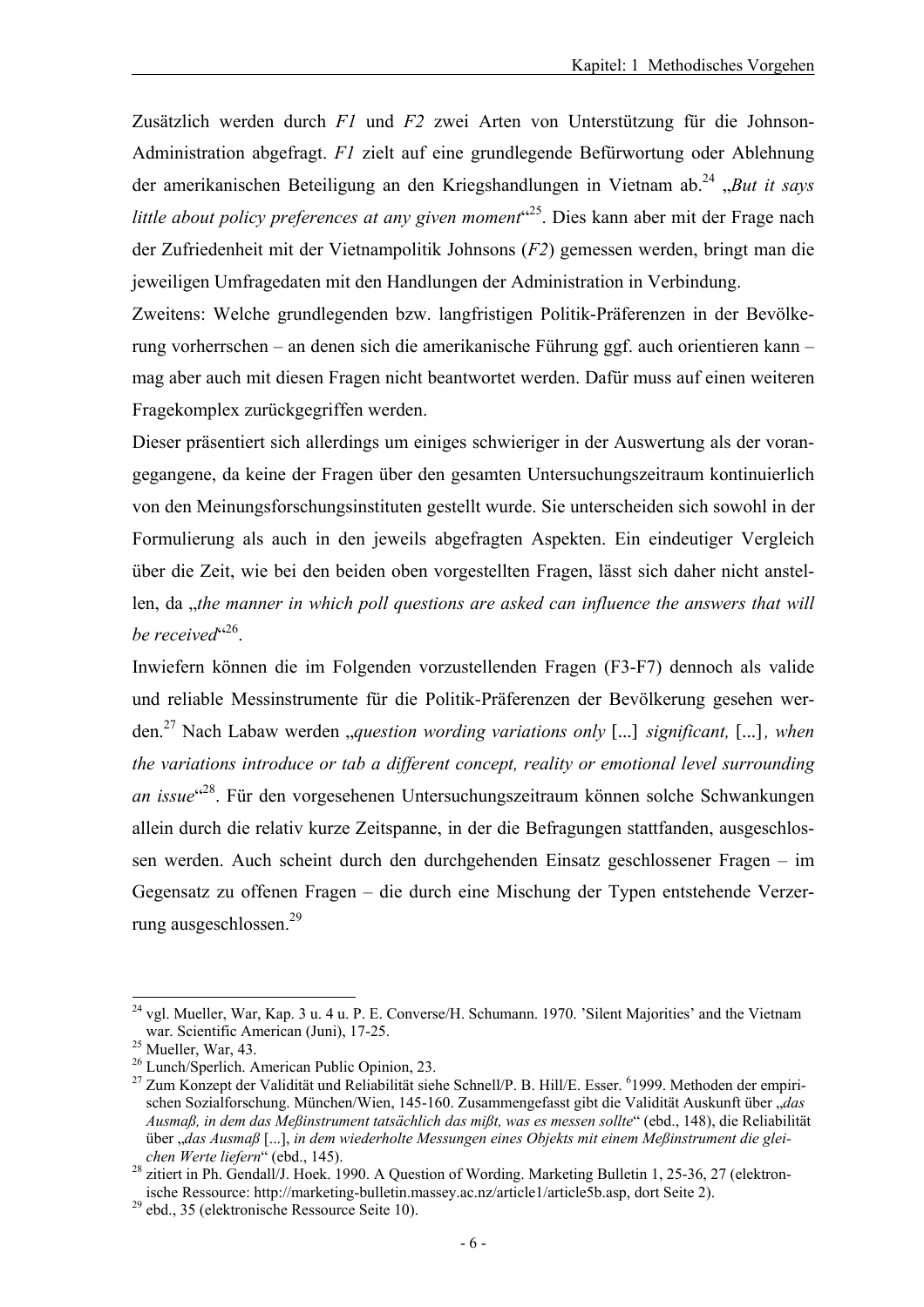Zusätzlich werden durch *F1* und *F2* zwei Arten von Unterstützung für die Johnson-Administration abgefragt. *F1* zielt auf eine grundlegende Befürwortung oder Ablehnung der amerikanischen Beteiligung an den Kriegshandlungen in Vietnam ab.[24] „*But it says little about policy preferences at any given moment*“[25]. Dies kann aber mit der Frage nach der Zufriedenheit mit der Vietnampolitik Johnsons (*F2*) gemessen werden, bringt man die jeweiligen Umfragedaten mit den Handlungen der Administration in Verbindung.

Zweitens: Welche grundlegenden bzw. langfristigen Politik-Präferenzen in der Bevölkerung vorherrschen – an denen sich die amerikanische Führung ggf. auch orientieren kann – mag aber auch mit diesen Fragen nicht beantwortet werden. Dafür muss auf einen weiteren Fragekomplex zurückgegriffen werden.

Dieser präsentiert sich allerdings um einiges schwieriger in der Auswertung als der vorangegangene, da keine der Fragen über den gesamten Untersuchungszeitraum kontinuierlich von den Meinungsforschungsinstituten gestellt wurde. Sie unterscheiden sich sowohl in der Formulierung als auch in den jeweils abgefragten Aspekten. Ein eindeutiger Vergleich über die Zeit, wie bei den beiden oben vorgestellten Fragen, lässt sich daher nicht anstellen, da „*the manner in which poll questions are asked can influence the answers that will be received*“[26].

Inwiefern können die im Folgenden vorzustellenden Fragen (F3-F7) dennoch als valide und reliable Messinstrumente für die Politik-Präferenzen der Bevölkerung gesehen werden.[27] Nach Labaw werden „*question wording variations only* [...] *significant,* [...]*, when the variations introduce or tab a different concept, reality or emotional level surrounding an issue*“[28]. Für den vorgesehenen Untersuchungszeitraum können solche Schwankungen allein durch die relativ kurze Zeitspanne, in der die Befragungen stattfanden, ausgeschlossen werden. Auch scheint durch den durchgehenden Einsatz geschlossener Fragen – im Gegensatz zu offenen Fragen – die durch eine Mischung der Typen entstehende Verzerrung ausgeschlossen.[29]

---

[24] vgl. Mueller, War, Kap. 3 u. 4 u. P. E. Converse/H. Schumann. 1970. 'Silent Majorities' and the Vietnam war. Scientific American (Juni), 17-25.

[25] Mueller, War, 43.

[26] Lunch/Sperlich. American Public Opinion, 23.

[27] Zum Konzept der Validität und Reliabilität siehe Schnell/P. B. Hill/E. Esser. [6]1999. Methoden der empirischen Sozialforschung. München/Wien, 145-160. Zusammengefasst gibt die Validität Auskunft über „*das Ausmaß, in dem das Meßinstrument tatsächlich das mißt, was es messen sollte*“ (ebd., 148), die Reliabilität über „*das Ausmaß* [...], *in dem wiederholte Messungen eines Objekts mit einem Meßinstrument die gleichen Werte liefern*“ (ebd., 145).

[28] zitiert in Ph. Gendall/J. Hoek. 1990. A Question of Wording. Marketing Bulletin 1, 25-36, 27 (elektronische Ressource: http://marketing-bulletin.massey.ac.nz/article1/article5b.asp, dort Seite 2).

[29] ebd., 35 (elektronische Ressource Seite 10).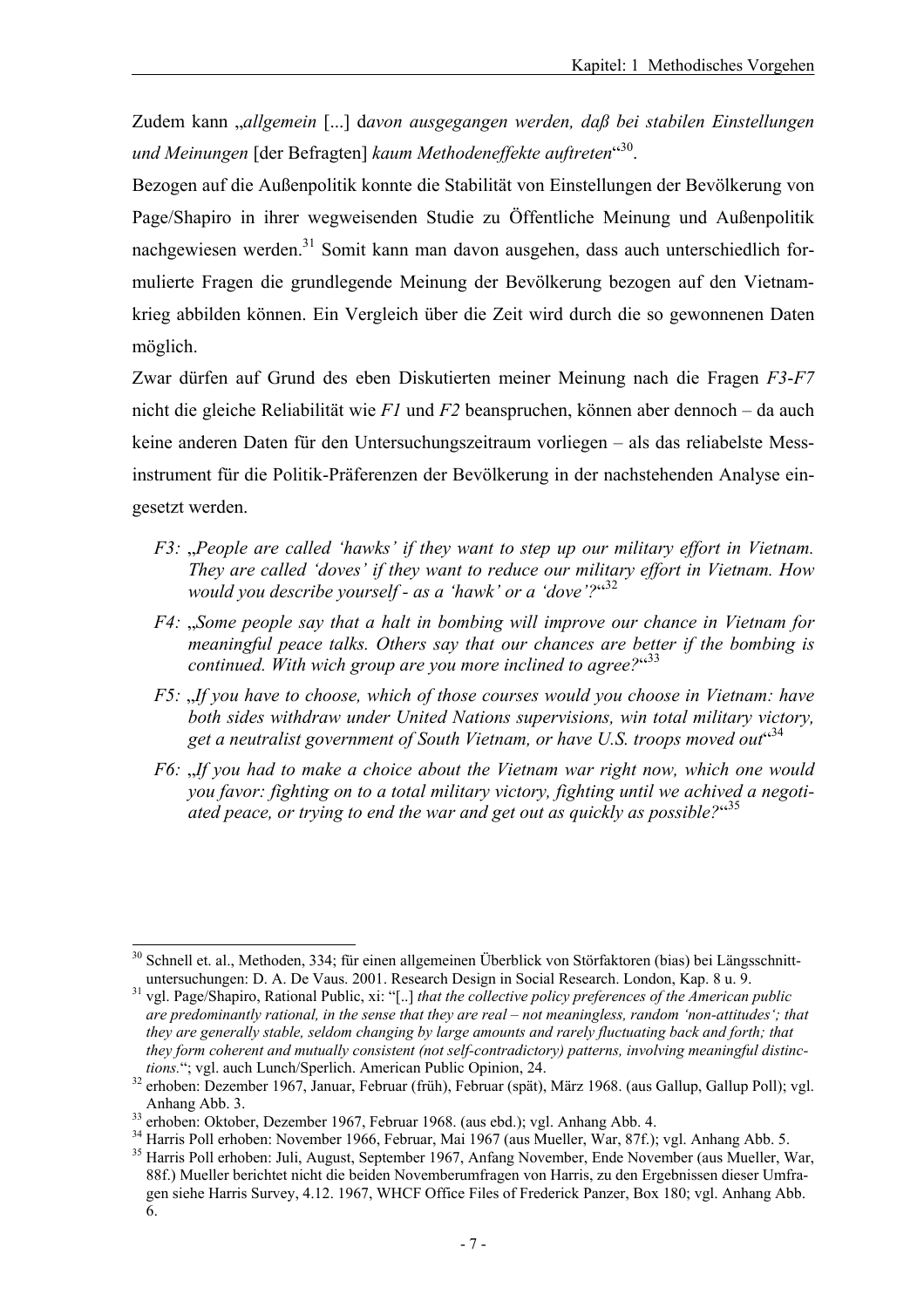Zudem kann „*allgemein* [...] d*avon ausgegangen werden, daß bei stabilen Einstellungen und Meinungen* [der Befragten] *kaum Methodeneffekte auftreten*“[30].

Bezogen auf die Außenpolitik konnte die Stabilität von Einstellungen der Bevölkerung von Page/Shapiro in ihrer wegweisenden Studie zu Öffentliche Meinung und Außenpolitik nachgewiesen werden.[31] Somit kann man davon ausgehen, dass auch unterschiedlich formulierte Fragen die grundlegende Meinung der Bevölkerung bezogen auf den Vietnamkrieg abbilden können. Ein Vergleich über die Zeit wird durch die so gewonnenen Daten möglich.

Zwar dürfen auf Grund des eben Diskutierten meiner Meinung nach die Fragen *F3-F7* nicht die gleiche Reliabilität wie *F1* und *F2* beanspruchen, können aber dennoch – da auch keine anderen Daten für den Untersuchungszeitraum vorliegen – als das reliabelste Messinstrument für die Politik-Präferenzen der Bevölkerung in der nachstehenden Analyse eingesetzt werden.

*F3:* „*People are called 'hawks' if they want to step up our military effort in Vietnam. They are called 'doves' if they want to reduce our military effort in Vietnam. How would you describe yourself - as a 'hawk' or a 'dove'?*“[32]

*F4:* „*Some people say that a halt in bombing will improve our chance in Vietnam for meaningful peace talks. Others say that our chances are better if the bombing is continued. With wich group are you more inclined to agree?*“[33]

*F5:* „*If you have to choose, which of those courses would you choose in Vietnam: have both sides withdraw under United Nations supervisions, win total military victory, get a neutralist government of South Vietnam, or have U.S. troops moved out*“[34]

*F6:* „*If you had to make a choice about the Vietnam war right now, which one would you favor: fighting on to a total military victory, fighting until we achived a negotiated peace, or trying to end the war and get out as quickly as possible?*“[35]

---

[30] Schnell et. al., Methoden, 334; für einen allgemeinen Überblick von Störfaktoren (bias) bei Längsschnittuntersuchungen: D. A. De Vaus. 2001. Research Design in Social Research. London, Kap. 8 u. 9.

[31] vgl. Page/Shapiro, Rational Public, xi: "[..] *that the collective policy preferences of the American public are predominantly rational, in the sense that they are real – not meaningless, random 'non-attitudes'; that they are generally stable, seldom changing by large amounts and rarely fluctuating back and forth; that they form coherent and mutually consistent (not self-contradictory) patterns, involving meaningful distinctions.*"; vgl. auch Lunch/Sperlich. American Public Opinion, 24.

[32] erhoben: Dezember 1967, Januar, Februar (früh), Februar (spät), März 1968. (aus Gallup, Gallup Poll); vgl. Anhang Abb. 3.

[33] erhoben: Oktober, Dezember 1967, Februar 1968. (aus ebd.); vgl. Anhang Abb. 4.

[34] Harris Poll erhoben: November 1966, Februar, Mai 1967 (aus Mueller, War, 87f.); vgl. Anhang Abb. 5.

[35] Harris Poll erhoben: Juli, August, September 1967, Anfang November, Ende November (aus Mueller, War, 88f.) Mueller berichtet nicht die beiden Novemberumfragen von Harris, zu den Ergebnissen dieser Umfragen siehe Harris Survey, 4.12. 1967, WHCF Office Files of Frederick Panzer, Box 180; vgl. Anhang Abb. 6.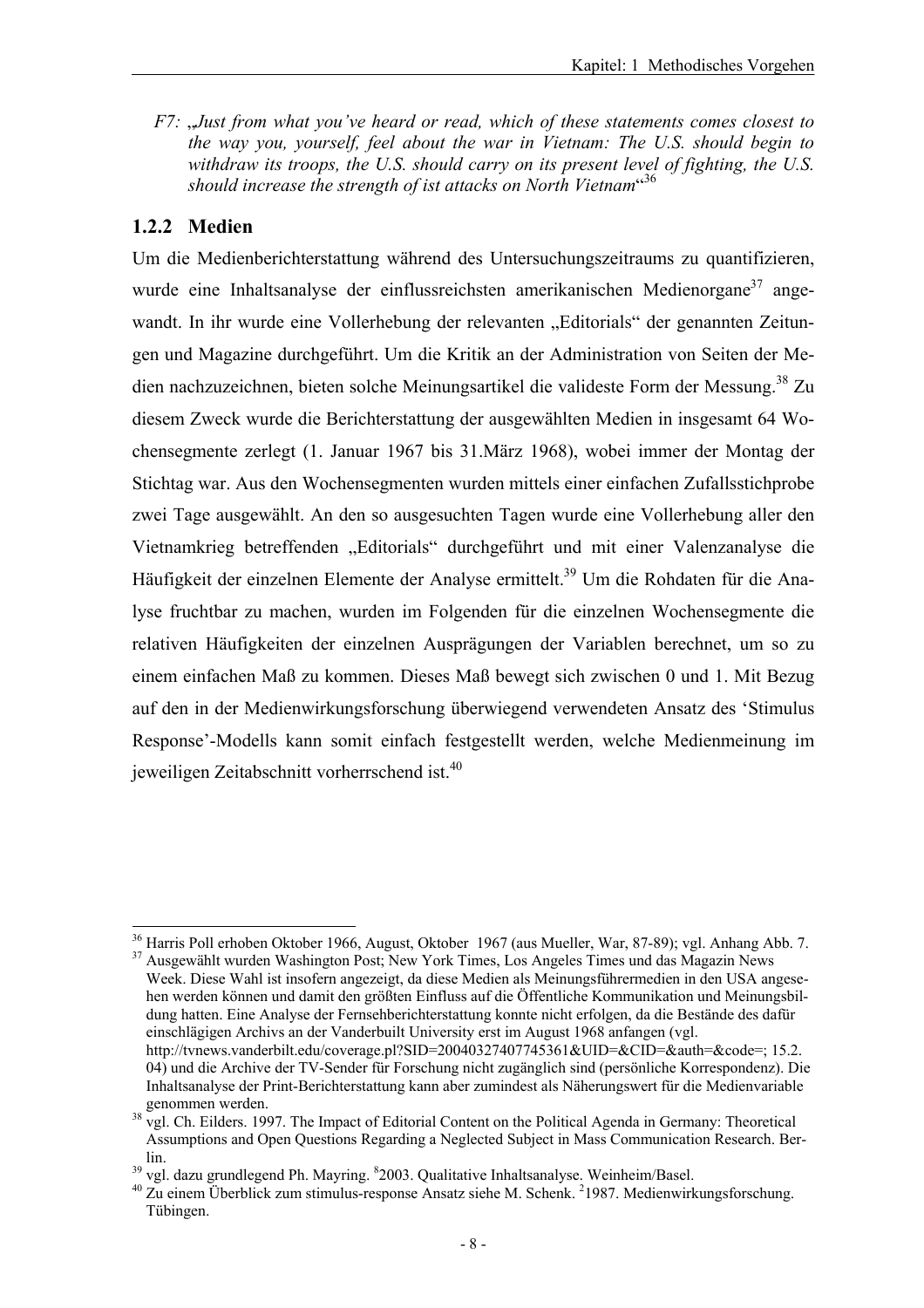*F7: „Just from what you've heard or read, which of these statements comes closest to the way you, yourself, feel about the war in Vietnam: The U.S. should begin to withdraw its troops, the U.S. should carry on its present level of fighting, the U.S. should increase the strength of ist attacks on North Vietnam*"[36]

### 1.2.2 Medien

Um die Medienberichterstattung während des Untersuchungszeitraums zu quantifizieren, wurde eine Inhaltsanalyse der einflussreichsten amerikanischen Medienorgane[37] angewandt. In ihr wurde eine Vollerhebung der relevanten „Editorials" der genannten Zeitungen und Magazine durchgeführt. Um die Kritik an der Administration von Seiten der Medien nachzuzeichnen, bieten solche Meinungsartikel die valideste Form der Messung.[38] Zu diesem Zweck wurde die Berichterstattung der ausgewählten Medien in insgesamt 64 Wochensegmente zerlegt (1. Januar 1967 bis 31.März 1968), wobei immer der Montag der Stichtag war. Aus den Wochensegmenten wurden mittels einer einfachen Zufallsstichprobe zwei Tage ausgewählt. An den so ausgesuchten Tagen wurde eine Vollerhebung aller den Vietnamkrieg betreffenden „Editorials" durchgeführt und mit einer Valenzanalyse die Häufigkeit der einzelnen Elemente der Analyse ermittelt.[39] Um die Rohdaten für die Analyse fruchtbar zu machen, wurden im Folgenden für die einzelnen Wochensegmente die relativen Häufigkeiten der einzelnen Ausprägungen der Variablen berechnet, um so zu einem einfachen Maß zu kommen. Dieses Maß bewegt sich zwischen 0 und 1. Mit Bezug auf den in der Medienwirkungsforschung überwiegend verwendeten Ansatz des 'Stimulus Response'-Modells kann somit einfach festgestellt werden, welche Medienmeinung im jeweiligen Zeitabschnitt vorherrschend ist.[40]

---

[36] Harris Poll erhoben Oktober 1966, August, Oktober 1967 (aus Mueller, War, 87-89); vgl. Anhang Abb. 7.

[37] Ausgewählt wurden Washington Post; New York Times, Los Angeles Times und das Magazin News Week. Diese Wahl ist insofern angezeigt, da diese Medien als Meinungsführermedien in den USA angesehen werden können und damit den größten Einfluss auf die Öffentliche Kommunikation und Meinungsbildung hatten. Eine Analyse der Fernsehberichterstattung konnte nicht erfolgen, da die Bestände des dafür einschlägigen Archivs an der Vanderbuilt University erst im August 1968 anfangen (vgl. http://tvnews.vanderbilt.edu/coverage.pl?SID=20040327407745361&UID=&CID=&auth=&code=; 15.2. 04) und die Archive der TV-Sender für Forschung nicht zugänglich sind (persönliche Korrespondenz). Die Inhaltsanalyse der Print-Berichterstattung kann aber zumindest als Näherungswert für die Medienvariable genommen werden.

[38] vgl. Ch. Eilders. 1997. The Impact of Editorial Content on the Political Agenda in Germany: Theoretical Assumptions and Open Questions Regarding a Neglected Subject in Mass Communication Research. Berlin.

[39] vgl. dazu grundlegend Ph. Mayring. [8]2003. Qualitative Inhaltsanalyse. Weinheim/Basel.

[40] Zu einem Überblick zum stimulus-response Ansatz siehe M. Schenk. [2]1987. Medienwirkungsforschung. Tübingen.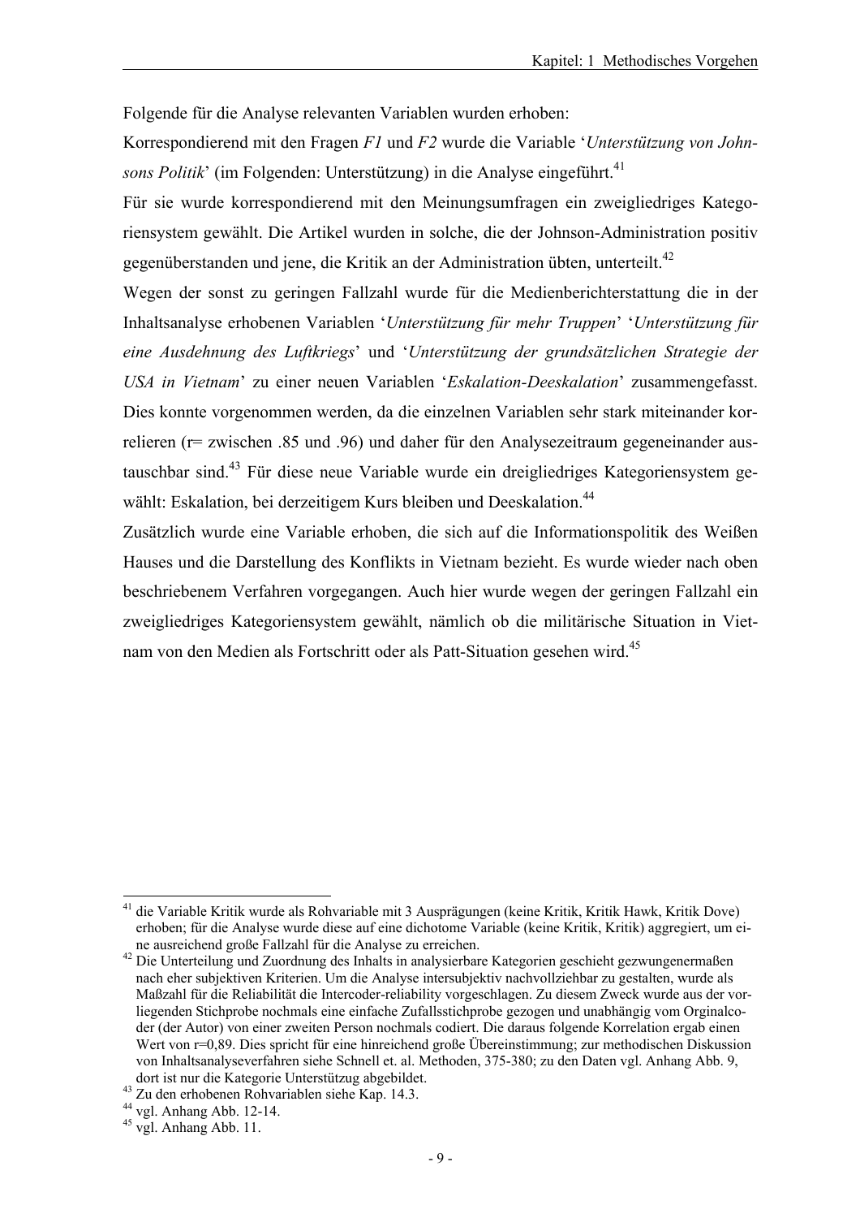Folgende für die Analyse relevanten Variablen wurden erhoben:

Korrespondierend mit den Fragen *F1* und *F2* wurde die Variable '*Unterstützung von Johnsons Politik*' (im Folgenden: Unterstützung) in die Analyse eingeführt.[41]

Für sie wurde korrespondierend mit den Meinungsumfragen ein zweigliedriges Kategoriensystem gewählt. Die Artikel wurden in solche, die der Johnson-Administration positiv gegenüberstanden und jene, die Kritik an der Administration übten, unterteilt.[42]

Wegen der sonst zu geringen Fallzahl wurde für die Medienberichterstattung die in der Inhaltsanalyse erhobenen Variablen '*Unterstützung für mehr Truppen*' '*Unterstützung für eine Ausdehnung des Luftkriegs*' und '*Unterstützung der grundsätzlichen Strategie der USA in Vietnam*' zu einer neuen Variablen '*Eskalation-Deeskalation*' zusammengefasst. Dies konnte vorgenommen werden, da die einzelnen Variablen sehr stark miteinander korrelieren (r= zwischen .85 und .96) und daher für den Analysezeitraum gegeneinander austauschbar sind.[43] Für diese neue Variable wurde ein dreigliedriges Kategoriensystem gewählt: Eskalation, bei derzeitigem Kurs bleiben und Deeskalation.[44]

Zusätzlich wurde eine Variable erhoben, die sich auf die Informationspolitik des Weißen Hauses und die Darstellung des Konflikts in Vietnam bezieht. Es wurde wieder nach oben beschriebenem Verfahren vorgegangen. Auch hier wurde wegen der geringen Fallzahl ein zweigliedriges Kategoriensystem gewählt, nämlich ob die militärische Situation in Vietnam von den Medien als Fortschritt oder als Patt-Situation gesehen wird.[45]

---

[41] die Variable Kritik wurde als Rohvariable mit 3 Ausprägungen (keine Kritik, Kritik Hawk, Kritik Dove) erhoben; für die Analyse wurde diese auf eine dichotome Variable (keine Kritik, Kritik) aggregiert, um eine ausreichend große Fallzahl für die Analyse zu erreichen.

[42] Die Unterteilung und Zuordnung des Inhalts in analysierbare Kategorien geschieht gezwungenermaßen nach eher subjektiven Kriterien. Um die Analyse intersubjektiv nachvollziehbar zu gestalten, wurde als Maßzahl für die Reliabilität die Intercoder-reliability vorgeschlagen. Zu diesem Zweck wurde aus der vorliegenden Stichprobe nochmals eine einfache Zufallsstichprobe gezogen und unabhängig vom Orginalcoder (der Autor) von einer zweiten Person nochmals codiert. Die daraus folgende Korrelation ergab einen Wert von r=0,89. Dies spricht für eine hinreichend große Übereinstimmung; zur methodischen Diskussion von Inhaltsanalyseverfahren siehe Schnell et. al. Methoden, 375-380; zu den Daten vgl. Anhang Abb. 9, dort ist nur die Kategorie Unterstützug abgebildet.

[43] Zu den erhobenen Rohvariablen siehe Kap. 14.3.

[44] vgl. Anhang Abb. 12-14.

[45] vgl. Anhang Abb. 11.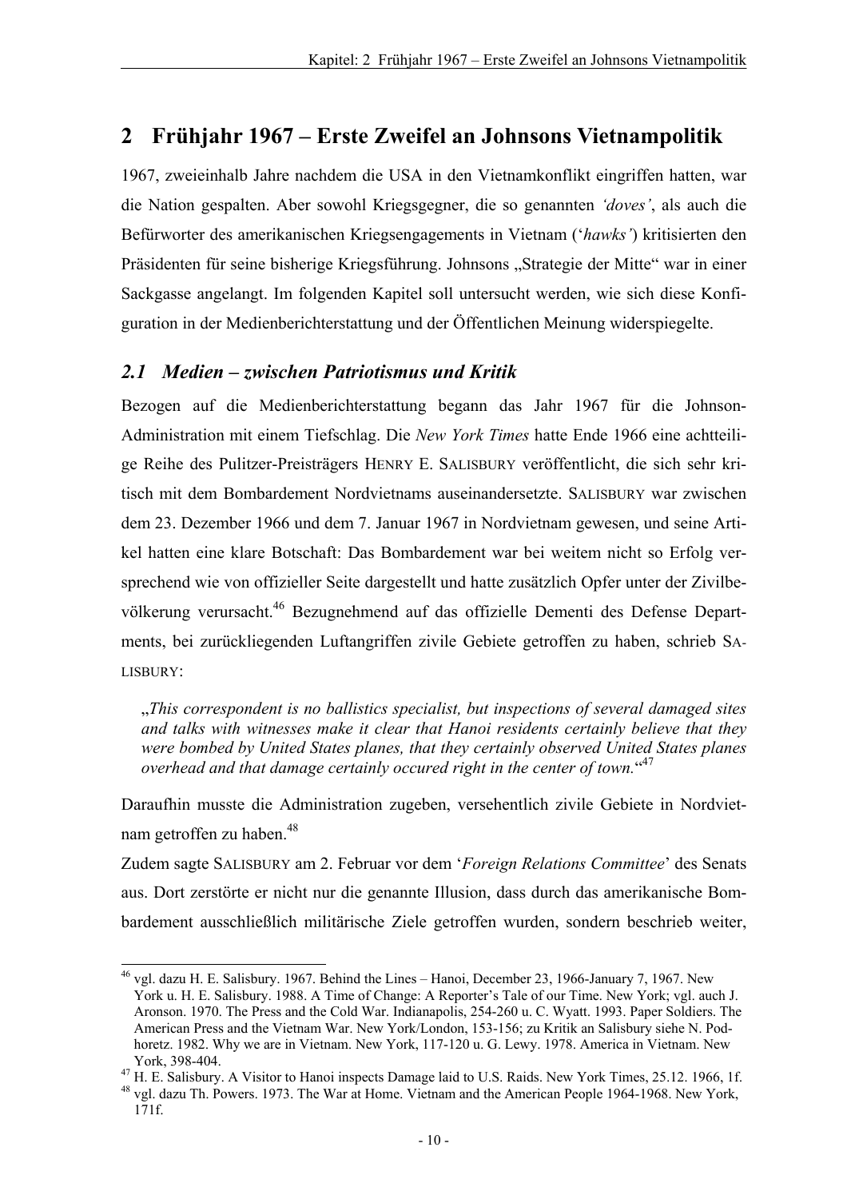## 2 Frühjahr 1967 – Erste Zweifel an Johnsons Vietnampolitik

1967, zweieinhalb Jahre nachdem die USA in den Vietnamkonflikt eingriffen hatten, war die Nation gespalten. Aber sowohl Kriegsgegner, die so genannten *'doves'*, als auch die Befürworter des amerikanischen Kriegsengagements in Vietnam ('*hawks'*) kritisierten den Präsidenten für seine bisherige Kriegsführung. Johnsons „Strategie der Mitte" war in einer Sackgasse angelangt. Im folgenden Kapitel soll untersucht werden, wie sich diese Konfiguration in der Medienberichterstattung und der Öffentlichen Meinung widerspiegelte.

### 2.1 Medien – zwischen Patriotismus und Kritik

Bezogen auf die Medienberichterstattung begann das Jahr 1967 für die Johnson-Administration mit einem Tiefschlag. Die *New York Times* hatte Ende 1966 eine achtteilige Reihe des Pulitzer-Preisträgers HENRY E. SALISBURY veröffentlicht, die sich sehr kritisch mit dem Bombardement Nordvietnams auseinandersetzte. SALISBURY war zwischen dem 23. Dezember 1966 und dem 7. Januar 1967 in Nordvietnam gewesen, und seine Artikel hatten eine klare Botschaft: Das Bombardement war bei weitem nicht so Erfolg versprechend wie von offizieller Seite dargestellt und hatte zusätzlich Opfer unter der Zivilbevölkerung verursacht.[46] Bezugnehmend auf das offizielle Dementi des Defense Departments, bei zurückliegenden Luftangriffen zivile Gebiete getroffen zu haben, schrieb SALISBURY:

> „*This correspondent is no ballistics specialist, but inspections of several damaged sites and talks with witnesses make it clear that Hanoi residents certainly believe that they were bombed by United States planes, that they certainly observed United States planes overhead and that damage certainly occured right in the center of town.*"[47]

Daraufhin musste die Administration zugeben, versehentlich zivile Gebiete in Nordvietnam getroffen zu haben.[48]

Zudem sagte SALISBURY am 2. Februar vor dem '*Foreign Relations Committee*' des Senats aus. Dort zerstörte er nicht nur die genannte Illusion, dass durch das amerikanische Bombardement ausschließlich militärische Ziele getroffen wurden, sondern beschrieb weiter,

---

[46] vgl. dazu H. E. Salisbury. 1967. Behind the Lines – Hanoi, December 23, 1966-January 7, 1967. New York u. H. E. Salisbury. 1988. A Time of Change: A Reporter's Tale of our Time. New York; vgl. auch J. Aronson. 1970. The Press and the Cold War. Indianapolis, 254-260 u. C. Wyatt. 1993. Paper Soldiers. The American Press and the Vietnam War. New York/London, 153-156; zu Kritik an Salisbury siehe N. Podhoretz. 1982. Why we are in Vietnam. New York, 117-120 u. G. Lewy. 1978. America in Vietnam. New York, 398-404.

[47] H. E. Salisbury. A Visitor to Hanoi inspects Damage laid to U.S. Raids. New York Times, 25.12. 1966, 1f.

[48] vgl. dazu Th. Powers. 1973. The War at Home. Vietnam and the American People 1964-1968. New York, 171f.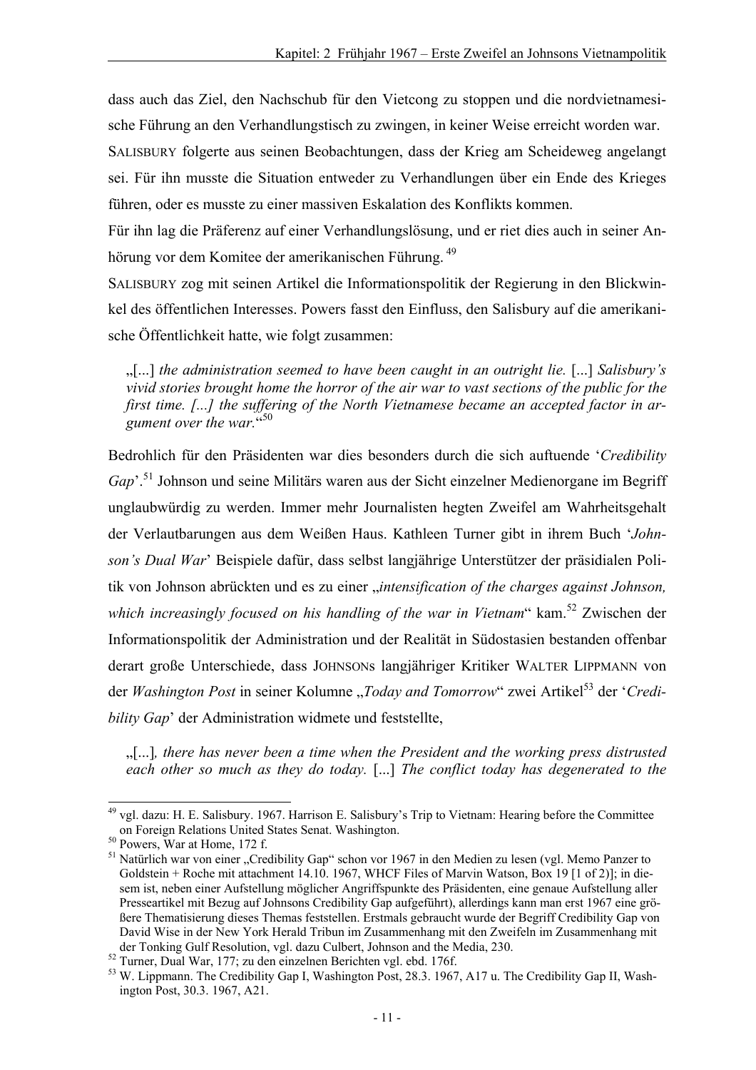dass auch das Ziel, den Nachschub für den Vietcong zu stoppen und die nordvietnamesische Führung an den Verhandlungstisch zu zwingen, in keiner Weise erreicht worden war. SALISBURY folgerte aus seinen Beobachtungen, dass der Krieg am Scheideweg angelangt sei. Für ihn musste die Situation entweder zu Verhandlungen über ein Ende des Krieges führen, oder es musste zu einer massiven Eskalation des Konflikts kommen.

Für ihn lag die Präferenz auf einer Verhandlungslösung, und er riet dies auch in seiner Anhörung vor dem Komitee der amerikanischen Führung.[49]

SALISBURY zog mit seinen Artikel die Informationspolitik der Regierung in den Blickwinkel des öffentlichen Interesses. Powers fasst den Einfluss, den Salisbury auf die amerikanische Öffentlichkeit hatte, wie folgt zusammen:

> „[...] *the administration seemed to have been caught in an outright lie.* [...] *Salisbury's vivid stories brought home the horror of the air war to vast sections of the public for the first time. [...] the suffering of the North Vietnamese became an accepted factor in argument over the war.*“[50]

Bedrohlich für den Präsidenten war dies besonders durch die sich auftuende '*Credibility Gap*'.[51] Johnson und seine Militärs waren aus der Sicht einzelner Medienorgane im Begriff unglaubwürdig zu werden. Immer mehr Journalisten hegten Zweifel am Wahrheitsgehalt der Verlautbarungen aus dem Weißen Haus. Kathleen Turner gibt in ihrem Buch '*Johnson's Dual War*' Beispiele dafür, dass selbst langjährige Unterstützer der präsidialen Politik von Johnson abrückten und es zu einer „*intensification of the charges against Johnson, which increasingly focused on his handling of the war in Vietnam*“ kam.[52] Zwischen der Informationspolitik der Administration und der Realität in Südostasien bestanden offenbar derart große Unterschiede, dass JOHNSONs langjähriger Kritiker WALTER LIPPMANN von der *Washington Post* in seiner Kolumne „*Today and Tomorrow*“ zwei Artikel[53] der '*Credibility Gap*' der Administration widmete und feststellte,

> „[...]*, there has never been a time when the President and the working press distrusted each other so much as they do today.* [...] *The conflict today has degenerated to the*

---

[49] vgl. dazu: H. E. Salisbury. 1967. Harrison E. Salisbury's Trip to Vietnam: Hearing before the Committee on Foreign Relations United States Senat. Washington.

[50] Powers, War at Home, 172 f.

[51] Natürlich war von einer „Credibility Gap“ schon vor 1967 in den Medien zu lesen (vgl. Memo Panzer to Goldstein + Roche mit attachment 14.10. 1967, WHCF Files of Marvin Watson, Box 19 [1 of 2)]; in diesem ist, neben einer Aufstellung möglicher Angriffspunkte des Präsidenten, eine genaue Aufstellung aller Presseartikel mit Bezug auf Johnsons Credibility Gap aufgeführt), allerdings kann man erst 1967 eine größere Thematisierung dieses Themas feststellen. Erstmals gebraucht wurde der Begriff Credibility Gap von David Wise in der New York Herald Tribun im Zusammenhang mit den Zweifeln im Zusammenhang mit der Tonking Gulf Resolution, vgl. dazu Culbert, Johnson and the Media, 230.

[52] Turner, Dual War, 177; zu den einzelnen Berichten vgl. ebd. 176f.

[53] W. Lippmann. The Credibility Gap I, Washington Post, 28.3. 1967, A17 u. The Credibility Gap II, Washington Post, 30.3. 1967, A21.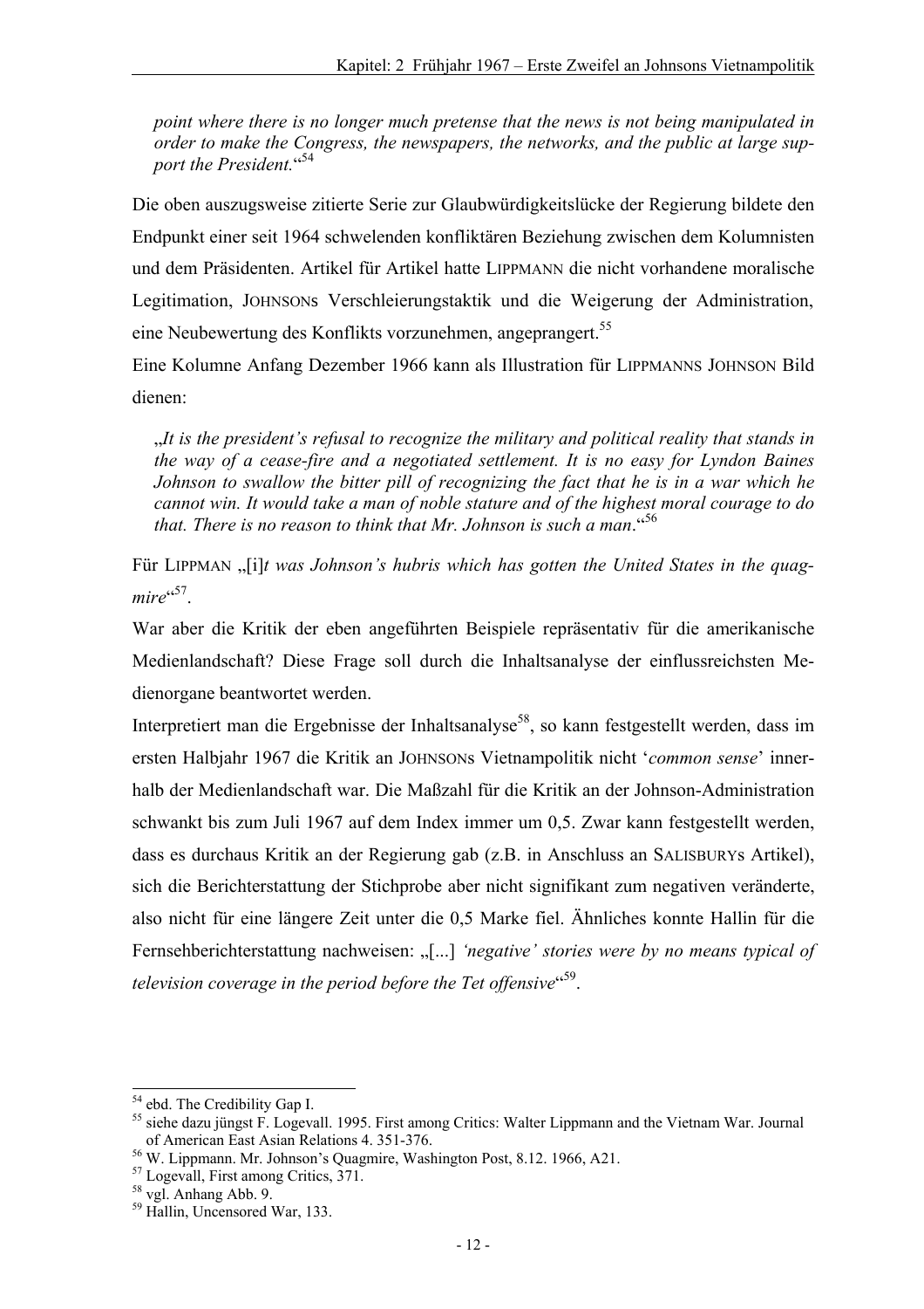*point where there is no longer much pretense that the news is not being manipulated in order to make the Congress, the newspapers, the networks, and the public at large support the President.*“[54]

Die oben auszugsweise zitierte Serie zur Glaubwürdigkeitslücke der Regierung bildete den Endpunkt einer seit 1964 schwelenden konfliktären Beziehung zwischen dem Kolumnisten und dem Präsidenten. Artikel für Artikel hatte LIPPMANN die nicht vorhandene moralische Legitimation, JOHNSONs Verschleierungstaktik und die Weigerung der Administration, eine Neubewertung des Konflikts vorzunehmen, angeprangert.[55]

Eine Kolumne Anfang Dezember 1966 kann als Illustration für LIPPMANNS JOHNSON Bild dienen:

> „*It is the president's refusal to recognize the military and political reality that stands in the way of a cease-fire and a negotiated settlement. It is no easy for Lyndon Baines Johnson to swallow the bitter pill of recognizing the fact that he is in a war which he cannot win. It would take a man of noble stature and of the highest moral courage to do that. There is no reason to think that Mr. Johnson is such a man*.“[56]

Für LIPPMAN „[i]*t was Johnson's hubris which has gotten the United States in the quagmire*“[57].

War aber die Kritik der eben angeführten Beispiele repräsentativ für die amerikanische Medienlandschaft? Diese Frage soll durch die Inhaltsanalyse der einflussreichsten Medienorgane beantwortet werden.

Interpretiert man die Ergebnisse der Inhaltsanalyse[58], so kann festgestellt werden, dass im ersten Halbjahr 1967 die Kritik an JOHNSONs Vietnampolitik nicht '*common sense*' innerhalb der Medienlandschaft war. Die Maßzahl für die Kritik an der Johnson-Administration schwankt bis zum Juli 1967 auf dem Index immer um 0,5. Zwar kann festgestellt werden, dass es durchaus Kritik an der Regierung gab (z.B. in Anschluss an SALISBURYs Artikel), sich die Berichterstattung der Stichprobe aber nicht signifikant zum negativen veränderte, also nicht für eine längere Zeit unter die 0,5 Marke fiel. Ähnliches konnte Hallin für die Fernsehberichterstattung nachweisen: „[...] *'negative' stories were by no means typical of television coverage in the period before the Tet offensive*“[59].

---

[54] ebd. The Credibility Gap I.

[55] siehe dazu jüngst F. Logevall. 1995. First among Critics: Walter Lippmann and the Vietnam War. Journal of American East Asian Relations 4. 351-376.

[56] W. Lippmann. Mr. Johnson's Quagmire, Washington Post, 8.12. 1966, A21.

[57] Logevall, First among Critics, 371.

[58] vgl. Anhang Abb. 9.

[59] Hallin, Uncensored War, 133.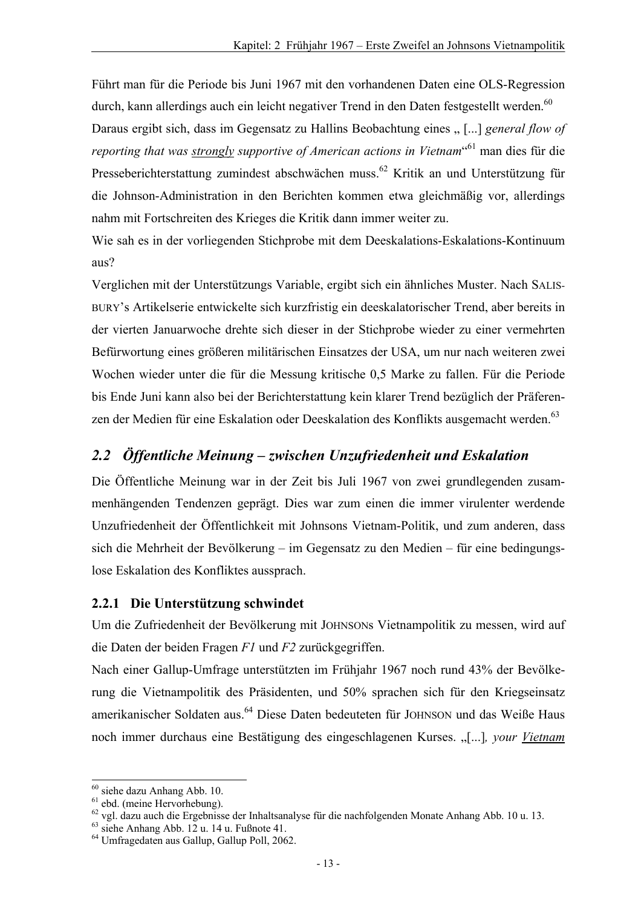Führt man für die Periode bis Juni 1967 mit den vorhandenen Daten eine OLS-Regression durch, kann allerdings auch ein leicht negativer Trend in den Daten festgestellt werden.[60] Daraus ergibt sich, dass im Gegensatz zu Hallins Beobachtung eines „ [...] *general flow of reporting that was* ***strongly*** *supportive of American actions in Vietnam*“[61] man dies für die Presseberichterstattung zumindest abschwächen muss.[62] Kritik an und Unterstützung für die Johnson-Administration in den Berichten kommen etwa gleichmäßig vor, allerdings nahm mit Fortschreiten des Krieges die Kritik dann immer weiter zu.

Wie sah es in der vorliegenden Stichprobe mit dem Deeskalations-Eskalations-Kontinuum aus?

Verglichen mit der Unterstützungs Variable, ergibt sich ein ähnliches Muster. Nach SALISBURY’s Artikelserie entwickelte sich kurzfristig ein deeskalatorischer Trend, aber bereits in der vierten Januarwoche drehte sich dieser in der Stichprobe wieder zu einer vermehrten Befürwortung eines größeren militärischen Einsatzes der USA, um nur nach weiteren zwei Wochen wieder unter die für die Messung kritische 0,5 Marke zu fallen. Für die Periode bis Ende Juni kann also bei der Berichterstattung kein klarer Trend bezüglich der Präferenzen der Medien für eine Eskalation oder Deeskalation des Konflikts ausgemacht werden.[63]

## 2.2 Öffentliche Meinung – zwischen Unzufriedenheit und Eskalation

Die Öffentliche Meinung war in der Zeit bis Juli 1967 von zwei grundlegenden zusammenhängenden Tendenzen geprägt. Dies war zum einen die immer virulenter werdende Unzufriedenheit der Öffentlichkeit mit Johnsons Vietnam-Politik, und zum anderen, dass sich die Mehrheit der Bevölkerung – im Gegensatz zu den Medien – für eine bedingungslose Eskalation des Konfliktes aussprach.

### 2.2.1 Die Unterstützung schwindet

Um die Zufriedenheit der Bevölkerung mit JOHNSONs Vietnampolitik zu messen, wird auf die Daten der beiden Fragen *F1* und *F2* zurückgegriffen.

Nach einer Gallup-Umfrage unterstützten im Frühjahr 1967 noch rund 43% der Bevölkerung die Vietnampolitik des Präsidenten, und 50% sprachen sich für den Kriegseinsatz amerikanischer Soldaten aus.[64] Diese Daten bedeuteten für JOHNSON und das Weiße Haus noch immer durchaus eine Bestätigung des eingeschlagenen Kurses. „[...]*, your* ***Vietnam***

---

[60] siehe dazu Anhang Abb. 10.
[61] ebd. (meine Hervorhebung).
[62] vgl. dazu auch die Ergebnisse der Inhaltsanalyse für die nachfolgenden Monate Anhang Abb. 10 u. 13.
[63] siehe Anhang Abb. 12 u. 14 u. Fußnote 41.
[64] Umfragedaten aus Gallup, Gallup Poll, 2062.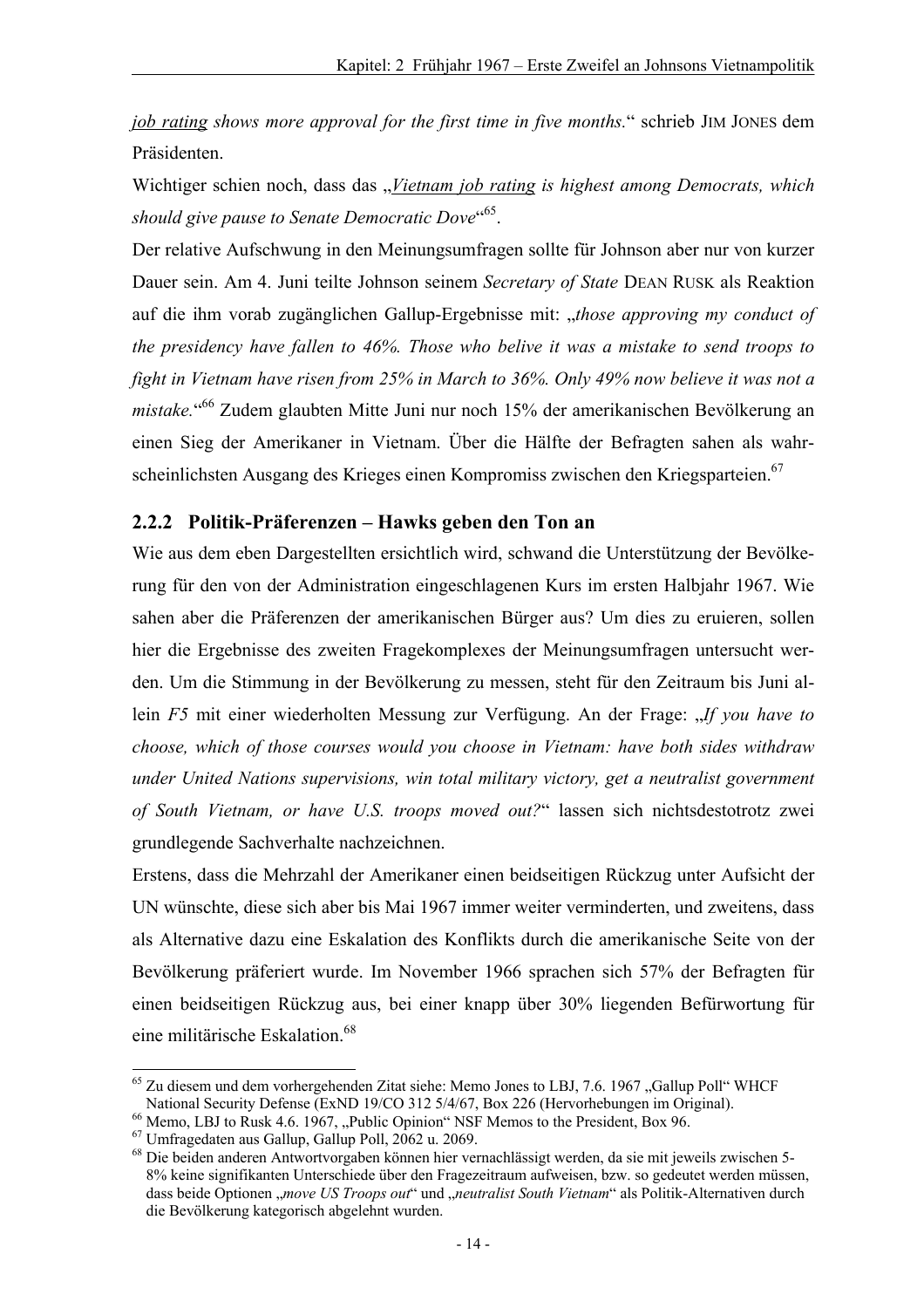*job rating shows more approval for the first time in five months.*" schrieb JIM JONES dem Präsidenten.

Wichtiger schien noch, dass das „*Vietnam job rating is highest among Democrats, which should give pause to Senate Democratic Dove*"[65].

Der relative Aufschwung in den Meinungsumfragen sollte für Johnson aber nur von kurzer Dauer sein. Am 4. Juni teilte Johnson seinem *Secretary of State* DEAN RUSK als Reaktion auf die ihm vorab zugänglichen Gallup-Ergebnisse mit: „*those approving my conduct of the presidency have fallen to 46%. Those who belive it was a mistake to send troops to fight in Vietnam have risen from 25% in March to 36%. Only 49% now believe it was not a mistake.*"[66] Zudem glaubten Mitte Juni nur noch 15% der amerikanischen Bevölkerung an einen Sieg der Amerikaner in Vietnam. Über die Hälfte der Befragten sahen als wahrscheinlichsten Ausgang des Krieges einen Kompromiss zwischen den Kriegsparteien.[67]

### 2.2.2 Politik-Präferenzen – Hawks geben den Ton an

Wie aus dem eben Dargestellten ersichtlich wird, schwand die Unterstützung der Bevölkerung für den von der Administration eingeschlagenen Kurs im ersten Halbjahr 1967. Wie sahen aber die Präferenzen der amerikanischen Bürger aus? Um dies zu eruieren, sollen hier die Ergebnisse des zweiten Fragekomplexes der Meinungsumfragen untersucht werden. Um die Stimmung in der Bevölkerung zu messen, steht für den Zeitraum bis Juni allein *F5* mit einer wiederholten Messung zur Verfügung. An der Frage: „*If you have to choose, which of those courses would you choose in Vietnam: have both sides withdraw under United Nations supervisions, win total military victory, get a neutralist government of South Vietnam, or have U.S. troops moved out?*" lassen sich nichtsdestotrotz zwei grundlegende Sachverhalte nachzeichnen.

Erstens, dass die Mehrzahl der Amerikaner einen beidseitigen Rückzug unter Aufsicht der UN wünschte, diese sich aber bis Mai 1967 immer weiter verminderten, und zweitens, dass als Alternative dazu eine Eskalation des Konflikts durch die amerikanische Seite von der Bevölkerung präferiert wurde. Im November 1966 sprachen sich 57% der Befragten für einen beidseitigen Rückzug aus, bei einer knapp über 30% liegenden Befürwortung für eine militärische Eskalation.[68]

---

[65] Zu diesem und dem vorhergehenden Zitat siehe: Memo Jones to LBJ, 7.6. 1967 „Gallup Poll" WHCF National Security Defense (ExND 19/CO 312 5/4/67, Box 226 (Hervorhebungen im Original).

[66] Memo, LBJ to Rusk 4.6. 1967, „Public Opinion" NSF Memos to the President, Box 96.

[67] Umfragedaten aus Gallup, Gallup Poll, 2062 u. 2069.

[68] Die beiden anderen Antwortvorgaben können hier vernachlässigt werden, da sie mit jeweils zwischen 5-8% keine signifikanten Unterschiede über den Fragezeitraum aufweisen, bzw. so gedeutet werden müssen, dass beide Optionen „*move US Troops out*" und „*neutralist South Vietnam*" als Politik-Alternativen durch die Bevölkerung kategorisch abgelehnt wurden.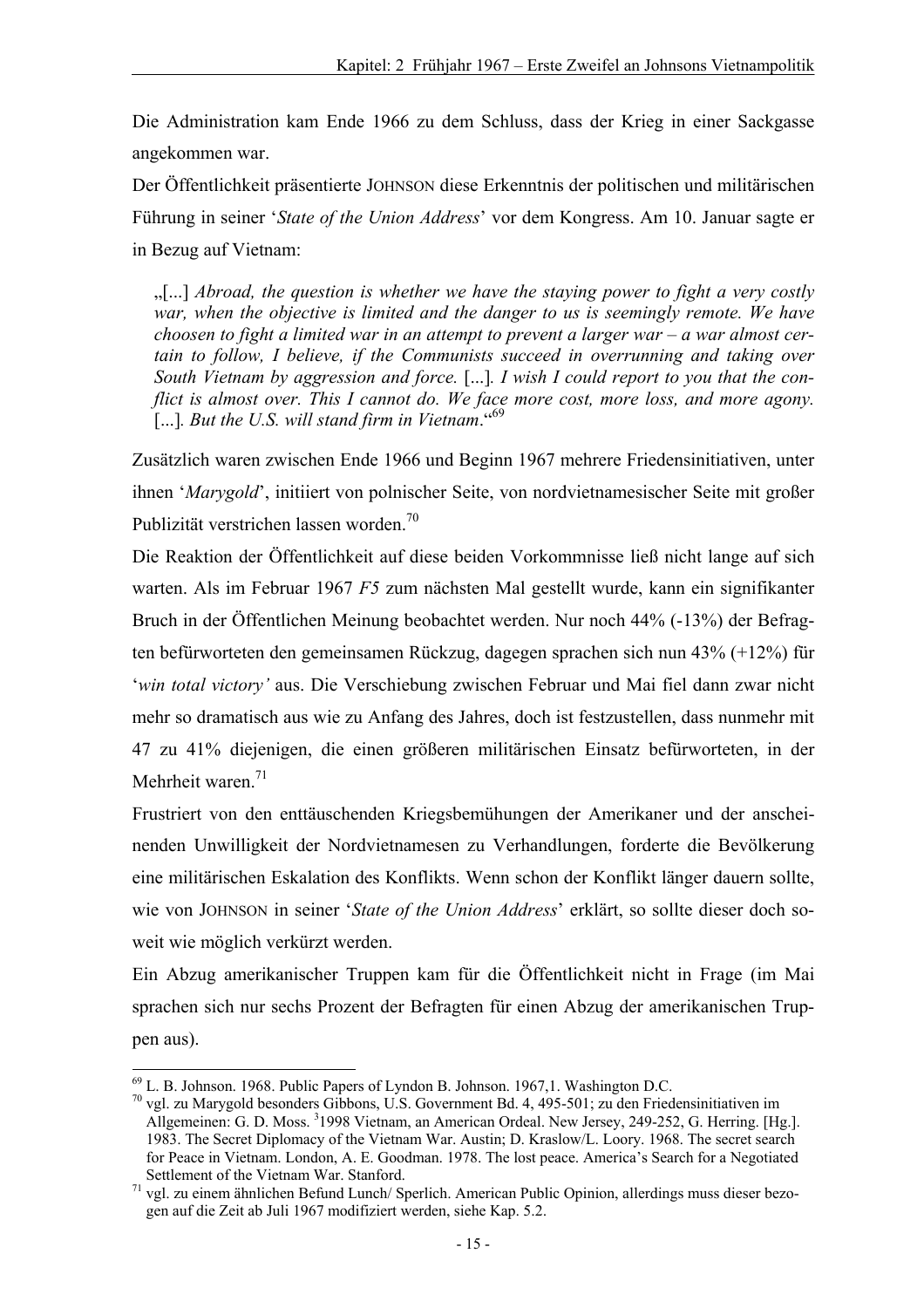Die Administration kam Ende 1966 zu dem Schluss, dass der Krieg in einer Sackgasse angekommen war.

Der Öffentlichkeit präsentierte JOHNSON diese Erkenntnis der politischen und militärischen Führung in seiner '*State of the Union Address*' vor dem Kongress. Am 10. Januar sagte er in Bezug auf Vietnam:

> „[...] *Abroad, the question is whether we have the staying power to fight a very costly war, when the objective is limited and the danger to us is seemingly remote. We have choosen to fight a limited war in an attempt to prevent a larger war – a war almost certain to follow, I believe, if the Communists succeed in overrunning and taking over South Vietnam by aggression and force.* [...]. *I wish I could report to you that the conflict is almost over. This I cannot do. We face more cost, more loss, and more agony.* [...]. *But the U.S. will stand firm in Vietnam*."[69]

Zusätzlich waren zwischen Ende 1966 und Beginn 1967 mehrere Friedensinitiativen, unter ihnen '*Marygold*', initiiert von polnischer Seite, von nordvietnamesischer Seite mit großer Publizität verstrichen lassen worden.[70]

Die Reaktion der Öffentlichkeit auf diese beiden Vorkommnisse ließ nicht lange auf sich warten. Als im Februar 1967 *F5* zum nächsten Mal gestellt wurde, kann ein signifikanter Bruch in der Öffentlichen Meinung beobachtet werden. Nur noch 44% (-13%) der Befragten befürworteten den gemeinsamen Rückzug, dagegen sprachen sich nun 43% (+12%) für '*win total victory'* aus. Die Verschiebung zwischen Februar und Mai fiel dann zwar nicht mehr so dramatisch aus wie zu Anfang des Jahres, doch ist festzustellen, dass nunmehr mit 47 zu 41% diejenigen, die einen größeren militärischen Einsatz befürworteten, in der Mehrheit waren.[71]

Frustriert von den enttäuschenden Kriegsbemühungen der Amerikaner und der anscheinenden Unwilligkeit der Nordvietnamesen zu Verhandlungen, forderte die Bevölkerung eine militärischen Eskalation des Konflikts. Wenn schon der Konflikt länger dauern sollte, wie von JOHNSON in seiner '*State of the Union Address*' erklärt, so sollte dieser doch soweit wie möglich verkürzt werden.

Ein Abzug amerikanischer Truppen kam für die Öffentlichkeit nicht in Frage (im Mai sprachen sich nur sechs Prozent der Befragten für einen Abzug der amerikanischen Truppen aus).

---

[69] L. B. Johnson. 1968. Public Papers of Lyndon B. Johnson. 1967,1. Washington D.C.

[70] vgl. zu Marygold besonders Gibbons, U.S. Government Bd. 4, 495-501; zu den Friedensinitiativen im Allgemeinen: G. D. Moss. [3]1998 Vietnam, an American Ordeal. New Jersey, 249-252, G. Herring. [Hg.]. 1983. The Secret Diplomacy of the Vietnam War. Austin; D. Kraslow/L. Loory. 1968. The secret search for Peace in Vietnam. London, A. E. Goodman. 1978. The lost peace. America's Search for a Negotiated Settlement of the Vietnam War. Stanford.

[71] vgl. zu einem ähnlichen Befund Lunch/ Sperlich. American Public Opinion, allerdings muss dieser bezogen auf die Zeit ab Juli 1967 modifiziert werden, siehe Kap. 5.2.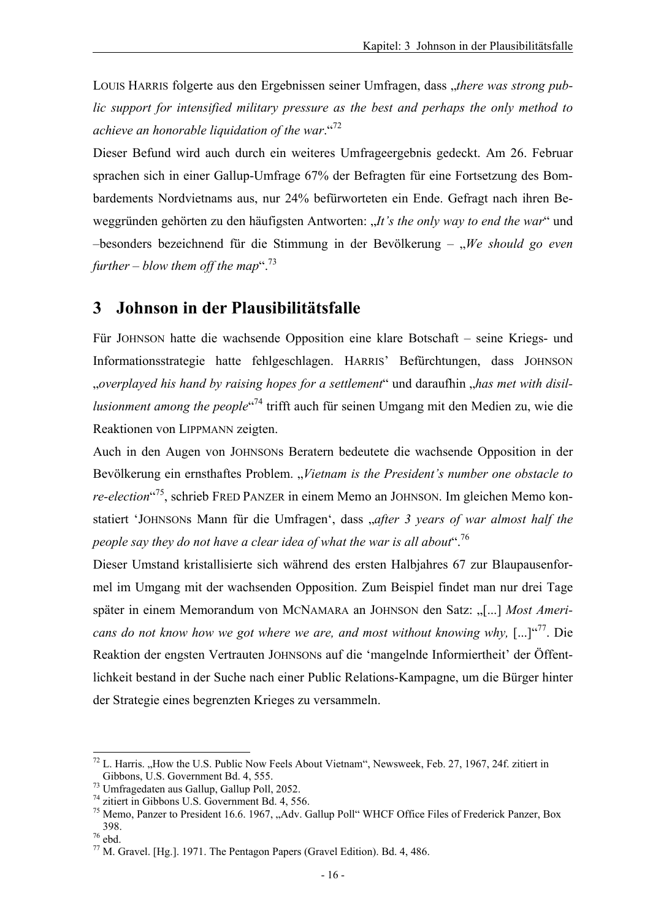LOUIS HARRIS folgerte aus den Ergebnissen seiner Umfragen, dass „*there was strong public support for intensified military pressure as the best and perhaps the only method to achieve an honorable liquidation of the war*.“[72]

Dieser Befund wird auch durch ein weiteres Umfrageergebnis gedeckt. Am 26. Februar sprachen sich in einer Gallup-Umfrage 67% der Befragten für eine Fortsetzung des Bombardements Nordvietnams aus, nur 24% befürworteten ein Ende. Gefragt nach ihren Beweggründen gehörten zu den häufigsten Antworten: „*It's the only way to end the war*“ und –besonders bezeichnend für die Stimmung in der Bevölkerung – „*We should go even further – blow them off the map*“.[73]

## 3 Johnson in der Plausibilitätsfalle

Für JOHNSON hatte die wachsende Opposition eine klare Botschaft – seine Kriegs- und Informationsstrategie hatte fehlgeschlagen. HARRIS' Befürchtungen, dass JOHNSON „*overplayed his hand by raising hopes for a settlement*“ und daraufhin „*has met with disillusionment among the people*“[74] trifft auch für seinen Umgang mit den Medien zu, wie die Reaktionen von LIPPMANN zeigten.

Auch in den Augen von JOHNSONs Beratern bedeutete die wachsende Opposition in der Bevölkerung ein ernsthaftes Problem. „*Vietnam is the President's number one obstacle to re-election*“[75], schrieb FRED PANZER in einem Memo an JOHNSON. Im gleichen Memo konstatiert 'JOHNSONs Mann für die Umfragen', dass „*after 3 years of war almost half the people say they do not have a clear idea of what the war is all about*“.[76]

Dieser Umstand kristallisierte sich während des ersten Halbjahres 67 zur Blaupausenformel im Umgang mit der wachsenden Opposition. Zum Beispiel findet man nur drei Tage später in einem Memorandum von MCNAMARA an JOHNSON den Satz: „[...] *Most Americans do not know how we got where we are, and most without knowing why,* [...]“[77]. Die Reaktion der engsten Vertrauten JOHNSONs auf die 'mangelnde Informiertheit' der Öffentlichkeit bestand in der Suche nach einer Public Relations-Kampagne, um die Bürger hinter der Strategie eines begrenzten Krieges zu versammeln.

---

[72] L. Harris. „How the U.S. Public Now Feels About Vietnam“, Newsweek, Feb. 27, 1967, 24f. zitiert in Gibbons, U.S. Government Bd. 4, 555.

[73] Umfragedaten aus Gallup, Gallup Poll, 2052.

[74] zitiert in Gibbons U.S. Government Bd. 4, 556.

[75] Memo, Panzer to President 16.6. 1967, „Adv. Gallup Poll“ WHCF Office Files of Frederick Panzer, Box 398.

[76] ebd.

[77] M. Gravel. [Hg.]. 1971. The Pentagon Papers (Gravel Edition). Bd. 4, 486.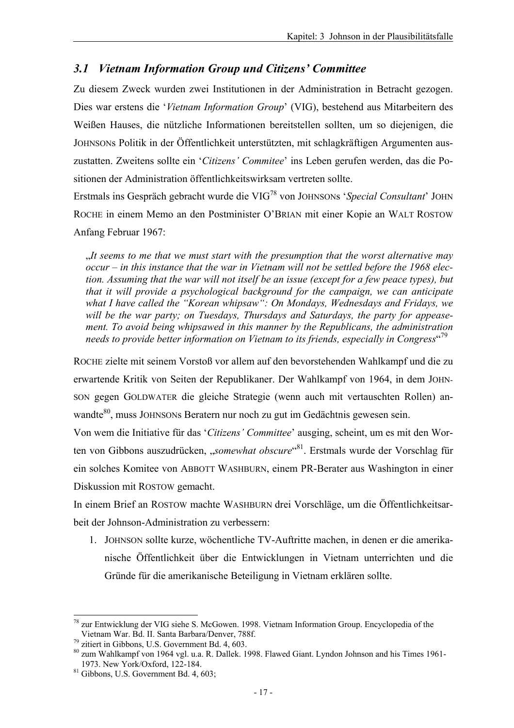## *3.1 Vietnam Information Group und Citizens' Committee*

Zu diesem Zweck wurden zwei Institutionen in der Administration in Betracht gezogen. Dies war erstens die '*Vietnam Information Group*' (VIG), bestehend aus Mitarbeitern des Weißen Hauses, die nützliche Informationen bereitstellen sollten, um so diejenigen, die JOHNSONs Politik in der Öffentlichkeit unterstützten, mit schlagkräftigen Argumenten auszustatten. Zweitens sollte ein '*Citizens' Commitee*' ins Leben gerufen werden, das die Positionen der Administration öffentlichkeitswirksam vertreten sollte.

Erstmals ins Gespräch gebracht wurde die VIG[78] von JOHNSONs '*Special Consultant*' JOHN ROCHE in einem Memo an den Postminister O'BRIAN mit einer Kopie an WALT ROSTOW Anfang Februar 1967:

> „*It seems to me that we must start with the presumption that the worst alternative may occur – in this instance that the war in Vietnam will not be settled before the 1968 election. Assuming that the war will not itself be an issue (except for a few peace types), but that it will provide a psychological background for the campaign, we can anticipate what I have called the "Korean whipsaw": On Mondays, Wednesdays and Fridays, we will be the war party; on Tuesdays, Thursdays and Saturdays, the party for appeasement. To avoid being whipsawed in this manner by the Republicans, the administration needs to provide better information on Vietnam to its friends, especially in Congress*"[79]

ROCHE zielte mit seinem Vorstoß vor allem auf den bevorstehenden Wahlkampf und die zu erwartende Kritik von Seiten der Republikaner. Der Wahlkampf von 1964, in dem JOHNSON gegen GOLDWATER die gleiche Strategie (wenn auch mit vertauschten Rollen) anwandte[80], muss JOHNSONs Beratern nur noch zu gut im Gedächtnis gewesen sein.

Von wem die Initiative für das '*Citizens' Committee*' ausging, scheint, um es mit den Worten von Gibbons auszudrücken, „*somewhat obscure*"[81]. Erstmals wurde der Vorschlag für ein solches Komitee von ABBOTT WASHBURN, einem PR-Berater aus Washington in einer Diskussion mit ROSTOW gemacht.

In einem Brief an ROSTOW machte WASHBURN drei Vorschläge, um die Öffentlichkeitsarbeit der Johnson-Administration zu verbessern:

1. JOHNSON sollte kurze, wöchentliche TV-Auftritte machen, in denen er die amerikanische Öffentlichkeit über die Entwicklungen in Vietnam unterrichten und die Gründe für die amerikanische Beteiligung in Vietnam erklären sollte.

---

[78] zur Entwicklung der VIG siehe S. McGowen. 1998. Vietnam Information Group. Encyclopedia of the Vietnam War. Bd. II. Santa Barbara/Denver, 788f.

[79] zitiert in Gibbons, U.S. Government Bd. 4, 603.

[80] zum Wahlkampf von 1964 vgl. u.a. R. Dallek. 1998. Flawed Giant. Lyndon Johnson and his Times 1961-1973. New York/Oxford, 122-184.

[81] Gibbons, U.S. Government Bd. 4, 603;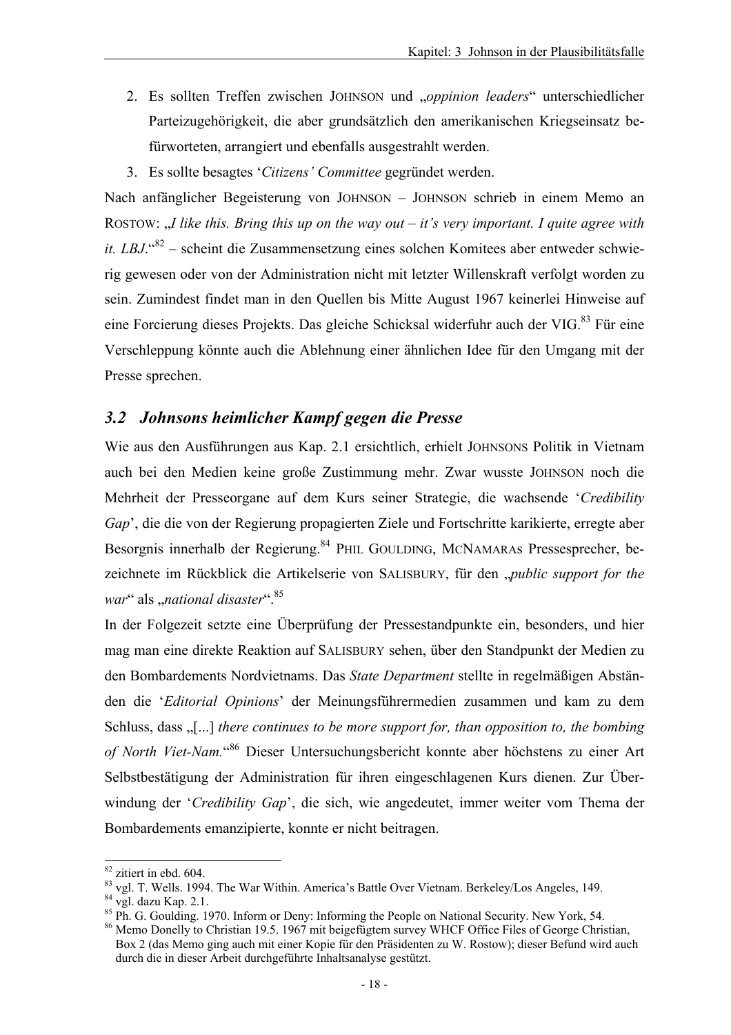2. Es sollten Treffen zwischen JOHNSON und „*oppinion leaders*“ unterschiedlicher Parteizugehörigkeit, die aber grundsätzlich den amerikanischen Kriegseinsatz befürworteten, arrangiert und ebenfalls ausgestrahlt werden.
3. Es sollte besagtes ‘*Citizens’ Committee* gegründet werden.

Nach anfänglicher Begeisterung von JOHNSON – JOHNSON schrieb in einem Memo an ROSTOW: „*I like this. Bring this up on the way out – it’s very important. I quite agree with it. LBJ*.“[82] – scheint die Zusammensetzung eines solchen Komitees aber entweder schwierig gewesen oder von der Administration nicht mit letzter Willenskraft verfolgt worden zu sein. Zumindest findet man in den Quellen bis Mitte August 1967 keinerlei Hinweise auf eine Forcierung dieses Projekts. Das gleiche Schicksal widerfuhr auch der VIG.[83] Für eine Verschleppung könnte auch die Ablehnung einer ähnlichen Idee für den Umgang mit der Presse sprechen.

## 3.2 Johnsons heimlicher Kampf gegen die Presse

Wie aus den Ausführungen aus Kap. 2.1 ersichtlich, erhielt JOHNSONS Politik in Vietnam auch bei den Medien keine große Zustimmung mehr. Zwar wusste JOHNSON noch die Mehrheit der Presseorgane auf dem Kurs seiner Strategie, die wachsende ‘*Credibility Gap*’, die die von der Regierung propagierten Ziele und Fortschritte karikierte, erregte aber Besorgnis innerhalb der Regierung.[84] PHIL GOULDING, MCNAMARAS Pressesprecher, bezeichnete im Rückblick die Artikelserie von SALISBURY, für den „*public support for the war*“ als „*national disaster*“.[85]

In der Folgezeit setzte eine Überprüfung der Pressestandpunkte ein, besonders, und hier mag man eine direkte Reaktion auf SALISBURY sehen, über den Standpunkt der Medien zu den Bombardements Nordvietnams. Das *State Department* stellte in regelmäßigen Abständen die ‘*Editorial Opinions*’ der Meinungsführermedien zusammen und kam zu dem Schluss, dass „[...] *there continues to be more support for, than opposition to, the bombing of North Viet-Nam.*“[86] Dieser Untersuchungsbericht konnte aber höchstens zu einer Art Selbstbestätigung der Administration für ihren eingeschlagenen Kurs dienen. Zur Überwindung der ‘*Credibility Gap*’, die sich, wie angedeutet, immer weiter vom Thema der Bombardements emanzipierte, konnte er nicht beitragen.

---

[82] zitiert in ebd. 604.

[83] vgl. T. Wells. 1994. The War Within. America’s Battle Over Vietnam. Berkeley/Los Angeles, 149.

[84] vgl. dazu Kap. 2.1.

[85] Ph. G. Goulding. 1970. Inform or Deny: Informing the People on National Security. New York, 54.

[86] Memo Donelly to Christian 19.5. 1967 mit beigefügtem survey WHCF Office Files of George Christian, Box 2 (das Memo ging auch mit einer Kopie für den Präsidenten zu W. Rostow); dieser Befund wird auch durch die in dieser Arbeit durchgeführte Inhaltsanalyse gestützt.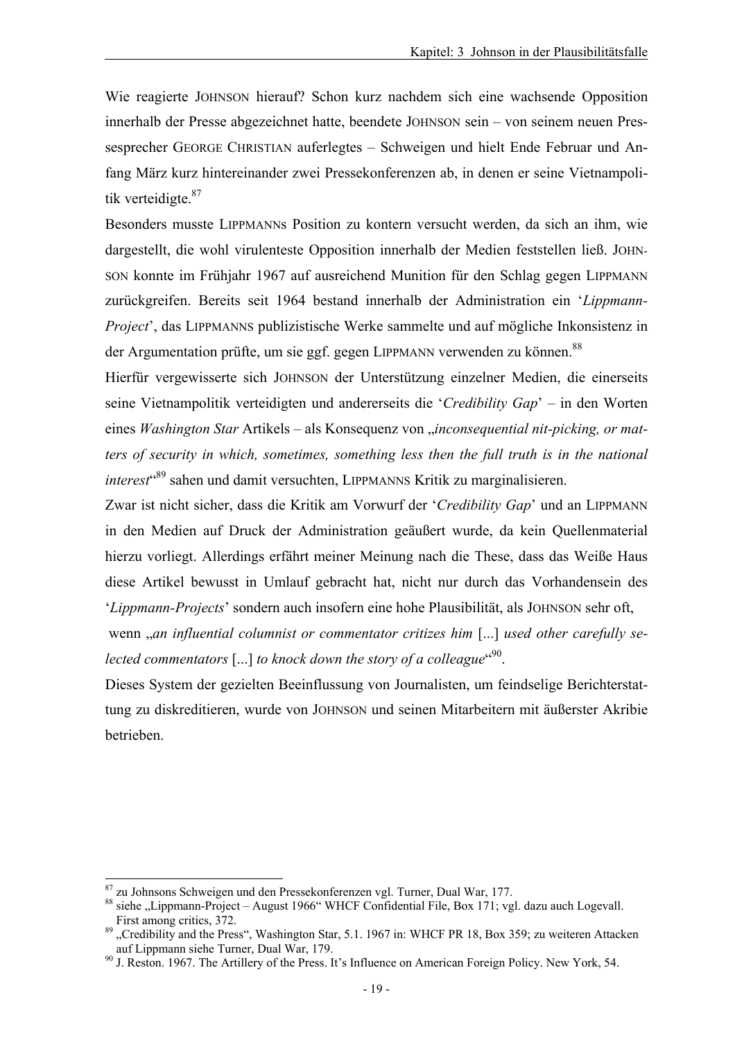Wie reagierte JOHNSON hierauf? Schon kurz nachdem sich eine wachsende Opposition innerhalb der Presse abgezeichnet hatte, beendete JOHNSON sein – von seinem neuen Pressesprecher GEORGE CHRISTIAN auferlegtes – Schweigen und hielt Ende Februar und Anfang März kurz hintereinander zwei Pressekonferenzen ab, in denen er seine Vietnampolitik verteidigte.[87]

Besonders musste LIPPMANNS Position zu kontern versucht werden, da sich an ihm, wie dargestellt, die wohl virulenteste Opposition innerhalb der Medien feststellen ließ. JOHNSON konnte im Frühjahr 1967 auf ausreichend Munition für den Schlag gegen LIPPMANN zurückgreifen. Bereits seit 1964 bestand innerhalb der Administration ein '*Lippmann-Project*', das LIPPMANNS publizistische Werke sammelte und auf mögliche Inkonsistenz in der Argumentation prüfte, um sie ggf. gegen LIPPMANN verwenden zu können.[88]

Hierfür vergewisserte sich JOHNSON der Unterstützung einzelner Medien, die einerseits seine Vietnampolitik verteidigten und andererseits die '*Credibility Gap*' – in den Worten eines *Washington Star* Artikels – als Konsequenz von „*inconsequential nit-picking, or matters of security in which, sometimes, something less then the full truth is in the national interest*"[89] sahen und damit versuchten, LIPPMANNS Kritik zu marginalisieren.

Zwar ist nicht sicher, dass die Kritik am Vorwurf der '*Credibility Gap*' und an LIPPMANN in den Medien auf Druck der Administration geäußert wurde, da kein Quellenmaterial hierzu vorliegt. Allerdings erfährt meiner Meinung nach die These, dass das Weiße Haus diese Artikel bewusst in Umlauf gebracht hat, nicht nur durch das Vorhandensein des '*Lippmann-Projects*' sondern auch insofern eine hohe Plausibilität, als JOHNSON sehr oft, wenn „*an influential columnist or commentator critizes him* [...] *used other carefully selected commentators* [...] *to knock down the story of a colleague*"[90].

Dieses System der gezielten Beeinflussung von Journalisten, um feindselige Berichterstattung zu diskreditieren, wurde von JOHNSON und seinen Mitarbeitern mit äußerster Akribie betrieben.

---

[87] zu Johnsons Schweigen und den Pressekonferenzen vgl. Turner, Dual War, 177.

[88] siehe „Lippmann-Project – August 1966" WHCF Confidential File, Box 171; vgl. dazu auch Logevall. First among critics, 372.

[89] „Credibility and the Press", Washington Star, 5.1. 1967 in: WHCF PR 18, Box 359; zu weiteren Attacken auf Lippmann siehe Turner, Dual War, 179.

[90] J. Reston. 1967. The Artillery of the Press. It's Influence on American Foreign Policy. New York, 54.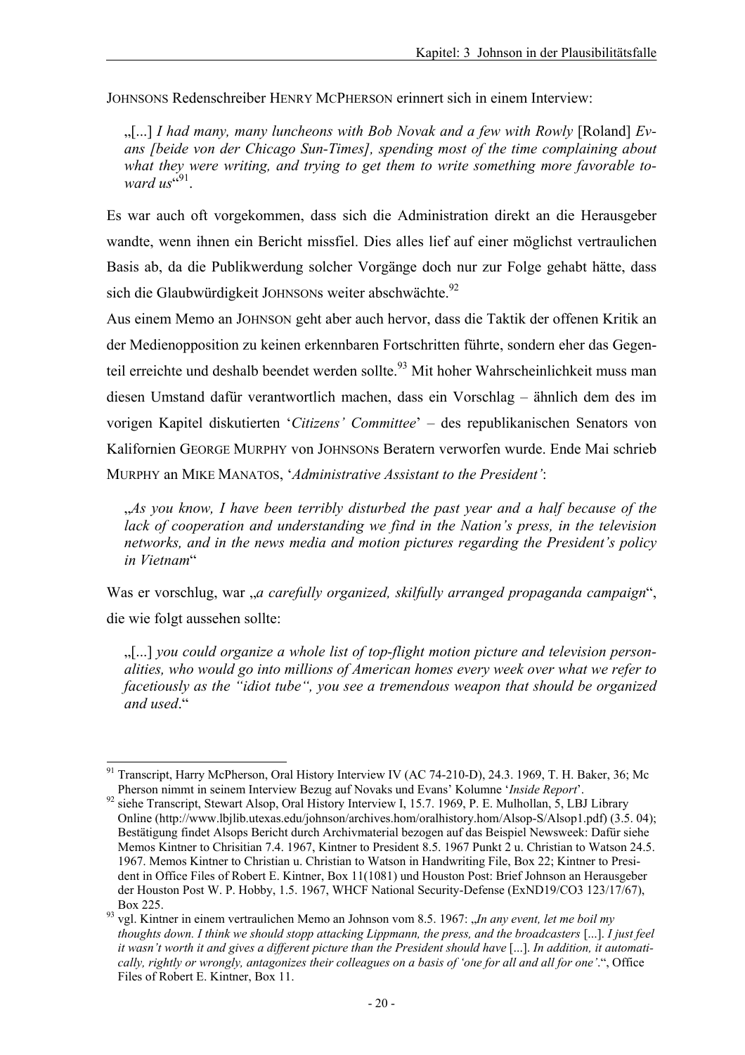JOHNSONS Redenschreiber HENRY MCPHERSON erinnert sich in einem Interview:

> „[...] *I had many, many luncheons with Bob Novak and a few with Rowly* [Roland] *Evans [beide von der Chicago Sun-Times], spending most of the time complaining about what they were writing, and trying to get them to write something more favorable toward us*“[91].

Es war auch oft vorgekommen, dass sich die Administration direkt an die Herausgeber wandte, wenn ihnen ein Bericht missfiel. Dies alles lief auf einer möglichst vertraulichen Basis ab, da die Publikwerdung solcher Vorgänge doch nur zur Folge gehabt hätte, dass sich die Glaubwürdigkeit JOHNSONs weiter abschwächte.[92]

Aus einem Memo an JOHNSON geht aber auch hervor, dass die Taktik der offenen Kritik an der Medienopposition zu keinen erkennbaren Fortschritten führte, sondern eher das Gegenteil erreichte und deshalb beendet werden sollte.[93] Mit hoher Wahrscheinlichkeit muss man diesen Umstand dafür verantwortlich machen, dass ein Vorschlag – ähnlich dem des im vorigen Kapitel diskutierten ‘*Citizens’ Committee*’ – des republikanischen Senators von Kalifornien GEORGE MURPHY von JOHNSONs Beratern verworfen wurde. Ende Mai schrieb MURPHY an MIKE MANATOS, ‘*Administrative Assistant to the President’*:

> „*As you know, I have been terribly disturbed the past year and a half because of the lack of cooperation and understanding we find in the Nation’s press, in the television networks, and in the news media and motion pictures regarding the President’s policy in Vietnam*“

Was er vorschlug, war „*a carefully organized, skilfully arranged propaganda campaign*“, die wie folgt aussehen sollte:

> „[...] *you could organize a whole list of top-flight motion picture and television personalities, who would go into millions of American homes every week over what we refer to facetiously as the “idiot tube“, you see a tremendous weapon that should be organized and used*.“

---

[91] Transcript, Harry McPherson, Oral History Interview IV (AC 74-210-D), 24.3. 1969, T. H. Baker, 36; Mc Pherson nimmt in seinem Interview Bezug auf Novaks und Evans’ Kolumne ‘*Inside Report*’.

[92] siehe Transcript, Stewart Alsop, Oral History Interview I, 15.7. 1969, P. E. Mulhollan, 5, LBJ Library Online (http://www.lbjlib.utexas.edu/johnson/archives.hom/oralhistory.hom/Alsop-S/Alsop1.pdf) (3.5. 04); Bestätigung findet Alsops Bericht durch Archivmaterial bezogen auf das Beispiel Newsweek: Dafür siehe Memos Kintner to Chrisitian 7.4. 1967, Kintner to President 8.5. 1967 Punkt 2 u. Christian to Watson 24.5. 1967. Memos Kintner to Christian u. Christian to Watson in Handwriting File, Box 22; Kintner to President in Office Files of Robert E. Kintner, Box 11(1081) und Houston Post: Brief Johnson an Herausgeber der Houston Post W. P. Hobby, 1.5. 1967, WHCF National Security-Defense (ExND19/CO3 123/17/67), Box 225.

[93] vgl. Kintner in einem vertraulichen Memo an Johnson vom 8.5. 1967: „*In any event, let me boil my thoughts down. I think we should stopp attacking Lippmann, the press, and the broadcasters* [...]. *I just feel it wasn’t worth it and gives a different picture than the President should have* [...]. *In addition, it automatically, rightly or wrongly, antagonizes their colleagues on a basis of ‘one for all and all for one’*.“, Office Files of Robert E. Kintner, Box 11.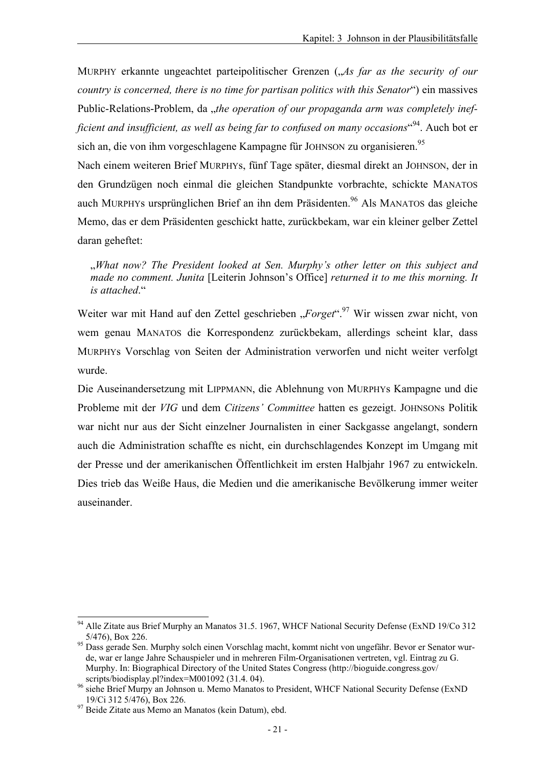MURPHY erkannte ungeachtet parteipolitischer Grenzen („*As far as the security of our country is concerned, there is no time for partisan politics with this Senator*“) ein massives Public-Relations-Problem, da „*the operation of our propaganda arm was completely inefficient and insufficient, as well as being far to confused on many occasions*“[94]. Auch bot er sich an, die von ihm vorgeschlagene Kampagne für JOHNSON zu organisieren.[95]

Nach einem weiteren Brief MURPHYs, fünf Tage später, diesmal direkt an JOHNSON, der in den Grundzügen noch einmal die gleichen Standpunkte vorbrachte, schickte MANATOS auch MURPHYs ursprünglichen Brief an ihn dem Präsidenten.[96] Als MANATOS das gleiche Memo, das er dem Präsidenten geschickt hatte, zurückbekam, war ein kleiner gelber Zettel daran geheftet:

> „*What now? The President looked at Sen. Murphy's other letter on this subject and made no comment. Junita* [Leiterin Johnson's Office] *returned it to me this morning. It is attached*.“

Weiter war mit Hand auf den Zettel geschrieben „*Forget*“.[97] Wir wissen zwar nicht, von wem genau MANATOS die Korrespondenz zurückbekam, allerdings scheint klar, dass MURPHYs Vorschlag von Seiten der Administration verworfen und nicht weiter verfolgt wurde.

Die Auseinandersetzung mit LIPPMANN, die Ablehnung von MURPHYs Kampagne und die Probleme mit der *VIG* und dem *Citizens' Committee* hatten es gezeigt. JOHNSONs Politik war nicht nur aus der Sicht einzelner Journalisten in einer Sackgasse angelangt, sondern auch die Administration schaffte es nicht, ein durchschlagendes Konzept im Umgang mit der Presse und der amerikanischen Öffentlichkeit im ersten Halbjahr 1967 zu entwickeln. Dies trieb das Weiße Haus, die Medien und die amerikanische Bevölkerung immer weiter auseinander.

---

[94] Alle Zitate aus Brief Murphy an Manatos 31.5. 1967, WHCF National Security Defense (ExND 19/Co 312 5/476), Box 226.

[95] Dass gerade Sen. Murphy solch einen Vorschlag macht, kommt nicht von ungefähr. Bevor er Senator wurde, war er lange Jahre Schauspieler und in mehreren Film-Organisationen vertreten, vgl. Eintrag zu G. Murphy. In: Biographical Directory of the United States Congress (http://bioguide.congress.gov/scripts/biodisplay.pl?index=M001092 (31.4. 04).

[96] siehe Brief Murpy an Johnson u. Memo Manatos to President, WHCF National Security Defense (ExND 19/Ci 312 5/476), Box 226.

[97] Beide Zitate aus Memo an Manatos (kein Datum), ebd.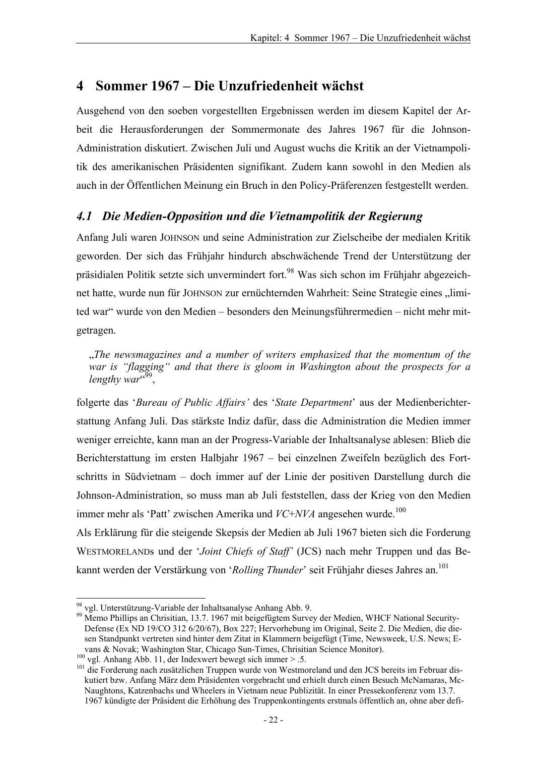# 4 Sommer 1967 – Die Unzufriedenheit wächst

Ausgehend von den soeben vorgestellten Ergebnissen werden im diesem Kapitel der Arbeit die Herausforderungen der Sommermonate des Jahres 1967 für die Johnson-Administration diskutiert. Zwischen Juli und August wuchs die Kritik an der Vietnampolitik des amerikanischen Präsidenten signifikant. Zudem kann sowohl in den Medien als auch in der Öffentlichen Meinung ein Bruch in den Policy-Präferenzen festgestellt werden.

## *4.1 Die Medien-Opposition und die Vietnampolitik der Regierung*

Anfang Juli waren JOHNSON und seine Administration zur Zielscheibe der medialen Kritik geworden. Der sich das Frühjahr hindurch abschwächende Trend der Unterstützung der präsidialen Politik setzte sich unvermindert fort.[98] Was sich schon im Frühjahr abgezeichnet hatte, wurde nun für JOHNSON zur ernüchternden Wahrheit: Seine Strategie eines „limited war“ wurde von den Medien – besonders den Meinungsführermedien – nicht mehr mitgetragen.

> „*The newsmagazines and a number of writers emphasized that the momentum of the war is “flagging“ and that there is gloom in Washington about the prospects for a lengthy war*“[99],

folgerte das ‘*Bureau of Public Affairs’* des ‘*State Department*’ aus der Medienberichterstattung Anfang Juli. Das stärkste Indiz dafür, dass die Administration die Medien immer weniger erreichte, kann man an der Progress-Variable der Inhaltsanalyse ablesen: Blieb die Berichterstattung im ersten Halbjahr 1967 – bei einzelnen Zweifeln bezüglich des Fortschritts in Südvietnam – doch immer auf der Linie der positiven Darstellung durch die Johnson-Administration, so muss man ab Juli feststellen, dass der Krieg von den Medien immer mehr als ‘Patt’ zwischen Amerika und *VC+NVA* angesehen wurde.[100]

Als Erklärung für die steigende Skepsis der Medien ab Juli 1967 bieten sich die Forderung WESTMORELANDs und der ‘*Joint Chiefs of Staff’* (JCS) nach mehr Truppen und das Bekannt werden der Verstärkung von ‘*Rolling Thunder*’ seit Frühjahr dieses Jahres an.[101]

---

[98] vgl. Unterstützung-Variable der Inhaltsanalyse Anhang Abb. 9.

[99] Memo Phillips an Chrisitian, 13.7. 1967 mit beigefügtem Survey der Medien, WHCF National Security-Defense (Ex ND 19/CO 312 6/20/67), Box 227; Hervorhebung im Original, Seite 2. Die Medien, die diesen Standpunkt vertreten sind hinter dem Zitat in Klammern beigefügt (Time, Newsweek, U.S. News; Evans & Novak; Washington Star, Chicago Sun-Times, Chrisitian Science Monitor).

[100] vgl. Anhang Abb. 11, der Indexwert bewegt sich immer > .5.

[101] die Forderung nach zusätzlichen Truppen wurde von Westmoreland und den JCS bereits im Februar diskutiert bzw. Anfang März dem Präsidenten vorgebracht und erhielt durch einen Besuch McNamaras, McNaughtons, Katzenbachs und Wheelers in Vietnam neue Publizität. In einer Pressekonferenz vom 13.7. 1967 kündigte der Präsident die Erhöhung des Truppenkontingents erstmals öffentlich an, ohne aber defi-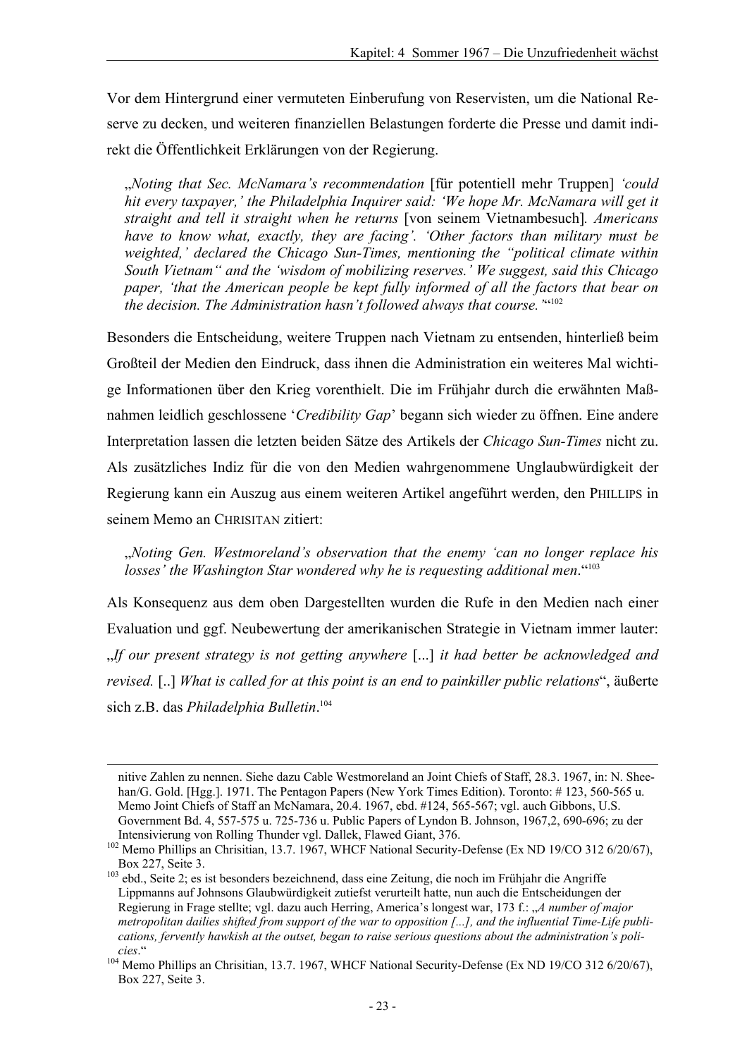Vor dem Hintergrund einer vermuteten Einberufung von Reservisten, um die National Reserve zu decken, und weiteren finanziellen Belastungen forderte die Presse und damit indirekt die Öffentlichkeit Erklärungen von der Regierung.

> „*Noting that Sec. McNamara's recommendation* [für potentiell mehr Truppen] *'could hit every taxpayer,' the Philadelphia Inquirer said: 'We hope Mr. McNamara will get it straight and tell it straight when he returns* [von seinem Vietnambesuch]*. Americans have to know what, exactly, they are facing'. 'Other factors than military must be weighted,' declared the Chicago Sun-Times, mentioning the "political climate within South Vietnam" and the 'wisdom of mobilizing reserves.' We suggest, said this Chicago paper, 'that the American people be kept fully informed of all the factors that bear on the decision. The Administration hasn't followed always that course.'*"[102]

Besonders die Entscheidung, weitere Truppen nach Vietnam zu entsenden, hinterließ beim Großteil der Medien den Eindruck, dass ihnen die Administration ein weiteres Mal wichtige Informationen über den Krieg vorenthielt. Die im Frühjahr durch die erwähnten Maßnahmen leidlich geschlossene '*Credibility Gap*' begann sich wieder zu öffnen. Eine andere Interpretation lassen die letzten beiden Sätze des Artikels der *Chicago Sun-Times* nicht zu. Als zusätzliches Indiz für die von den Medien wahrgenommene Unglaubwürdigkeit der Regierung kann ein Auszug aus einem weiteren Artikel angeführt werden, den PHILLIPS in seinem Memo an CHRISITAN zitiert:

> „*Noting Gen. Westmoreland's observation that the enemy 'can no longer replace his losses' the Washington Star wondered why he is requesting additional men*."[103]

Als Konsequenz aus dem oben Dargestellten wurden die Rufe in den Medien nach einer Evaluation und ggf. Neubewertung der amerikanischen Strategie in Vietnam immer lauter: „*If our present strategy is not getting anywhere* [...] *it had better be acknowledged and revised.* [..] *What is called for at this point is an end to painkiller public relations*", äußerte sich z.B. das *Philadelphia Bulletin*.[104]

---

nitive Zahlen zu nennen. Siehe dazu Cable Westmoreland an Joint Chiefs of Staff, 28.3. 1967, in: N. Sheehan/G. Gold. [Hgg.]. 1971. The Pentagon Papers (New York Times Edition). Toronto: # 123, 560-565 u. Memo Joint Chiefs of Staff an McNamara, 20.4. 1967, ebd. #124, 565-567; vgl. auch Gibbons, U.S. Government Bd. 4, 557-575 u. 725-736 u. Public Papers of Lyndon B. Johnson, 1967,2, 690-696; zu der Intensivierung von Rolling Thunder vgl. Dallek, Flawed Giant, 376.

[102] Memo Phillips an Chrisitian, 13.7. 1967, WHCF National Security-Defense (Ex ND 19/CO 312 6/20/67), Box 227, Seite 3.

[103] ebd., Seite 2; es ist besonders bezeichnend, dass eine Zeitung, die noch im Frühjahr die Angriffe Lippmanns auf Johnsons Glaubwürdigkeit zutiefst verurteilt hatte, nun auch die Entscheidungen der Regierung in Frage stellte; vgl. dazu auch Herring, America's longest war, 173 f.: „*A number of major metropolitan dailies shifted from support of the war to opposition [...], and the influential Time-Life publications, fervently hawkish at the outset, began to raise serious questions about the administration's policies*."

[104] Memo Phillips an Chrisitian, 13.7. 1967, WHCF National Security-Defense (Ex ND 19/CO 312 6/20/67), Box 227, Seite 3.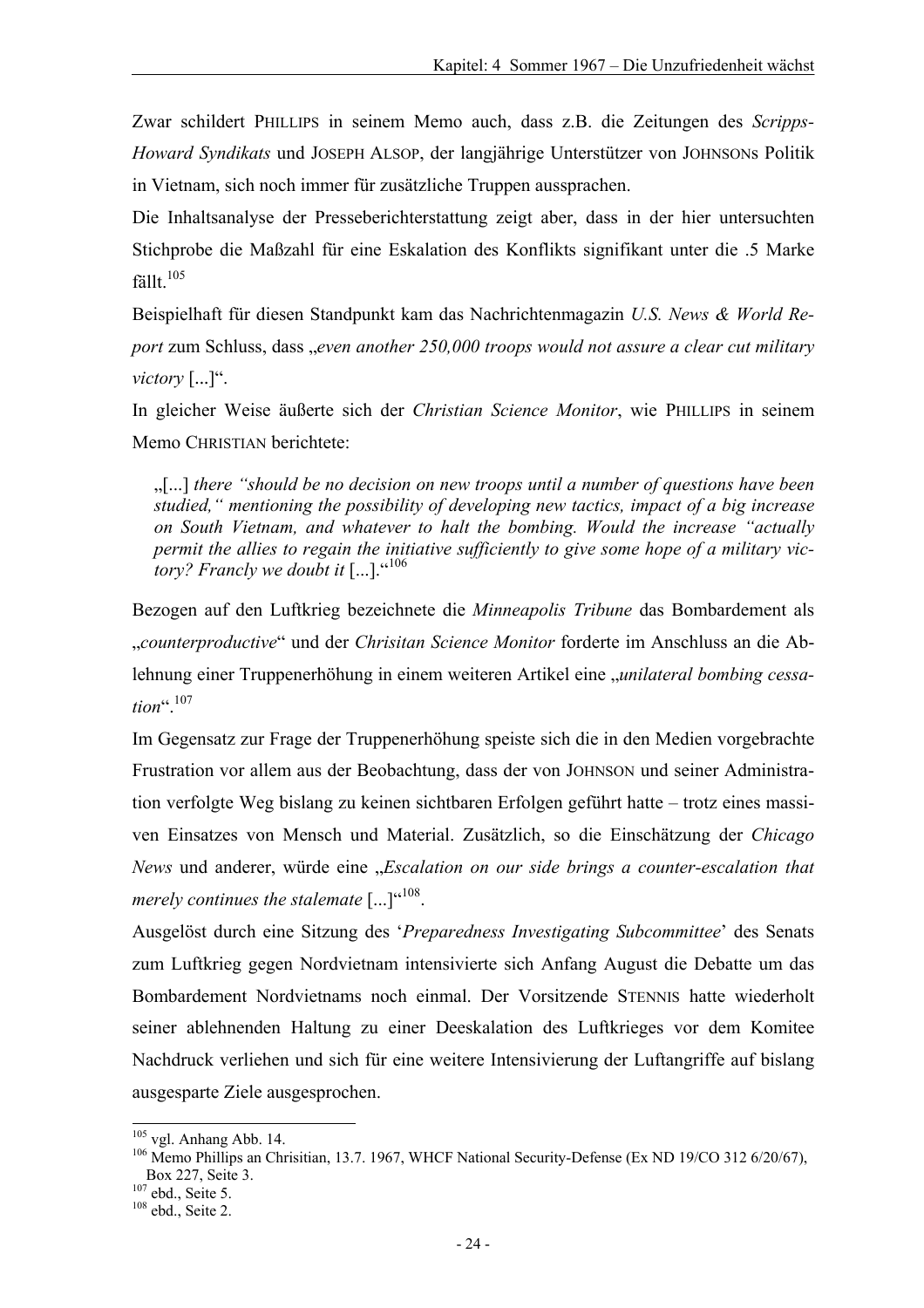Zwar schildert PHILLIPS in seinem Memo auch, dass z.B. die Zeitungen des *Scripps-Howard Syndikats* und JOSEPH ALSOP, der langjährige Unterstützer von JOHNSONs Politik in Vietnam, sich noch immer für zusätzliche Truppen aussprachen.

Die Inhaltsanalyse der Presseberichterstattung zeigt aber, dass in der hier untersuchten Stichprobe die Maßzahl für eine Eskalation des Konflikts signifikant unter die .5 Marke fällt.[105]

Beispielhaft für diesen Standpunkt kam das Nachrichtenmagazin *U.S. News & World Report* zum Schluss, dass „*even another 250,000 troops would not assure a clear cut military victory* [...]".

In gleicher Weise äußerte sich der *Christian Science Monitor*, wie PHILLIPS in seinem Memo CHRISTIAN berichtete:

> „[...] *there "should be no decision on new troops until a number of questions have been studied," mentioning the possibility of developing new tactics, impact of a big increase on South Vietnam, and whatever to halt the bombing. Would the increase "actually permit the allies to regain the initiative sufficiently to give some hope of a military victory? Francly we doubt it* [...]."[106]

Bezogen auf den Luftkrieg bezeichnete die *Minneapolis Tribune* das Bombardement als „*counterproductive*" und der *Chrisitan Science Monitor* forderte im Anschluss an die Ablehnung einer Truppenerhöhung in einem weiteren Artikel eine „*unilateral bombing cessation*".[107]

Im Gegensatz zur Frage der Truppenerhöhung speiste sich die in den Medien vorgebrachte Frustration vor allem aus der Beobachtung, dass der von JOHNSON und seiner Administration verfolgte Weg bislang zu keinen sichtbaren Erfolgen geführt hatte – trotz eines massiven Einsatzes von Mensch und Material. Zusätzlich, so die Einschätzung der *Chicago News* und anderer, würde eine „*Escalation on our side brings a counter-escalation that merely continues the stalemate* [...]"[108].

Ausgelöst durch eine Sitzung des '*Preparedness Investigating Subcommittee*' des Senats zum Luftkrieg gegen Nordvietnam intensivierte sich Anfang August die Debatte um das Bombardement Nordvietnams noch einmal. Der Vorsitzende STENNIS hatte wiederholt seiner ablehnenden Haltung zu einer Deeskalation des Luftkrieges vor dem Komitee Nachdruck verliehen und sich für eine weitere Intensivierung der Luftangriffe auf bislang ausgesparte Ziele ausgesprochen.

---

[105] vgl. Anhang Abb. 14.

[106] Memo Phillips an Chrisitian, 13.7. 1967, WHCF National Security-Defense (Ex ND 19/CO 312 6/20/67), Box 227, Seite 3.

[107] ebd., Seite 5.

[108] ebd., Seite 2.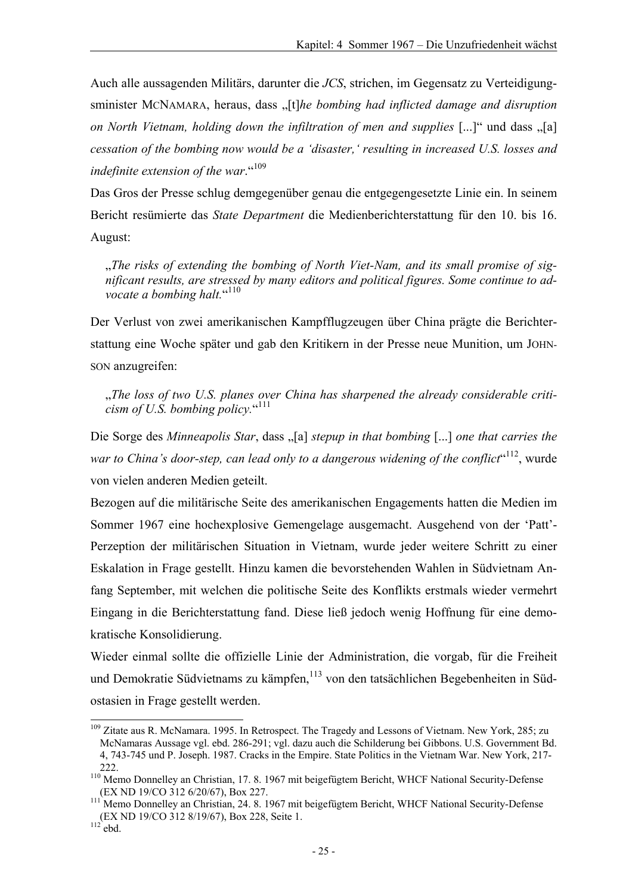Auch alle aussagenden Militärs, darunter die *JCS*, strichen, im Gegensatz zu Verteidigungsminister MCNAMARA, heraus, dass „[t]*he bombing had inflicted damage and disruption on North Vietnam, holding down the infiltration of men and supplies* [...]" und dass „[a] *cessation of the bombing now would be a 'disaster,' resulting in increased U.S. losses and indefinite extension of the war*."[109]

Das Gros der Presse schlug demgegenüber genau die entgegengesetzte Linie ein. In seinem Bericht resümierte das *State Department* die Medienberichterstattung für den 10. bis 16. August:

> „*The risks of extending the bombing of North Viet-Nam, and its small promise of significant results, are stressed by many editors and political figures. Some continue to advocate a bombing halt.*"[110]

Der Verlust von zwei amerikanischen Kampfflugzeugen über China prägte die Berichterstattung eine Woche später und gab den Kritikern in der Presse neue Munition, um JOHNSON anzugreifen:

> „*The loss of two U.S. planes over China has sharpened the already considerable criticism of U.S. bombing policy.*"[111]

Die Sorge des *Minneapolis Star*, dass „[a] *stepup in that bombing* [...] *one that carries the war to China's door-step, can lead only to a dangerous widening of the conflict*"[112], wurde von vielen anderen Medien geteilt.

Bezogen auf die militärische Seite des amerikanischen Engagements hatten die Medien im Sommer 1967 eine hochexplosive Gemengelage ausgemacht. Ausgehend von der 'Patt'-Perzeption der militärischen Situation in Vietnam, wurde jeder weitere Schritt zu einer Eskalation in Frage gestellt. Hinzu kamen die bevorstehenden Wahlen in Südvietnam Anfang September, mit welchen die politische Seite des Konflikts erstmals wieder vermehrt Eingang in die Berichterstattung fand. Diese ließ jedoch wenig Hoffnung für eine demokratische Konsolidierung.

Wieder einmal sollte die offizielle Linie der Administration, die vorgab, für die Freiheit und Demokratie Südvietnams zu kämpfen,[113] von den tatsächlichen Begebenheiten in Südostasien in Frage gestellt werden.

---

[109] Zitate aus R. McNamara. 1995. In Retrospect. The Tragedy and Lessons of Vietnam. New York, 285; zu McNamaras Aussage vgl. ebd. 286-291; vgl. dazu auch die Schilderung bei Gibbons. U.S. Government Bd. 4, 743-745 und P. Joseph. 1987. Cracks in the Empire. State Politics in the Vietnam War. New York, 217-222.

[110] Memo Donnelley an Christian, 17. 8. 1967 mit beigefügtem Bericht, WHCF National Security-Defense (EX ND 19/CO 312 6/20/67), Box 227.

[111] Memo Donnelley an Christian, 24. 8. 1967 mit beigefügtem Bericht, WHCF National Security-Defense (EX ND 19/CO 312 8/19/67), Box 228, Seite 1.

[112] ebd.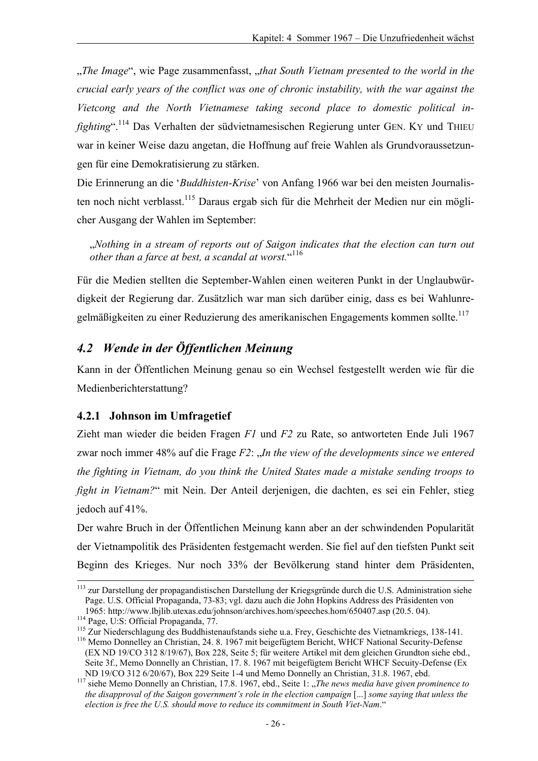„*The Image*", wie Page zusammenfasst, „*that South Vietnam presented to the world in the crucial early years of the conflict was one of chronic instability, with the war against the Vietcong and the North Vietnamese taking second place to domestic political in-fighting*".[114] Das Verhalten der südvietnamesischen Regierung unter GEN. KY und THIEU war in keiner Weise dazu angetan, die Hoffnung auf freie Wahlen als Grundvoraussetzungen für eine Demokratisierung zu stärken.

Die Erinnerung an die '*Buddhisten-Krise*' von Anfang 1966 war bei den meisten Journalisten noch nicht verblasst.[115] Daraus ergab sich für die Mehrheit der Medien nur ein möglicher Ausgang der Wahlen im September:

> „*Nothing in a stream of reports out of Saigon indicates that the election can turn out other than a farce at best, a scandal at worst.*"[116]

Für die Medien stellten die September-Wahlen einen weiteren Punkt in der Unglaubwürdigkeit der Regierung dar. Zusätzlich war man sich darüber einig, dass es bei Wahlunregelmäßigkeiten zu einer Reduzierung des amerikanischen Engagements kommen sollte.[117]

## 4.2 Wende in der Öffentlichen Meinung

Kann in der Öffentlichen Meinung genau so ein Wechsel festgestellt werden wie für die Medienberichterstattung?

### 4.2.1 Johnson im Umfragetief

Zieht man wieder die beiden Fragen *F1* und *F2* zu Rate, so antworteten Ende Juli 1967 zwar noch immer 48% auf die Frage *F2*: „*In the view of the developments since we entered the fighting in Vietnam, do you think the United States made a mistake sending troops to fight in Vietnam?*" mit Nein. Der Anteil derjenigen, die dachten, es sei ein Fehler, stieg jedoch auf 41%.

Der wahre Bruch in der Öffentlichen Meinung kann aber an der schwindenden Popularität der Vietnampolitik des Präsidenten festgemacht werden. Sie fiel auf den tiefsten Punkt seit Beginn des Krieges. Nur noch 33% der Bevölkerung stand hinter dem Präsidenten,

---

[113] zur Darstellung der propagandistischen Darstellung der Kriegsgründe durch die U.S. Administration siehe Page. U.S. Official Propaganda, 73-83; vgl. dazu auch die John Hopkins Address des Präsidenten von 1965: http://www.lbjlib.utexas.edu/johnson/archives.hom/speeches.hom/650407.asp (20.5. 04).

[114] Page, U:S: Official Propaganda, 77.

[115] Zur Niederschlagung des Buddhistenaufstands siehe u.a. Frey, Geschichte des Vietnamkriegs, 138-141.

[116] Memo Donnelley an Christian, 24. 8. 1967 mit beigefügtem Bericht, WHCF National Security-Defense (EX ND 19/CO 312 8/19/67), Box 228, Seite 5; für weitere Artikel mit dem gleichen Grundton siehe ebd., Seite 3f., Memo Donnelly an Christian, 17. 8. 1967 mit beigefügtem Bericht WHCF Secuity-Defense (Ex ND 19/CO 312 6/20/67), Box 229 Seite 1-4 und Memo Donnelly an Christian, 31.8. 1967, ebd.

[117] siehe Memo Donnelly an Christian, 17.8. 1967, ebd., Seite 1: „*The news media have given prominence to the disapproval of the Saigon government's role in the election campaign* [...] *some saying that unless the election is free the U.S. should move to reduce its commitment in South Viet-Nam*."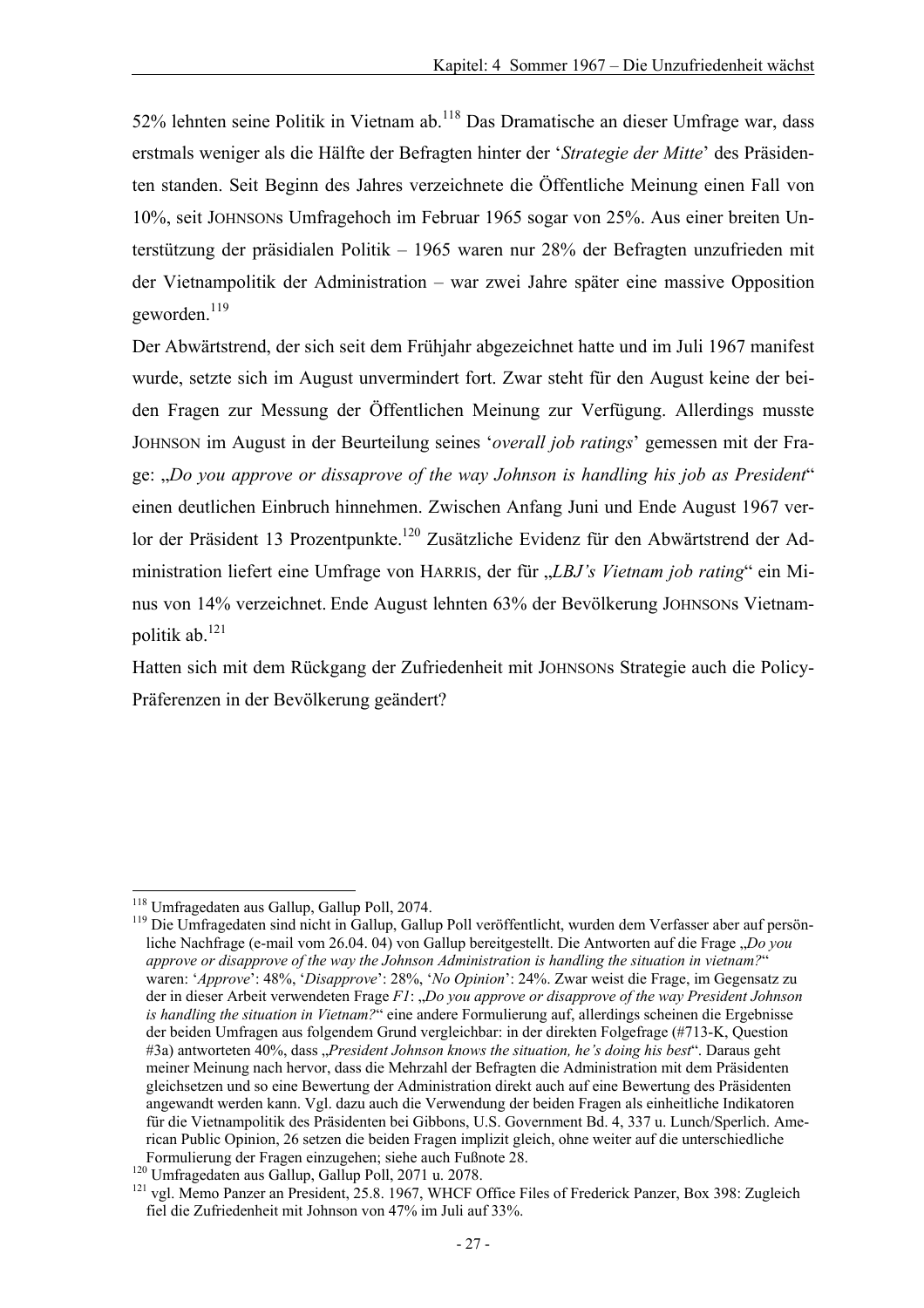52% lehnten seine Politik in Vietnam ab.[118] Das Dramatische an dieser Umfrage war, dass erstmals weniger als die Hälfte der Befragten hinter der '*Strategie der Mitte*' des Präsidenten standen. Seit Beginn des Jahres verzeichnete die Öffentliche Meinung einen Fall von 10%, seit JOHNSONs Umfragehoch im Februar 1965 sogar von 25%. Aus einer breiten Unterstützung der präsidialen Politik – 1965 waren nur 28% der Befragten unzufrieden mit der Vietnampolitik der Administration – war zwei Jahre später eine massive Opposition geworden.[119]

Der Abwärtstrend, der sich seit dem Frühjahr abgezeichnet hatte und im Juli 1967 manifest wurde, setzte sich im August unvermindert fort. Zwar steht für den August keine der beiden Fragen zur Messung der Öffentlichen Meinung zur Verfügung. Allerdings musste JOHNSON im August in der Beurteilung seines '*overall job ratings*' gemessen mit der Frage: „*Do you approve or dissaprove of the way Johnson is handling his job as President*" einen deutlichen Einbruch hinnehmen. Zwischen Anfang Juni und Ende August 1967 verlor der Präsident 13 Prozentpunkte.[120] Zusätzliche Evidenz für den Abwärtstrend der Administration liefert eine Umfrage von HARRIS, der für „*LBJ's Vietnam job rating*" ein Minus von 14% verzeichnet. Ende August lehnten 63% der Bevölkerung JOHNSONs Vietnampolitik ab.[121]

Hatten sich mit dem Rückgang der Zufriedenheit mit JOHNSONs Strategie auch die Policy-Präferenzen in der Bevölkerung geändert?

---

[118] Umfragedaten aus Gallup, Gallup Poll, 2074.

[119] Die Umfragedaten sind nicht in Gallup, Gallup Poll veröffentlicht, wurden dem Verfasser aber auf persönliche Nachfrage (e-mail vom 26.04. 04) von Gallup bereitgestellt. Die Antworten auf die Frage „*Do you approve or disapprove of the way the Johnson Administration is handling the situation in vietnam?*" waren: '*Approve*': 48%, '*Disapprove*': 28%, '*No Opinion*': 24%. Zwar weist die Frage, im Gegensatz zu der in dieser Arbeit verwendeten Frage *F1*: „*Do you approve or disapprove of the way President Johnson is handling the situation in Vietnam?*" eine andere Formulierung auf, allerdings scheinen die Ergebnisse der beiden Umfragen aus folgendem Grund vergleichbar: in der direkten Folgefrage (#713-K, Question #3a) antworteten 40%, dass „*President Johnson knows the situation, he's doing his best*". Daraus geht meiner Meinung nach hervor, dass die Mehrzahl der Befragten die Administration mit dem Präsidenten gleichsetzen und so eine Bewertung der Administration direkt auch auf eine Bewertung des Präsidenten angewandt werden kann. Vgl. dazu auch die Verwendung der beiden Fragen als einheitliche Indikatoren für die Vietnampolitik des Präsidenten bei Gibbons, U.S. Government Bd. 4, 337 u. Lunch/Sperlich. American Public Opinion, 26 setzen die beiden Fragen implizit gleich, ohne weiter auf die unterschiedliche Formulierung der Fragen einzugehen; siehe auch Fußnote 28.

[120] Umfragedaten aus Gallup, Gallup Poll, 2071 u. 2078.

[121] vgl. Memo Panzer an President, 25.8. 1967, WHCF Office Files of Frederick Panzer, Box 398: Zugleich fiel die Zufriedenheit mit Johnson von 47% im Juli auf 33%.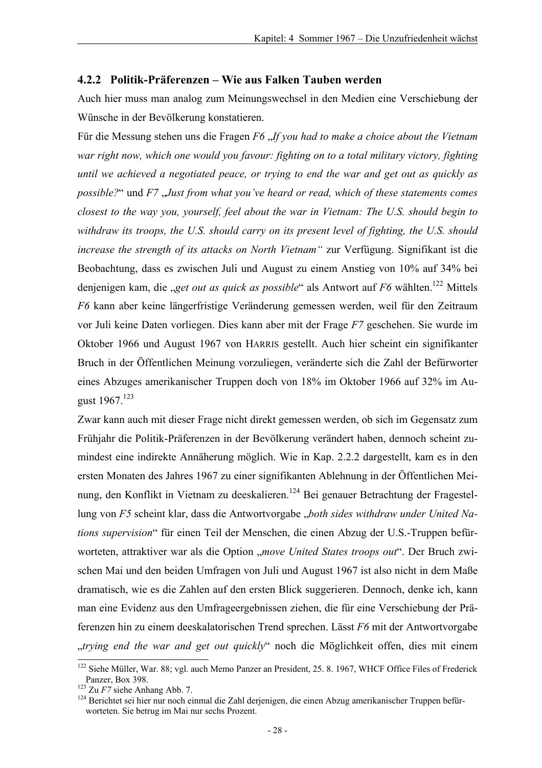### 4.2.2 Politik-Präferenzen – Wie aus Falken Tauben werden

Auch hier muss man analog zum Meinungswechsel in den Medien eine Verschiebung der Wünsche in der Bevölkerung konstatieren.

Für die Messung stehen uns die Fragen *F6* „*If you had to make a choice about the Vietnam war right now, which one would you favour: fighting on to a total military victory, fighting until we achieved a negotiated peace, or trying to end the war and get out as quickly as possible?*“ und *F7* „*Just from what you've heard or read, which of these statements comes closest to the way you, yourself, feel about the war in Vietnam: The U.S. should begin to withdraw its troops, the U.S. should carry on its present level of fighting, the U.S. should increase the strength of its attacks on North Vietnam“* zur Verfügung. Signifikant ist die Beobachtung, dass es zwischen Juli und August zu einem Anstieg von 10% auf 34% bei denjenigen kam, die „*get out as quick as possible*“ als Antwort auf *F6* wählten.[122] Mittels *F6* kann aber keine längerfristige Veränderung gemessen werden, weil für den Zeitraum vor Juli keine Daten vorliegen. Dies kann aber mit der Frage *F7* geschehen. Sie wurde im Oktober 1966 und August 1967 von HARRIS gestellt. Auch hier scheint ein signifikanter Bruch in der Öffentlichen Meinung vorzuliegen, veränderte sich die Zahl der Befürworter eines Abzuges amerikanischer Truppen doch von 18% im Oktober 1966 auf 32% im August 1967.[123]

Zwar kann auch mit dieser Frage nicht direkt gemessen werden, ob sich im Gegensatz zum Frühjahr die Politik-Präferenzen in der Bevölkerung verändert haben, dennoch scheint zumindest eine indirekte Annäherung möglich. Wie in Kap. 2.2.2 dargestellt, kam es in den ersten Monaten des Jahres 1967 zu einer signifikanten Ablehnung in der Öffentlichen Meinung, den Konflikt in Vietnam zu deeskalieren.[124] Bei genauer Betrachtung der Fragestellung von *F5* scheint klar, dass die Antwortvorgabe „*both sides withdraw under United Nations supervision*“ für einen Teil der Menschen, die einen Abzug der U.S.-Truppen befürworteten, attraktiver war als die Option „*move United States troops out*“. Der Bruch zwischen Mai und den beiden Umfragen von Juli und August 1967 ist also nicht in dem Maße dramatisch, wie es die Zahlen auf den ersten Blick suggerieren. Dennoch, denke ich, kann man eine Evidenz aus den Umfrageergebnissen ziehen, die für eine Verschiebung der Präferenzen hin zu einem deeskalatorischen Trend sprechen. Lässt *F6* mit der Antwortvorgabe „*trying end the war and get out quickly*“ noch die Möglichkeit offen, dies mit einem

---

[122] Siehe Müller, War. 88; vgl. auch Memo Panzer an President, 25. 8. 1967, WHCF Office Files of Frederick Panzer, Box 398.

[123] Zu *F7* siehe Anhang Abb. 7.

[124] Berichtet sei hier nur noch einmal die Zahl derjenigen, die einen Abzug amerikanischer Truppen befürworteten. Sie betrug im Mai nur sechs Prozent.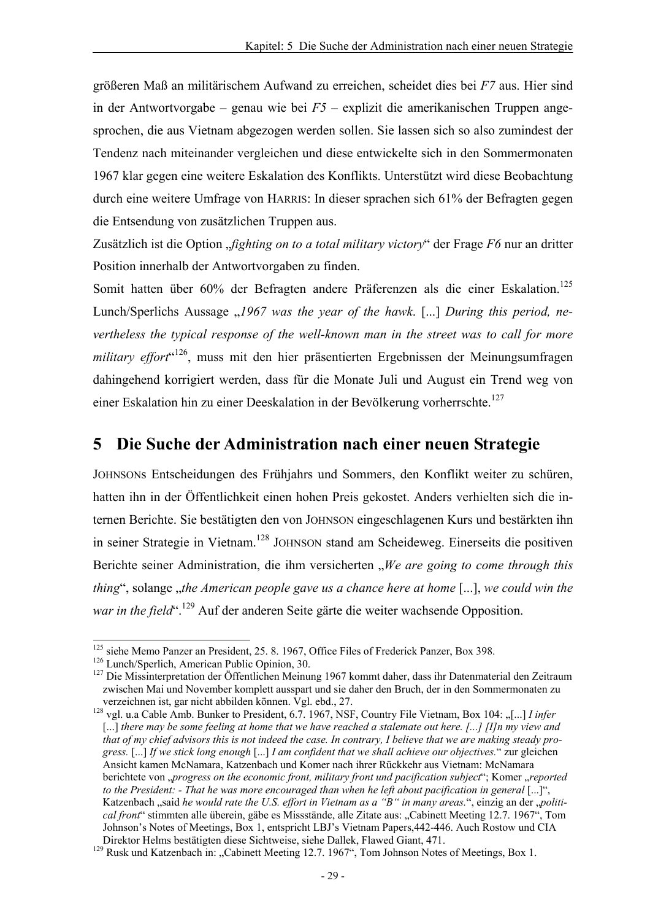größeren Maß an militärischem Aufwand zu erreichen, scheidet dies bei *F7* aus. Hier sind in der Antwortvorgabe – genau wie bei *F5* – explizit die amerikanischen Truppen angesprochen, die aus Vietnam abgezogen werden sollen. Sie lassen sich so also zumindest der Tendenz nach miteinander vergleichen und diese entwickelte sich in den Sommermonaten 1967 klar gegen eine weitere Eskalation des Konflikts. Unterstützt wird diese Beobachtung durch eine weitere Umfrage von HARRIS: In dieser sprachen sich 61% der Befragten gegen die Entsendung von zusätzlichen Truppen aus.

Zusätzlich ist die Option „*fighting on to a total military victory*" der Frage *F6* nur an dritter Position innerhalb der Antwortvorgaben zu finden.

Somit hatten über 60% der Befragten andere Präferenzen als die einer Eskalation.[125] Lunch/Sperlichs Aussage „*1967 was the year of the hawk*. [...] *During this period, nevertheless the typical response of the well-known man in the street was to call for more military effort*"[126], muss mit den hier präsentierten Ergebnissen der Meinungsumfragen dahingehend korrigiert werden, dass für die Monate Juli und August ein Trend weg von einer Eskalation hin zu einer Deeskalation in der Bevölkerung vorherrschte.[127]

# 5 Die Suche der Administration nach einer neuen Strategie

JOHNSONs Entscheidungen des Frühjahrs und Sommers, den Konflikt weiter zu schüren, hatten ihn in der Öffentlichkeit einen hohen Preis gekostet. Anders verhielten sich die internen Berichte. Sie bestätigten den von JOHNSON eingeschlagenen Kurs und bestärkten ihn in seiner Strategie in Vietnam.[128] JOHNSON stand am Scheideweg. Einerseits die positiven Berichte seiner Administration, die ihm versicherten „*We are going to come through this thing*", solange „*the American people gave us a chance here at home* [...], *we could win the war in the field*".[129] Auf der anderen Seite gärte die weiter wachsende Opposition.

---

[125] siehe Memo Panzer an President, 25. 8. 1967, Office Files of Frederick Panzer, Box 398.

[126] Lunch/Sperlich, American Public Opinion, 30.

[127] Die Missinterpretation der Öffentlichen Meinung 1967 kommt daher, dass ihr Datenmaterial den Zeitraum zwischen Mai und November komplett ausspart und sie daher den Bruch, der in den Sommermonaten zu verzeichnen ist, gar nicht abbilden können. Vgl. ebd., 27.

[128] vgl. u.a Cable Amb. Bunker to President, 6.7. 1967, NSF, Country File Vietnam, Box 104: „[...] *I infer* [...] *there may be some feeling at home that we have reached a stalemate out here. [...] [I]n my view and that of my chief advisors this is not indeed the case. In contrary, I believe that we are making steady progress.* [...] *If we stick long enough* [...] *I am confident that we shall achieve our objectives.*" zur gleichen Ansicht kamen McNamara, Katzenbach und Komer nach ihrer Rückkehr aus Vietnam: McNamara berichtete von „*progress on the economic front, military front und pacification subject*"; Komer „*reported to the President: - That he was more encouraged than when he left about pacification in general* [...]", Katzenbach „said *he would rate the U.S. effort in Vietnam as a "B" in many areas.*", einzig an der „*political front*" stimmten alle überein, gäbe es Missstände, alle Zitate aus: „Cabinett Meeting 12.7. 1967", Tom Johnson's Notes of Meetings, Box 1, entspricht LBJ's Vietnam Papers,442-446. Auch Rostow und CIA Direktor Helms bestätigten diese Sichtweise, siehe Dallek, Flawed Giant, 471.

[129] Rusk und Katzenbach in: „Cabinett Meeting 12.7. 1967", Tom Johnson Notes of Meetings, Box 1.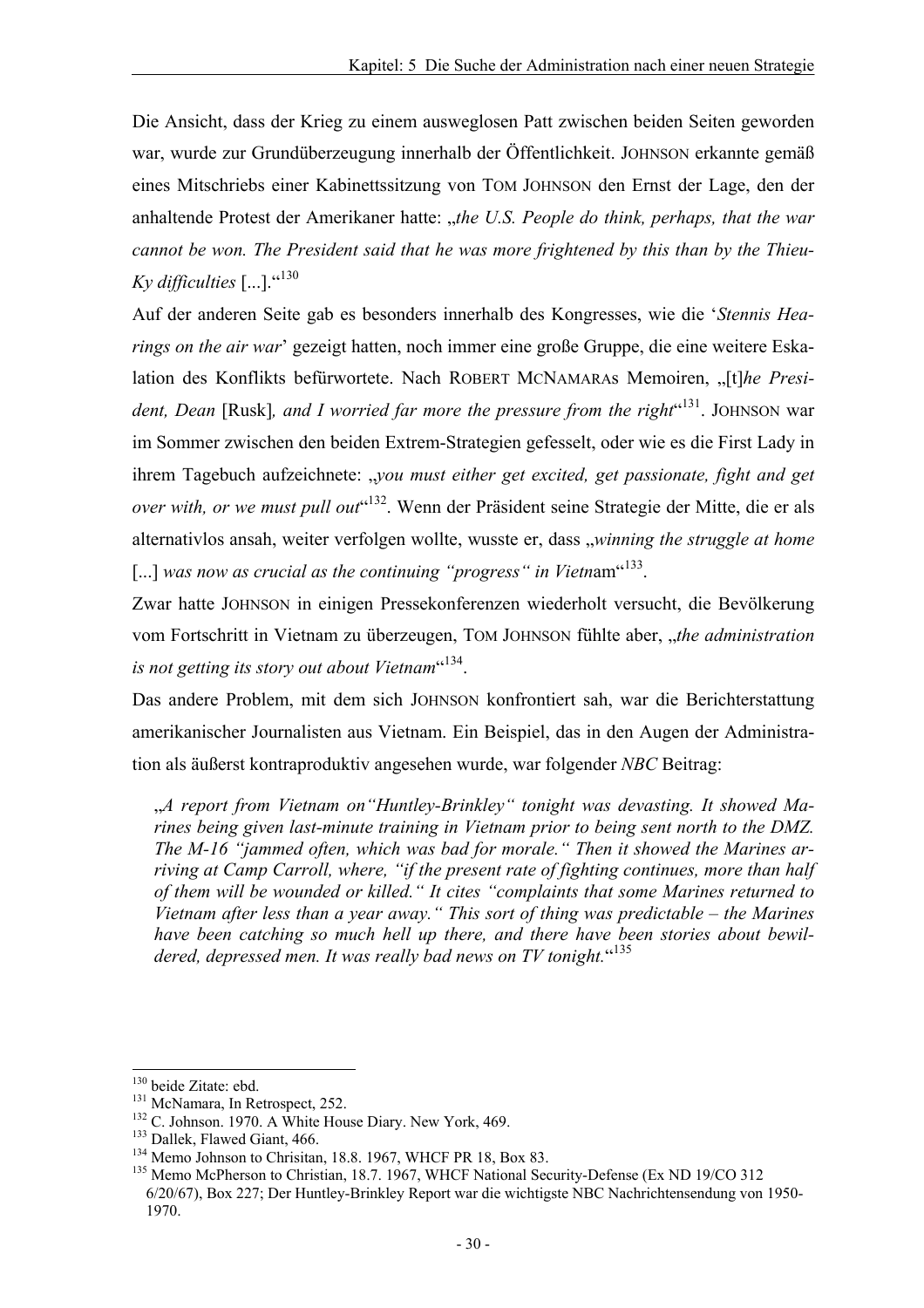Die Ansicht, dass der Krieg zu einem ausweglosen Patt zwischen beiden Seiten geworden war, wurde zur Grundüberzeugung innerhalb der Öffentlichkeit. JOHNSON erkannte gemäß eines Mitschriebs einer Kabinettssitzung von TOM JOHNSON den Ernst der Lage, den der anhaltende Protest der Amerikaner hatte: „*the U.S. People do think, perhaps, that the war cannot be won. The President said that he was more frightened by this than by the Thieu-Ky difficulties* [...].“[130]

Auf der anderen Seite gab es besonders innerhalb des Kongresses, wie die '*Stennis Hearings on the air war*' gezeigt hatten, noch immer eine große Gruppe, die eine weitere Eskalation des Konflikts befürwortete. Nach ROBERT MCNAMARAS Memoiren, „[t]*he President, Dean* [Rusk]*, and I worried far more the pressure from the right*“[131]. JOHNSON war im Sommer zwischen den beiden Extrem-Strategien gefesselt, oder wie es die First Lady in ihrem Tagebuch aufzeichnete: „*you must either get excited, get passionate, fight and get over with, or we must pull out*“[132]. Wenn der Präsident seine Strategie der Mitte, die er als alternativlos ansah, weiter verfolgen wollte, wusste er, dass „*winning the struggle at home* [...] *was now as crucial as the continuing "progress" in Vietn*am“[133].

Zwar hatte JOHNSON in einigen Pressekonferenzen wiederholt versucht, die Bevölkerung vom Fortschritt in Vietnam zu überzeugen, TOM JOHNSON fühlte aber, „*the administration is not getting its story out about Vietnam*“[134].

Das andere Problem, mit dem sich JOHNSON konfrontiert sah, war die Berichterstattung amerikanischer Journalisten aus Vietnam. Ein Beispiel, das in den Augen der Administration als äußerst kontraproduktiv angesehen wurde, war folgender *NBC* Beitrag:

> „*A report from Vietnam on"Huntley-Brinkley" tonight was devasting. It showed Marines being given last-minute training in Vietnam prior to being sent north to the DMZ. The M-16 "jammed often, which was bad for morale." Then it showed the Marines arriving at Camp Carroll, where, "if the present rate of fighting continues, more than half of them will be wounded or killed." It cites "complaints that some Marines returned to Vietnam after less than a year away." This sort of thing was predictable – the Marines have been catching so much hell up there, and there have been stories about bewildered, depressed men. It was really bad news on TV tonight.*“[135]

---

[130] beide Zitate: ebd.
[131] McNamara, In Retrospect, 252.
[132] C. Johnson. 1970. A White House Diary. New York, 469.
[133] Dallek, Flawed Giant, 466.
[134] Memo Johnson to Chrisitan, 18.8. 1967, WHCF PR 18, Box 83.
[135] Memo McPherson to Christian, 18.7. 1967, WHCF National Security-Defense (Ex ND 19/CO 312 6/20/67), Box 227; Der Huntley-Brinkley Report war die wichtigste NBC Nachrichtensendung von 1950-1970.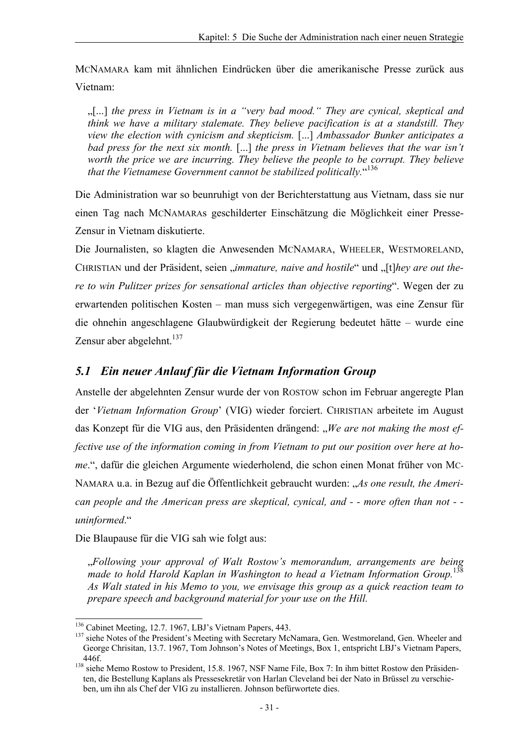McNamara kam mit ähnlichen Eindrücken über die amerikanische Presse zurück aus Vietnam:

> „[...] *the press in Vietnam is in a "very bad mood." They are cynical, skeptical and think we have a military stalemate. They believe pacification is at a standstill. They view the election with cynicism and skepticism.* [...] *Ambassador Bunker anticipates a bad press for the next six month.* [...] *the press in Vietnam believes that the war isn't worth the price we are incurring. They believe the people to be corrupt. They believe that the Vietnamese Government cannot be stabilized politically.*"[136]

Die Administration war so beunruhigt von der Berichterstattung aus Vietnam, dass sie nur einen Tag nach McNamaras geschilderter Einschätzung die Möglichkeit einer Presse-Zensur in Vietnam diskutierte.

Die Journalisten, so klagten die Anwesenden McNamara, Wheeler, Westmoreland, Christian und der Präsident, seien „*immature, naive and hostile*" und „[t]*hey are out there to win Pulitzer prizes for sensational articles than objective reporting*". Wegen der zu erwartenden politischen Kosten – man muss sich vergegenwärtigen, was eine Zensur für die ohnehin angeschlagene Glaubwürdigkeit der Regierung bedeutet hätte – wurde eine Zensur aber abgelehnt.[137]

## 5.1 Ein neuer Anlauf für die Vietnam Information Group

Anstelle der abgelehnten Zensur wurde der von Rostow schon im Februar angeregte Plan der '*Vietnam Information Group*' (VIG) wieder forciert. Christian arbeitete im August das Konzept für die VIG aus, den Präsidenten drängend: „*We are not making the most effective use of the information coming in from Vietnam to put our position over here at home*.", dafür die gleichen Argumente wiederholend, die schon einen Monat früher von McNamara u.a. in Bezug auf die Öffentlichkeit gebraucht wurden: „*As one result, the American people and the American press are skeptical, cynical, and - - more often than not - - uninformed*."

Die Blaupause für die VIG sah wie folgt aus:

> „*Following your approval of Walt Rostow's memorandum, arrangements are being made to hold Harold Kaplan in Washington to head a Vietnam Information Group.*[138] *As Walt stated in his Memo to you, we envisage this group as a quick reaction team to prepare speech and background material for your use on the Hill.*

---

[136] Cabinet Meeting, 12.7. 1967, LBJ's Vietnam Papers, 443.

[137] siehe Notes of the President's Meeting with Secretary McNamara, Gen. Westmoreland, Gen. Wheeler and George Chrisitan, 13.7. 1967, Tom Johnson's Notes of Meetings, Box 1, entspricht LBJ's Vietnam Papers, 446f.

[138] siehe Memo Rostow to President, 15.8. 1967, NSF Name File, Box 7: In ihm bittet Rostow den Präsidenten, die Bestellung Kaplans als Pressesekretär von Harlan Cleveland bei der Nato in Brüssel zu verschieben, um ihn als Chef der VIG zu installieren. Johnson befürwortete dies.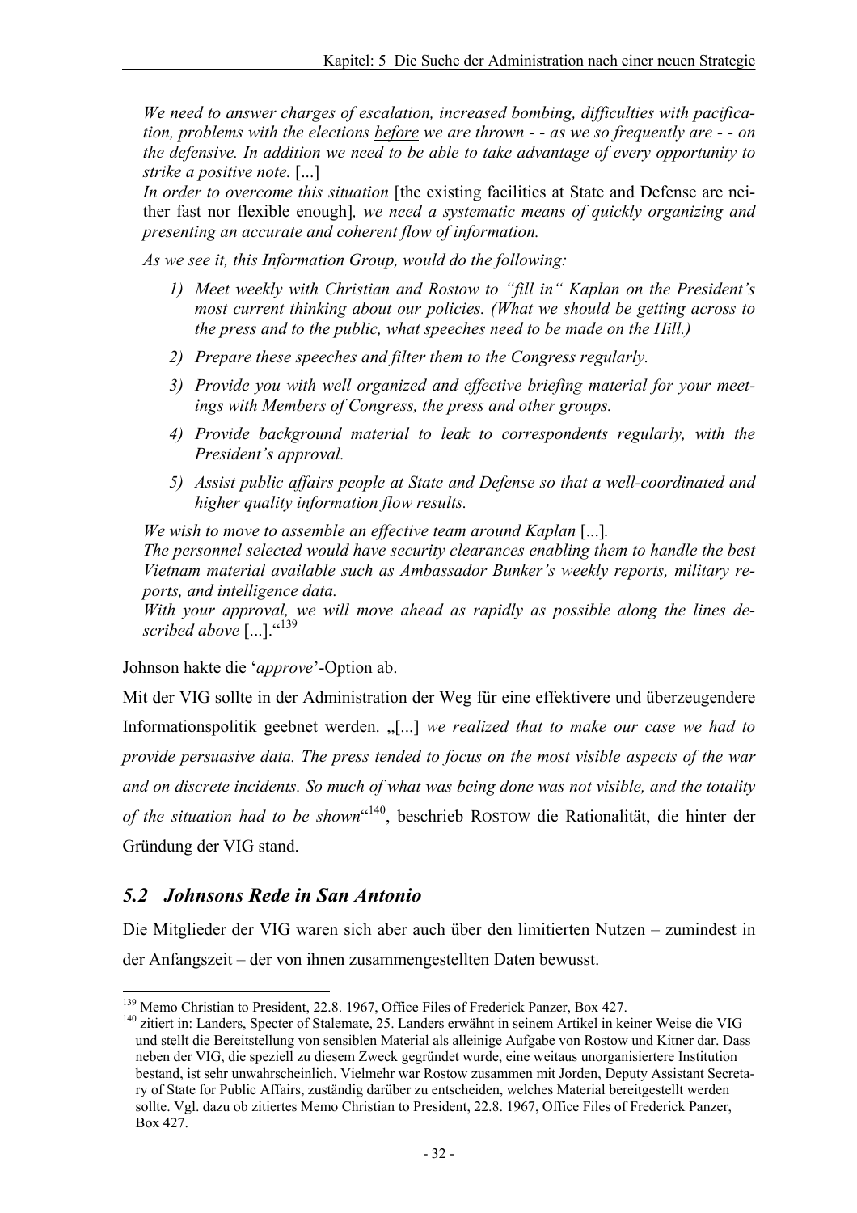*We need to answer charges of escalation, increased bombing, difficulties with pacification, problems with the elections* <u>*before*</u> *we are thrown - - as we so frequently are - - on the defensive. In addition we need to be able to take advantage of every opportunity to strike a positive note.* [...]
*In order to overcome this situation* [the existing facilities at State and Defense are neither fast nor flexible enough]*, we need a systematic means of quickly organizing and presenting an accurate and coherent flow of information.*

*As we see it, this Information Group, would do the following:*

1) *Meet weekly with Christian and Rostow to "fill in" Kaplan on the President's most current thinking about our policies. (What we should be getting across to the press and to the public, what speeches need to be made on the Hill.)*
2) *Prepare these speeches and filter them to the Congress regularly.*
3) *Provide you with well organized and effective briefing material for your meetings with Members of Congress, the press and other groups.*
4) *Provide background material to leak to correspondents regularly, with the President's approval.*
5) *Assist public affairs people at State and Defense so that a well-coordinated and higher quality information flow results.*

*We wish to move to assemble an effective team around Kaplan* [...]*.*
*The personnel selected would have security clearances enabling them to handle the best Vietnam material available such as Ambassador Bunker's weekly reports, military reports, and intelligence data.*
*With your approval, we will move ahead as rapidly as possible along the lines described above* [...]."[139]

Johnson hakte die '*approve*'-Option ab.

Mit der VIG sollte in der Administration der Weg für eine effektivere und überzeugendere Informationspolitik geebnet werden. „[...] *we realized that to make our case we had to provide persuasive data. The press tended to focus on the most visible aspects of the war and on discrete incidents. So much of what was being done was not visible, and the totality of the situation had to be shown*"[140], beschrieb ROSTOW die Rationalität, die hinter der Gründung der VIG stand.

## 5.2 *Johnsons Rede in San Antonio*

Die Mitglieder der VIG waren sich aber auch über den limitierten Nutzen – zumindest in der Anfangszeit – der von ihnen zusammengestellten Daten bewusst.

---

[139] Memo Christian to President, 22.8. 1967, Office Files of Frederick Panzer, Box 427.

[140] zitiert in: Landers, Specter of Stalemate, 25. Landers erwähnt in seinem Artikel in keiner Weise die VIG und stellt die Bereitstellung von sensiblen Material als alleinige Aufgabe von Rostow und Kitner dar. Dass neben der VIG, die speziell zu diesem Zweck gegründet wurde, eine weitaus unorganisiertere Institution bestand, ist sehr unwahrscheinlich. Vielmehr war Rostow zusammen mit Jorden, Deputy Assistant Secretary of State for Public Affairs, zuständig darüber zu entscheiden, welches Material bereitgestellt werden sollte. Vgl. dazu ob zitiertes Memo Christian to President, 22.8. 1967, Office Files of Frederick Panzer, Box 427.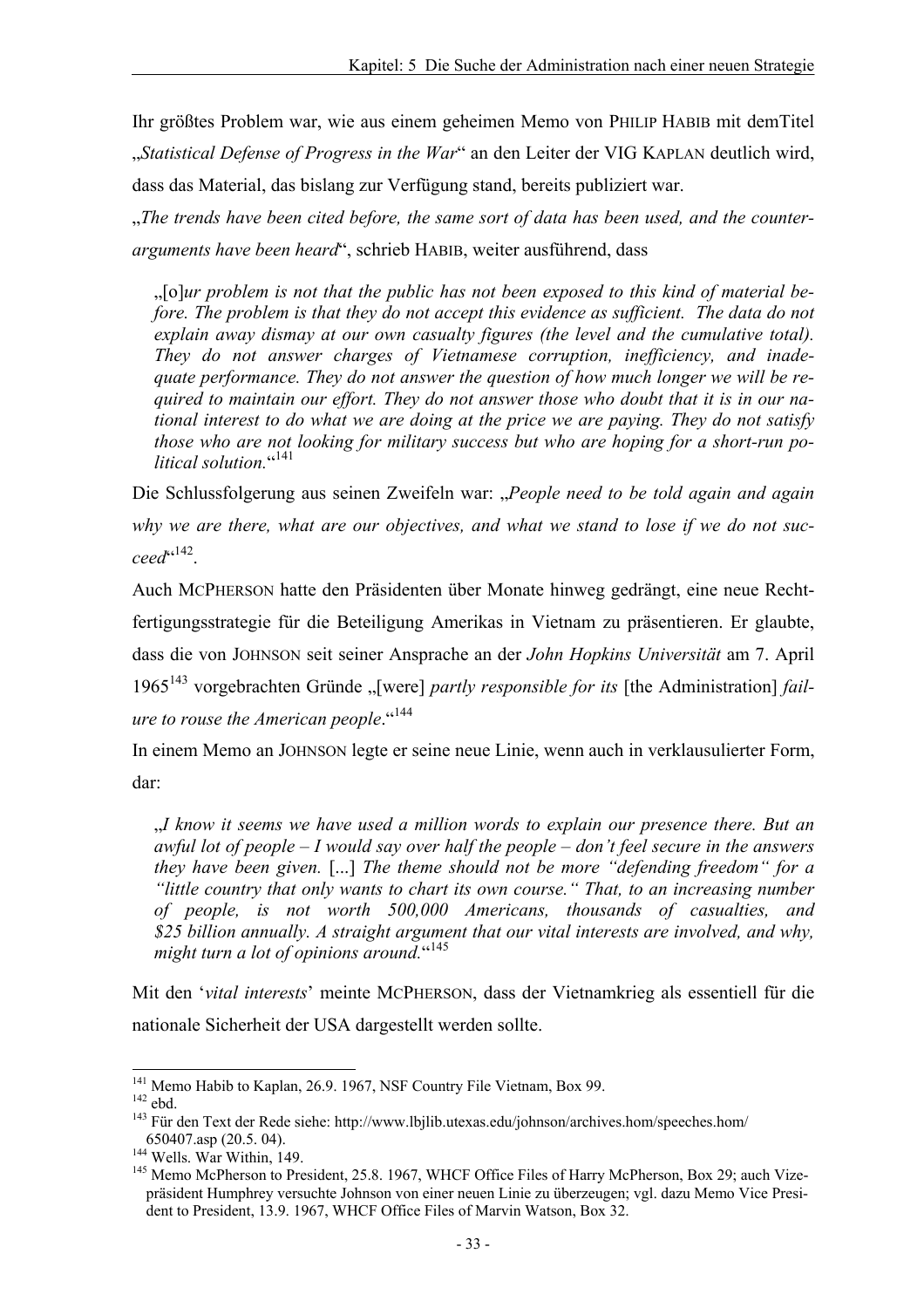Ihr größtes Problem war, wie aus einem geheimen Memo von PHILIP HABIB mit demTitel „*Statistical Defense of Progress in the War*" an den Leiter der VIG KAPLAN deutlich wird, dass das Material, das bislang zur Verfügung stand, bereits publiziert war.

„*The trends have been cited before, the same sort of data has been used, and the counter-arguments have been heard*", schrieb HABIB, weiter ausführend, dass

> „[o]*ur problem is not that the public has not been exposed to this kind of material before. The problem is that they do not accept this evidence as sufficient. The data do not explain away dismay at our own casualty figures (the level and the cumulative total). They do not answer charges of Vietnamese corruption, inefficiency, and inadequate performance. They do not answer the question of how much longer we will be required to maintain our effort. They do not answer those who doubt that it is in our national interest to do what we are doing at the price we are paying. They do not satisfy those who are not looking for military success but who are hoping for a short-run political solution.*"[141]

Die Schlussfolgerung aus seinen Zweifeln war: „*People need to be told again and again why we are there, what are our objectives, and what we stand to lose if we do not succeed*"[142].

Auch MCPHERSON hatte den Präsidenten über Monate hinweg gedrängt, eine neue Rechtfertigungsstrategie für die Beteiligung Amerikas in Vietnam zu präsentieren. Er glaubte, dass die von JOHNSON seit seiner Ansprache an der *John Hopkins Universität* am 7. April 1965[143] vorgebrachten Gründe „[were] *partly responsible for its* [the Administration] *failure to rouse the American people*."[144]

In einem Memo an JOHNSON legte er seine neue Linie, wenn auch in verklausulierter Form, dar:

> „*I know it seems we have used a million words to explain our presence there. But an awful lot of people – I would say over half the people – don't feel secure in the answers they have been given.* [...] *The theme should not be more "defending freedom" for a "little country that only wants to chart its own course." That, to an increasing number of people, is not worth 500,000 Americans, thousands of casualties, and $25 billion annually. A straight argument that our vital interests are involved, and why, might turn a lot of opinions around.*"[145]

Mit den '*vital interests*' meinte MCPHERSON, dass der Vietnamkrieg als essentiell für die nationale Sicherheit der USA dargestellt werden sollte.

---

[141] Memo Habib to Kaplan, 26.9. 1967, NSF Country File Vietnam, Box 99.

[142] ebd.

[143] Für den Text der Rede siehe: http://www.lbjlib.utexas.edu/johnson/archives.hom/speeches.hom/650407.asp (20.5. 04).

[144] Wells. War Within, 149.

[145] Memo McPherson to President, 25.8. 1967, WHCF Office Files of Harry McPherson, Box 29; auch Vizepräsident Humphrey versuchte Johnson von einer neuen Linie zu überzeugen; vgl. dazu Memo Vice President to President, 13.9. 1967, WHCF Office Files of Marvin Watson, Box 32.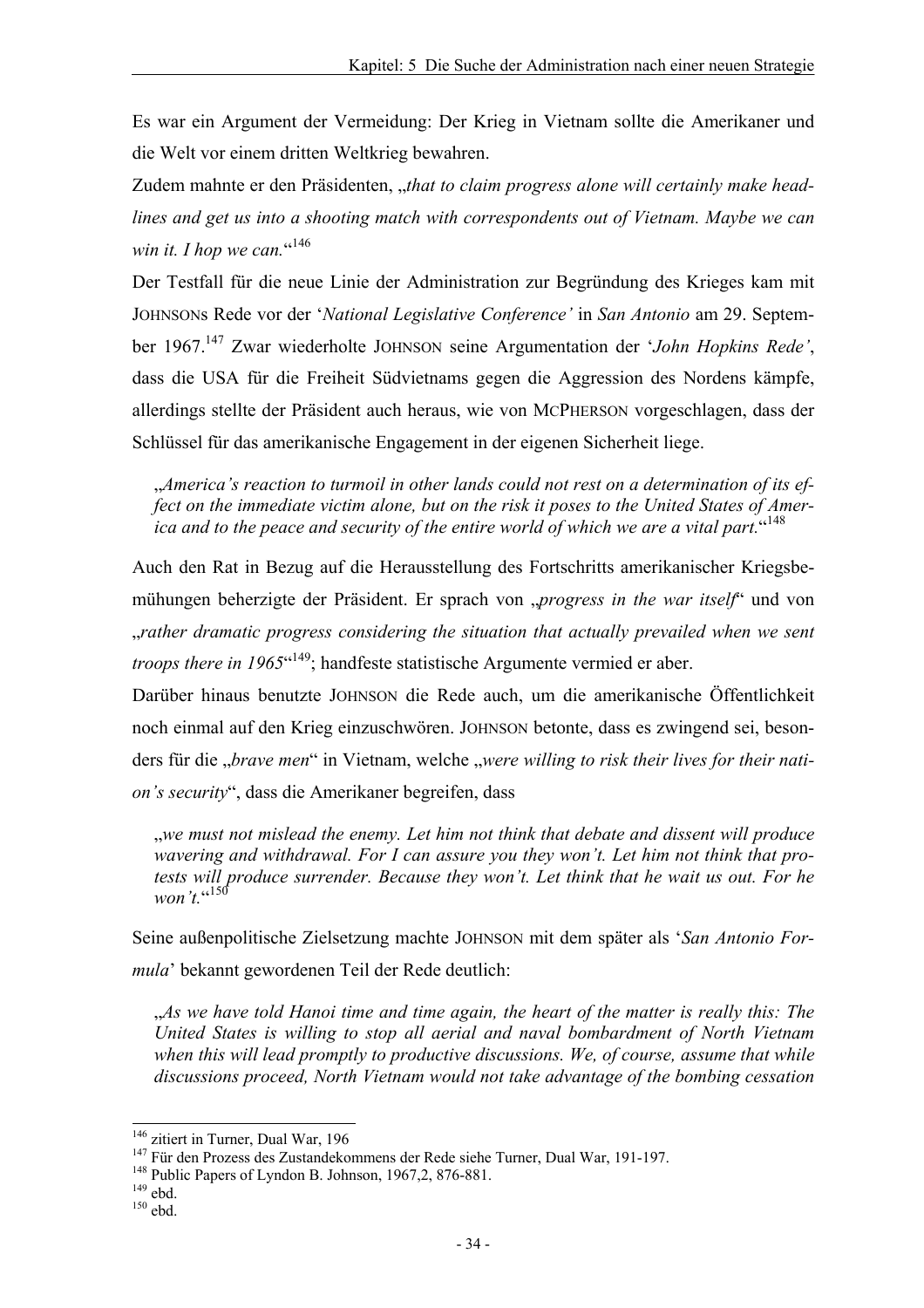Es war ein Argument der Vermeidung: Der Krieg in Vietnam sollte die Amerikaner und die Welt vor einem dritten Weltkrieg bewahren.

Zudem mahnte er den Präsidenten, „*that to claim progress alone will certainly make headlines and get us into a shooting match with correspondents out of Vietnam. Maybe we can win it. I hop we can.*“[146]

Der Testfall für die neue Linie der Administration zur Begründung des Krieges kam mit JOHNSONs Rede vor der '*National Legislative Conference'* in *San Antonio* am 29. September 1967.[147] Zwar wiederholte JOHNSON seine Argumentation der '*John Hopkins Rede'*, dass die USA für die Freiheit Südvietnams gegen die Aggression des Nordens kämpfe, allerdings stellte der Präsident auch heraus, wie von MCPHERSON vorgeschlagen, dass der Schlüssel für das amerikanische Engagement in der eigenen Sicherheit liege.

> „*America's reaction to turmoil in other lands could not rest on a determination of its effect on the immediate victim alone, but on the risk it poses to the United States of America and to the peace and security of the entire world of which we are a vital part.*“[148]

Auch den Rat in Bezug auf die Herausstellung des Fortschritts amerikanischer Kriegsbemühungen beherzigte der Präsident. Er sprach von „*progress in the war itself*“ und von „*rather dramatic progress considering the situation that actually prevailed when we sent troops there in 1965*“[149]; handfeste statistische Argumente vermied er aber.

Darüber hinaus benutzte JOHNSON die Rede auch, um die amerikanische Öffentlichkeit noch einmal auf den Krieg einzuschwören. JOHNSON betonte, dass es zwingend sei, besonders für die „*brave men*“ in Vietnam, welche „*were willing to risk their lives for their nation's security*“, dass die Amerikaner begreifen, dass

> „*we must not mislead the enemy. Let him not think that debate and dissent will produce wavering and withdrawal. For I can assure you they won't. Let him not think that protests will produce surrender. Because they won't. Let think that he wait us out. For he won't.*“[150]

Seine außenpolitische Zielsetzung machte JOHNSON mit dem später als '*San Antonio Formula*' bekannt gewordenen Teil der Rede deutlich:

> „*As we have told Hanoi time and time again, the heart of the matter is really this: The United States is willing to stop all aerial and naval bombardment of North Vietnam when this will lead promptly to productive discussions. We, of course, assume that while discussions proceed, North Vietnam would not take advantage of the bombing cessation*

---

[146] zitiert in Turner, Dual War, 196

[147] Für den Prozess des Zustandekommens der Rede siehe Turner, Dual War, 191-197.

[148] Public Papers of Lyndon B. Johnson, 1967,2, 876-881.

[149] ebd.

[150] ebd.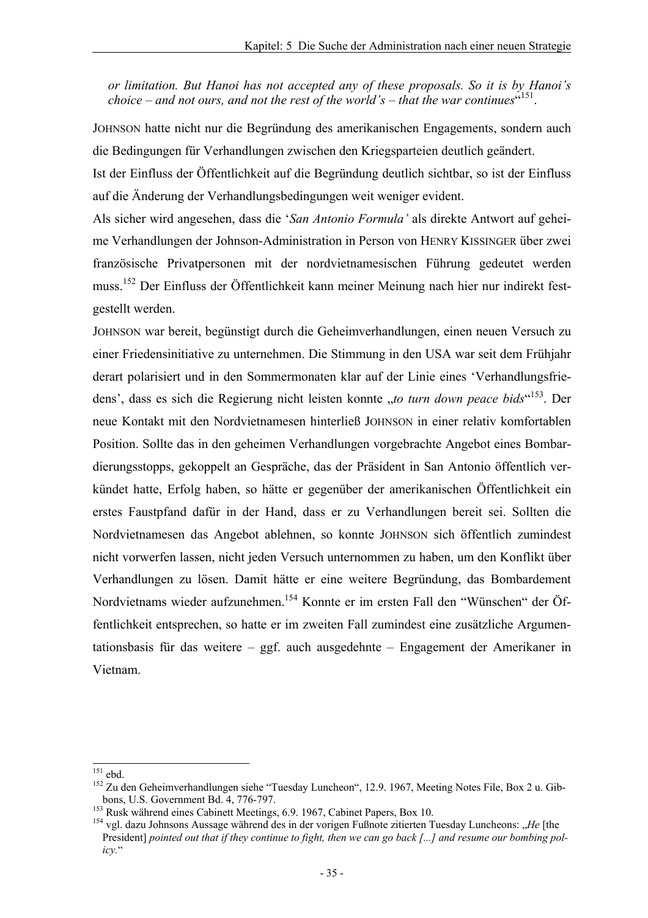*or limitation. But Hanoi has not accepted any of these proposals. So it is by Hanoi's choice – and not ours, and not the rest of the world's – that the war continues*"[151].

JOHNSON hatte nicht nur die Begründung des amerikanischen Engagements, sondern auch die Bedingungen für Verhandlungen zwischen den Kriegsparteien deutlich geändert.

Ist der Einfluss der Öffentlichkeit auf die Begründung deutlich sichtbar, so ist der Einfluss auf die Änderung der Verhandlungsbedingungen weit weniger evident.

Als sicher wird angesehen, dass die '*San Antonio Formula'* als direkte Antwort auf geheime Verhandlungen der Johnson-Administration in Person von HENRY KISSINGER über zwei französische Privatpersonen mit der nordvietnamesischen Führung gedeutet werden muss.[152] Der Einfluss der Öffentlichkeit kann meiner Meinung nach hier nur indirekt festgestellt werden.

JOHNSON war bereit, begünstigt durch die Geheimverhandlungen, einen neuen Versuch zu einer Friedensinitiative zu unternehmen. Die Stimmung in den USA war seit dem Frühjahr derart polarisiert und in den Sommermonaten klar auf der Linie eines 'Verhandlungsfriedens', dass es sich die Regierung nicht leisten konnte „*to turn down peace bids*"[153]. Der neue Kontakt mit den Nordvietnamesen hinterließ JOHNSON in einer relativ komfortablen Position. Sollte das in den geheimen Verhandlungen vorgebrachte Angebot eines Bombardierungsstopps, gekoppelt an Gespräche, das der Präsident in San Antonio öffentlich verkündet hatte, Erfolg haben, so hätte er gegenüber der amerikanischen Öffentlichkeit ein erstes Faustpfand dafür in der Hand, dass er zu Verhandlungen bereit sei. Sollten die Nordvietnamesen das Angebot ablehnen, so konnte JOHNSON sich öffentlich zumindest nicht vorwerfen lassen, nicht jeden Versuch unternommen zu haben, um den Konflikt über Verhandlungen zu lösen. Damit hätte er eine weitere Begründung, das Bombardement Nordvietnams wieder aufzunehmen.[154] Konnte er im ersten Fall den "Wünschen" der Öffentlichkeit entsprechen, so hatte er im zweiten Fall zumindest eine zusätzliche Argumentationsbasis für das weitere – ggf. auch ausgedehnte – Engagement der Amerikaner in Vietnam.

---

[151] ebd.

[152] Zu den Geheimverhandlungen siehe "Tuesday Luncheon", 12.9. 1967, Meeting Notes File, Box 2 u. Gibbons, U.S. Government Bd. 4, 776-797.

[153] Rusk während eines Cabinett Meetings, 6.9. 1967, Cabinet Papers, Box 10.

[154] vgl. dazu Johnsons Aussage während des in der vorigen Fußnote zitierten Tuesday Luncheons: „*He* [the President] *pointed out that if they continue to fight, then we can go back [...] and resume our bombing policy.*"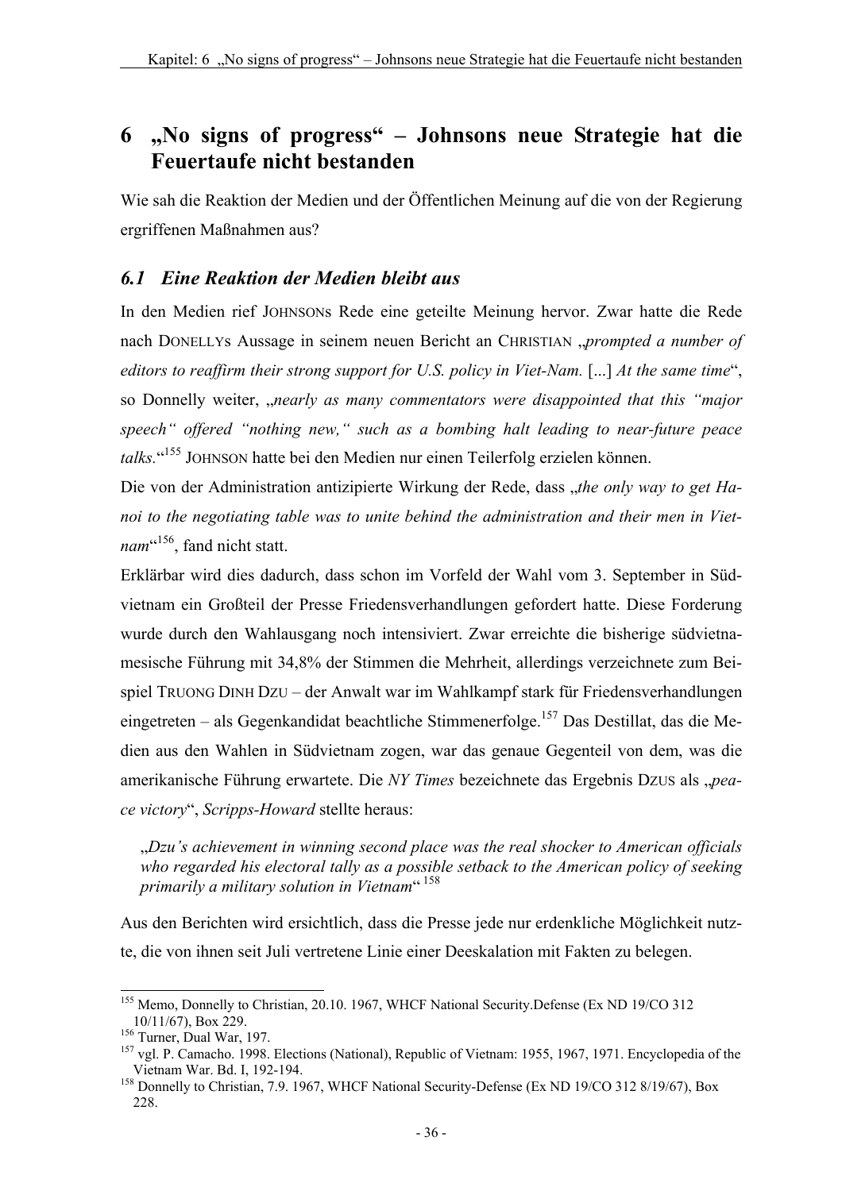# 6 „No signs of progress“ – Johnsons neue Strategie hat die Feuertaufe nicht bestanden

Wie sah die Reaktion der Medien und der Öffentlichen Meinung auf die von der Regierung ergriffenen Maßnahmen aus?

## *6.1 Eine Reaktion der Medien bleibt aus*

In den Medien rief JOHNSONs Rede eine geteilte Meinung hervor. Zwar hatte die Rede nach DONELLYs Aussage in seinem neuen Bericht an CHRISTIAN „*prompted a number of editors to reaffirm their strong support for U.S. policy in Viet-Nam.* [...] *At the same time*“, so Donnelly weiter, „*nearly as many commentators were disappointed that this "major speech" offered "nothing new," such as a bombing halt leading to near-future peace talks.*“[155] JOHNSON hatte bei den Medien nur einen Teilerfolg erzielen können.

Die von der Administration antizipierte Wirkung der Rede, dass „*the only way to get Hanoi to the negotiating table was to unite behind the administration and their men in Vietnam*“[156], fand nicht statt.

Erklärbar wird dies dadurch, dass schon im Vorfeld der Wahl vom 3. September in Südvietnam ein Großteil der Presse Friedensverhandlungen gefordert hatte. Diese Forderung wurde durch den Wahlausgang noch intensiviert. Zwar erreichte die bisherige südvietnamesische Führung mit 34,8% der Stimmen die Mehrheit, allerdings verzeichnete zum Beispiel TRUONG DINH DZU – der Anwalt war im Wahlkampf stark für Friedensverhandlungen eingetreten – als Gegenkandidat beachtliche Stimmenerfolge.[157] Das Destillat, das die Medien aus den Wahlen in Südvietnam zogen, war das genaue Gegenteil von dem, was die amerikanische Führung erwartete. Die *NY Times* bezeichnete das Ergebnis DZUs als „*peace victory*“, *Scripps-Howard* stellte heraus:

> „*Dzu's achievement in winning second place was the real shocker to American officials who regarded his electoral tally as a possible setback to the American policy of seeking primarily a military solution in Vietnam*“ [158]

Aus den Berichten wird ersichtlich, dass die Presse jede nur erdenkliche Möglichkeit nutzte, die von ihnen seit Juli vertretene Linie einer Deeskalation mit Fakten zu belegen.

---

[155] Memo, Donnelly to Christian, 20.10. 1967, WHCF National Security.Defense (Ex ND 19/CO 312 10/11/67), Box 229.

[156] Turner, Dual War, 197.

[157] vgl. P. Camacho. 1998. Elections (National), Republic of Vietnam: 1955, 1967, 1971. Encyclopedia of the Vietnam War. Bd. I, 192-194.

[158] Donnelly to Christian, 7.9. 1967, WHCF National Security-Defense (Ex ND 19/CO 312 8/19/67), Box 228.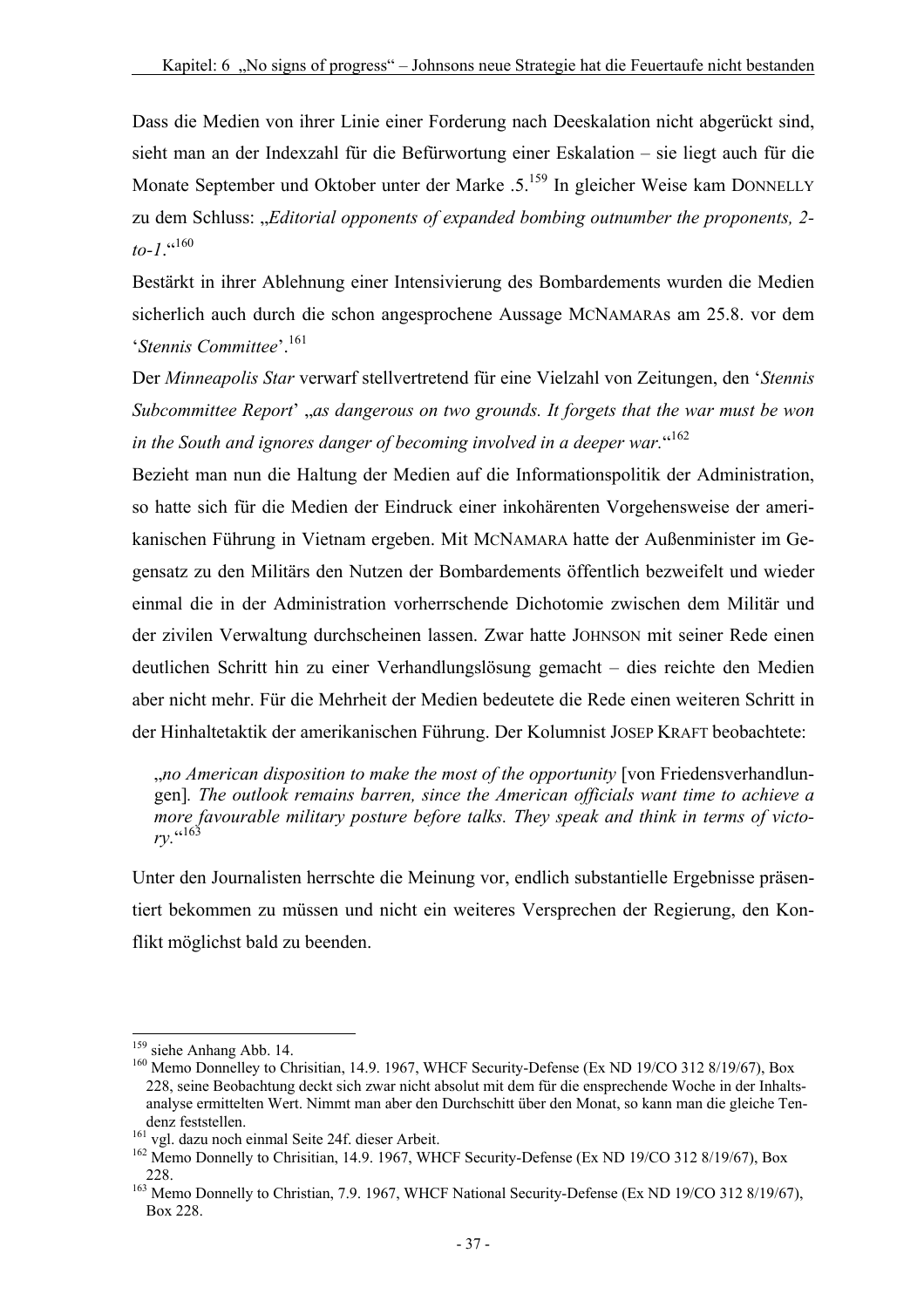Dass die Medien von ihrer Linie einer Forderung nach Deeskalation nicht abgerückt sind, sieht man an der Indexzahl für die Befürwortung einer Eskalation – sie liegt auch für die Monate September und Oktober unter der Marke .5.[159] In gleicher Weise kam DONNELLY zu dem Schluss: „*Editorial opponents of expanded bombing outnumber the proponents, 2-to-1*."[160]

Bestärkt in ihrer Ablehnung einer Intensivierung des Bombardements wurden die Medien sicherlich auch durch die schon angesprochene Aussage MCNAMARAs am 25.8. vor dem '*Stennis Committee*'.[161]

Der *Minneapolis Star* verwarf stellvertretend für eine Vielzahl von Zeitungen, den '*Stennis Subcommittee Report*' „*as dangerous on two grounds. It forgets that the war must be won in the South and ignores danger of becoming involved in a deeper war.*"[162]

Bezieht man nun die Haltung der Medien auf die Informationspolitik der Administration, so hatte sich für die Medien der Eindruck einer inkohärenten Vorgehensweise der amerikanischen Führung in Vietnam ergeben. Mit MCNAMARA hatte der Außenminister im Gegensatz zu den Militärs den Nutzen der Bombardements öffentlich bezweifelt und wieder einmal die in der Administration vorherrschende Dichotomie zwischen dem Militär und der zivilen Verwaltung durchscheinen lassen. Zwar hatte JOHNSON mit seiner Rede einen deutlichen Schritt hin zu einer Verhandlungslösung gemacht – dies reichte den Medien aber nicht mehr. Für die Mehrheit der Medien bedeutete die Rede einen weiteren Schritt in der Hinhaltetaktik der amerikanischen Führung. Der Kolumnist JOSEP KRAFT beobachtete:

> „*no American disposition to make the most of the opportunity* [von Friedensverhandlungen]. *The outlook remains barren, since the American officials want time to achieve a more favourable military posture before talks. They speak and think in terms of victory.*"[163]

Unter den Journalisten herrschte die Meinung vor, endlich substantielle Ergebnisse präsentiert bekommen zu müssen und nicht ein weiteres Versprechen der Regierung, den Konflikt möglichst bald zu beenden.

---

[159] siehe Anhang Abb. 14.

[160] Memo Donnelley to Chrisitian, 14.9. 1967, WHCF Security-Defense (Ex ND 19/CO 312 8/19/67), Box 228, seine Beobachtung deckt sich zwar nicht absolut mit dem für die ensprechende Woche in der Inhaltsanalyse ermittelten Wert. Nimmt man aber den Durchschitt über den Monat, so kann man die gleiche Tendenz feststellen.

[161] vgl. dazu noch einmal Seite 24f. dieser Arbeit.

[162] Memo Donnelly to Chrisitian, 14.9. 1967, WHCF Security-Defense (Ex ND 19/CO 312 8/19/67), Box 228.

[163] Memo Donnelly to Christian, 7.9. 1967, WHCF National Security-Defense (Ex ND 19/CO 312 8/19/67), Box 228.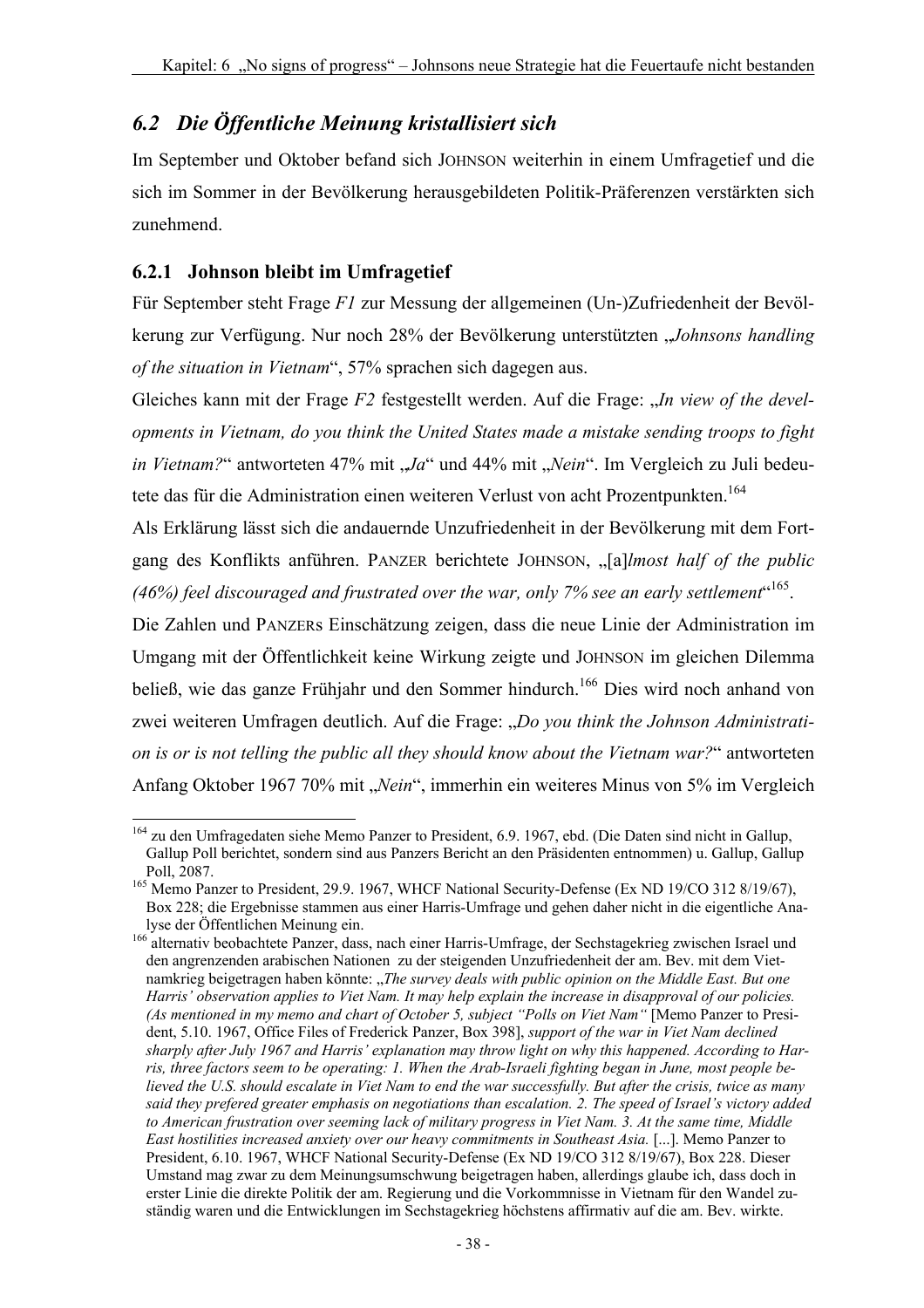## 6.2 *Die Öffentliche Meinung kristallisiert sich*

Im September und Oktober befand sich JOHNSON weiterhin in einem Umfragetief und die sich im Sommer in der Bevölkerung herausgebildeten Politik-Präferenzen verstärkten sich zunehmend.

### 6.2.1 Johnson bleibt im Umfragetief

Für September steht Frage *F1* zur Messung der allgemeinen (Un-)Zufriedenheit der Bevölkerung zur Verfügung. Nur noch 28% der Bevölkerung unterstützten „*Johnsons handling of the situation in Vietnam*", 57% sprachen sich dagegen aus.

Gleiches kann mit der Frage *F2* festgestellt werden. Auf die Frage: „*In view of the developments in Vietnam, do you think the United States made a mistake sending troops to fight in Vietnam?*" antworteten 47% mit „*Ja*" und 44% mit „*Nein*". Im Vergleich zu Juli bedeutete das für die Administration einen weiteren Verlust von acht Prozentpunkten.[164]

Als Erklärung lässt sich die andauernde Unzufriedenheit in der Bevölkerung mit dem Fortgang des Konflikts anführen. PANZER berichtete JOHNSON, „[a]*lmost half of the public (46%) feel discouraged and frustrated over the war, only 7% see an early settlement*"[165].

Die Zahlen und PANZERs Einschätzung zeigen, dass die neue Linie der Administration im Umgang mit der Öffentlichkeit keine Wirkung zeigte und JOHNSON im gleichen Dilemma beließ, wie das ganze Frühjahr und den Sommer hindurch.[166] Dies wird noch anhand von zwei weiteren Umfragen deutlich. Auf die Frage: „*Do you think the Johnson Administration is or is not telling the public all they should know about the Vietnam war?*" antworteten Anfang Oktober 1967 70% mit „*Nein*", immerhin ein weiteres Minus von 5% im Vergleich

---

[164] zu den Umfragedaten siehe Memo Panzer to President, 6.9. 1967, ebd. (Die Daten sind nicht in Gallup, Gallup Poll berichtet, sondern sind aus Panzers Bericht an den Präsidenten entnommen) u. Gallup, Gallup Poll, 2087.

[165] Memo Panzer to President, 29.9. 1967, WHCF National Security-Defense (Ex ND 19/CO 312 8/19/67), Box 228; die Ergebnisse stammen aus einer Harris-Umfrage und gehen daher nicht in die eigentliche Analyse der Öffentlichen Meinung ein.

[166] alternativ beobachtete Panzer, dass, nach einer Harris-Umfrage, der Sechstagekrieg zwischen Israel und den angrenzenden arabischen Nationen zu der steigenden Unzufriedenheit der am. Bev. mit dem Vietnamkrieg beigetragen haben könnte: „*The survey deals with public opinion on the Middle East. But one Harris' observation applies to Viet Nam. It may help explain the increase in disapproval of our policies. (As mentioned in my memo and chart of October 5, subject "Polls on Viet Nam"* [Memo Panzer to President, 5.10. 1967, Office Files of Frederick Panzer, Box 398], *support of the war in Viet Nam declined sharply after July 1967 and Harris' explanation may throw light on why this happened. According to Harris, three factors seem to be operating: 1. When the Arab-Israeli fighting began in June, most people believed the U.S. should escalate in Viet Nam to end the war successfully. But after the crisis, twice as many said they prefered greater emphasis on negotiations than escalation. 2. The speed of Israel's victory added to American frustration over seeming lack of military progress in Viet Nam. 3. At the same time, Middle East hostilities increased anxiety over our heavy commitments in Southeast Asia.* [...]. Memo Panzer to President, 6.10. 1967, WHCF National Security-Defense (Ex ND 19/CO 312 8/19/67), Box 228. Dieser Umstand mag zwar zu dem Meinungsumschwung beigetragen haben, allerdings glaube ich, dass doch in erster Linie die direkte Politik der am. Regierung und die Vorkommnisse in Vietnam für den Wandel zuständig waren und die Entwicklungen im Sechstagekrieg höchstens affirmativ auf die am. Bev. wirkte.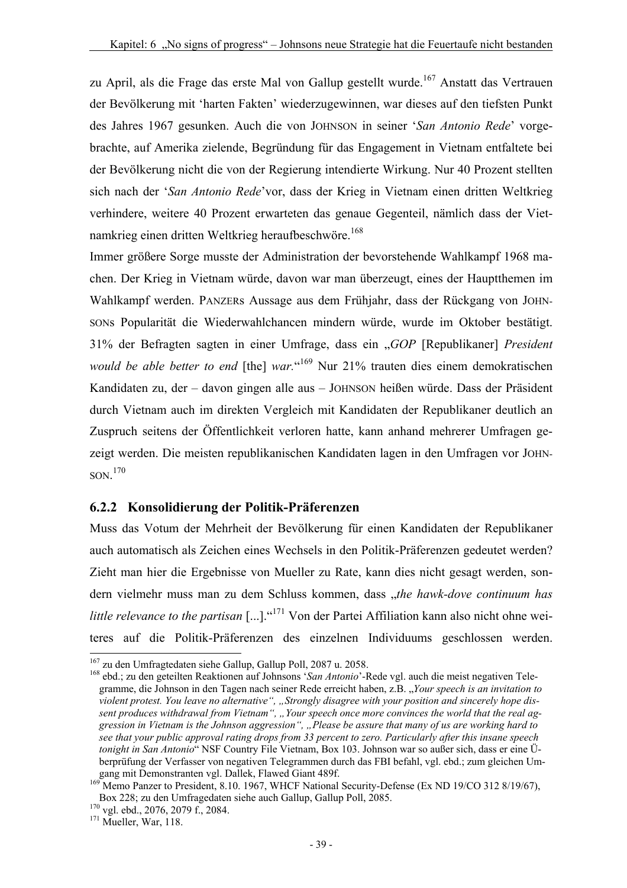zu April, als die Frage das erste Mal von Gallup gestellt wurde.[167] Anstatt das Vertrauen der Bevölkerung mit 'harten Fakten' wiederzugewinnen, war dieses auf den tiefsten Punkt des Jahres 1967 gesunken. Auch die von JOHNSON in seiner '*San Antonio Rede*' vorgebrachte, auf Amerika zielende, Begründung für das Engagement in Vietnam entfaltete bei der Bevölkerung nicht die von der Regierung intendierte Wirkung. Nur 40 Prozent stellten sich nach der '*San Antonio Rede*'vor, dass der Krieg in Vietnam einen dritten Weltkrieg verhindere, weitere 40 Prozent erwarteten das genaue Gegenteil, nämlich dass der Vietnamkrieg einen dritten Weltkrieg heraufbeschwöre.[168]

Immer größere Sorge musste der Administration der bevorstehende Wahlkampf 1968 machen. Der Krieg in Vietnam würde, davon war man überzeugt, eines der Hauptthemen im Wahlkampf werden. PANZERs Aussage aus dem Frühjahr, dass der Rückgang von JOHNSONs Popularität die Wiederwahlchancen mindern würde, wurde im Oktober bestätigt. 31% der Befragten sagten in einer Umfrage, dass ein „*GOP* [Republikaner] *President would be able better to end* [the] *war.*“[169] Nur 21% trauten dies einem demokratischen Kandidaten zu, der – davon gingen alle aus – JOHNSON heißen würde. Dass der Präsident durch Vietnam auch im direkten Vergleich mit Kandidaten der Republikaner deutlich an Zuspruch seitens der Öffentlichkeit verloren hatte, kann anhand mehrerer Umfragen gezeigt werden. Die meisten republikanischen Kandidaten lagen in den Umfragen vor JOHNSON.[170]

### 6.2.2 Konsolidierung der Politik-Präferenzen

Muss das Votum der Mehrheit der Bevölkerung für einen Kandidaten der Republikaner auch automatisch als Zeichen eines Wechsels in den Politik-Präferenzen gedeutet werden? Zieht man hier die Ergebnisse von Mueller zu Rate, kann dies nicht gesagt werden, sondern vielmehr muss man zu dem Schluss kommen, dass „*the hawk-dove continuum has little relevance to the partisan* [...].“[171] Von der Partei Affiliation kann also nicht ohne weiteres auf die Politik-Präferenzen des einzelnen Individuums geschlossen werden.

---

[167] zu den Umfragtedaten siehe Gallup, Gallup Poll, 2087 u. 2058.

[168] ebd.; zu den geteilten Reaktionen auf Johnsons '*San Antonio*'-Rede vgl. auch die meist negativen Telegramme, die Johnson in den Tagen nach seiner Rede erreicht haben, z.B. „*Your speech is an invitation to violent protest. You leave no alternative“, „Strongly disagree with your position and sincerely hope dissent produces withdrawal from Vietnam“, „Your speech once more convinces the world that the real aggression in Vietnam is the Johnson aggression“, „Please be assure that many of us are working hard to see that your public approval rating drops from 33 percent to zero. Particularly after this insane speech tonight in San Antonio*“ NSF Country File Vietnam, Box 103. Johnson war so außer sich, dass er eine Überprüfung der Verfasser von negativen Telegrammen durch das FBI befahl, vgl. ebd.; zum gleichen Umgang mit Demonstranten vgl. Dallek, Flawed Giant 489f.

[169] Memo Panzer to President, 8.10. 1967, WHCF National Security-Defense (Ex ND 19/CO 312 8/19/67), Box 228; zu den Umfragedaten siehe auch Gallup, Gallup Poll, 2085.

[170] vgl. ebd., 2076, 2079 f., 2084.

[171] Mueller, War, 118.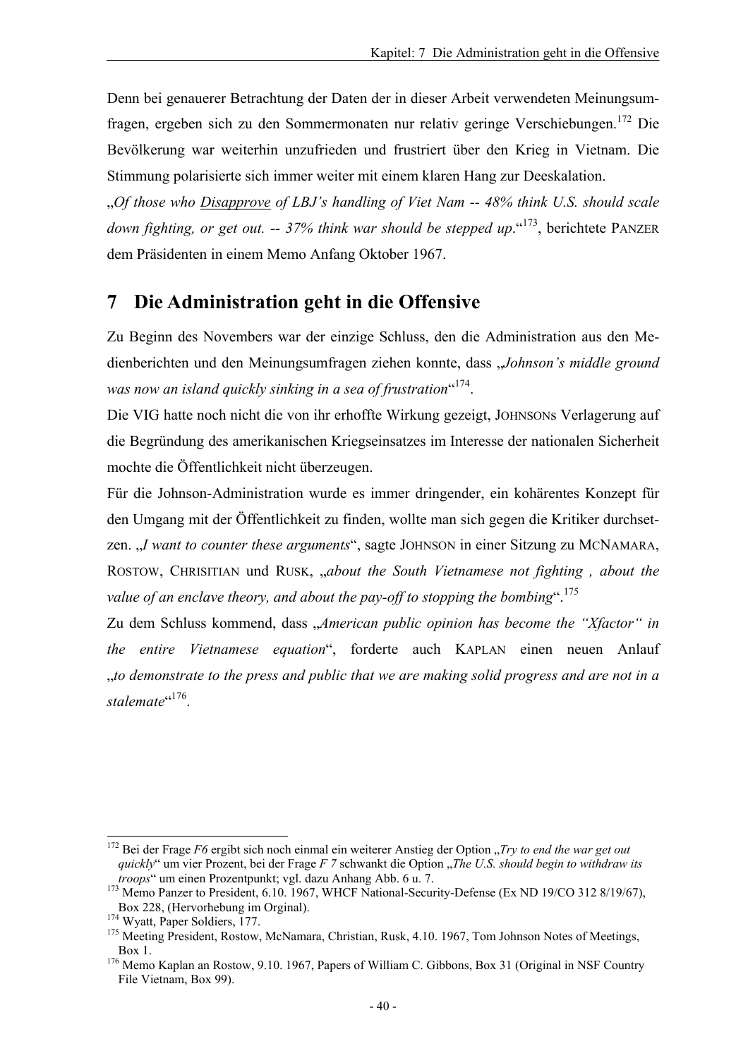Denn bei genauerer Betrachtung der Daten der in dieser Arbeit verwendeten Meinungsumfragen, ergeben sich zu den Sommermonaten nur relativ geringe Verschiebungen.[172] Die Bevölkerung war weiterhin unzufrieden und frustriert über den Krieg in Vietnam. Die Stimmung polarisierte sich immer weiter mit einem klaren Hang zur Deeskalation.

„*Of those who <u>Disapprove</u> of LBJ's handling of Viet Nam -- 48% think U.S. should scale down fighting, or get out. -- 37% think war should be stepped up*."[173], berichtete PANZER dem Präsidenten in einem Memo Anfang Oktober 1967.

# 7 Die Administration geht in die Offensive

Zu Beginn des Novembers war der einzige Schluss, den die Administration aus den Medienberichten und den Meinungsumfragen ziehen konnte, dass „*Johnson's middle ground was now an island quickly sinking in a sea of frustration*"[174].

Die VIG hatte noch nicht die von ihr erhoffte Wirkung gezeigt, JOHNSONs Verlagerung auf die Begründung des amerikanischen Kriegseinsatzes im Interesse der nationalen Sicherheit mochte die Öffentlichkeit nicht überzeugen.

Für die Johnson-Administration wurde es immer dringender, ein kohärentes Konzept für den Umgang mit der Öffentlichkeit zu finden, wollte man sich gegen die Kritiker durchsetzen. „*I want to counter these arguments*", sagte JOHNSON in einer Sitzung zu MCNAMARA, ROSTOW, CHRISITIAN und RUSK, „*about the South Vietnamese not fighting , about the value of an enclave theory, and about the pay-off to stopping the bombing*".[175]

Zu dem Schluss kommend, dass „*American public opinion has become the "Xfactor" in the entire Vietnamese equation*", forderte auch KAPLAN einen neuen Anlauf „*to demonstrate to the press and public that we are making solid progress and are not in a stalemate*"[176].

---

[172] Bei der Frage *F6* ergibt sich noch einmal ein weiterer Anstieg der Option „*Try to end the war get out quickly*" um vier Prozent, bei der Frage *F 7* schwankt die Option „*The U.S. should begin to withdraw its troops*" um einen Prozentpunkt; vgl. dazu Anhang Abb. 6 u. 7.

[173] Memo Panzer to President, 6.10. 1967, WHCF National-Security-Defense (Ex ND 19/CO 312 8/19/67), Box 228, (Hervorhebung im Orginal).

[174] Wyatt, Paper Soldiers, 177.

[175] Meeting President, Rostow, McNamara, Christian, Rusk, 4.10. 1967, Tom Johnson Notes of Meetings, Box 1.

[176] Memo Kaplan an Rostow, 9.10. 1967, Papers of William C. Gibbons, Box 31 (Original in NSF Country File Vietnam, Box 99).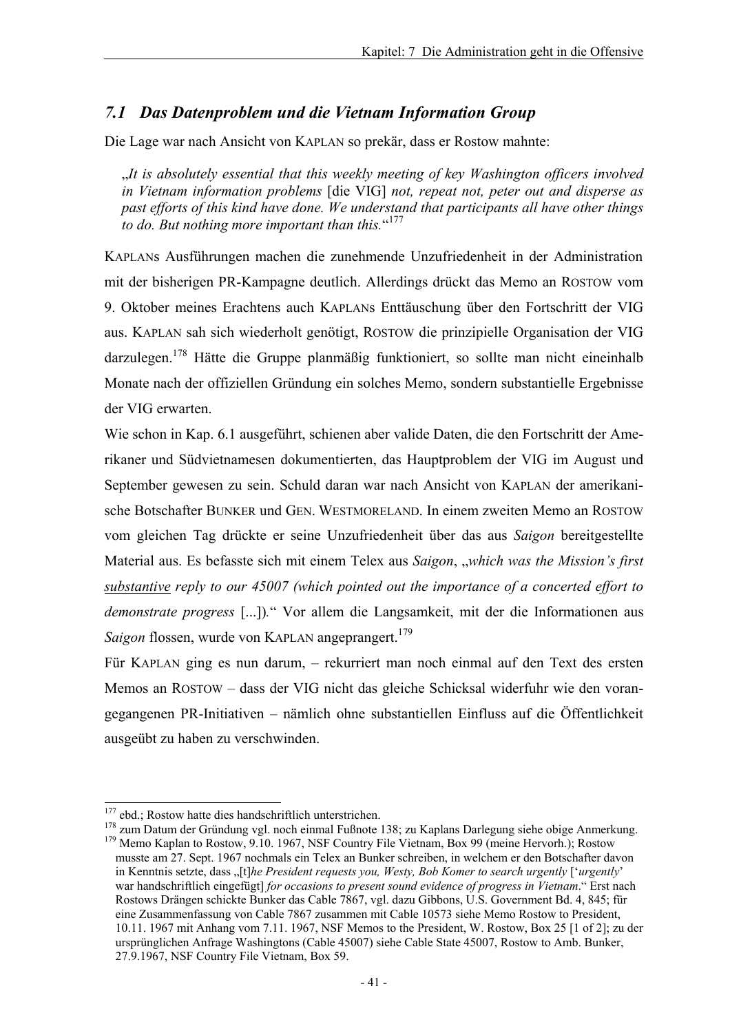## 7.1 Das Datenproblem und die Vietnam Information Group

Die Lage war nach Ansicht von KAPLAN so prekär, dass er Rostow mahnte:

> „*It is absolutely essential that this weekly meeting of key Washington officers involved in Vietnam information problems* [die VIG] *not, repeat not, peter out and disperse as past efforts of this kind have done. We understand that participants all have other things to do. But nothing more important than this.*“[177]

KAPLANs Ausführungen machen die zunehmende Unzufriedenheit in der Administration mit der bisherigen PR-Kampagne deutlich. Allerdings drückt das Memo an ROSTOW vom 9. Oktober meines Erachtens auch KAPLANs Enttäuschung über den Fortschritt der VIG aus. KAPLAN sah sich wiederholt genötigt, ROSTOW die prinzipielle Organisation der VIG darzulegen.[178] Hätte die Gruppe planmäßig funktioniert, so sollte man nicht eineinhalb Monate nach der offiziellen Gründung ein solches Memo, sondern substantielle Ergebnisse der VIG erwarten.

Wie schon in Kap. 6.1 ausgeführt, schienen aber valide Daten, die den Fortschritt der Amerikaner und Südvietnamesen dokumentierten, das Hauptproblem der VIG im August und September gewesen zu sein. Schuld daran war nach Ansicht von KAPLAN der amerikanische Botschafter BUNKER und GEN. WESTMORELAND. In einem zweiten Memo an ROSTOW vom gleichen Tag drückte er seine Unzufriedenheit über das aus *Saigon* bereitgestellte Material aus. Es befasste sich mit einem Telex aus *Saigon*, „*which was the Mission's first <u>substantive</u> reply to our 45007 (which pointed out the importance of a concerted effort to demonstrate progress* [...])*.*“ Vor allem die Langsamkeit, mit der die Informationen aus *Saigon* flossen, wurde von KAPLAN angeprangert.[179]

Für KAPLAN ging es nun darum, – rekurriert man noch einmal auf den Text des ersten Memos an ROSTOW – dass der VIG nicht das gleiche Schicksal widerfuhr wie den vorangegangenen PR-Initiativen – nämlich ohne substantiellen Einfluss auf die Öffentlichkeit ausgeübt zu haben zu verschwinden.

---

[177] ebd.; Rostow hatte dies handschriftlich unterstrichen.

[178] zum Datum der Gründung vgl. noch einmal Fußnote 138; zu Kaplans Darlegung siehe obige Anmerkung.

[179] Memo Kaplan to Rostow, 9.10. 1967, NSF Country File Vietnam, Box 99 (meine Hervorh.); Rostow musste am 27. Sept. 1967 nochmals ein Telex an Bunker schreiben, in welchem er den Botschafter davon in Kenntnis setzte, dass „[t]*he President requests you, Westy, Bob Komer to search urgently* ['*urgently*' war handschriftlich eingefügt] *for occasions to present sound evidence of progress in Vietnam*.“ Erst nach Rostows Drängen schickte Bunker das Cable 7867, vgl. dazu Gibbons, U.S. Government Bd. 4, 845; für eine Zusammenfassung von Cable 7867 zusammen mit Cable 10573 siehe Memo Rostow to President, 10.11. 1967 mit Anhang vom 7.11. 1967, NSF Memos to the President, W. Rostow, Box 25 [1 of 2]; zu der ursprünglichen Anfrage Washingtons (Cable 45007) siehe Cable State 45007, Rostow to Amb. Bunker, 27.9.1967, NSF Country File Vietnam, Box 59.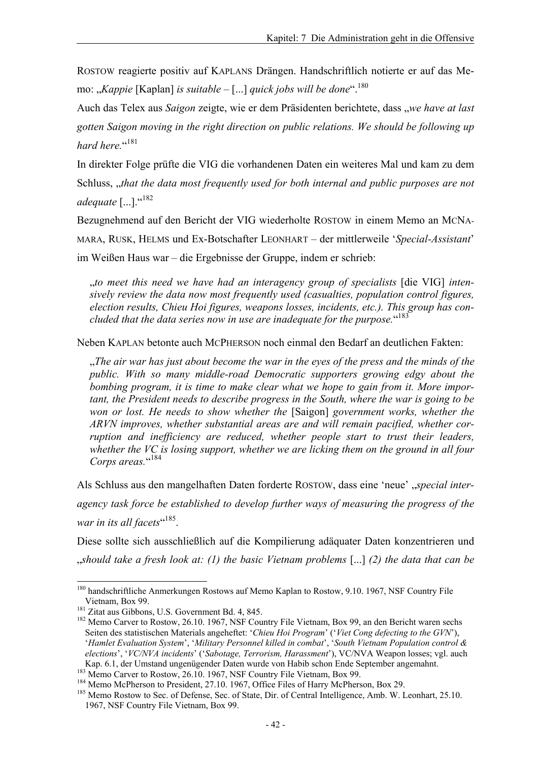ROSTOW reagierte positiv auf KAPLANS Drängen. Handschriftlich notierte er auf das Memo: „*Kappie* [Kaplan] *is suitable* – [...] *quick jobs will be done*“.[180]

Auch das Telex aus *Saigon* zeigte, wie er dem Präsidenten berichtete, dass „*we have at last gotten Saigon moving in the right direction on public relations. We should be following up hard here.*“[181]

In direkter Folge prüfte die VIG die vorhandenen Daten ein weiteres Mal und kam zu dem Schluss, „*that the data most frequently used for both internal and public purposes are not adequate* [...].“[182]

Bezugnehmend auf den Bericht der VIG wiederholte ROSTOW in einem Memo an MCNAMARA, RUSK, HELMS und Ex-Botschafter LEONHART – der mittlerweile '*Special-Assistant*' im Weißen Haus war – die Ergebnisse der Gruppe, indem er schrieb:

> „*to meet this need we have had an interagency group of specialists* [die VIG] *intensively review the data now most frequently used (casualties, population control figures, election results, Chieu Hoi figures, weapons losses, incidents, etc.). This group has concluded that the data series now in use are inadequate for the purpose.*“[183]

Neben KAPLAN betonte auch MCPHERSON noch einmal den Bedarf an deutlichen Fakten:

> „*The air war has just about become the war in the eyes of the press and the minds of the public. With so many middle-road Democratic supporters growing edgy about the bombing program, it is time to make clear what we hope to gain from it. More important, the President needs to describe progress in the South, where the war is going to be won or lost. He needs to show whether the* [Saigon] *government works, whether the ARVN improves, whether substantial areas are and will remain pacified, whether corruption and inefficiency are reduced, whether people start to trust their leaders, whether the VC is losing support, whether we are licking them on the ground in all four Corps areas.*“[184]

Als Schluss aus den mangelhaften Daten forderte ROSTOW, dass eine 'neue' „*special interagency task force be established to develop further ways of measuring the progress of the war in its all facets*“[185].

Diese sollte sich ausschließlich auf die Kompilierung adäquater Daten konzentrieren und „*should take a fresh look at: (1) the basic Vietnam problems* [...] *(2) the data that can be*

---

[180] handschriftliche Anmerkungen Rostows auf Memo Kaplan to Rostow, 9.10. 1967, NSF Country File Vietnam, Box 99.

[181] Zitat aus Gibbons, U.S. Government Bd. 4, 845.

[182] Memo Carver to Rostow, 26.10. 1967, NSF Country File Vietnam, Box 99, an den Bericht waren sechs Seiten des statistischen Materials angeheftet: '*Chieu Hoi Program*' ('*Viet Cong defecting to the GVN*'), '*Hamlet Evaluation System*', '*Military Personnel killed in combat*', '*South Vietnam Population control & elections*', '*VC/NVA incidents*' ('*Sabotage, Terrorism, Harassment*'), VC/NVA Weapon losses; vgl. auch Kap. 6.1, der Umstand ungenügender Daten wurde von Habib schon Ende September angemahnt.

[183] Memo Carver to Rostow, 26.10. 1967, NSF Country File Vietnam, Box 99.

[184] Memo McPherson to President, 27.10. 1967, Office Files of Harry McPherson, Box 29.

[185] Memo Rostow to Sec. of Defense, Sec. of State, Dir. of Central Intelligence, Amb. W. Leonhart, 25.10. 1967, NSF Country File Vietnam, Box 99.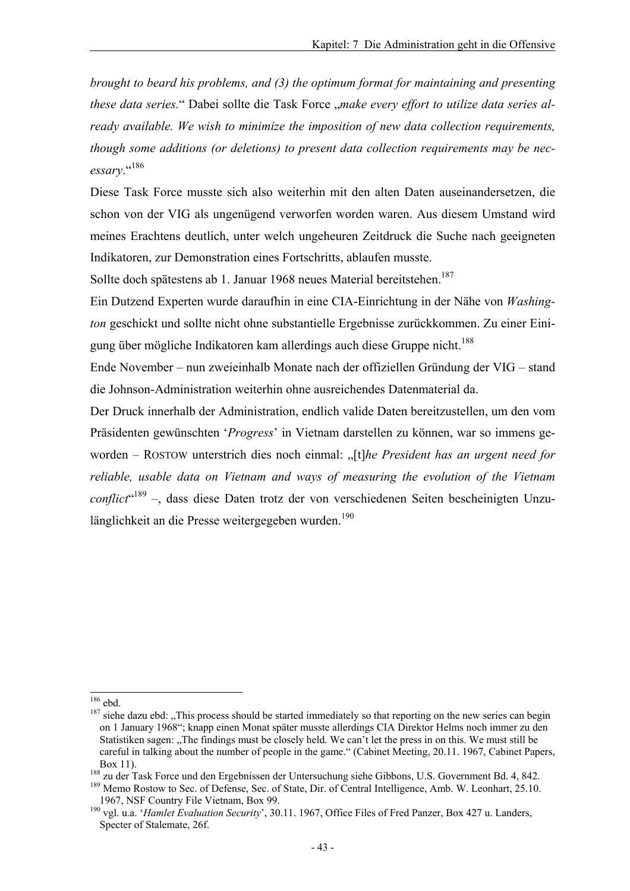*brought to beard his problems, and (3) the optimum format for maintaining and presenting these data series.*“ Dabei sollte die Task Force „*make every effort to utilize data series already available. We wish to minimize the imposition of new data collection requirements, though some additions (or deletions) to present data collection requirements may be necessary*.“[186]

Diese Task Force musste sich also weiterhin mit den alten Daten auseinandersetzen, die schon von der VIG als ungenügend verworfen worden waren. Aus diesem Umstand wird meines Erachtens deutlich, unter welch ungeheuren Zeitdruck die Suche nach geeigneten Indikatoren, zur Demonstration eines Fortschritts, ablaufen musste.

Sollte doch spätestens ab 1. Januar 1968 neues Material bereitstehen.[187]

Ein Dutzend Experten wurde daraufhin in eine CIA-Einrichtung in der Nähe von *Washington* geschickt und sollte nicht ohne substantielle Ergebnisse zurückkommen. Zu einer Einigung über mögliche Indikatoren kam allerdings auch diese Gruppe nicht.[188]

Ende November – nun zweieinhalb Monate nach der offiziellen Gründung der VIG – stand die Johnson-Administration weiterhin ohne ausreichendes Datenmaterial da.

Der Druck innerhalb der Administration, endlich valide Daten bereitzustellen, um den vom Präsidenten gewünschten ‘*Progress*’ in Vietnam darstellen zu können, war so immens geworden – ROSTOW unterstrich dies noch einmal: „[t]*he President has an urgent need for reliable, usable data on Vietnam and ways of measuring the evolution of the Vietnam conflict*“[189] –, dass diese Daten trotz der von verschiedenen Seiten bescheinigten Unzulänglichkeit an die Presse weitergegeben wurden.[190]

---

[186] ebd.

[187] siehe dazu ebd: „This process should be started immediately so that reporting on the new series can begin on 1 January 1968“; knapp einen Monat später musste allerdings CIA Direktor Helms noch immer zu den Statistiken sagen: „The findings must be closely held. We can't let the press in on this. We must still be careful in talking about the number of people in the game.“ (Cabinet Meeting, 20.11. 1967, Cabinet Papers, Box 11).

[188] zu der Task Force und den Ergebnissen der Untersuchung siehe Gibbons, U.S. Government Bd. 4, 842.

[189] Memo Rostow to Sec. of Defense, Sec. of State, Dir. of Central Intelligence, Amb. W. Leonhart, 25.10. 1967, NSF Country File Vietnam, Box 99.

[190] vgl. u.a. ‘*Hamlet Evaluation Security*’, 30.11. 1967, Office Files of Fred Panzer, Box 427 u. Landers, Specter of Stalemate, 26f.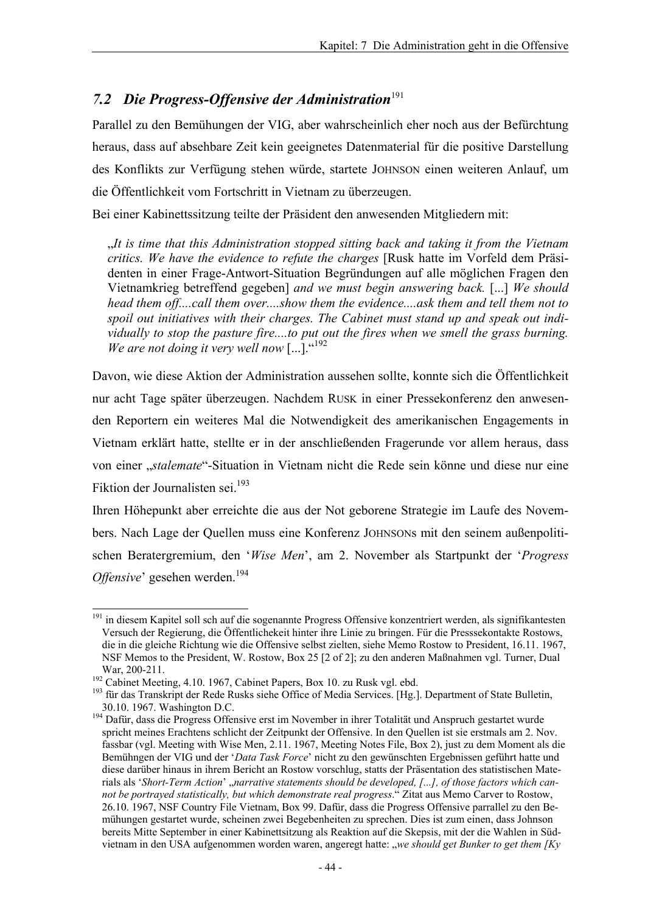## 7.2 *Die Progress-Offensive der Administration*[191]

Parallel zu den Bemühungen der VIG, aber wahrscheinlich eher noch aus der Befürchtung heraus, dass auf absehbare Zeit kein geeignetes Datenmaterial für die positive Darstellung des Konflikts zur Verfügung stehen würde, startete JOHNSON einen weiteren Anlauf, um die Öffentlichkeit vom Fortschritt in Vietnam zu überzeugen.

Bei einer Kabinettssitzung teilte der Präsident den anwesenden Mitgliedern mit:

> „*It is time that this Administration stopped sitting back and taking it from the Vietnam critics. We have the evidence to refute the charges* [Rusk hatte im Vorfeld dem Präsidenten in einer Frage-Antwort-Situation Begründungen auf alle möglichen Fragen den Vietnamkrieg betreffend gegeben] *and we must begin answering back.* [...] *We should head them off....call them over....show them the evidence....ask them and tell them not to spoil out initiatives with their charges. The Cabinet must stand up and speak out individually to stop the pasture fire....to put out the fires when we smell the grass burning. We are not doing it very well now* [...].“[192]

Davon, wie diese Aktion der Administration aussehen sollte, konnte sich die Öffentlichkeit nur acht Tage später überzeugen. Nachdem RUSK in einer Pressekonferenz den anwesenden Reportern ein weiteres Mal die Notwendigkeit des amerikanischen Engagements in Vietnam erklärt hatte, stellte er in der anschließenden Fragerunde vor allem heraus, dass von einer „*stalemate*“-Situation in Vietnam nicht die Rede sein könne und diese nur eine Fiktion der Journalisten sei.[193]

Ihren Höhepunkt aber erreichte die aus der Not geborene Strategie im Laufe des Novembers. Nach Lage der Quellen muss eine Konferenz JOHNSONs mit den seinem außenpolitischen Beratergremium, den '*Wise Men*', am 2. November als Startpunkt der '*Progress Offensive*' gesehen werden.[194]

---

[191] in diesem Kapitel soll sch auf die sogenannte Progress Offensive konzentriert werden, als signifikantesten Versuch der Regierung, die Öffentlichekeit hinter ihre Linie zu bringen. Für die Presssekontakte Rostows, die in die gleiche Richtung wie die Offensive selbst zielten, siehe Memo Rostow to President, 16.11. 1967, NSF Memos to the President, W. Rostow, Box 25 [2 of 2]; zu den anderen Maßnahmen vgl. Turner, Dual War, 200-211.

[192] Cabinet Meeting, 4.10. 1967, Cabinet Papers, Box 10. zu Rusk vgl. ebd.

[193] für das Transkript der Rede Rusks siehe Office of Media Services. [Hg.]. Department of State Bulletin, 30.10. 1967. Washington D.C.

[194] Dafür, dass die Progress Offensive erst im November in ihrer Totalität und Anspruch gestartet wurde spricht meines Erachtens schlicht der Zeitpunkt der Offensive. In den Quellen ist sie erstmals am 2. Nov. fassbar (vgl. Meeting with Wise Men, 2.11. 1967, Meeting Notes File, Box 2), just zu dem Moment als die Bemühngen der VIG und der '*Data Task Force*' nicht zu den gewünschten Ergebnissen geführt hatte und diese darüber hinaus in ihrem Bericht an Rostow vorschlug, statts der Präsentation des statistischen Materials als '*Short-Term Action*' „*narrative statements should be developed, [...], of those factors which cannot be portrayed statistically, but which demonstrate real progress*.“ Zitat aus Memo Carver to Rostow, 26.10. 1967, NSF Country File Vietnam, Box 99. Dafür, dass die Progress Offensive parrallel zu den Bemühungen gestartet wurde, scheinen zwei Begebenheiten zu sprechen. Dies ist zum einen, dass Johnson bereits Mitte September in einer Kabinettsitzung als Reaktion auf die Skepsis, mit der die Wahlen in Südvietnam in den USA aufgenommen worden waren, angeregt hatte: „*we should get Bunker to get them [Ky*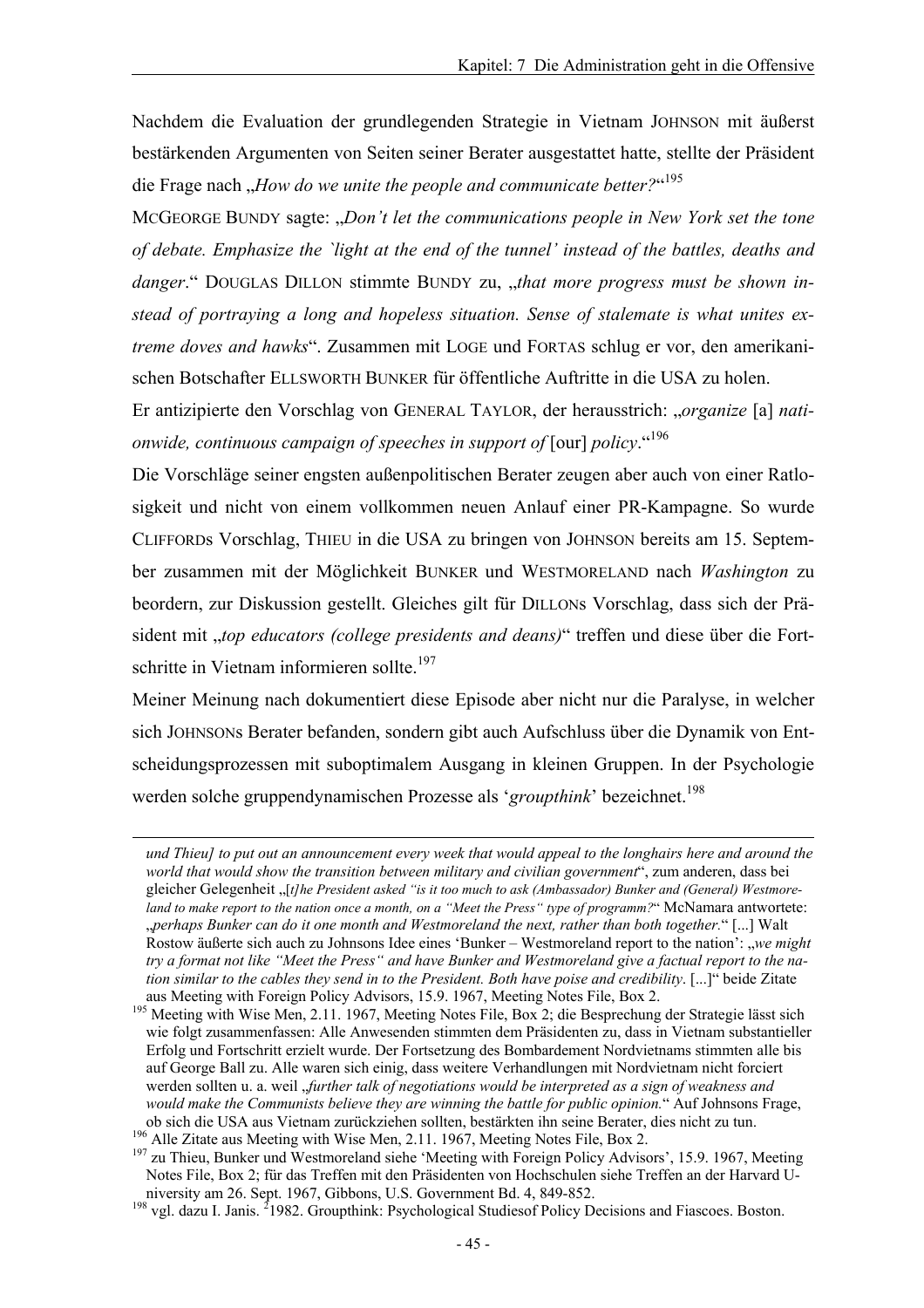Nachdem die Evaluation der grundlegenden Strategie in Vietnam JOHNSON mit äußerst bestärkenden Argumenten von Seiten seiner Berater ausgestattet hatte, stellte der Präsident die Frage nach „*How do we unite the people and communicate better?*“[195]

MCGEORGE BUNDY sagte: „*Don't let the communications people in New York set the tone of debate. Emphasize the `light at the end of the tunnel' instead of the battles, deaths and danger*.“ DOUGLAS DILLON stimmte BUNDY zu, „*that more progress must be shown instead of portraying a long and hopeless situation. Sense of stalemate is what unites extreme doves and hawks*“. Zusammen mit LOGE und FORTAS schlug er vor, den amerikanischen Botschafter ELLSWORTH BUNKER für öffentliche Auftritte in die USA zu holen.

Er antizipierte den Vorschlag von GENERAL TAYLOR, der herausstrich: „*organize* [a] *nationwide, continuous campaign of speeches in support of* [our] *policy*.“[196]

Die Vorschläge seiner engsten außenpolitischen Berater zeugen aber auch von einer Ratlosigkeit und nicht von einem vollkommen neuen Anlauf einer PR-Kampagne. So wurde CLIFFORDS Vorschlag, THIEU in die USA zu bringen von JOHNSON bereits am 15. September zusammen mit der Möglichkeit BUNKER und WESTMORELAND nach *Washington* zu beordern, zur Diskussion gestellt. Gleiches gilt für DILLONs Vorschlag, dass sich der Präsident mit „*top educators (college presidents and deans)*“ treffen und diese über die Fortschritte in Vietnam informieren sollte.[197]

Meiner Meinung nach dokumentiert diese Episode aber nicht nur die Paralyse, in welcher sich JOHNSONS Berater befanden, sondern gibt auch Aufschluss über die Dynamik von Entscheidungsprozessen mit suboptimalem Ausgang in kleinen Gruppen. In der Psychologie werden solche gruppendynamischen Prozesse als '*groupthink*' bezeichnet.[198]

---

*und Thieu] to put out an announcement every week that would appeal to the longhairs here and around the world that would show the transition between military and civilian government*“, zum anderen, dass bei gleicher Gelegenheit „*[t]he President asked "is it too much to ask (Ambassador) Bunker and (General) Westmoreland to make report to the nation once a month, on a "Meet the Press" type of programm?*“ McNamara antwortete: „*perhaps Bunker can do it one month and Westmoreland the next, rather than both together.*“ [...] Walt Rostow äußerte sich auch zu Johnsons Idee eines 'Bunker – Westmoreland report to the nation': „*we might try a format not like "Meet the Press" and have Bunker and Westmoreland give a factual report to the nation similar to the cables they send in to the President. Both have poise and credibility*. [...]“ beide Zitate aus Meeting with Foreign Policy Advisors, 15.9. 1967, Meeting Notes File, Box 2.

[195] Meeting with Wise Men, 2.11. 1967, Meeting Notes File, Box 2; die Besprechung der Strategie lässt sich wie folgt zusammenfassen: Alle Anwesenden stimmten dem Präsidenten zu, dass in Vietnam substantieller Erfolg und Fortschritt erzielt wurde. Der Fortsetzung des Bombardement Nordvietnams stimmten alle bis auf George Ball zu. Alle waren sich einig, dass weitere Verhandlungen mit Nordvietnam nicht forciert werden sollten u. a. weil „*further talk of negotiations would be interpreted as a sign of weakness and would make the Communists believe they are winning the battle for public opinion.*“ Auf Johnsons Frage, ob sich die USA aus Vietnam zurückziehen sollten, bestärkten ihn seine Berater, dies nicht zu tun.

[196] Alle Zitate aus Meeting with Wise Men, 2.11. 1967, Meeting Notes File, Box 2.

[197] zu Thieu, Bunker und Westmoreland siehe 'Meeting with Foreign Policy Advisors', 15.9. 1967, Meeting Notes File, Box 2; für das Treffen mit den Präsidenten von Hochschulen siehe Treffen an der Harvard University am 26. Sept. 1967, Gibbons, U.S. Government Bd. 4, 849-852.

[198] vgl. dazu I. Janis. [2]1982. Groupthink: Psychological Studiesof Policy Decisions and Fiascoes. Boston.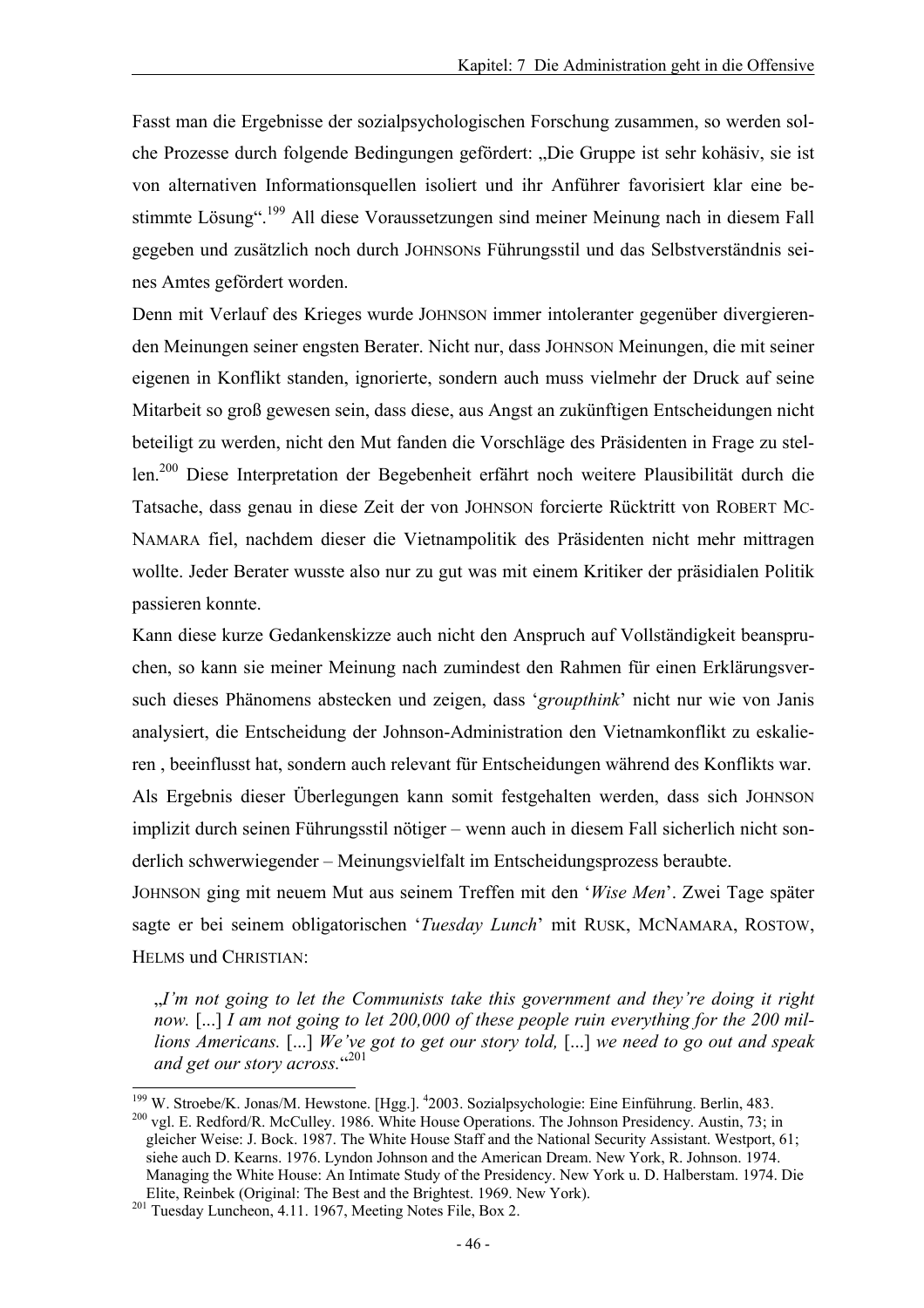Fasst man die Ergebnisse der sozialpsychologischen Forschung zusammen, so werden solche Prozesse durch folgende Bedingungen gefördert: „Die Gruppe ist sehr kohäsiv, sie ist von alternativen Informationsquellen isoliert und ihr Anführer favorisiert klar eine bestimmte Lösung“.[199] All diese Voraussetzungen sind meiner Meinung nach in diesem Fall gegeben und zusätzlich noch durch JOHNSONs Führungsstil und das Selbstverständnis seines Amtes gefördert worden.

Denn mit Verlauf des Krieges wurde JOHNSON immer intoleranter gegenüber divergierenden Meinungen seiner engsten Berater. Nicht nur, dass JOHNSON Meinungen, die mit seiner eigenen in Konflikt standen, ignorierte, sondern auch muss vielmehr der Druck auf seine Mitarbeit so groß gewesen sein, dass diese, aus Angst an zukünftigen Entscheidungen nicht beteiligt zu werden, nicht den Mut fanden die Vorschläge des Präsidenten in Frage zu stellen.[200] Diese Interpretation der Begebenheit erfährt noch weitere Plausibilität durch die Tatsache, dass genau in diese Zeit der von JOHNSON forcierte Rücktritt von ROBERT MCNAMARA fiel, nachdem dieser die Vietnampolitik des Präsidenten nicht mehr mittragen wollte. Jeder Berater wusste also nur zu gut was mit einem Kritiker der präsidialen Politik passieren konnte.

Kann diese kurze Gedankenskizze auch nicht den Anspruch auf Vollständigkeit beanspruchen, so kann sie meiner Meinung nach zumindest den Rahmen für einen Erklärungsversuch dieses Phänomens abstecken und zeigen, dass ‘*groupthink*’ nicht nur wie von Janis analysiert, die Entscheidung der Johnson-Administration den Vietnamkonflikt zu eskalieren , beeinflusst hat, sondern auch relevant für Entscheidungen während des Konflikts war.

Als Ergebnis dieser Überlegungen kann somit festgehalten werden, dass sich JOHNSON implizit durch seinen Führungsstil nötiger – wenn auch in diesem Fall sicherlich nicht sonderlich schwerwiegender – Meinungsvielfalt im Entscheidungsprozess beraubte.

JOHNSON ging mit neuem Mut aus seinem Treffen mit den ‘*Wise Men*’. Zwei Tage später sagte er bei seinem obligatorischen ‘*Tuesday Lunch*’ mit RUSK, MCNAMARA, ROSTOW, HELMS und CHRISTIAN:

> „*I’m not going to let the Communists take this government and they’re doing it right now.* [...] *I am not going to let 200,000 of these people ruin everything for the 200 millions Americans.* [...] *We’ve got to get our story told,* [...] *we need to go out and speak and get our story across.*“[201]

---

[199] W. Stroebe/K. Jonas/M. Hewstone. [Hgg.]. 42003. Sozialpsychologie: Eine Einführung. Berlin, 483.

[200] vgl. E. Redford/R. McCulley. 1986. White House Operations. The Johnson Presidency. Austin, 73; in gleicher Weise: J. Bock. 1987. The White House Staff and the National Security Assistant. Westport, 61; siehe auch D. Kearns. 1976. Lyndon Johnson and the American Dream. New York, R. Johnson. 1974. Managing the White House: An Intimate Study of the Presidency. New York u. D. Halberstam. 1974. Die Elite, Reinbek (Original: The Best and the Brightest. 1969. New York).

[201] Tuesday Luncheon, 4.11. 1967, Meeting Notes File, Box 2.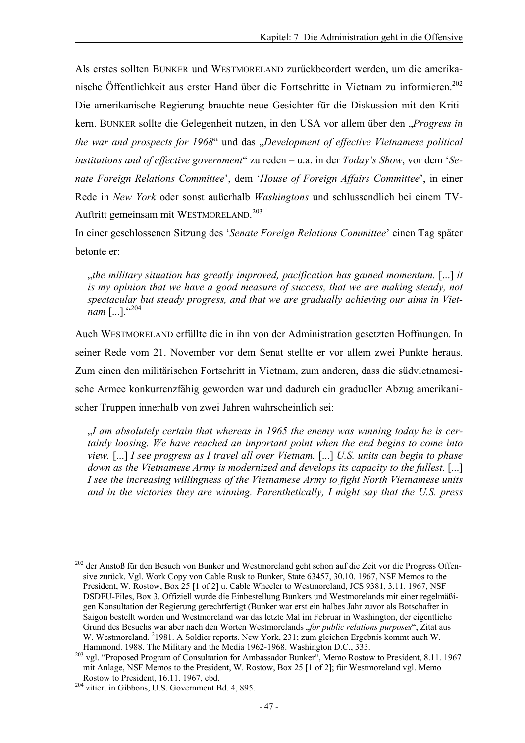Als erstes sollten BUNKER und WESTMORELAND zurückbeordert werden, um die amerikanische Öffentlichkeit aus erster Hand über die Fortschritte in Vietnam zu informieren.[202] Die amerikanische Regierung brauchte neue Gesichter für die Diskussion mit den Kritikern. BUNKER sollte die Gelegenheit nutzen, in den USA vor allem über den „*Progress in the war and prospects for 1968*" und das „*Development of effective Vietnamese political institutions and of effective government*" zu reden – u.a. in der *Today's Show*, vor dem '*Senate Foreign Relations Committee*', dem '*House of Foreign Affairs Committee*', in einer Rede in *New York* oder sonst außerhalb *Washingtons* und schlussendlich bei einem TV-Auftritt gemeinsam mit WESTMORELAND.[203]

In einer geschlossenen Sitzung des '*Senate Foreign Relations Committee*' einen Tag später betonte er:

> „*the military situation has greatly improved, pacification has gained momentum.* [...] *it is my opinion that we have a good measure of success, that we are making steady, not spectacular but steady progress, and that we are gradually achieving our aims in Vietnam* [...]."[204]

Auch WESTMORELAND erfüllte die in ihn von der Administration gesetzten Hoffnungen. In seiner Rede vom 21. November vor dem Senat stellte er vor allem zwei Punkte heraus. Zum einen den militärischen Fortschritt in Vietnam, zum anderen, dass die südvietnamesische Armee konkurrenzfähig geworden war und dadurch ein gradueller Abzug amerikanischer Truppen innerhalb von zwei Jahren wahrscheinlich sei:

> „*I am absolutely certain that whereas in 1965 the enemy was winning today he is certainly loosing. We have reached an important point when the end begins to come into view.* [...] *I see progress as I travel all over Vietnam.* [...] *U.S. units can begin to phase down as the Vietnamese Army is modernized and develops its capacity to the fullest.* [...] *I see the increasing willingness of the Vietnamese Army to fight North Vietnamese units and in the victories they are winning. Parenthetically, I might say that the U.S. press*

---

[202] der Anstoß für den Besuch von Bunker und Westmoreland geht schon auf die Zeit vor die Progress Offensive zurück. Vgl. Work Copy von Cable Rusk to Bunker, State 63457, 30.10. 1967, NSF Memos to the President, W. Rostow, Box 25 [1 of 2] u. Cable Wheeler to Westmoreland, JCS 9381, 3.11. 1967, NSF DSDFU-Files, Box 3. Offiziell wurde die Einbestellung Bunkers und Westmorelands mit einer regelmäßigen Konsultation der Regierung gerechtfertigt (Bunker war erst ein halbes Jahr zuvor als Botschafter in Saigon bestellt worden und Westmoreland war das letzte Mal im Februar in Washington, der eigentliche Grund des Besuchs war aber nach den Worten Westmorelands „*for public relations purposes*", Zitat aus W. Westmoreland. [2]1981. A Soldier reports. New York, 231; zum gleichen Ergebnis kommt auch W. Hammond. 1988. The Military and the Media 1962-1968. Washington D.C., 333.

[203] vgl. "Proposed Program of Consultation for Ambassador Bunker", Memo Rostow to President, 8.11. 1967 mit Anlage, NSF Memos to the President, W. Rostow, Box 25 [1 of 2]; für Westmoreland vgl. Memo Rostow to President, 16.11. 1967, ebd.

[204] zitiert in Gibbons, U.S. Government Bd. 4, 895.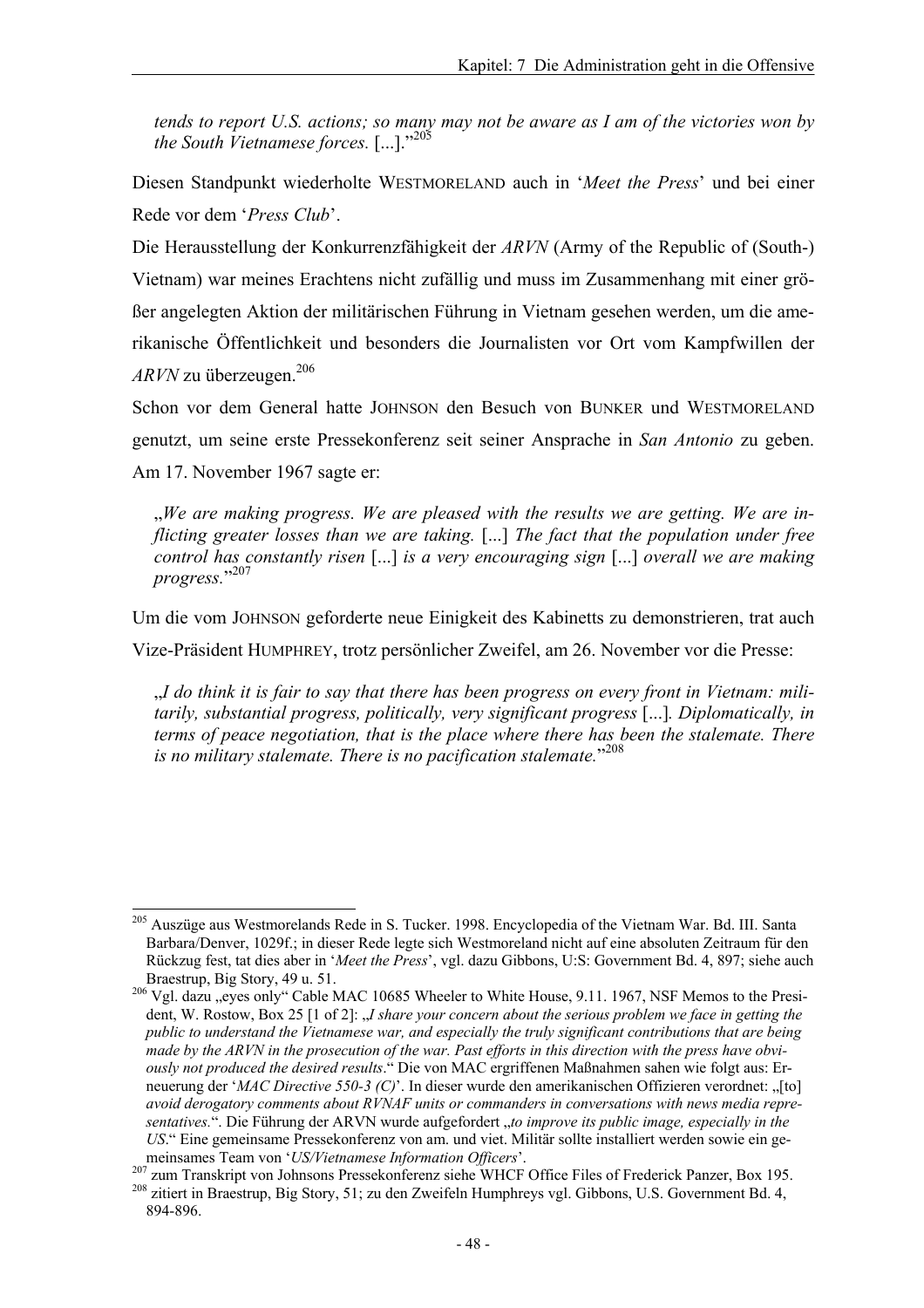*tends to report U.S. actions; so many may not be aware as I am of the victories won by the South Vietnamese forces.* [...].“[205]

Diesen Standpunkt wiederholte WESTMORELAND auch in ‘*Meet the Press*’ und bei einer Rede vor dem ‘*Press Club*’.

Die Herausstellung der Konkurrenzfähigkeit der *ARVN* (Army of the Republic of (South-) Vietnam) war meines Erachtens nicht zufällig und muss im Zusammenhang mit einer größer angelegten Aktion der militärischen Führung in Vietnam gesehen werden, um die amerikanische Öffentlichkeit und besonders die Journalisten vor Ort vom Kampfwillen der *ARVN* zu überzeugen.[206]

Schon vor dem General hatte JOHNSON den Besuch von BUNKER und WESTMORELAND genutzt, um seine erste Pressekonferenz seit seiner Ansprache in *San Antonio* zu geben. Am 17. November 1967 sagte er:

> „*We are making progress. We are pleased with the results we are getting. We are inflicting greater losses than we are taking.* [...] *The fact that the population under free control has constantly risen* [...] *is a very encouraging sign* [...] *overall we are making progress.*“[207]

Um die vom JOHNSON geforderte neue Einigkeit des Kabinetts zu demonstrieren, trat auch Vize-Präsident HUMPHREY, trotz persönlicher Zweifel, am 26. November vor die Presse:

> „*I do think it is fair to say that there has been progress on every front in Vietnam: militarily, substantial progress, politically, very significant progress* [...]. *Diplomatically, in terms of peace negotiation, that is the place where there has been the stalemate. There is no military stalemate. There is no pacification stalemate.*“[208]

---

[205] Auszüge aus Westmorelands Rede in S. Tucker. 1998. Encyclopedia of the Vietnam War. Bd. III. Santa Barbara/Denver, 1029f.; in dieser Rede legte sich Westmoreland nicht auf eine absoluten Zeitraum für den Rückzug fest, tat dies aber in ‘*Meet the Press*’, vgl. dazu Gibbons, U:S: Government Bd. 4, 897; siehe auch Braestrup, Big Story, 49 u. 51.

[206] Vgl. dazu „eyes only“ Cable MAC 10685 Wheeler to White House, 9.11. 1967, NSF Memos to the President, W. Rostow, Box 25 [1 of 2]: „*I share your concern about the serious problem we face in getting the public to understand the Vietnamese war, and especially the truly significant contributions that are being made by the ARVN in the prosecution of the war. Past efforts in this direction with the press have obviously not produced the desired results*.“ Die von MAC ergriffenen Maßnahmen sahen wie folgt aus: Erneuerung der ‘*MAC Directive 550-3 (C)*’. In dieser wurde den amerikanischen Offizieren verordnet: „[to] *avoid derogatory comments about RVNAF units or commanders in conversations with news media representatives.*“. Die Führung der ARVN wurde aufgefordert „*to improve its public image, especially in the US*.“ Eine gemeinsame Pressekonferenz von am. und viet. Militär sollte installiert werden sowie ein gemeinsames Team von ‘*US/Vietnamese Information Officers*’.

[207] zum Transkript von Johnsons Pressekonferenz siehe WHCF Office Files of Frederick Panzer, Box 195.

[208] zitiert in Braestrup, Big Story, 51; zu den Zweifeln Humphreys vgl. Gibbons, U.S. Government Bd. 4, 894-896.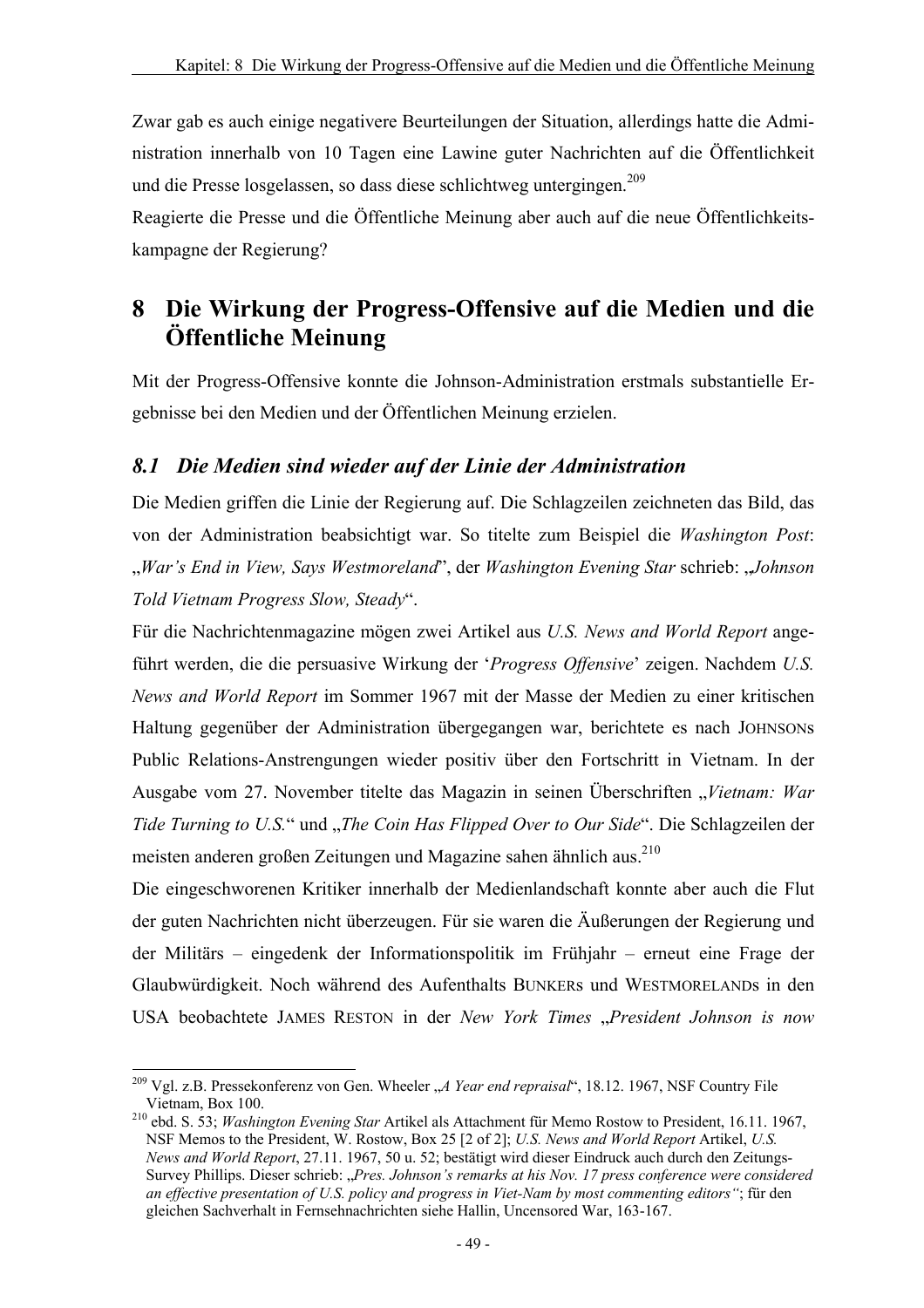Zwar gab es auch einige negativere Beurteilungen der Situation, allerdings hatte die Administration innerhalb von 10 Tagen eine Lawine guter Nachrichten auf die Öffentlichkeit und die Presse losgelassen, so dass diese schlichtweg untergingen.[209]

Reagierte die Presse und die Öffentliche Meinung aber auch auf die neue Öffentlichkeitskampagne der Regierung?

# 8 Die Wirkung der Progress-Offensive auf die Medien und die Öffentliche Meinung

Mit der Progress-Offensive konnte die Johnson-Administration erstmals substantielle Ergebnisse bei den Medien und der Öffentlichen Meinung erzielen.

## *8.1 Die Medien sind wieder auf der Linie der Administration*

Die Medien griffen die Linie der Regierung auf. Die Schlagzeilen zeichneten das Bild, das von der Administration beabsichtigt war. So titelte zum Beispiel die *Washington Post*: „*War's End in View, Says Westmoreland*", der *Washington Evening Star* schrieb: „*Johnson Told Vietnam Progress Slow, Steady*".

Für die Nachrichtenmagazine mögen zwei Artikel aus *U.S. News and World Report* angeführt werden, die die persuasive Wirkung der '*Progress Offensive*' zeigen. Nachdem *U.S. News and World Report* im Sommer 1967 mit der Masse der Medien zu einer kritischen Haltung gegenüber der Administration übergegangen war, berichtete es nach JOHNSONS Public Relations-Anstrengungen wieder positiv über den Fortschritt in Vietnam. In der Ausgabe vom 27. November titelte das Magazin in seinen Überschriften „*Vietnam: War Tide Turning to U.S.*" und „*The Coin Has Flipped Over to Our Side*". Die Schlagzeilen der meisten anderen großen Zeitungen und Magazine sahen ähnlich aus.[210]

Die eingeschworenen Kritiker innerhalb der Medienlandschaft konnte aber auch die Flut der guten Nachrichten nicht überzeugen. Für sie waren die Äußerungen der Regierung und der Militärs – eingedenk der Informationspolitik im Frühjahr – erneut eine Frage der Glaubwürdigkeit. Noch während des Aufenthalts BUNKERS und WESTMORELANDS in den USA beobachtete JAMES RESTON in der *New York Times* „*President Johnson is now*

---

[209] Vgl. z.B. Pressekonferenz von Gen. Wheeler „*A Year end repraisal*", 18.12. 1967, NSF Country File Vietnam, Box 100.

[210] ebd. S. 53; *Washington Evening Star* Artikel als Attachment für Memo Rostow to President, 16.11. 1967, NSF Memos to the President, W. Rostow, Box 25 [2 of 2]; *U.S. News and World Report* Artikel, *U.S. News and World Report*, 27.11. 1967, 50 u. 52; bestätigt wird dieser Eindruck auch durch den Zeitungs-Survey Phillips. Dieser schrieb: „*Pres. Johnson's remarks at his Nov. 17 press conference were considered an effective presentation of U.S. policy and progress in Viet-Nam by most commenting editors*"; für den gleichen Sachverhalt in Fernsehnachrichten siehe Hallin, Uncensored War, 163-167.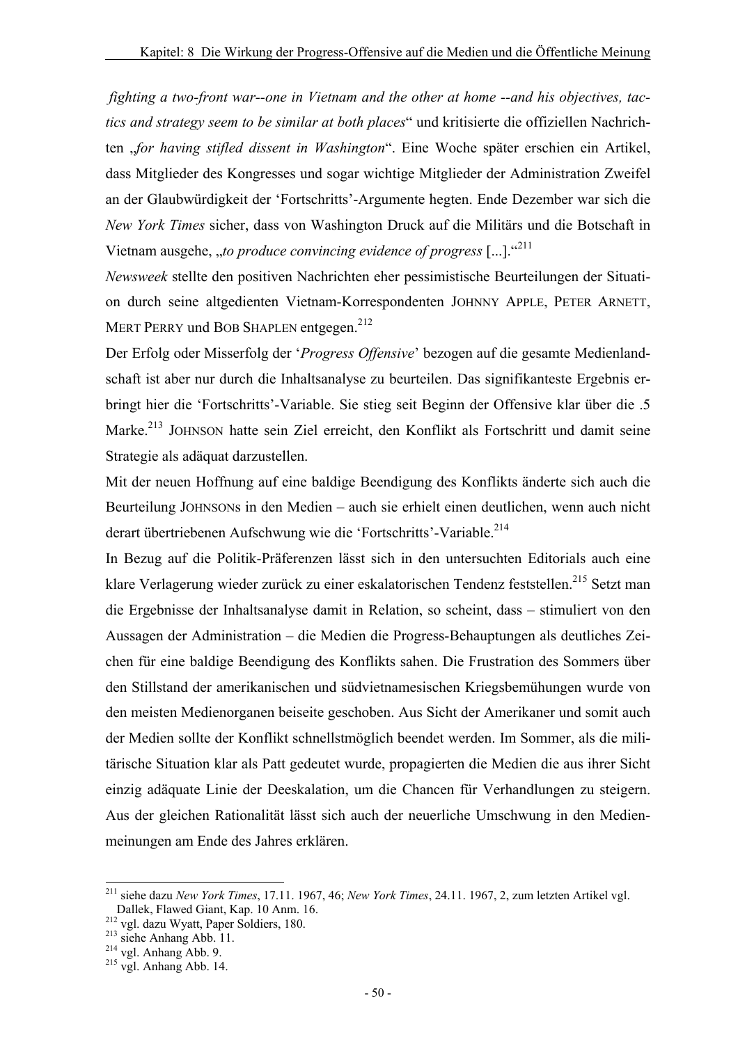*fighting a two-front war--one in Vietnam and the other at home --and his objectives, tactics and strategy seem to be similar at both places*“ und kritisierte die offiziellen Nachrichten „*for having stifled dissent in Washington*“. Eine Woche später erschien ein Artikel, dass Mitglieder des Kongresses und sogar wichtige Mitglieder der Administration Zweifel an der Glaubwürdigkeit der ‘Fortschritts’-Argumente hegten. Ende Dezember war sich die *New York Times* sicher, dass von Washington Druck auf die Militärs und die Botschaft in Vietnam ausgehe, „*to produce convincing evidence of progress* [...].“[211]

*Newsweek* stellte den positiven Nachrichten eher pessimistische Beurteilungen der Situation durch seine altgedienten Vietnam-Korrespondenten JOHNNY APPLE, PETER ARNETT, MERT PERRY und BOB SHAPLEN entgegen.[212]

Der Erfolg oder Misserfolg der ‘*Progress Offensive*’ bezogen auf die gesamte Medienlandschaft ist aber nur durch die Inhaltsanalyse zu beurteilen. Das signifikanteste Ergebnis erbringt hier die ‘Fortschritts’-Variable. Sie stieg seit Beginn der Offensive klar über die .5 Marke.[213] JOHNSON hatte sein Ziel erreicht, den Konflikt als Fortschritt und damit seine Strategie als adäquat darzustellen.

Mit der neuen Hoffnung auf eine baldige Beendigung des Konflikts änderte sich auch die Beurteilung JOHNSONS in den Medien – auch sie erhielt einen deutlichen, wenn auch nicht derart übertriebenen Aufschwung wie die ‘Fortschritts’-Variable.[214]

In Bezug auf die Politik-Präferenzen lässt sich in den untersuchten Editorials auch eine klare Verlagerung wieder zurück zu einer eskalatorischen Tendenz feststellen.[215] Setzt man die Ergebnisse der Inhaltsanalyse damit in Relation, so scheint, dass – stimuliert von den Aussagen der Administration – die Medien die Progress-Behauptungen als deutliches Zeichen für eine baldige Beendigung des Konflikts sahen. Die Frustration des Sommers über den Stillstand der amerikanischen und südvietnamesischen Kriegsbemühungen wurde von den meisten Medienorganen beiseite geschoben. Aus Sicht der Amerikaner und somit auch der Medien sollte der Konflikt schnellstmöglich beendet werden. Im Sommer, als die militärische Situation klar als Patt gedeutet wurde, propagierten die Medien die aus ihrer Sicht einzig adäquate Linie der Deeskalation, um die Chancen für Verhandlungen zu steigern. Aus der gleichen Rationalität lässt sich auch der neuerliche Umschwung in den Medienmeinungen am Ende des Jahres erklären.

---

[211] siehe dazu *New York Times*, 17.11. 1967, 46; *New York Times*, 24.11. 1967, 2, zum letzten Artikel vgl. Dallek, Flawed Giant, Kap. 10 Anm. 16.

[212] vgl. dazu Wyatt, Paper Soldiers, 180.

[213] siehe Anhang Abb. 11.

[214] vgl. Anhang Abb. 9.

[215] vgl. Anhang Abb. 14.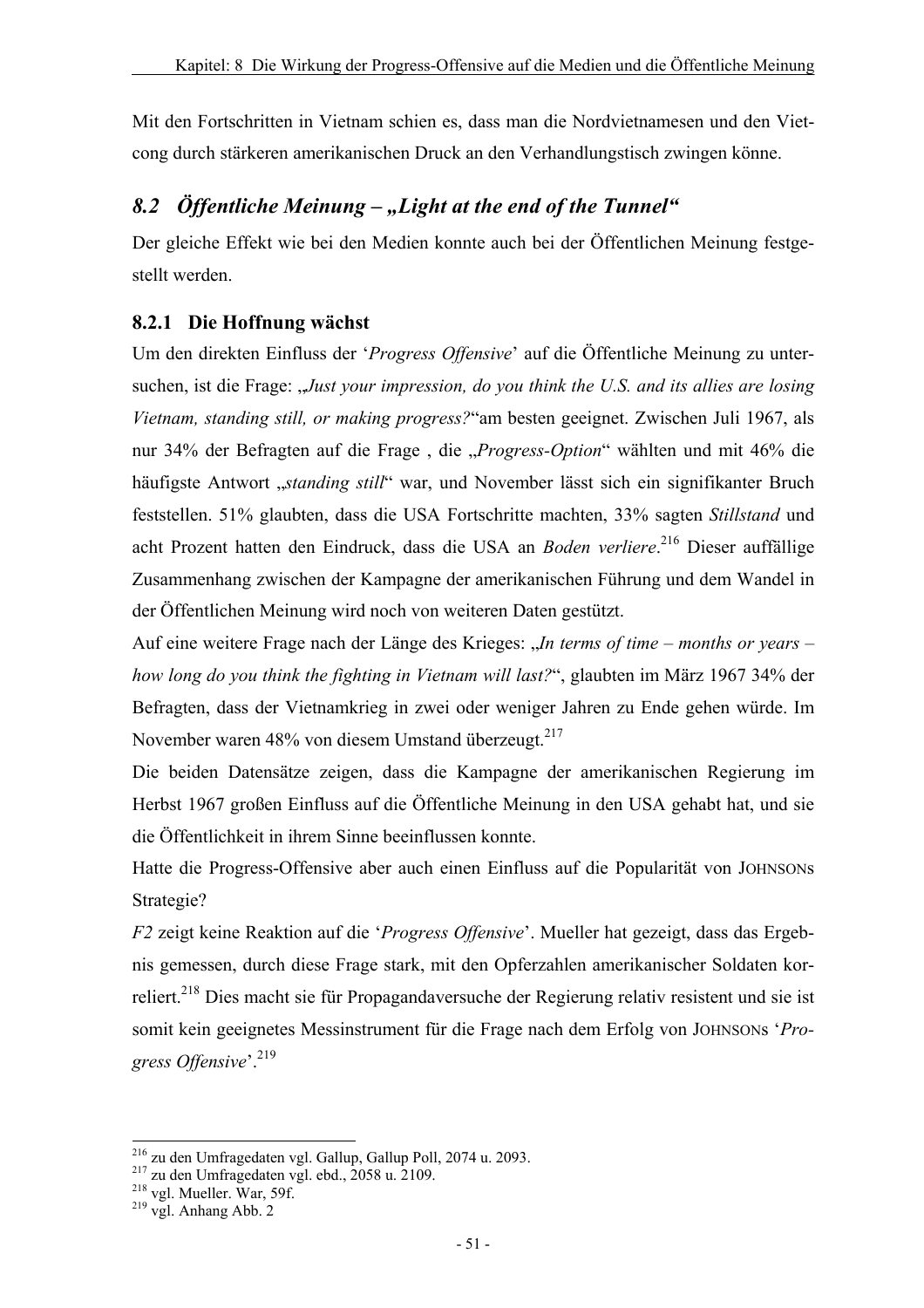Mit den Fortschritten in Vietnam schien es, dass man die Nordvietnamesen und den Vietcong durch stärkeren amerikanischen Druck an den Verhandlungstisch zwingen könne.

## 8.2 Öffentliche Meinung – „Light at the end of the Tunnel"

Der gleiche Effekt wie bei den Medien konnte auch bei der Öffentlichen Meinung festgestellt werden.

### 8.2.1 Die Hoffnung wächst

Um den direkten Einfluss der '*Progress Offensive*' auf die Öffentliche Meinung zu untersuchen, ist die Frage: „*Just your impression, do you think the U.S. and its allies are losing Vietnam, standing still, or making progress?*"am besten geeignet. Zwischen Juli 1967, als nur 34% der Befragten auf die Frage , die „*Progress-Option*" wählten und mit 46% die häufigste Antwort „*standing still*" war, und November lässt sich ein signifikanter Bruch feststellen. 51% glaubten, dass die USA Fortschritte machten, 33% sagten *Stillstand* und acht Prozent hatten den Eindruck, dass die USA an *Boden verliere*.[216] Dieser auffällige Zusammenhang zwischen der Kampagne der amerikanischen Führung und dem Wandel in der Öffentlichen Meinung wird noch von weiteren Daten gestützt.

Auf eine weitere Frage nach der Länge des Krieges: „*In terms of time – months or years – how long do you think the fighting in Vietnam will last?*", glaubten im März 1967 34% der Befragten, dass der Vietnamkrieg in zwei oder weniger Jahren zu Ende gehen würde. Im November waren 48% von diesem Umstand überzeugt.[217]

Die beiden Datensätze zeigen, dass die Kampagne der amerikanischen Regierung im Herbst 1967 großen Einfluss auf die Öffentliche Meinung in den USA gehabt hat, und sie die Öffentlichkeit in ihrem Sinne beeinflussen konnte.

Hatte die Progress-Offensive aber auch einen Einfluss auf die Popularität von JOHNSONS Strategie?

*F2* zeigt keine Reaktion auf die '*Progress Offensive*'. Mueller hat gezeigt, dass das Ergebnis gemessen, durch diese Frage stark, mit den Opferzahlen amerikanischer Soldaten korreliert.[218] Dies macht sie für Propagandaversuche der Regierung relativ resistent und sie ist somit kein geeignetes Messinstrument für die Frage nach dem Erfolg von JOHNSONS '*Progress Offensive*'.[219]

---

[216] zu den Umfragedaten vgl. Gallup, Gallup Poll, 2074 u. 2093.
[217] zu den Umfragedaten vgl. ebd., 2058 u. 2109.
[218] vgl. Mueller. War, 59f.
[219] vgl. Anhang Abb. 2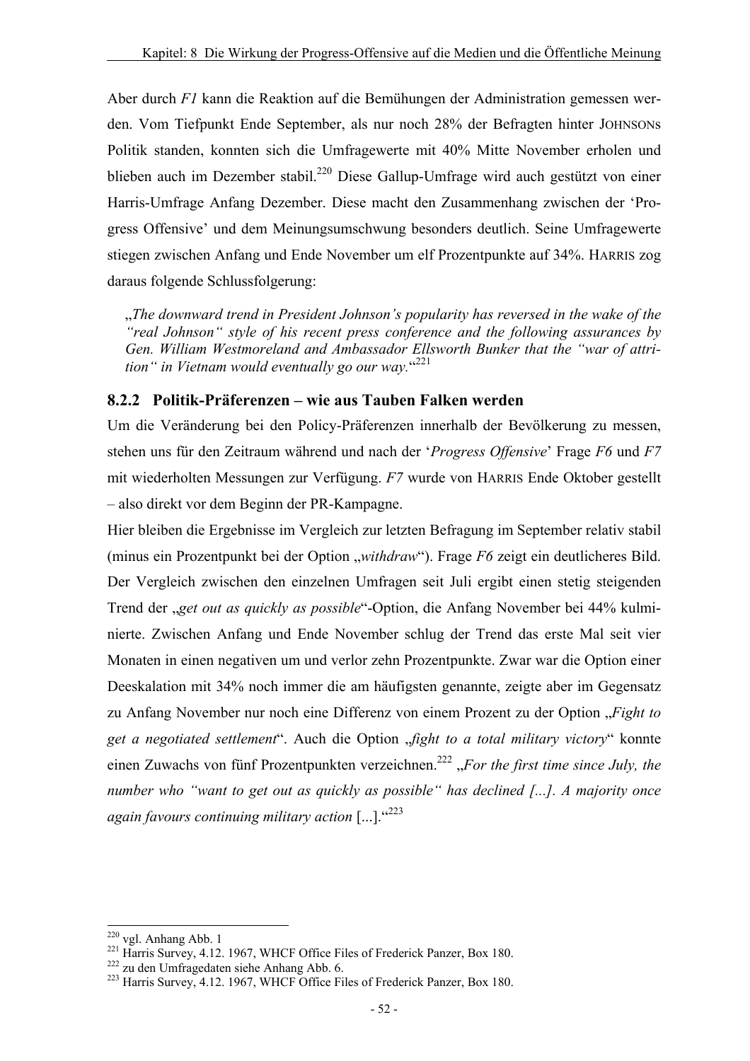Aber durch *F1* kann die Reaktion auf die Bemühungen der Administration gemessen werden. Vom Tiefpunkt Ende September, als nur noch 28% der Befragten hinter JOHNSONS Politik standen, konnten sich die Umfragewerte mit 40% Mitte November erholen und blieben auch im Dezember stabil.[220] Diese Gallup-Umfrage wird auch gestützt von einer Harris-Umfrage Anfang Dezember. Diese macht den Zusammenhang zwischen der 'Progress Offensive' und dem Meinungsumschwung besonders deutlich. Seine Umfragewerte stiegen zwischen Anfang und Ende November um elf Prozentpunkte auf 34%. HARRIS zog daraus folgende Schlussfolgerung:

> „*The downward trend in President Johnson's popularity has reversed in the wake of the "real Johnson" style of his recent press conference and the following assurances by Gen. William Westmoreland and Ambassador Ellsworth Bunker that the "war of attrition" in Vietnam would eventually go our way.*"[221]

### 8.2.2 Politik-Präferenzen – wie aus Tauben Falken werden

Um die Veränderung bei den Policy-Präferenzen innerhalb der Bevölkerung zu messen, stehen uns für den Zeitraum während und nach der '*Progress Offensive*' Frage *F6* und *F7* mit wiederholten Messungen zur Verfügung. *F7* wurde von HARRIS Ende Oktober gestellt – also direkt vor dem Beginn der PR-Kampagne.

Hier bleiben die Ergebnisse im Vergleich zur letzten Befragung im September relativ stabil (minus ein Prozentpunkt bei der Option „*withdraw*"). Frage *F6* zeigt ein deutlicheres Bild. Der Vergleich zwischen den einzelnen Umfragen seit Juli ergibt einen stetig steigenden Trend der „*get out as quickly as possible*"-Option, die Anfang November bei 44% kulminierte. Zwischen Anfang und Ende November schlug der Trend das erste Mal seit vier Monaten in einen negativen um und verlor zehn Prozentpunkte. Zwar war die Option einer Deeskalation mit 34% noch immer die am häufigsten genannte, zeigte aber im Gegensatz zu Anfang November nur noch eine Differenz von einem Prozent zu der Option „*Fight to get a negotiated settlement*". Auch die Option „*fight to a total military victory*" konnte einen Zuwachs von fünf Prozentpunkten verzeichnen.[222] „*For the first time since July, the number who "want to get out as quickly as possible" has declined [...]. A majority once again favours continuing military action* [...]."[223]

---

[220] vgl. Anhang Abb. 1

[221] Harris Survey, 4.12. 1967, WHCF Office Files of Frederick Panzer, Box 180.

[222] zu den Umfragedaten siehe Anhang Abb. 6.

[223] Harris Survey, 4.12. 1967, WHCF Office Files of Frederick Panzer, Box 180.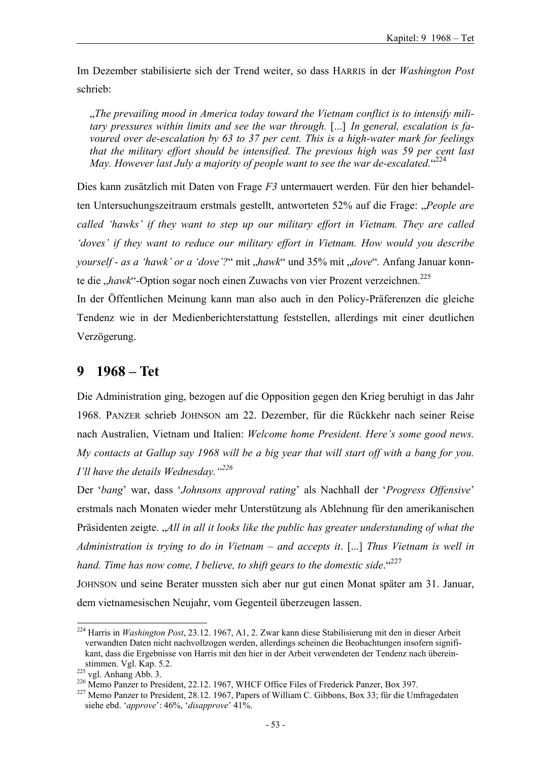Im Dezember stabilisierte sich der Trend weiter, so dass HARRIS in der *Washington Post* schrieb:

> „*The prevailing mood in America today toward the Vietnam conflict is to intensify military pressures within limits and see the war through.* [...] *In general, escalation is favoured over de-escalation by 63 to 37 per cent. This is a high-water mark for feelings that the military effort should be intensified. The previous high was 59 per cent last May. However last July a majority of people want to see the war de-escalated.*“[224]

Dies kann zusätzlich mit Daten von Frage *F3* untermauert werden. Für den hier behandelten Untersuchungszeitraum erstmals gestellt, antworteten 52% auf die Frage: „*People are called ‘hawks’ if they want to step up our military effort in Vietnam. They are called ‘doves’ if they want to reduce our military effort in Vietnam. How would you describe yourself - as a ‘hawk’ or a ‘dove’?*“ mit „*hawk*“ und 35% mit „*dove*“. Anfang Januar konnte die „*hawk*“-Option sogar noch einen Zuwachs von vier Prozent verzeichnen.[225]

In der Öffentlichen Meinung kann man also auch in den Policy-Präferenzen die gleiche Tendenz wie in der Medienberichterstattung feststellen, allerdings mit einer deutlichen Verzögerung.

# 9 1968 – Tet

Die Administration ging, bezogen auf die Opposition gegen den Krieg beruhigt in das Jahr 1968. PANZER schrieb JOHNSON am 22. Dezember, für die Rückkehr nach seiner Reise nach Australien, Vietnam und Italien: *Welcome home President. Here’s some good news. My contacts at Gallup say 1968 will be a big year that will start off with a bang for you. I’ll have the details Wednesday.“*[226]

Der ‘*bang*’ war, dass ‘*Johnsons approval rating*’ als Nachhall der ‘*Progress Offensive*’ erstmals nach Monaten wieder mehr Unterstützung als Ablehnung für den amerikanischen Präsidenten zeigte. „*All in all it looks like the public has greater understanding of what the Administration is trying to do in Vietnam – and accepts it*. [...] *Thus Vietnam is well in hand. Time has now come, I believe, to shift gears to the domestic side*.“[227]

JOHNSON und seine Berater mussten sich aber nur gut einen Monat später am 31. Januar, dem vietnamesischen Neujahr, vom Gegenteil überzeugen lassen.

---

[224] Harris in *Washington Post*, 23.12. 1967, A1, 2. Zwar kann diese Stabilisierung mit den in dieser Arbeit verwandten Daten nicht nachvollzogen werden, allerdings scheinen die Beobachtungen insofern signifikant, dass die Ergebnisse von Harris mit den hier in der Arbeit verwendeten der Tendenz nach übereinstimmen. Vgl. Kap. 5.2.

[225] vgl. Anhang Abb. 3.

[226] Memo Panzer to President, 22.12. 1967, WHCF Office Files of Frederick Panzer, Box 397.

[227] Memo Panzer to President, 28.12. 1967, Papers of William C. Gibbons, Box 33; für die Umfragedaten siehe ebd. ‘*approve*’: 46%, ‘*disapprove*’ 41%.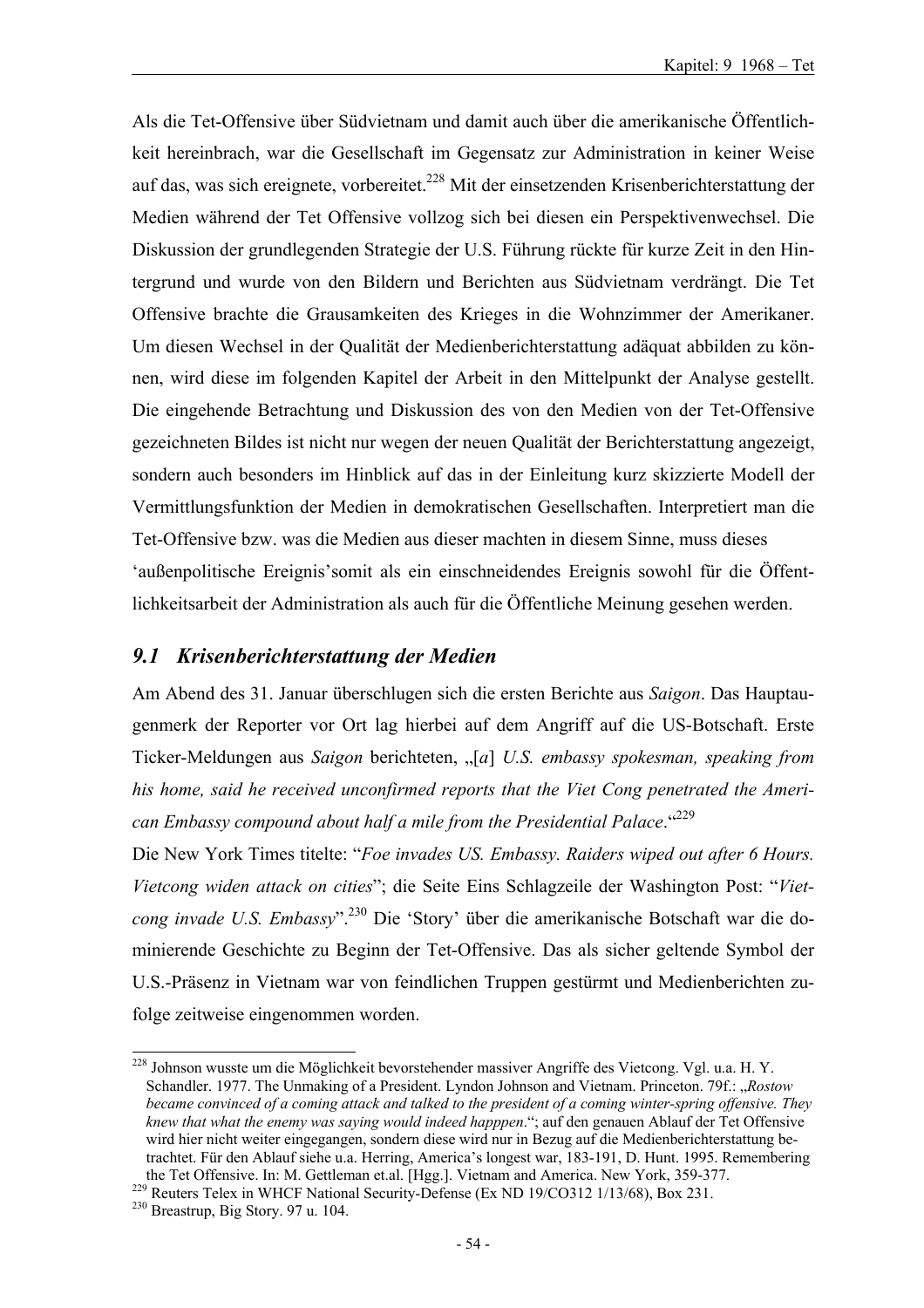Als die Tet-Offensive über Südvietnam und damit auch über die amerikanische Öffentlichkeit hereinbrach, war die Gesellschaft im Gegensatz zur Administration in keiner Weise auf das, was sich ereignete, vorbereitet.[228] Mit der einsetzenden Krisenberichterstattung der Medien während der Tet Offensive vollzog sich bei diesen ein Perspektivenwechsel. Die Diskussion der grundlegenden Strategie der U.S. Führung rückte für kurze Zeit in den Hintergrund und wurde von den Bildern und Berichten aus Südvietnam verdrängt. Die Tet Offensive brachte die Grausamkeiten des Krieges in die Wohnzimmer der Amerikaner. Um diesen Wechsel in der Qualität der Medienberichterstattung adäquat abbilden zu können, wird diese im folgenden Kapitel der Arbeit in den Mittelpunkt der Analyse gestellt. Die eingehende Betrachtung und Diskussion des von den Medien von der Tet-Offensive gezeichneten Bildes ist nicht nur wegen der neuen Qualität der Berichterstattung angezeigt, sondern auch besonders im Hinblick auf das in der Einleitung kurz skizzierte Modell der Vermittlungsfunktion der Medien in demokratischen Gesellschaften. Interpretiert man die Tet-Offensive bzw. was die Medien aus dieser machten in diesem Sinne, muss dieses 'außenpolitische Ereignis'somit als ein einschneidendes Ereignis sowohl für die Öffentlichkeitsarbeit der Administration als auch für die Öffentliche Meinung gesehen werden.

## *9.1 Krisenberichterstattung der Medien*

Am Abend des 31. Januar überschlugen sich die ersten Berichte aus *Saigon*. Das Hauptaugenmerk der Reporter vor Ort lag hierbei auf dem Angriff auf die US-Botschaft. Erste Ticker-Meldungen aus *Saigon* berichteten, „[*a*] *U.S. embassy spokesman, speaking from his home, said he received unconfirmed reports that the Viet Cong penetrated the American Embassy compound about half a mile from the Presidential Palace*."[229]

Die New York Times titelte: "*Foe invades US. Embassy. Raiders wiped out after 6 Hours. Vietcong widen attack on cities*"; die Seite Eins Schlagzeile der Washington Post: "*Vietcong invade U.S. Embassy*".[230] Die 'Story' über die amerikanische Botschaft war die dominierende Geschichte zu Beginn der Tet-Offensive. Das als sicher geltende Symbol der U.S.-Präsenz in Vietnam war von feindlichen Truppen gestürmt und Medienberichten zufolge zeitweise eingenommen worden.

---

[228] Johnson wusste um die Möglichkeit bevorstehender massiver Angriffe des Vietcong. Vgl. u.a. H. Y. Schandler. 1977. The Unmaking of a President. Lyndon Johnson and Vietnam. Princeton. 79f.: „*Rostow became convinced of a coming attack and talked to the president of a coming winter-spring offensive. They knew that what the enemy was saying would indeed happpen*."; auf den genauen Ablauf der Tet Offensive wird hier nicht weiter eingegangen, sondern diese wird nur in Bezug auf die Medienberichterstattung betrachtet. Für den Ablauf siehe u.a. Herring, America's longest war, 183-191, D. Hunt. 1995. Remembering the Tet Offensive. In: M. Gettleman et.al. [Hgg.]. Vietnam and America. New York, 359-377.

[229] Reuters Telex in WHCF National Security-Defense (Ex ND 19/CO312 1/13/68), Box 231.

[230] Breastrup, Big Story. 97 u. 104.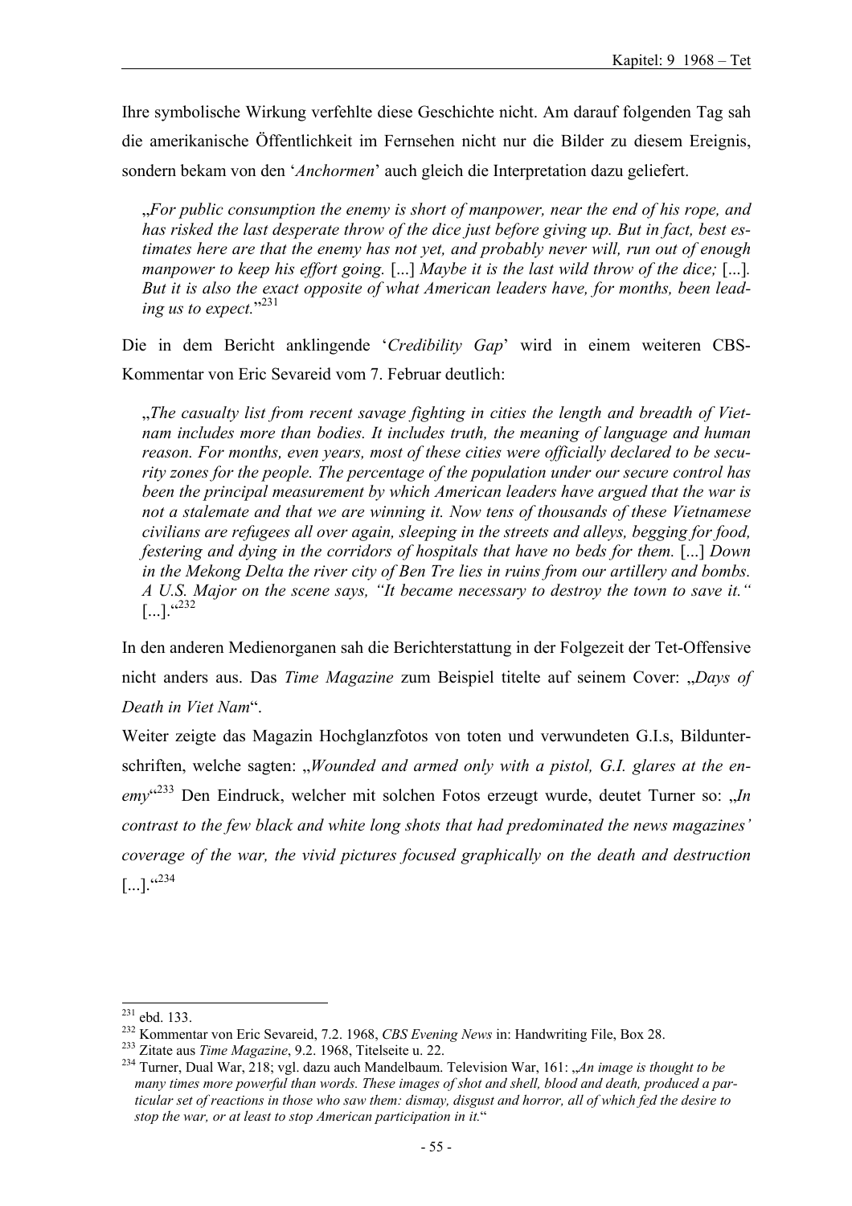Ihre symbolische Wirkung verfehlte diese Geschichte nicht. Am darauf folgenden Tag sah die amerikanische Öffentlichkeit im Fernsehen nicht nur die Bilder zu diesem Ereignis, sondern bekam von den '*Anchormen*' auch gleich die Interpretation dazu geliefert.

> „*For public consumption the enemy is short of manpower, near the end of his rope, and has risked the last desperate throw of the dice just before giving up. But in fact, best estimates here are that the enemy has not yet, and probably never will, run out of enough manpower to keep his effort going.* [...] *Maybe it is the last wild throw of the dice;* [...]. *But it is also the exact opposite of what American leaders have, for months, been leading us to expect.*"[231]

Die in dem Bericht anklingende '*Credibility Gap*' wird in einem weiteren CBS-Kommentar von Eric Sevareid vom 7. Februar deutlich:

> „*The casualty list from recent savage fighting in cities the length and breadth of Vietnam includes more than bodies. It includes truth, the meaning of language and human reason. For months, even years, most of these cities were officially declared to be security zones for the people. The percentage of the population under our secure control has been the principal measurement by which American leaders have argued that the war is not a stalemate and that we are winning it. Now tens of thousands of these Vietnamese civilians are refugees all over again, sleeping in the streets and alleys, begging for food, festering and dying in the corridors of hospitals that have no beds for them.* [...] *Down in the Mekong Delta the river city of Ben Tre lies in ruins from our artillery and bombs. A U.S. Major on the scene says, "It became necessary to destroy the town to save it."* [...]."[232]

In den anderen Medienorganen sah die Berichterstattung in der Folgezeit der Tet-Offensive nicht anders aus. Das *Time Magazine* zum Beispiel titelte auf seinem Cover: „*Days of Death in Viet Nam*".

Weiter zeigte das Magazin Hochglanzfotos von toten und verwundeten G.I.s, Bildunterschriften, welche sagten: „*Wounded and armed only with a pistol, G.I. glares at the enemy*"[233] Den Eindruck, welcher mit solchen Fotos erzeugt wurde, deutet Turner so: „*In contrast to the few black and white long shots that had predominated the news magazines' coverage of the war, the vivid pictures focused graphically on the death and destruction* [...]."[234]

---

[231] ebd. 133.

[232] Kommentar von Eric Sevareid, 7.2. 1968, *CBS Evening News* in: Handwriting File, Box 28.

[233] Zitate aus *Time Magazine*, 9.2. 1968, Titelseite u. 22.

[234] Turner, Dual War, 218; vgl. dazu auch Mandelbaum. Television War, 161: „*An image is thought to be many times more powerful than words. These images of shot and shell, blood and death, produced a particular set of reactions in those who saw them: dismay, disgust and horror, all of which fed the desire to stop the war, or at least to stop American participation in it.*"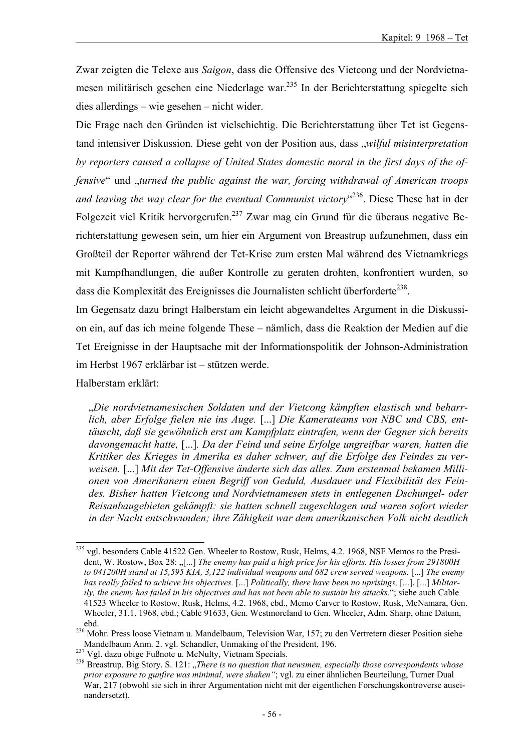Zwar zeigten die Telexe aus *Saigon*, dass die Offensive des Vietcong und der Nordvietnamesen militärisch gesehen eine Niederlage war.[235] In der Berichterstattung spiegelte sich dies allerdings – wie gesehen – nicht wider.

Die Frage nach den Gründen ist vielschichtig. Die Berichterstattung über Tet ist Gegenstand intensiver Diskussion. Diese geht von der Position aus, dass „*wilful misinterpretation by reporters caused a collapse of United States domestic moral in the first days of the offensive*" und „*turned the public against the war, forcing withdrawal of American troops and leaving the way clear for the eventual Communist victory*"[236]. Diese These hat in der Folgezeit viel Kritik hervorgerufen.[237] Zwar mag ein Grund für die überaus negative Berichterstattung gewesen sein, um hier ein Argument von Breastrup aufzunehmen, dass ein Großteil der Reporter während der Tet-Krise zum ersten Mal während des Vietnamkriegs mit Kampfhandlungen, die außer Kontrolle zu geraten drohten, konfrontiert wurden, so dass die Komplexität des Ereignisses die Journalisten schlicht überforderte[238].

Im Gegensatz dazu bringt Halberstam ein leicht abgewandeltes Argument in die Diskussion ein, auf das ich meine folgende These – nämlich, dass die Reaktion der Medien auf die Tet Ereignisse in der Hauptsache mit der Informationspolitik der Johnson-Administration im Herbst 1967 erklärbar ist – stützen werde.

Halberstam erklärt:

> „*Die nordvietnamesischen Soldaten und der Vietcong kämpften elastisch und beharrlich, aber Erfolge fielen nie ins Auge.* [...] *Die Kamerateams von NBC und CBS, enttäuscht, daß sie gewöhnlich erst am Kampfplatz eintrafen, wenn der Gegner sich bereits davongemacht hatte,* [...]. *Da der Feind und seine Erfolge ungreifbar waren, hatten die Kritiker des Krieges in Amerika es daher schwer, auf die Erfolge des Feindes zu verweisen.* [...] *Mit der Tet-Offensive änderte sich das alles. Zum erstenmal bekamen Millionen von Amerikanern einen Begriff von Geduld, Ausdauer und Flexibilität des Feindes. Bisher hatten Vietcong und Nordvietnamesen stets in entlegenen Dschungel- oder Reisanbaugebieten gekämpft: sie hatten schnell zugeschlagen und waren sofort wieder in der Nacht entschwunden; ihre Zähigkeit war dem amerikanischen Volk nicht deutlich*

---

[235] vgl. besonders Cable 41522 Gen. Wheeler to Rostow, Rusk, Helms, 4.2. 1968, NSF Memos to the President, W. Rostow, Box 28: „[...] *The enemy has paid a high price for his efforts. His losses from 291800H to 041200H stand at 15,595 KIA, 3,122 individual weapons and 682 crew served weapons.* [...] *The enemy has really failed to achieve his objectives.* [...] *Politically, there have been no uprisings,* [...]. [...] *Militarily, the enemy has failed in his objectives and has not been able to sustain his attacks.*"; siehe auch Cable 41523 Wheeler to Rostow, Rusk, Helms, 4.2. 1968, ebd., Memo Carver to Rostow, Rusk, McNamara, Gen. Wheeler, 31.1. 1968, ebd.; Cable 91633, Gen. Westmoreland to Gen. Wheeler, Adm. Sharp, ohne Datum, ebd.

[236] Mohr. Press loose Vietnam u. Mandelbaum, Television War, 157; zu den Vertretern dieser Position siehe Mandelbaum Anm. 2. vgl. Schandler, Unmaking of the President, 196.

[237] Vgl. dazu obige Fußnote u. McNulty, Vietnam Specials.

[238] Breastrup. Big Story. S. 121: „*There is no question that newsmen, especially those correspondents whose prior exposure to gunfire was minimal, were shaken*"; vgl. zu einer ähnlichen Beurteilung, Turner Dual War, 217 (obwohl sie sich in ihrer Argumentation nicht mit der eigentlichen Forschungskontroverse auseinandersetzt).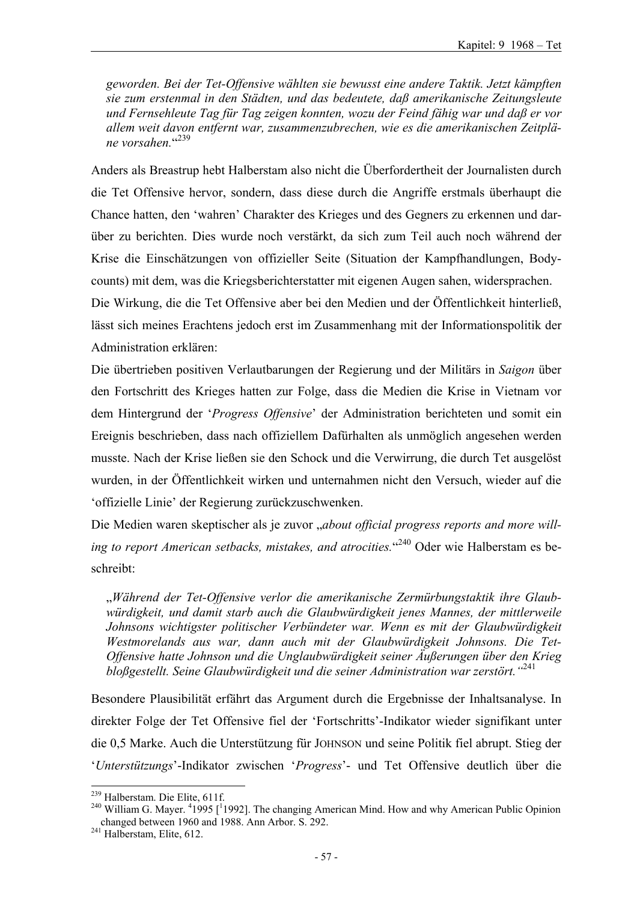*geworden. Bei der Tet-Offensive wählten sie bewusst eine andere Taktik. Jetzt kämpften sie zum erstenmal in den Städten, und das bedeutete, daß amerikanische Zeitungsleute und Fernsehleute Tag für Tag zeigen konnten, wozu der Feind fähig war und daß er vor allem weit davon entfernt war, zusammenzubrechen, wie es die amerikanischen Zeitpläne vorsahen.*“[239]

Anders als Breastrup hebt Halberstam also nicht die Überfordertheit der Journalisten durch die Tet Offensive hervor, sondern, dass diese durch die Angriffe erstmals überhaupt die Chance hatten, den ‘wahren’ Charakter des Krieges und des Gegners zu erkennen und darüber zu berichten. Dies wurde noch verstärkt, da sich zum Teil auch noch während der Krise die Einschätzungen von offizieller Seite (Situation der Kampfhandlungen, Body-counts) mit dem, was die Kriegsberichterstatter mit eigenen Augen sahen, widersprachen.

Die Wirkung, die die Tet Offensive aber bei den Medien und der Öffentlichkeit hinterließ, lässt sich meines Erachtens jedoch erst im Zusammenhang mit der Informationspolitik der Administration erklären:

Die übertrieben positiven Verlautbarungen der Regierung und der Militärs in *Saigon* über den Fortschritt des Krieges hatten zur Folge, dass die Medien die Krise in Vietnam vor dem Hintergrund der ‘*Progress Offensive*’ der Administration berichteten und somit ein Ereignis beschrieben, dass nach offiziellem Dafürhalten als unmöglich angesehen werden musste. Nach der Krise ließen sie den Schock und die Verwirrung, die durch Tet ausgelöst wurden, in der Öffentlichkeit wirken und unternahmen nicht den Versuch, wieder auf die ‘offizielle Linie’ der Regierung zurückzuschwenken.

Die Medien waren skeptischer als je zuvor „*about official progress reports and more willing to report American setbacks, mistakes, and atrocities.*“[240] Oder wie Halberstam es beschreibt:

> „*Während der Tet-Offensive verlor die amerikanische Zermürbungstaktik ihre Glaubwürdigkeit, und damit starb auch die Glaubwürdigkeit jenes Mannes, der mittlerweile Johnsons wichtigster politischer Verbündeter war. Wenn es mit der Glaubwürdigkeit Westmorelands aus war, dann auch mit der Glaubwürdigkeit Johnsons. Die Tet-Offensive hatte Johnson und die Unglaubwürdigkeit seiner Äußerungen über den Krieg bloßgestellt. Seine Glaubwürdigkeit und die seiner Administration war zerstört.*“[241]

Besondere Plausibilität erfährt das Argument durch die Ergebnisse der Inhaltsanalyse. In direkter Folge der Tet Offensive fiel der ‘Fortschritts’-Indikator wieder signifikant unter die 0,5 Marke. Auch die Unterstützung für JOHNSON und seine Politik fiel abrupt. Stieg der ‘*Unterstützungs*’-Indikator zwischen ‘*Progress*’- und Tet Offensive deutlich über die

---

[239] Halberstam. Die Elite, 611f.

[240] William G. Mayer. [4]1995 [[1]1992]. The changing American Mind. How and why American Public Opinion changed between 1960 and 1988. Ann Arbor. S. 292.

[241] Halberstam, Elite, 612.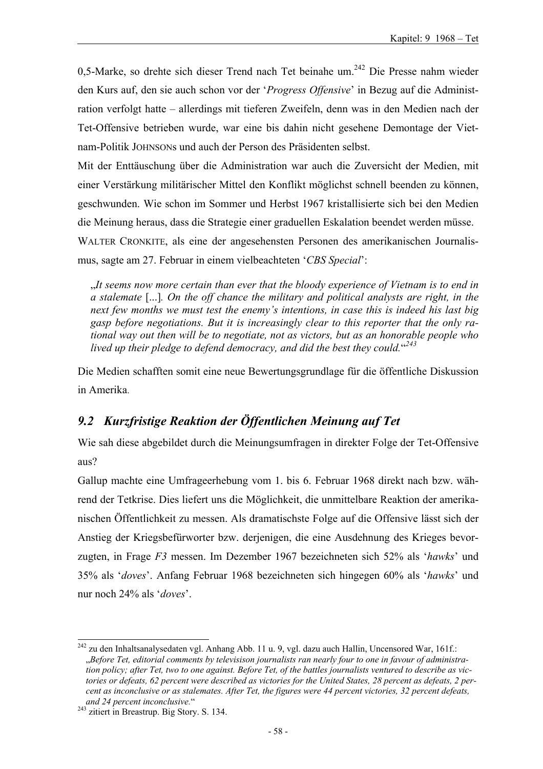0,5-Marke, so drehte sich dieser Trend nach Tet beinahe um.[242] Die Presse nahm wieder den Kurs auf, den sie auch schon vor der '*Progress Offensive*' in Bezug auf die Administration verfolgt hatte – allerdings mit tieferen Zweifeln, denn was in den Medien nach der Tet-Offensive betrieben wurde, war eine bis dahin nicht gesehene Demontage der Vietnam-Politik JOHNSONS und auch der Person des Präsidenten selbst.

Mit der Enttäuschung über die Administration war auch die Zuversicht der Medien, mit einer Verstärkung militärischer Mittel den Konflikt möglichst schnell beenden zu können, geschwunden. Wie schon im Sommer und Herbst 1967 kristallisierte sich bei den Medien die Meinung heraus, dass die Strategie einer graduellen Eskalation beendet werden müsse.

WALTER CRONKITE, als eine der angesehensten Personen des amerikanischen Journalismus, sagte am 27. Februar in einem vielbeachteten '*CBS Special*':

> „*It seems now more certain than ever that the bloody experience of Vietnam is to end in a stalemate* [...]*. On the off chance the military and political analysts are right, in the next few months we must test the enemy's intentions, in case this is indeed his last big gasp before negotiations. But it is increasingly clear to this reporter that the only rational way out then will be to negotiate, not as victors, but as an honorable people who lived up their pledge to defend democracy, and did the best they could.*"[243]

Die Medien schafften somit eine neue Bewertungsgrundlage für die öffentliche Diskussion in Amerika.

## *9.2 Kurzfristige Reaktion der Öffentlichen Meinung auf Tet*

Wie sah diese abgebildet durch die Meinungsumfragen in direkter Folge der Tet-Offensive aus?

Gallup machte eine Umfrageerhebung vom 1. bis 6. Februar 1968 direkt nach bzw. während der Tetkrise. Dies liefert uns die Möglichkeit, die unmittelbare Reaktion der amerikanischen Öffentlichkeit zu messen. Als dramatischste Folge auf die Offensive lässt sich der Anstieg der Kriegsbefürworter bzw. derjenigen, die eine Ausdehnung des Krieges bevorzugten, in Frage *F3* messen. Im Dezember 1967 bezeichneten sich 52% als '*hawks*' und 35% als '*doves*'. Anfang Februar 1968 bezeichneten sich hingegen 60% als '*hawks*' und nur noch 24% als '*doves*'.

---

[242] zu den Inhaltsanalysedaten vgl. Anhang Abb. 11 u. 9, vgl. dazu auch Hallin, Uncensored War, 161f.: „*Before Tet, editorial comments by televisison journalists ran nearly four to one in favour of administration policy; after Tet, two to one against. Before Tet, of the battles journalists ventured to describe as victories or defeats, 62 percent were described as victories for the United States, 28 percent as defeats, 2 percent as inconclusive or as stalemates. After Tet, the figures were 44 percent victories, 32 percent defeats, and 24 percent inconclusive.*"

[243] zitiert in Breastrup. Big Story. S. 134.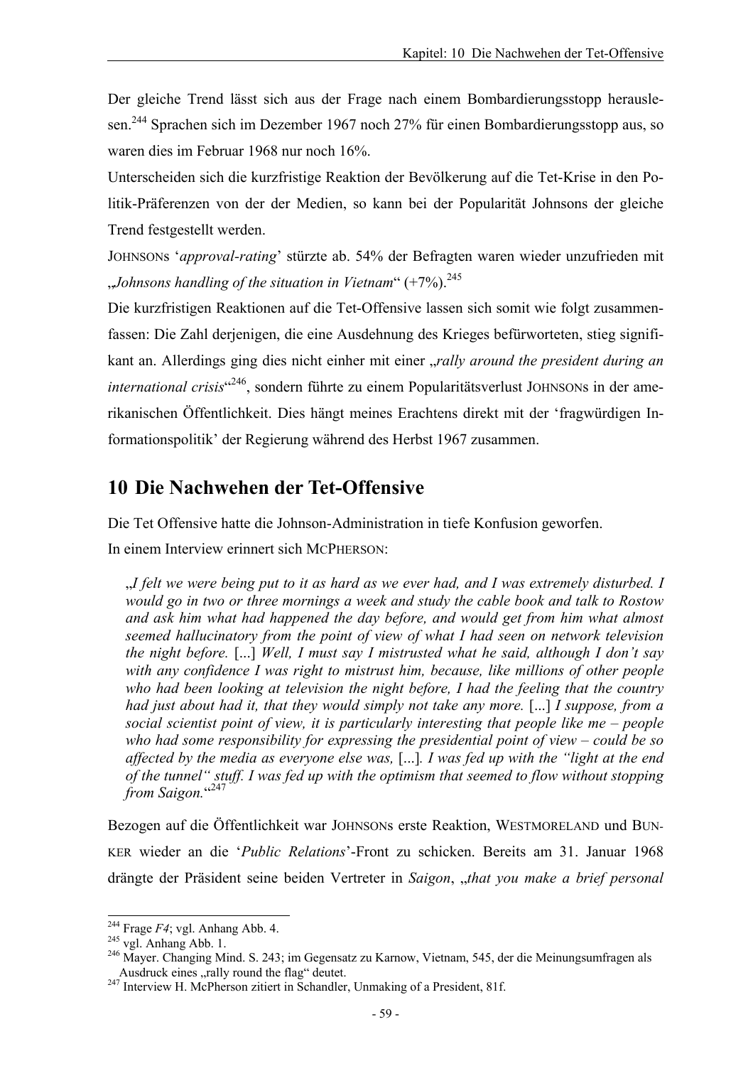Der gleiche Trend lässt sich aus der Frage nach einem Bombardierungsstopp herauslesen.[244] Sprachen sich im Dezember 1967 noch 27% für einen Bombardierungsstopp aus, so waren dies im Februar 1968 nur noch 16%.

Unterscheiden sich die kurzfristige Reaktion der Bevölkerung auf die Tet-Krise in den Politik-Präferenzen von der der Medien, so kann bei der Popularität Johnsons der gleiche Trend festgestellt werden.

JOHNSONS '*approval-rating*' stürzte ab. 54% der Befragten waren wieder unzufrieden mit „*Johnsons handling of the situation in Vietnam*" (+7%).[245]

Die kurzfristigen Reaktionen auf die Tet-Offensive lassen sich somit wie folgt zusammenfassen: Die Zahl derjenigen, die eine Ausdehnung des Krieges befürworteten, stieg signifikant an. Allerdings ging dies nicht einher mit einer „*rally around the president during an international crisis*"[246], sondern führte zu einem Popularitätsverlust JOHNSONS in der amerikanischen Öffentlichkeit. Dies hängt meines Erachtens direkt mit der 'fragwürdigen Informationspolitik' der Regierung während des Herbst 1967 zusammen.

# 10 Die Nachwehen der Tet-Offensive

Die Tet Offensive hatte die Johnson-Administration in tiefe Konfusion geworfen.

In einem Interview erinnert sich MCPHERSON:

> „*I felt we were being put to it as hard as we ever had, and I was extremely disturbed. I would go in two or three mornings a week and study the cable book and talk to Rostow and ask him what had happened the day before, and would get from him what almost seemed hallucinatory from the point of view of what I had seen on network television the night before.* [...] *Well, I must say I mistrusted what he said, although I don't say with any confidence I was right to mistrust him, because, like millions of other people who had been looking at television the night before, I had the feeling that the country had just about had it, that they would simply not take any more.* [...] *I suppose, from a social scientist point of view, it is particularly interesting that people like me – people who had some responsibility for expressing the presidential point of view – could be so affected by the media as everyone else was,* [...]. *I was fed up with the "light at the end of the tunnel" stuff. I was fed up with the optimism that seemed to flow without stopping from Saigon.*"[247]

Bezogen auf die Öffentlichkeit war JOHNSONS erste Reaktion, WESTMORELAND und BUNKER wieder an die '*Public Relations*'-Front zu schicken. Bereits am 31. Januar 1968 drängte der Präsident seine beiden Vertreter in *Saigon*, „*that you make a brief personal*

---

[244] Frage *F4*; vgl. Anhang Abb. 4.

[245] vgl. Anhang Abb. 1.

[246] Mayer. Changing Mind. S. 243; im Gegensatz zu Karnow, Vietnam, 545, der die Meinungsumfragen als Ausdruck eines „rally round the flag" deutet.

[247] Interview H. McPherson zitiert in Schandler, Unmaking of a President, 81f.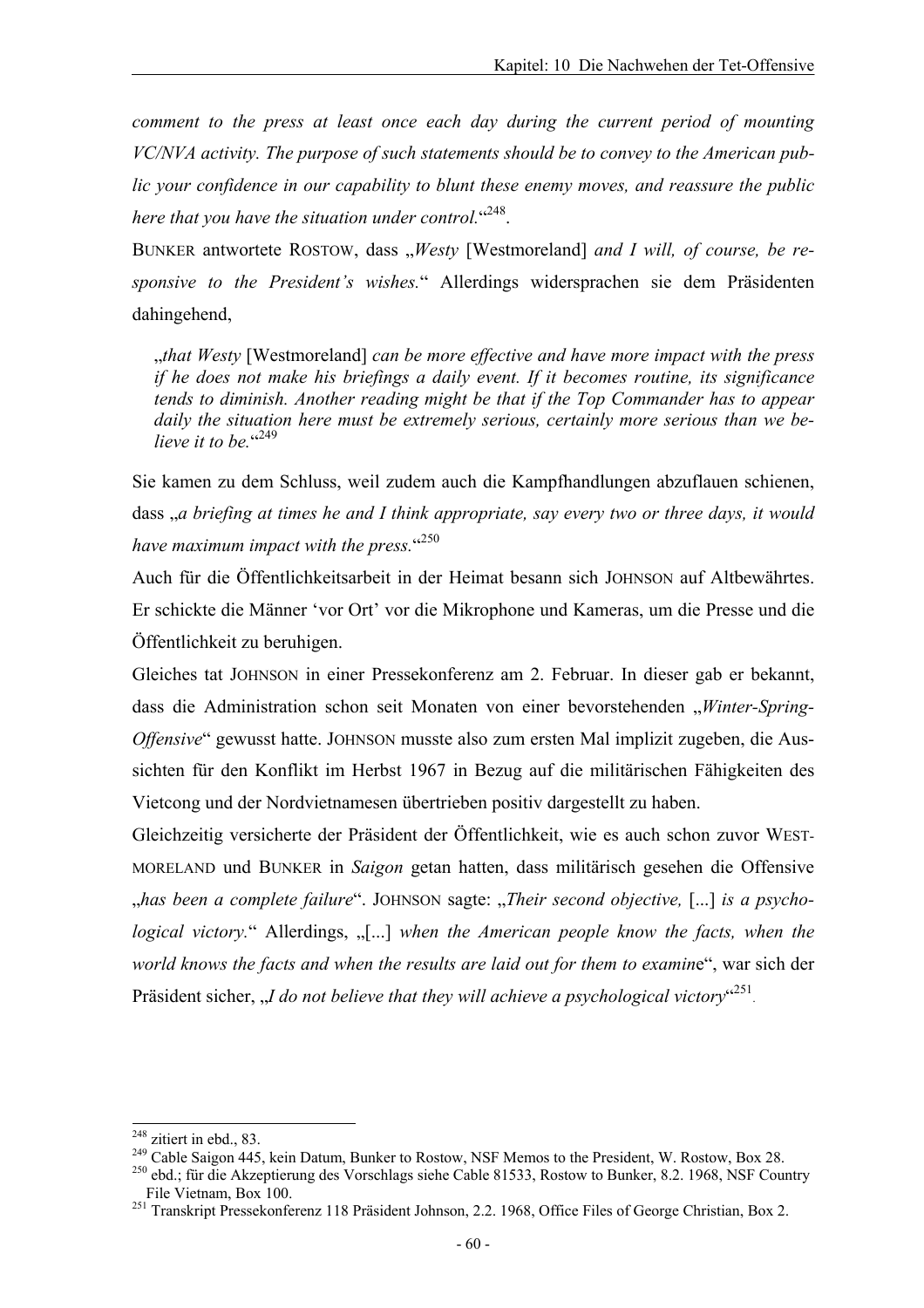*comment to the press at least once each day during the current period of mounting VC/NVA activity. The purpose of such statements should be to convey to the American public your confidence in our capability to blunt these enemy moves, and reassure the public here that you have the situation under control.*“[248].

BUNKER antwortete ROSTOW, dass „*Westy* [Westmoreland] *and I will, of course, be responsive to the President's wishes.*“ Allerdings widersprachen sie dem Präsidenten dahingehend,

> „*that Westy* [Westmoreland] *can be more effective and have more impact with the press if he does not make his briefings a daily event. If it becomes routine, its significance tends to diminish. Another reading might be that if the Top Commander has to appear daily the situation here must be extremely serious, certainly more serious than we believe it to be.*“[249]

Sie kamen zu dem Schluss, weil zudem auch die Kampfhandlungen abzuflauen schienen, dass „*a briefing at times he and I think appropriate, say every two or three days, it would have maximum impact with the press.*“[250]

Auch für die Öffentlichkeitsarbeit in der Heimat besann sich JOHNSON auf Altbewährtes. Er schickte die Männer 'vor Ort' vor die Mikrophone und Kameras, um die Presse und die Öffentlichkeit zu beruhigen.

Gleiches tat JOHNSON in einer Pressekonferenz am 2. Februar. In dieser gab er bekannt, dass die Administration schon seit Monaten von einer bevorstehenden „*Winter-Spring-Offensive*“ gewusst hatte. JOHNSON musste also zum ersten Mal implizit zugeben, die Aussichten für den Konflikt im Herbst 1967 in Bezug auf die militärischen Fähigkeiten des Vietcong und der Nordvietnamesen übertrieben positiv dargestellt zu haben.

Gleichzeitig versicherte der Präsident der Öffentlichkeit, wie es auch schon zuvor WESTMORELAND und BUNKER in *Saigon* getan hatten, dass militärisch gesehen die Offensive „*has been a complete failure*“. JOHNSON sagte: „*Their second objective,* [...] *is a psychological victory.*“ Allerdings, „[...] *when the American people know the facts, when the world knows the facts and when the results are laid out for them to examine*“, war sich der Präsident sicher, „*I do not believe that they will achieve a psychological victory*“[251].

---

[248] zitiert in ebd., 83.

[249] Cable Saigon 445, kein Datum, Bunker to Rostow, NSF Memos to the President, W. Rostow, Box 28.

[250] ebd.; für die Akzeptierung des Vorschlags siehe Cable 81533, Rostow to Bunker, 8.2. 1968, NSF Country File Vietnam, Box 100.

[251] Transkript Pressekonferenz 118 Präsident Johnson, 2.2. 1968, Office Files of George Christian, Box 2.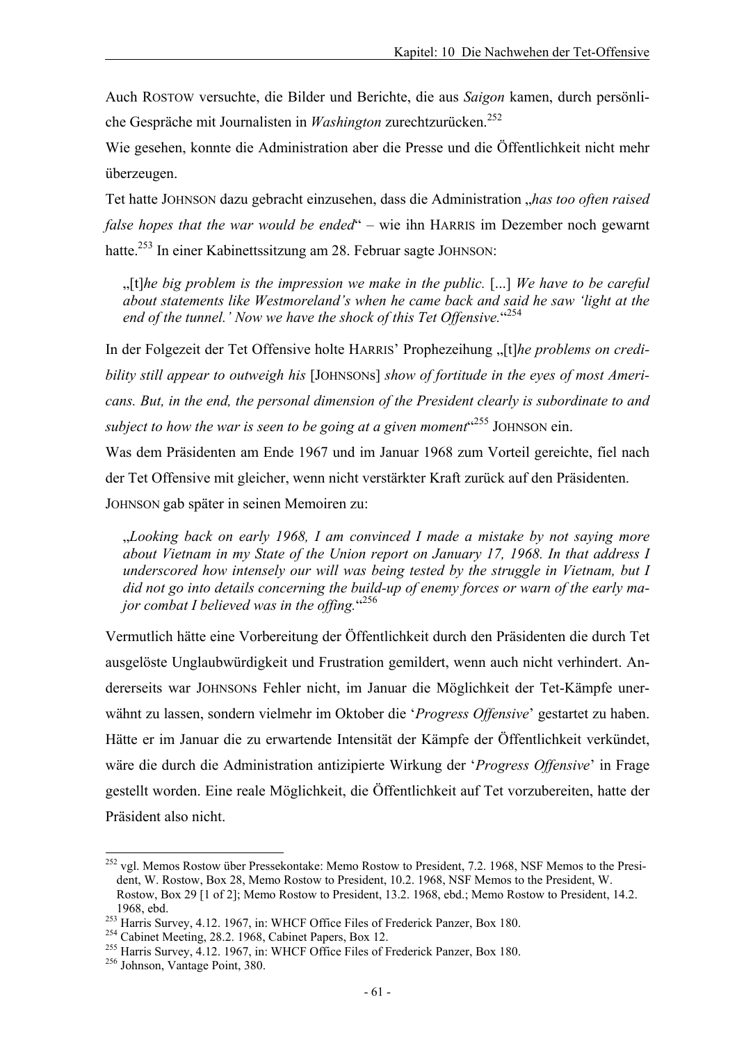Auch ROSTOW versuchte, die Bilder und Berichte, die aus *Saigon* kamen, durch persönliche Gespräche mit Journalisten in *Washington* zurechtzurücken.[252]

Wie gesehen, konnte die Administration aber die Presse und die Öffentlichkeit nicht mehr überzeugen.

Tet hatte JOHNSON dazu gebracht einzusehen, dass die Administration „*has too often raised false hopes that the war would be ended*“ – wie ihn HARRIS im Dezember noch gewarnt hatte.[253] In einer Kabinettssitzung am 28. Februar sagte JOHNSON:

> „[t]*he big problem is the impression we make in the public.* [...] *We have to be careful about statements like Westmoreland's when he came back and said he saw 'light at the end of the tunnel.' Now we have the shock of this Tet Offensive.*“[254]

In der Folgezeit der Tet Offensive holte HARRIS' Prophezeihung „[t]*he problems on credibility still appear to outweigh his* [JOHNSONS] *show of fortitude in the eyes of most Americans. But, in the end, the personal dimension of the President clearly is subordinate to and subject to how the war is seen to be going at a given moment*“[255] JOHNSON ein.

Was dem Präsidenten am Ende 1967 und im Januar 1968 zum Vorteil gereichte, fiel nach der Tet Offensive mit gleicher, wenn nicht verstärkter Kraft zurück auf den Präsidenten.

JOHNSON gab später in seinen Memoiren zu:

> „*Looking back on early 1968, I am convinced I made a mistake by not saying more about Vietnam in my State of the Union report on January 17, 1968. In that address I underscored how intensely our will was being tested by the struggle in Vietnam, but I did not go into details concerning the build-up of enemy forces or warn of the early major combat I believed was in the offing.*“[256]

Vermutlich hätte eine Vorbereitung der Öffentlichkeit durch den Präsidenten die durch Tet ausgelöste Unglaubwürdigkeit und Frustration gemildert, wenn auch nicht verhindert. Andererseits war JOHNSONs Fehler nicht, im Januar die Möglichkeit der Tet-Kämpfe unerwähnt zu lassen, sondern vielmehr im Oktober die '*Progress Offensive*' gestartet zu haben. Hätte er im Januar die zu erwartende Intensität der Kämpfe der Öffentlichkeit verkündet, wäre die durch die Administration antizipierte Wirkung der '*Progress Offensive*' in Frage gestellt worden. Eine reale Möglichkeit, die Öffentlichkeit auf Tet vorzubereiten, hatte der Präsident also nicht.

---

[252] vgl. Memos Rostow über Pressekontake: Memo Rostow to President, 7.2. 1968, NSF Memos to the President, W. Rostow, Box 28, Memo Rostow to President, 10.2. 1968, NSF Memos to the President, W. Rostow, Box 29 [1 of 2]; Memo Rostow to President, 13.2. 1968, ebd.; Memo Rostow to President, 14.2. 1968, ebd.

[253] Harris Survey, 4.12. 1967, in: WHCF Office Files of Frederick Panzer, Box 180.

[254] Cabinet Meeting, 28.2. 1968, Cabinet Papers, Box 12.

[255] Harris Survey, 4.12. 1967, in: WHCF Office Files of Frederick Panzer, Box 180.

[256] Johnson, Vantage Point, 380.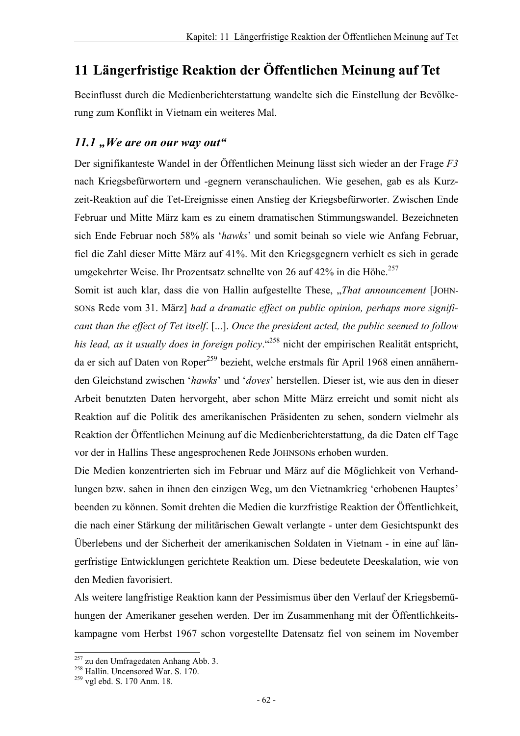# 11 Längerfristige Reaktion der Öffentlichen Meinung auf Tet

Beeinflusst durch die Medienberichterstattung wandelte sich die Einstellung der Bevölkerung zum Konflikt in Vietnam ein weiteres Mal.

## *11.1 „We are on our way out“*

Der signifikanteste Wandel in der Öffentlichen Meinung lässt sich wieder an der Frage *F3* nach Kriegsbefürwortern und -gegnern veranschaulichen. Wie gesehen, gab es als Kurzzeit-Reaktion auf die Tet-Ereignisse einen Anstieg der Kriegsbefürworter. Zwischen Ende Februar und Mitte März kam es zu einem dramatischen Stimmungswandel. Bezeichneten sich Ende Februar noch 58% als '*hawks*' und somit beinah so viele wie Anfang Februar, fiel die Zahl dieser Mitte März auf 41%. Mit den Kriegsgegnern verhielt es sich in gerade umgekehrter Weise. Ihr Prozentsatz schnellte von 26 auf 42% in die Höhe.[257]

Somit ist auch klar, dass die von Hallin aufgestellte These, „*That announcement* [JOHNSONs Rede vom 31. März] *had a dramatic effect on public opinion, perhaps more significant than the effect of Tet itself*. [...]. *Once the president acted, the public seemed to follow his lead, as it usually does in foreign policy*.“[258] nicht der empirischen Realität entspricht, da er sich auf Daten von Roper[259] bezieht, welche erstmals für April 1968 einen annähernden Gleichstand zwischen '*hawks*' und '*doves*' herstellen. Dieser ist, wie aus den in dieser Arbeit benutzten Daten hervorgeht, aber schon Mitte März erreicht und somit nicht als Reaktion auf die Politik des amerikanischen Präsidenten zu sehen, sondern vielmehr als Reaktion der Öffentlichen Meinung auf die Medienberichterstattung, da die Daten elf Tage vor der in Hallins These angesprochenen Rede JOHNSONs erhoben wurden.

Die Medien konzentrierten sich im Februar und März auf die Möglichkeit von Verhandlungen bzw. sahen in ihnen den einzigen Weg, um den Vietnamkrieg 'erhobenen Hauptes' beenden zu können. Somit drehten die Medien die kurzfristige Reaktion der Öffentlichkeit, die nach einer Stärkung der militärischen Gewalt verlangte - unter dem Gesichtspunkt des Überlebens und der Sicherheit der amerikanischen Soldaten in Vietnam - in eine auf längerfristige Entwicklungen gerichtete Reaktion um. Diese bedeutete Deeskalation, wie von den Medien favorisiert.

Als weitere langfristige Reaktion kann der Pessimismus über den Verlauf der Kriegsbemühungen der Amerikaner gesehen werden. Der im Zusammenhang mit der Öffentlichkeitskampagne vom Herbst 1967 schon vorgestellte Datensatz fiel von seinem im November

---

[257] zu den Umfragedaten Anhang Abb. 3.
[258] Hallin. Uncensored War. S. 170.
[259] vgl ebd. S. 170 Anm. 18.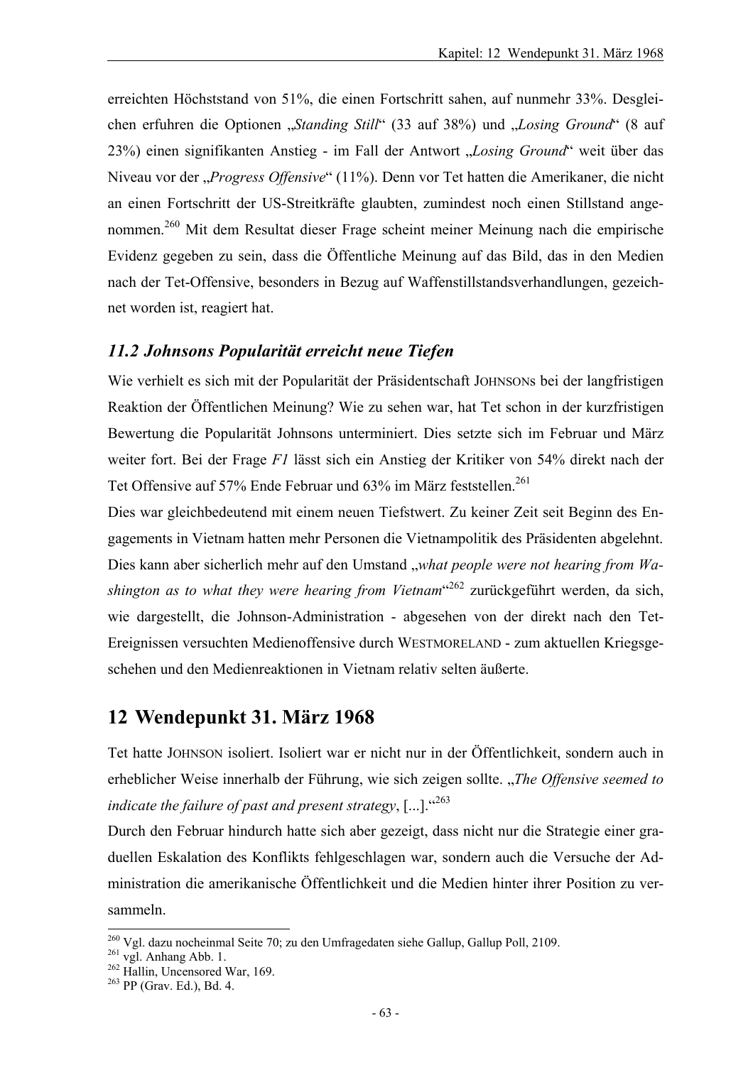erreichten Höchststand von 51%, die einen Fortschritt sahen, auf nunmehr 33%. Desgleichen erfuhren die Optionen „*Standing Still*“ (33 auf 38%) und „*Losing Ground*“ (8 auf 23%) einen signifikanten Anstieg - im Fall der Antwort „*Losing Ground*“ weit über das Niveau vor der „*Progress Offensive*“ (11%). Denn vor Tet hatten die Amerikaner, die nicht an einen Fortschritt der US-Streitkräfte glaubten, zumindest noch einen Stillstand angenommen.[260] Mit dem Resultat dieser Frage scheint meiner Meinung nach die empirische Evidenz gegeben zu sein, dass die Öffentliche Meinung auf das Bild, das in den Medien nach der Tet-Offensive, besonders in Bezug auf Waffenstillstandsverhandlungen, gezeichnet worden ist, reagiert hat.

### *11.2 Johnsons Popularität erreicht neue Tiefen*

Wie verhielt es sich mit der Popularität der Präsidentschaft JOHNSONs bei der langfristigen Reaktion der Öffentlichen Meinung? Wie zu sehen war, hat Tet schon in der kurzfristigen Bewertung die Popularität Johnsons unterminiert. Dies setzte sich im Februar und März weiter fort. Bei der Frage *F1* lässt sich ein Anstieg der Kritiker von 54% direkt nach der Tet Offensive auf 57% Ende Februar und 63% im März feststellen.[261]

Dies war gleichbedeutend mit einem neuen Tiefstwert. Zu keiner Zeit seit Beginn des Engagements in Vietnam hatten mehr Personen die Vietnampolitik des Präsidenten abgelehnt. Dies kann aber sicherlich mehr auf den Umstand „*what people were not hearing from Washington as to what they were hearing from Vietnam*“[262] zurückgeführt werden, da sich, wie dargestellt, die Johnson-Administration - abgesehen von der direkt nach den Tet-Ereignissen versuchten Medienoffensive durch WESTMORELAND - zum aktuellen Kriegsgeschehen und den Medienreaktionen in Vietnam relativ selten äußerte.

## 12 Wendepunkt 31. März 1968

Tet hatte JOHNSON isoliert. Isoliert war er nicht nur in der Öffentlichkeit, sondern auch in erheblicher Weise innerhalb der Führung, wie sich zeigen sollte. „*The Offensive seemed to indicate the failure of past and present strategy*, [...].“[263]

Durch den Februar hindurch hatte sich aber gezeigt, dass nicht nur die Strategie einer graduellen Eskalation des Konflikts fehlgeschlagen war, sondern auch die Versuche der Administration die amerikanische Öffentlichkeit und die Medien hinter ihrer Position zu versammeln.

---

[260] Vgl. dazu nocheinmal Seite 70; zu den Umfragedaten siehe Gallup, Gallup Poll, 2109.
[261] vgl. Anhang Abb. 1.
[262] Hallin, Uncensored War, 169.
[263] PP (Grav. Ed.), Bd. 4.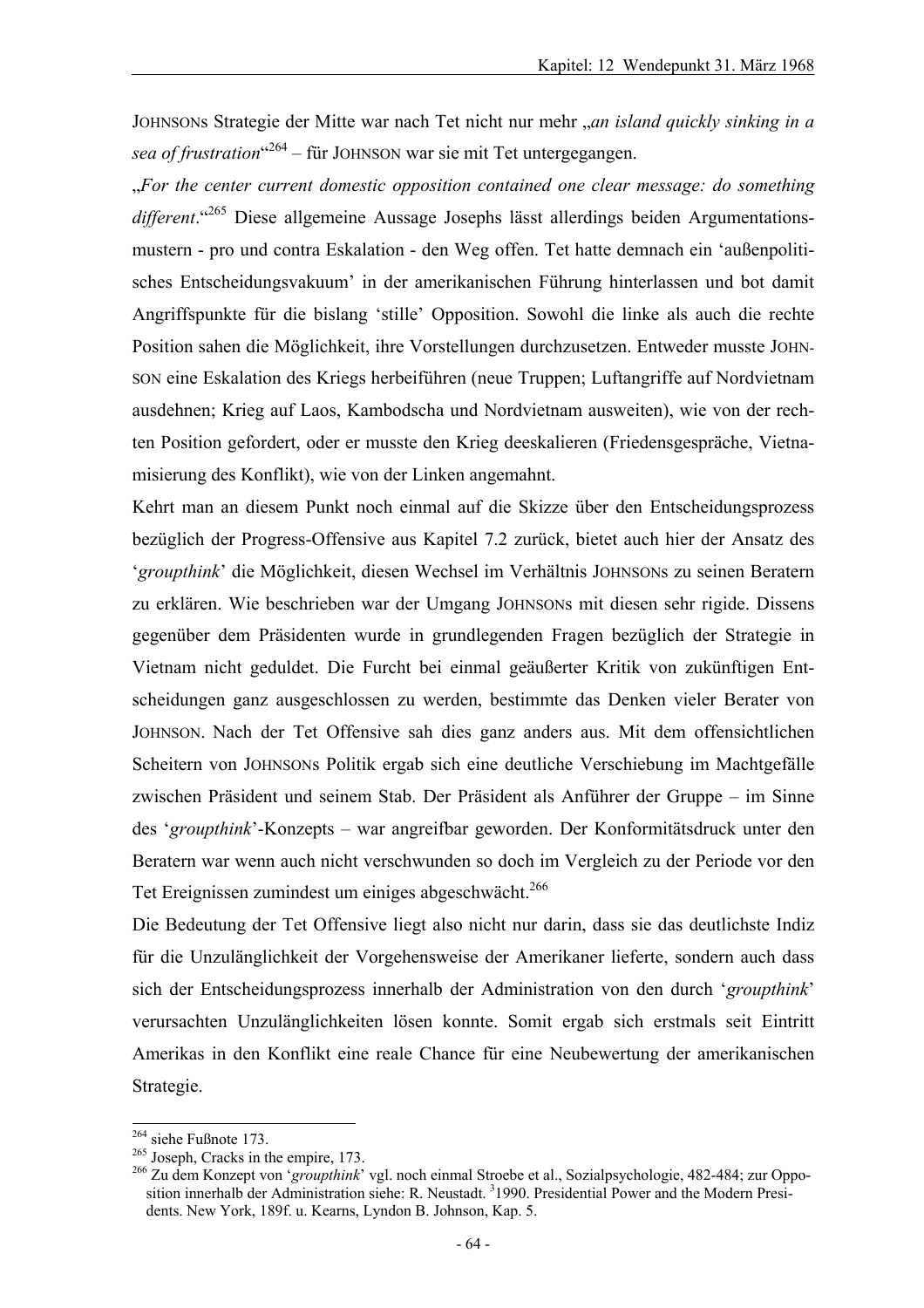JOHNSONs Strategie der Mitte war nach Tet nicht nur mehr „*an island quickly sinking in a sea of frustration*"[264] – für JOHNSON war sie mit Tet untergegangen.

„*For the center current domestic opposition contained one clear message: do something different*."[265] Diese allgemeine Aussage Josephs lässt allerdings beiden Argumentationsmustern - pro und contra Eskalation - den Weg offen. Tet hatte demnach ein 'außenpolitisches Entscheidungsvakuum' in der amerikanischen Führung hinterlassen und bot damit Angriffspunkte für die bislang 'stille' Opposition. Sowohl die linke als auch die rechte Position sahen die Möglichkeit, ihre Vorstellungen durchzusetzen. Entweder musste JOHNSON eine Eskalation des Kriegs herbeiführen (neue Truppen; Luftangriffe auf Nordvietnam ausdehnen; Krieg auf Laos, Kambodscha und Nordvietnam ausweiten), wie von der rechten Position gefordert, oder er musste den Krieg deeskalieren (Friedensgespräche, Vietnamisierung des Konflikt), wie von der Linken angemahnt.

Kehrt man an diesem Punkt noch einmal auf die Skizze über den Entscheidungsprozess bezüglich der Progress-Offensive aus Kapitel 7.2 zurück, bietet auch hier der Ansatz des '*groupthink*' die Möglichkeit, diesen Wechsel im Verhältnis JOHNSONs zu seinen Beratern zu erklären. Wie beschrieben war der Umgang JOHNSONs mit diesen sehr rigide. Dissens gegenüber dem Präsidenten wurde in grundlegenden Fragen bezüglich der Strategie in Vietnam nicht geduldet. Die Furcht bei einmal geäußerter Kritik von zukünftigen Entscheidungen ganz ausgeschlossen zu werden, bestimmte das Denken vieler Berater von JOHNSON. Nach der Tet Offensive sah dies ganz anders aus. Mit dem offensichtlichen Scheitern von JOHNSONs Politik ergab sich eine deutliche Verschiebung im Machtgefälle zwischen Präsident und seinem Stab. Der Präsident als Anführer der Gruppe – im Sinne des '*groupthink*'-Konzepts – war angreifbar geworden. Der Konformitätsdruck unter den Beratern war wenn auch nicht verschwunden so doch im Vergleich zu der Periode vor den Tet Ereignissen zumindest um einiges abgeschwächt.[266]

Die Bedeutung der Tet Offensive liegt also nicht nur darin, dass sie das deutlichste Indiz für die Unzulänglichkeit der Vorgehensweise der Amerikaner lieferte, sondern auch dass sich der Entscheidungsprozess innerhalb der Administration von den durch '*groupthink*' verursachten Unzulänglichkeiten lösen konnte. Somit ergab sich erstmals seit Eintritt Amerikas in den Konflikt eine reale Chance für eine Neubewertung der amerikanischen Strategie.

---

[264] siehe Fußnote 173.

[265] Joseph, Cracks in the empire, 173.

[266] Zu dem Konzept von '*groupthink*' vgl. noch einmal Stroebe et al., Sozialpsychologie, 482-484; zur Opposition innerhalb der Administration siehe: R. Neustadt. [3]1990. Presidential Power and the Modern Presidents. New York, 189f. u. Kearns, Lyndon B. Johnson, Kap. 5.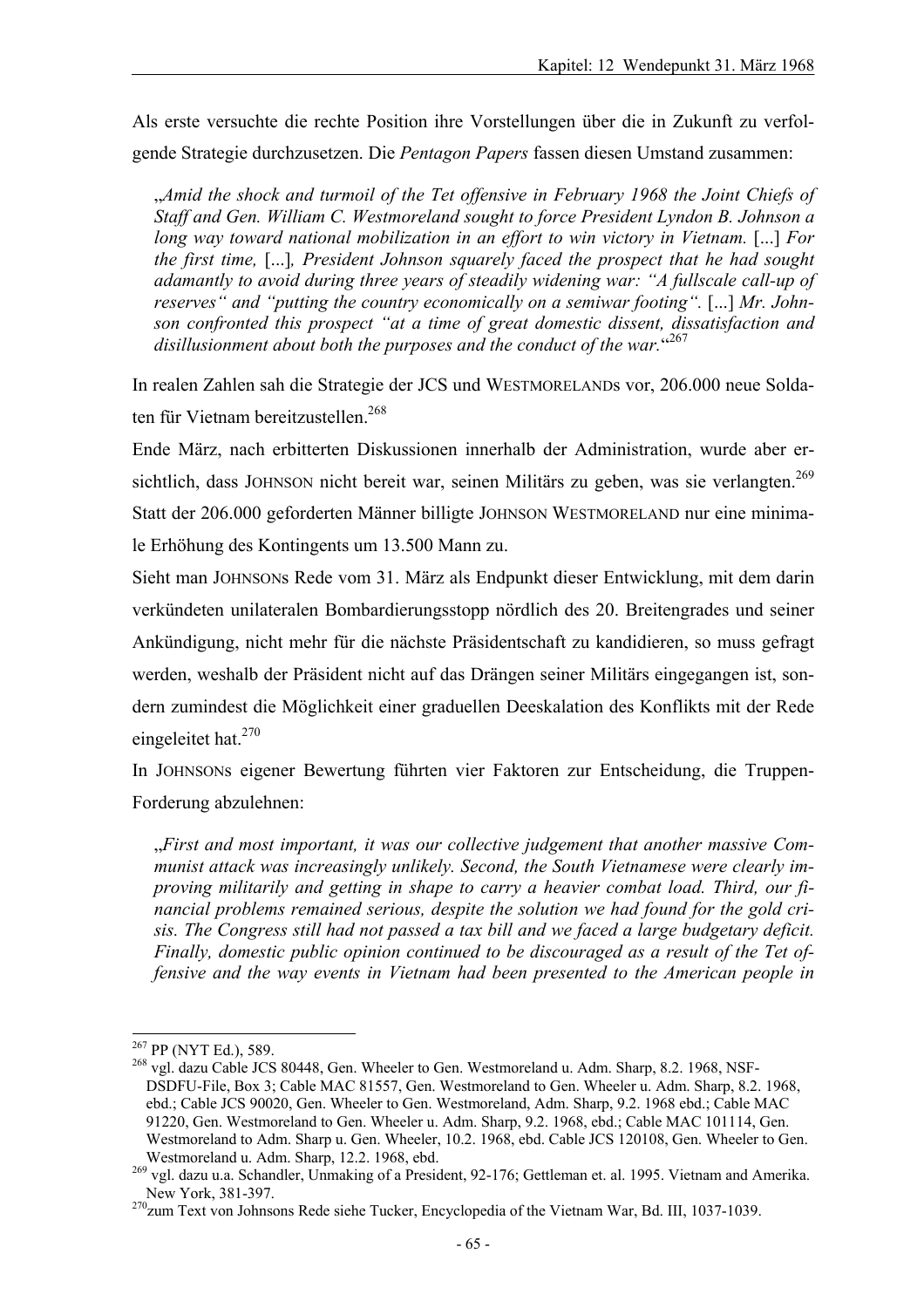Als erste versuchte die rechte Position ihre Vorstellungen über die in Zukunft zu verfolgende Strategie durchzusetzen. Die *Pentagon Papers* fassen diesen Umstand zusammen:

> „*Amid the shock and turmoil of the Tet offensive in February 1968 the Joint Chiefs of Staff and Gen. William C. Westmoreland sought to force President Lyndon B. Johnson a long way toward national mobilization in an effort to win victory in Vietnam.* [...] *For the first time,* [...]*, President Johnson squarely faced the prospect that he had sought adamantly to avoid during three years of steadily widening war: "A fullscale call-up of reserves" and "putting the country economically on a semiwar footing".* [...] *Mr. Johnson confronted this prospect "at a time of great domestic dissent, dissatisfaction and disillusionment about both the purposes and the conduct of the war.*"[267]

In realen Zahlen sah die Strategie der JCS und WESTMORELANDs vor, 206.000 neue Soldaten für Vietnam bereitzustellen.[268]

Ende März, nach erbitterten Diskussionen innerhalb der Administration, wurde aber ersichtlich, dass JOHNSON nicht bereit war, seinen Militärs zu geben, was sie verlangten.[269] Statt der 206.000 geforderten Männer billigte JOHNSON WESTMORELAND nur eine minimale Erhöhung des Kontingents um 13.500 Mann zu.

Sieht man JOHNSONs Rede vom 31. März als Endpunkt dieser Entwicklung, mit dem darin verkündeten unilateralen Bombardierungsstopp nördlich des 20. Breitengrades und seiner Ankündigung, nicht mehr für die nächste Präsidentschaft zu kandidieren, so muss gefragt werden, weshalb der Präsident nicht auf das Drängen seiner Militärs eingegangen ist, sondern zumindest die Möglichkeit einer graduellen Deeskalation des Konflikts mit der Rede eingeleitet hat.[270]

In JOHNSONs eigener Bewertung führten vier Faktoren zur Entscheidung, die Truppen-Forderung abzulehnen:

> „*First and most important, it was our collective judgement that another massive Communist attack was increasingly unlikely. Second, the South Vietnamese were clearly improving militarily and getting in shape to carry a heavier combat load. Third, our financial problems remained serious, despite the solution we had found for the gold crisis. The Congress still had not passed a tax bill and we faced a large budgetary deficit. Finally, domestic public opinion continued to be discouraged as a result of the Tet offensive and the way events in Vietnam had been presented to the American people in*

---

[267] PP (NYT Ed.), 589.

[268] vgl. dazu Cable JCS 80448, Gen. Wheeler to Gen. Westmoreland u. Adm. Sharp, 8.2. 1968, NSF-DSDFU-File, Box 3; Cable MAC 81557, Gen. Westmoreland to Gen. Wheeler u. Adm. Sharp, 8.2. 1968, ebd.; Cable JCS 90020, Gen. Wheeler to Gen. Westmoreland, Adm. Sharp, 9.2. 1968 ebd.; Cable MAC 91220, Gen. Westmoreland to Gen. Wheeler u. Adm. Sharp, 9.2. 1968, ebd.; Cable MAC 101114, Gen. Westmoreland to Adm. Sharp u. Gen. Wheeler, 10.2. 1968, ebd. Cable JCS 120108, Gen. Wheeler to Gen. Westmoreland u. Adm. Sharp, 12.2. 1968, ebd.

[269] vgl. dazu u.a. Schandler, Unmaking of a President, 92-176; Gettleman et. al. 1995. Vietnam and Amerika. New York, 381-397.

[270] zum Text von Johnsons Rede siehe Tucker, Encyclopedia of the Vietnam War, Bd. III, 1037-1039.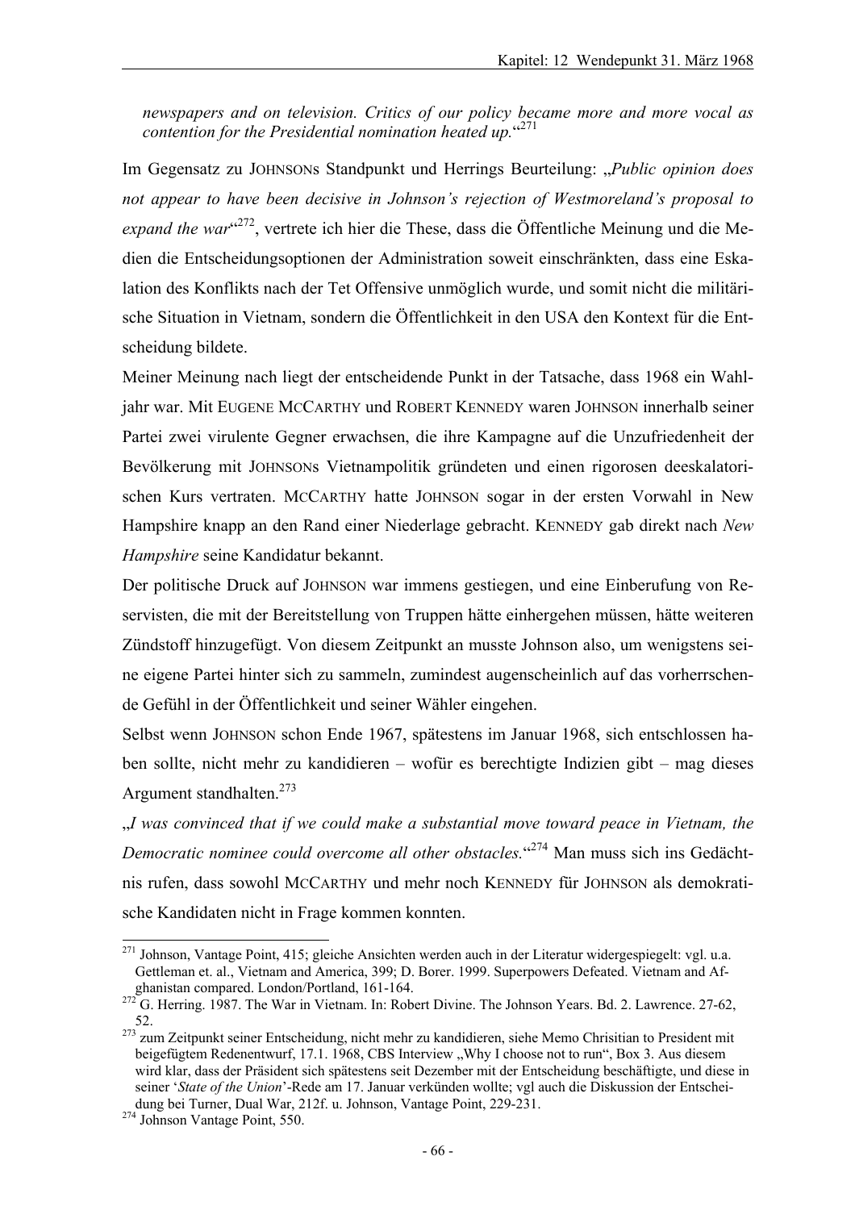*newspapers and on television. Critics of our policy became more and more vocal as contention for the Presidential nomination heated up.*“[271]

Im Gegensatz zu JOHNSONs Standpunkt und Herrings Beurteilung: „*Public opinion does not appear to have been decisive in Johnson's rejection of Westmoreland's proposal to expand the war*“[272], vertrete ich hier die These, dass die Öffentliche Meinung und die Medien die Entscheidungsoptionen der Administration soweit einschränkten, dass eine Eskalation des Konflikts nach der Tet Offensive unmöglich wurde, und somit nicht die militärische Situation in Vietnam, sondern die Öffentlichkeit in den USA den Kontext für die Entscheidung bildete.

Meiner Meinung nach liegt der entscheidende Punkt in der Tatsache, dass 1968 ein Wahljahr war. Mit EUGENE MCCARTHY und ROBERT KENNEDY waren JOHNSON innerhalb seiner Partei zwei virulente Gegner erwachsen, die ihre Kampagne auf die Unzufriedenheit der Bevölkerung mit JOHNSONs Vietnampolitik gründeten und einen rigorosen deeskalatorischen Kurs vertraten. MCCARTHY hatte JOHNSON sogar in der ersten Vorwahl in New Hampshire knapp an den Rand einer Niederlage gebracht. KENNEDY gab direkt nach *New Hampshire* seine Kandidatur bekannt.

Der politische Druck auf JOHNSON war immens gestiegen, und eine Einberufung von Reservisten, die mit der Bereitstellung von Truppen hätte einhergehen müssen, hätte weiteren Zündstoff hinzugefügt. Von diesem Zeitpunkt an musste Johnson also, um wenigstens seine eigene Partei hinter sich zu sammeln, zumindest augenscheinlich auf das vorherrschende Gefühl in der Öffentlichkeit und seiner Wähler eingehen.

Selbst wenn JOHNSON schon Ende 1967, spätestens im Januar 1968, sich entschlossen haben sollte, nicht mehr zu kandidieren – wofür es berechtigte Indizien gibt – mag dieses Argument standhalten.[273]

„*I was convinced that if we could make a substantial move toward peace in Vietnam, the Democratic nominee could overcome all other obstacles.*“[274] Man muss sich ins Gedächtnis rufen, dass sowohl MCCARTHY und mehr noch KENNEDY für JOHNSON als demokratische Kandidaten nicht in Frage kommen konnten.

---

[271] Johnson, Vantage Point, 415; gleiche Ansichten werden auch in der Literatur widergespiegelt: vgl. u.a. Gettleman et. al., Vietnam and America, 399; D. Borer. 1999. Superpowers Defeated. Vietnam and Afghanistan compared. London/Portland, 161-164.

[272] G. Herring. 1987. The War in Vietnam. In: Robert Divine. The Johnson Years. Bd. 2. Lawrence. 27-62, 52.

[273] zum Zeitpunkt seiner Entscheidung, nicht mehr zu kandidieren, siehe Memo Chrisitian to President mit beigefügtem Redenentwurf, 17.1. 1968, CBS Interview „Why I choose not to run“, Box 3. Aus diesem wird klar, dass der Präsident sich spätestens seit Dezember mit der Entscheidung beschäftigte, und diese in seiner '*State of the Union*'-Rede am 17. Januar verkünden wollte; vgl auch die Diskussion der Entscheidung bei Turner, Dual War, 212f. u. Johnson, Vantage Point, 229-231.

[274] Johnson Vantage Point, 550.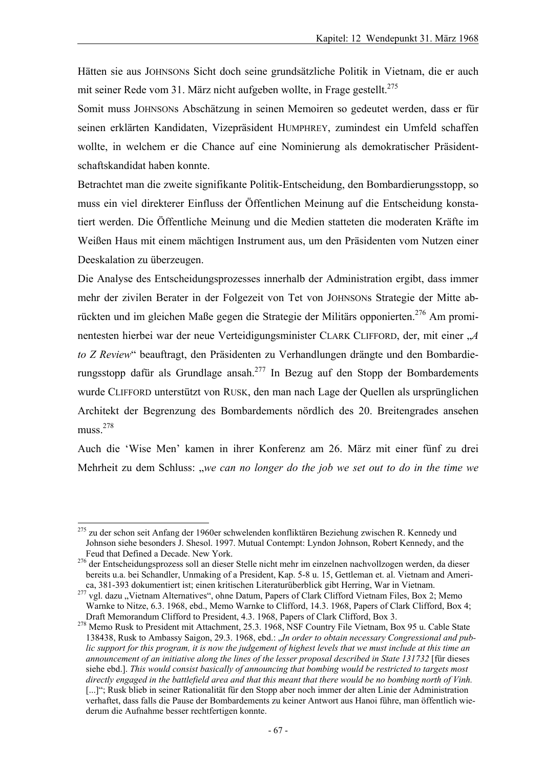Hätten sie aus JOHNSONs Sicht doch seine grundsätzliche Politik in Vietnam, die er auch mit seiner Rede vom 31. März nicht aufgeben wollte, in Frage gestellt.[275]

Somit muss JOHNSONs Abschätzung in seinen Memoiren so gedeutet werden, dass er für seinen erklärten Kandidaten, Vizepräsident HUMPHREY, zumindest ein Umfeld schaffen wollte, in welchem er die Chance auf eine Nominierung als demokratischer Präsidentschaftskandidat haben konnte.

Betrachtet man die zweite signifikante Politik-Entscheidung, den Bombardierungsstopp, so muss ein viel direkterer Einfluss der Öffentlichen Meinung auf die Entscheidung konstatiert werden. Die Öffentliche Meinung und die Medien statteten die moderaten Kräfte im Weißen Haus mit einem mächtigen Instrument aus, um den Präsidenten vom Nutzen einer Deeskalation zu überzeugen.

Die Analyse des Entscheidungsprozesses innerhalb der Administration ergibt, dass immer mehr der zivilen Berater in der Folgezeit von Tet von JOHNSONs Strategie der Mitte abrückten und im gleichen Maße gegen die Strategie der Militärs opponierten.[276] Am prominentesten hierbei war der neue Verteidigungsminister CLARK CLIFFORD, der, mit einer „*A to Z Review*" beauftragt, den Präsidenten zu Verhandlungen drängte und den Bombardierungsstopp dafür als Grundlage ansah.[277] In Bezug auf den Stopp der Bombardements wurde CLIFFORD unterstützt von RUSK, den man nach Lage der Quellen als ursprünglichen Architekt der Begrenzung des Bombardements nördlich des 20. Breitengrades ansehen muss.[278]

Auch die 'Wise Men' kamen in ihrer Konferenz am 26. März mit einer fünf zu drei Mehrheit zu dem Schluss: „*we can no longer do the job we set out to do in the time we*

---

[275] zu der schon seit Anfang der 1960er schwelenden konfliktären Beziehung zwischen R. Kennedy und Johnson siehe besonders J. Shesol. 1997. Mutual Contempt: Lyndon Johnson, Robert Kennedy, and the Feud that Defined a Decade. New York.

[276] der Entscheidungsprozess soll an dieser Stelle nicht mehr im einzelnen nachvollzogen werden, da dieser bereits u.a. bei Schandler, Unmaking of a President, Kap. 5-8 u. 15, Gettleman et. al. Vietnam and America, 381-393 dokumentiert ist; einen kritischen Literaturüberblick gibt Herring, War in Vietnam.

[277] vgl. dazu „Vietnam Alternatives", ohne Datum, Papers of Clark Clifford Vietnam Files, Box 2; Memo Warnke to Nitze, 6.3. 1968, ebd., Memo Warnke to Clifford, 14.3. 1968, Papers of Clark Clifford, Box 4; Draft Memorandum Clifford to President, 4.3. 1968, Papers of Clark Clifford, Box 3.

[278] Memo Rusk to President mit Attachment, 25.3. 1968, NSF Country File Vietnam, Box 95 u. Cable State 138438, Rusk to Ambassy Saigon, 29.3. 1968, ebd.: „*In order to obtain necessary Congressional and public support for this program, it is now the judgement of highest levels that we must include at this time an announcement of an initiative along the lines of the lesser proposal described in State 131732* [für dieses siehe ebd.]. *This would consist basically of announcing that bombing would be restricted to targets most directly engaged in the battlefield area and that this meant that there would be no bombing north of Vinh.* [...]"; Rusk blieb in seiner Rationalität für den Stopp aber noch immer der alten Linie der Administration verhaftet, dass falls die Pause der Bombardements zu keiner Antwort aus Hanoi führe, man öffentlich wiederum die Aufnahme besser rechtfertigen konnte.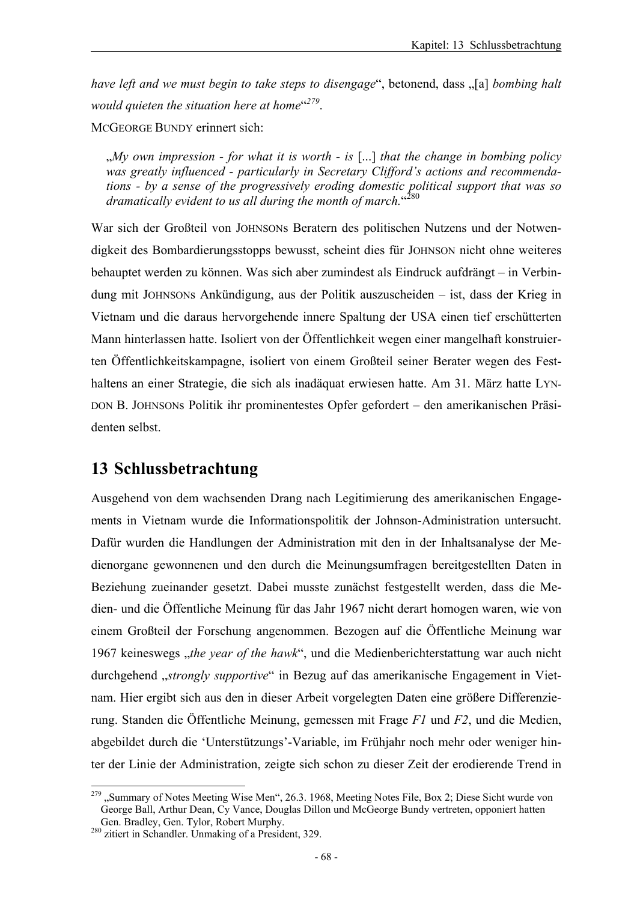*have left and we must begin to take steps to disengage*“, betonend, dass „[a] *bombing halt would quieten the situation here at home*“[279].

MCGEORGE BUNDY erinnert sich:

> „*My own impression - for what it is worth - is* [...] *that the change in bombing policy was greatly influenced - particularly in Secretary Clifford's actions and recommendations - by a sense of the progressively eroding domestic political support that was so dramatically evident to us all during the month of march.*“[280]

War sich der Großteil von JOHNSONs Beratern des politischen Nutzens und der Notwendigkeit des Bombardierungsstopps bewusst, scheint dies für JOHNSON nicht ohne weiteres behauptet werden zu können. Was sich aber zumindest als Eindruck aufdrängt – in Verbindung mit JOHNSONs Ankündigung, aus der Politik auszuscheiden – ist, dass der Krieg in Vietnam und die daraus hervorgehende innere Spaltung der USA einen tief erschütterten Mann hinterlassen hatte. Isoliert von der Öffentlichkeit wegen einer mangelhaft konstruierten Öffentlichkeitskampagne, isoliert von einem Großteil seiner Berater wegen des Festhaltens an einer Strategie, die sich als inadäquat erwiesen hatte. Am 31. März hatte LYNDON B. JOHNSONs Politik ihr prominentestes Opfer gefordert – den amerikanischen Präsidenten selbst.

# 13 Schlussbetrachtung

Ausgehend von dem wachsenden Drang nach Legitimierung des amerikanischen Engagements in Vietnam wurde die Informationspolitik der Johnson-Administration untersucht. Dafür wurden die Handlungen der Administration mit den in der Inhaltsanalyse der Medienorgane gewonnenen und den durch die Meinungsumfragen bereitgestellten Daten in Beziehung zueinander gesetzt. Dabei musste zunächst festgestellt werden, dass die Medien- und die Öffentliche Meinung für das Jahr 1967 nicht derart homogen waren, wie von einem Großteil der Forschung angenommen. Bezogen auf die Öffentliche Meinung war 1967 keineswegs „*the year of the hawk*“, und die Medienberichterstattung war auch nicht durchgehend „*strongly supportive*“ in Bezug auf das amerikanische Engagement in Vietnam. Hier ergibt sich aus den in dieser Arbeit vorgelegten Daten eine größere Differenzierung. Standen die Öffentliche Meinung, gemessen mit Frage *F1* und *F2*, und die Medien, abgebildet durch die ‘Unterstützungs’-Variable, im Frühjahr noch mehr oder weniger hinter der Linie der Administration, zeigte sich schon zu dieser Zeit der erodierende Trend in

---

[279] „Summary of Notes Meeting Wise Men“, 26.3. 1968, Meeting Notes File, Box 2; Diese Sicht wurde von George Ball, Arthur Dean, Cy Vance, Douglas Dillon und McGeorge Bundy vertreten, opponiert hatten Gen. Bradley, Gen. Tylor, Robert Murphy.

[280] zitiert in Schandler. Unmaking of a President, 329.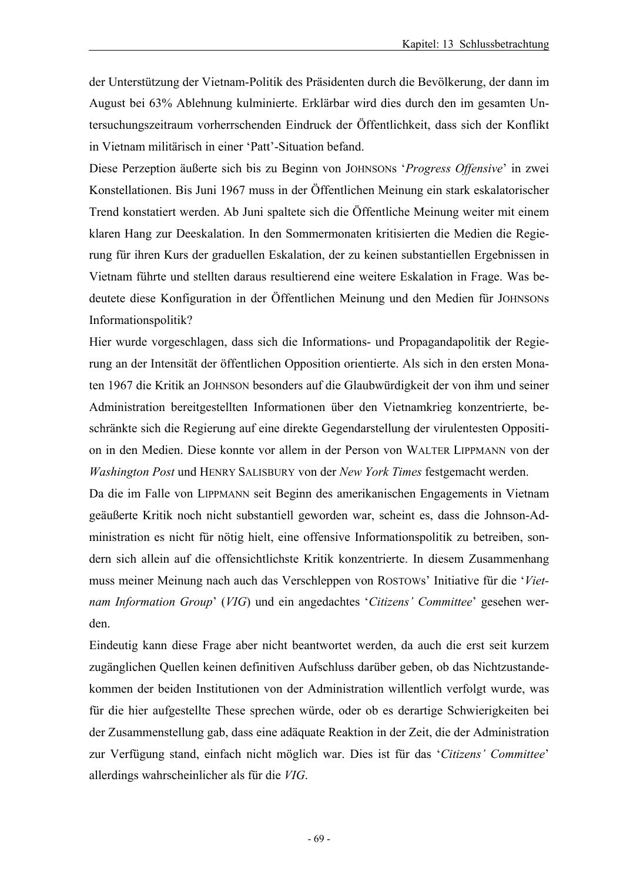der Unterstützung der Vietnam-Politik des Präsidenten durch die Bevölkerung, der dann im August bei 63% Ablehnung kulminierte. Erklärbar wird dies durch den im gesamten Untersuchungszeitraum vorherrschenden Eindruck der Öffentlichkeit, dass sich der Konflikt in Vietnam militärisch in einer 'Patt'-Situation befand.

Diese Perzeption äußerte sich bis zu Beginn von JOHNSONs '*Progress Offensive*' in zwei Konstellationen. Bis Juni 1967 muss in der Öffentlichen Meinung ein stark eskalatorischer Trend konstatiert werden. Ab Juni spaltete sich die Öffentliche Meinung weiter mit einem klaren Hang zur Deeskalation. In den Sommermonaten kritisierten die Medien die Regierung für ihren Kurs der graduellen Eskalation, der zu keinen substantiellen Ergebnissen in Vietnam führte und stellten daraus resultierend eine weitere Eskalation in Frage. Was bedeutete diese Konfiguration in der Öffentlichen Meinung und den Medien für JOHNSONs Informationspolitik?

Hier wurde vorgeschlagen, dass sich die Informations- und Propagandapolitik der Regierung an der Intensität der öffentlichen Opposition orientierte. Als sich in den ersten Monaten 1967 die Kritik an JOHNSON besonders auf die Glaubwürdigkeit der von ihm und seiner Administration bereitgestellten Informationen über den Vietnamkrieg konzentrierte, beschränkte sich die Regierung auf eine direkte Gegendarstellung der virulentesten Opposition in den Medien. Diese konnte vor allem in der Person von WALTER LIPPMANN von der *Washington Post* und HENRY SALISBURY von der *New York Times* festgemacht werden.

Da die im Falle von LIPPMANN seit Beginn des amerikanischen Engagements in Vietnam geäußerte Kritik noch nicht substantiell geworden war, scheint es, dass die Johnson-Administration es nicht für nötig hielt, eine offensive Informationspolitik zu betreiben, sondern sich allein auf die offensichtlichste Kritik konzentrierte. In diesem Zusammenhang muss meiner Meinung nach auch das Verschleppen von ROSTOWs' Initiative für die '*Vietnam Information Group*' (*VIG*) und ein angedachtes '*Citizens' Committee*' gesehen werden.

Eindeutig kann diese Frage aber nicht beantwortet werden, da auch die erst seit kurzem zugänglichen Quellen keinen definitiven Aufschluss darüber geben, ob das Nichtzustandekommen der beiden Institutionen von der Administration willentlich verfolgt wurde, was für die hier aufgestellte These sprechen würde, oder ob es derartige Schwierigkeiten bei der Zusammenstellung gab, dass eine adäquate Reaktion in der Zeit, die der Administration zur Verfügung stand, einfach nicht möglich war. Dies ist für das '*Citizens' Committee*' allerdings wahrscheinlicher als für die *VIG*.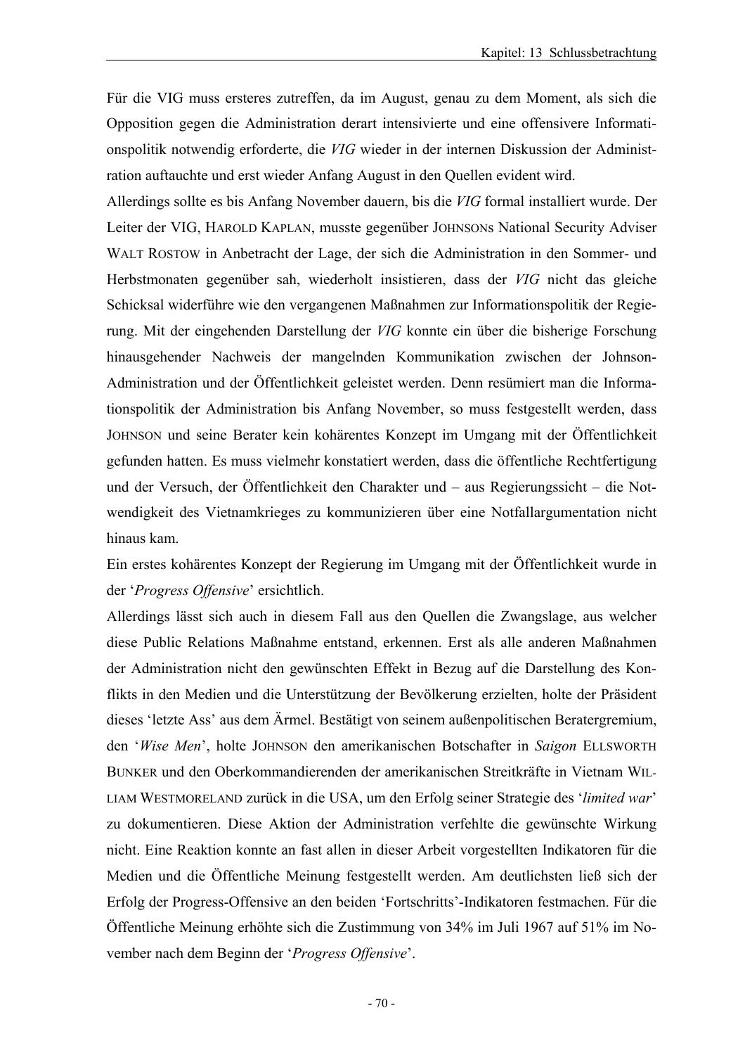Für die VIG muss ersteres zutreffen, da im August, genau zu dem Moment, als sich die Opposition gegen die Administration derart intensivierte und eine offensivere Informationspolitik notwendig erforderte, die *VIG* wieder in der internen Diskussion der Administration auftauchte und erst wieder Anfang August in den Quellen evident wird.

Allerdings sollte es bis Anfang November dauern, bis die *VIG* formal installiert wurde. Der Leiter der VIG, HAROLD KAPLAN, musste gegenüber JOHNSONs National Security Adviser WALT ROSTOW in Anbetracht der Lage, der sich die Administration in den Sommer- und Herbstmonaten gegenüber sah, wiederholt insistieren, dass der *VIG* nicht das gleiche Schicksal widerführe wie den vergangenen Maßnahmen zur Informationspolitik der Regierung. Mit der eingehenden Darstellung der *VIG* konnte ein über die bisherige Forschung hinausgehender Nachweis der mangelnden Kommunikation zwischen der Johnson-Administration und der Öffentlichkeit geleistet werden. Denn resümiert man die Informationspolitik der Administration bis Anfang November, so muss festgestellt werden, dass JOHNSON und seine Berater kein kohärentes Konzept im Umgang mit der Öffentlichkeit gefunden hatten. Es muss vielmehr konstatiert werden, dass die öffentliche Rechtfertigung und der Versuch, der Öffentlichkeit den Charakter und – aus Regierungssicht – die Notwendigkeit des Vietnamkrieges zu kommunizieren über eine Notfallargumentation nicht hinaus kam.

Ein erstes kohärentes Konzept der Regierung im Umgang mit der Öffentlichkeit wurde in der '*Progress Offensive*' ersichtlich.

Allerdings lässt sich auch in diesem Fall aus den Quellen die Zwangslage, aus welcher diese Public Relations Maßnahme entstand, erkennen. Erst als alle anderen Maßnahmen der Administration nicht den gewünschten Effekt in Bezug auf die Darstellung des Konflikts in den Medien und die Unterstützung der Bevölkerung erzielten, holte der Präsident dieses 'letzte Ass' aus dem Ärmel. Bestätigt von seinem außenpolitischen Beratergremium, den '*Wise Men*', holte JOHNSON den amerikanischen Botschafter in *Saigon* ELLSWORTH BUNKER und den Oberkommandierenden der amerikanischen Streitkräfte in Vietnam WILLIAM WESTMORELAND zurück in die USA, um den Erfolg seiner Strategie des '*limited war*' zu dokumentieren. Diese Aktion der Administration verfehlte die gewünschte Wirkung nicht. Eine Reaktion konnte an fast allen in dieser Arbeit vorgestellten Indikatoren für die Medien und die Öffentliche Meinung festgestellt werden. Am deutlichsten ließ sich der Erfolg der Progress-Offensive an den beiden 'Fortschritts'-Indikatoren festmachen. Für die Öffentliche Meinung erhöhte sich die Zustimmung von 34% im Juli 1967 auf 51% im November nach dem Beginn der '*Progress Offensive*'.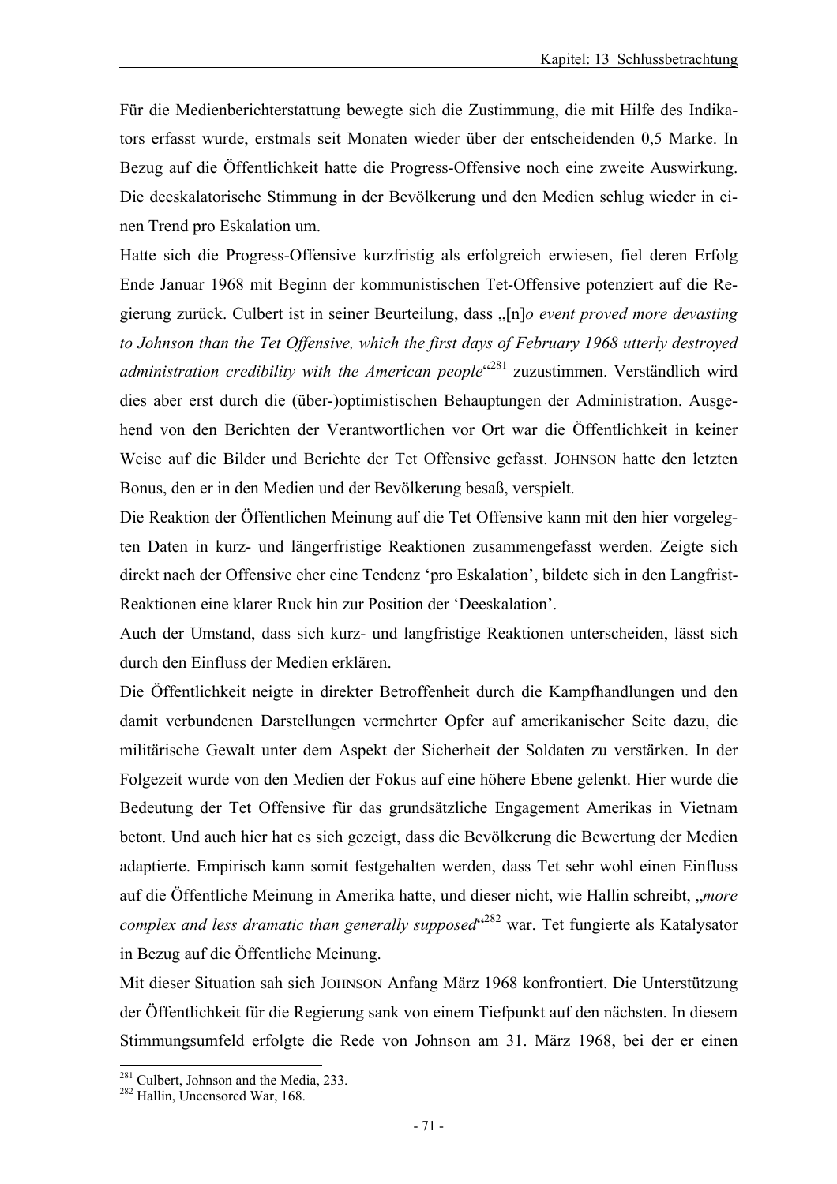Für die Medienberichterstattung bewegte sich die Zustimmung, die mit Hilfe des Indikators erfasst wurde, erstmals seit Monaten wieder über der entscheidenden 0,5 Marke. In Bezug auf die Öffentlichkeit hatte die Progress-Offensive noch eine zweite Auswirkung. Die deeskalatorische Stimmung in der Bevölkerung und den Medien schlug wieder in einen Trend pro Eskalation um.

Hatte sich die Progress-Offensive kurzfristig als erfolgreich erwiesen, fiel deren Erfolg Ende Januar 1968 mit Beginn der kommunistischen Tet-Offensive potenziert auf die Regierung zurück. Culbert ist in seiner Beurteilung, dass „[n]*o event proved more devasting to Johnson than the Tet Offensive, which the first days of February 1968 utterly destroyed administration credibility with the American people*“[281] zuzustimmen. Verständlich wird dies aber erst durch die (über-)optimistischen Behauptungen der Administration. Ausgehend von den Berichten der Verantwortlichen vor Ort war die Öffentlichkeit in keiner Weise auf die Bilder und Berichte der Tet Offensive gefasst. JOHNSON hatte den letzten Bonus, den er in den Medien und der Bevölkerung besaß, verspielt.

Die Reaktion der Öffentlichen Meinung auf die Tet Offensive kann mit den hier vorgelegten Daten in kurz- und längerfristige Reaktionen zusammengefasst werden. Zeigte sich direkt nach der Offensive eher eine Tendenz ‘pro Eskalation’, bildete sich in den Langfrist-Reaktionen eine klarer Ruck hin zur Position der ‘Deeskalation’.

Auch der Umstand, dass sich kurz- und langfristige Reaktionen unterscheiden, lässt sich durch den Einfluss der Medien erklären.

Die Öffentlichkeit neigte in direkter Betroffenheit durch die Kampfhandlungen und den damit verbundenen Darstellungen vermehrter Opfer auf amerikanischer Seite dazu, die militärische Gewalt unter dem Aspekt der Sicherheit der Soldaten zu verstärken. In der Folgezeit wurde von den Medien der Fokus auf eine höhere Ebene gelenkt. Hier wurde die Bedeutung der Tet Offensive für das grundsätzliche Engagement Amerikas in Vietnam betont. Und auch hier hat es sich gezeigt, dass die Bevölkerung die Bewertung der Medien adaptierte. Empirisch kann somit festgehalten werden, dass Tet sehr wohl einen Einfluss auf die Öffentliche Meinung in Amerika hatte, und dieser nicht, wie Hallin schreibt, „*more complex and less dramatic than generally supposed*“[282] war. Tet fungierte als Katalysator in Bezug auf die Öffentliche Meinung.

Mit dieser Situation sah sich JOHNSON Anfang März 1968 konfrontiert. Die Unterstützung der Öffentlichkeit für die Regierung sank von einem Tiefpunkt auf den nächsten. In diesem Stimmungsumfeld erfolgte die Rede von Johnson am 31. März 1968, bei der er einen

---

[281] Culbert, Johnson and the Media, 233.

[282] Hallin, Uncensored War, 168.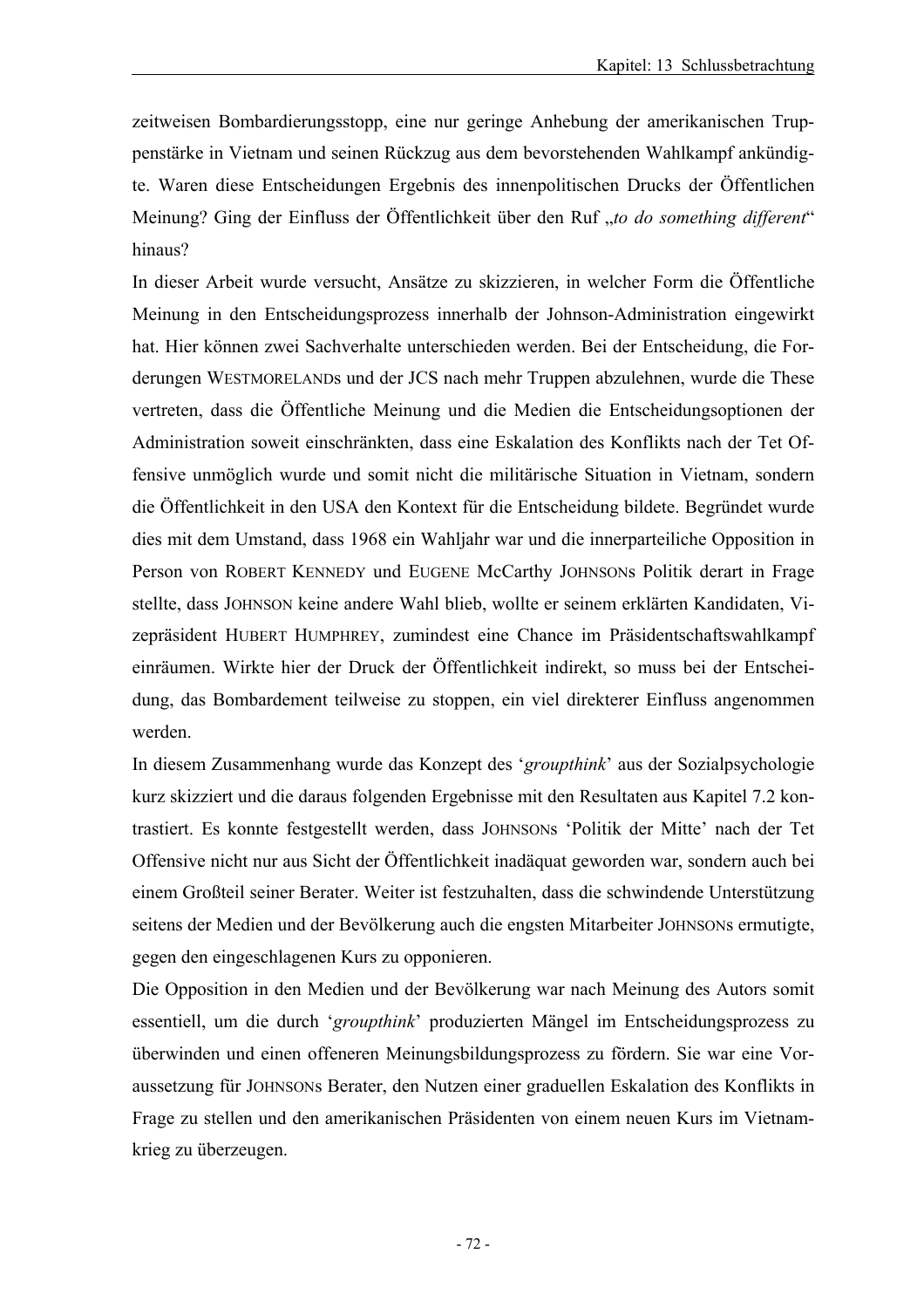zeitweisen Bombardierungsstopp, eine nur geringe Anhebung der amerikanischen Truppenstärke in Vietnam und seinen Rückzug aus dem bevorstehenden Wahlkampf ankündigte. Waren diese Entscheidungen Ergebnis des innenpolitischen Drucks der Öffentlichen Meinung? Ging der Einfluss der Öffentlichkeit über den Ruf „*to do something different*“ hinaus?

In dieser Arbeit wurde versucht, Ansätze zu skizzieren, in welcher Form die Öffentliche Meinung in den Entscheidungsprozess innerhalb der Johnson-Administration eingewirkt hat. Hier können zwei Sachverhalte unterschieden werden. Bei der Entscheidung, die Forderungen WESTMORELANDs und der JCS nach mehr Truppen abzulehnen, wurde die These vertreten, dass die Öffentliche Meinung und die Medien die Entscheidungsoptionen der Administration soweit einschränkten, dass eine Eskalation des Konflikts nach der Tet Offensive unmöglich wurde und somit nicht die militärische Situation in Vietnam, sondern die Öffentlichkeit in den USA den Kontext für die Entscheidung bildete. Begründet wurde dies mit dem Umstand, dass 1968 ein Wahljahr war und die innerparteiliche Opposition in Person von ROBERT KENNEDY und EUGENE McCarthy JOHNSONs Politik derart in Frage stellte, dass JOHNSON keine andere Wahl blieb, wollte er seinem erklärten Kandidaten, Vizepräsident HUBERT HUMPHREY, zumindest eine Chance im Präsidentschaftswahlkampf einräumen. Wirkte hier der Druck der Öffentlichkeit indirekt, so muss bei der Entscheidung, das Bombardement teilweise zu stoppen, ein viel direkterer Einfluss angenommen werden.

In diesem Zusammenhang wurde das Konzept des '*groupthink*' aus der Sozialpsychologie kurz skizziert und die daraus folgenden Ergebnisse mit den Resultaten aus Kapitel 7.2 kontrastiert. Es konnte festgestellt werden, dass JOHNSONS 'Politik der Mitte' nach der Tet Offensive nicht nur aus Sicht der Öffentlichkeit inadäquat geworden war, sondern auch bei einem Großteil seiner Berater. Weiter ist festzuhalten, dass die schwindende Unterstützung seitens der Medien und der Bevölkerung auch die engsten Mitarbeiter JOHNSONs ermutigte, gegen den eingeschlagenen Kurs zu opponieren.

Die Opposition in den Medien und der Bevölkerung war nach Meinung des Autors somit essentiell, um die durch '*groupthink*' produzierten Mängel im Entscheidungsprozess zu überwinden und einen offeneren Meinungsbildungsprozess zu fördern. Sie war eine Voraussetzung für JOHNSONs Berater, den Nutzen einer graduellen Eskalation des Konflikts in Frage zu stellen und den amerikanischen Präsidenten von einem neuen Kurs im Vietnamkrieg zu überzeugen.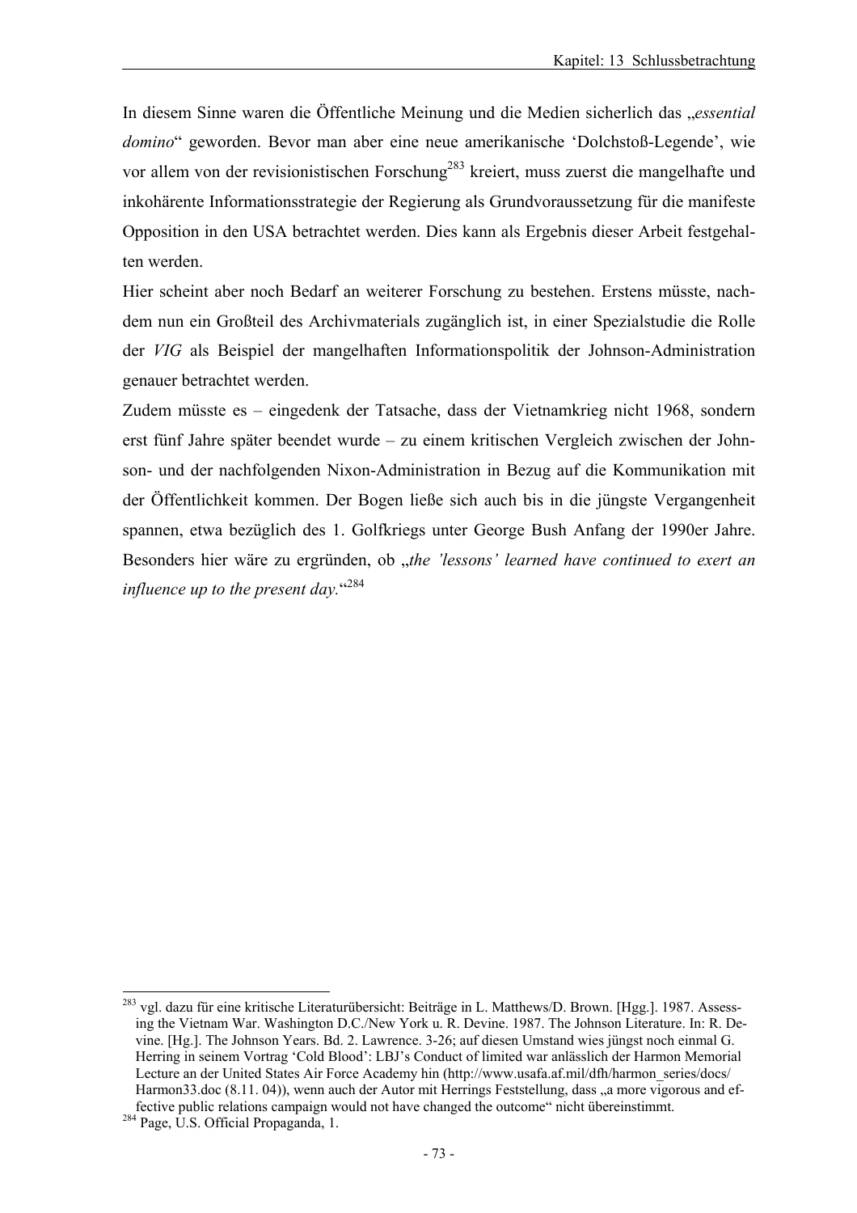In diesem Sinne waren die Öffentliche Meinung und die Medien sicherlich das „*essential domino*“ geworden. Bevor man aber eine neue amerikanische ‘Dolchstoß-Legende’, wie vor allem von der revisionistischen Forschung[283] kreiert, muss zuerst die mangelhafte und inkohärente Informationsstrategie der Regierung als Grundvoraussetzung für die manifeste Opposition in den USA betrachtet werden. Dies kann als Ergebnis dieser Arbeit festgehalten werden.

Hier scheint aber noch Bedarf an weiterer Forschung zu bestehen. Erstens müsste, nachdem nun ein Großteil des Archivmaterials zugänglich ist, in einer Spezialstudie die Rolle der *VIG* als Beispiel der mangelhaften Informationspolitik der Johnson-Administration genauer betrachtet werden.

Zudem müsste es – eingedenk der Tatsache, dass der Vietnamkrieg nicht 1968, sondern erst fünf Jahre später beendet wurde – zu einem kritischen Vergleich zwischen der Johnson- und der nachfolgenden Nixon-Administration in Bezug auf die Kommunikation mit der Öffentlichkeit kommen. Der Bogen ließe sich auch bis in die jüngste Vergangenheit spannen, etwa bezüglich des 1. Golfkriegs unter George Bush Anfang der 1990er Jahre. Besonders hier wäre zu ergründen, ob „*the 'lessons' learned have continued to exert an influence up to the present day.*“[284]

---

[283] vgl. dazu für eine kritische Literaturübersicht: Beiträge in L. Matthews/D. Brown. [Hgg.]. 1987. Assessing the Vietnam War. Washington D.C./New York u. R. Devine. 1987. The Johnson Literature. In: R. Devine. [Hg.]. The Johnson Years. Bd. 2. Lawrence. 3-26; auf diesen Umstand wies jüngst noch einmal G. Herring in seinem Vortrag ‘Cold Blood’: LBJ’s Conduct of limited war anlässlich der Harmon Memorial Lecture an der United States Air Force Academy hin (http://www.usafa.af.mil/dfh/harmon_series/docs/Harmon33.doc (8.11. 04)), wenn auch der Autor mit Herrings Feststellung, dass „a more vigorous and effective public relations campaign would not have changed the outcome“ nicht übereinstimmt.

[284] Page, U.S. Official Propaganda, 1.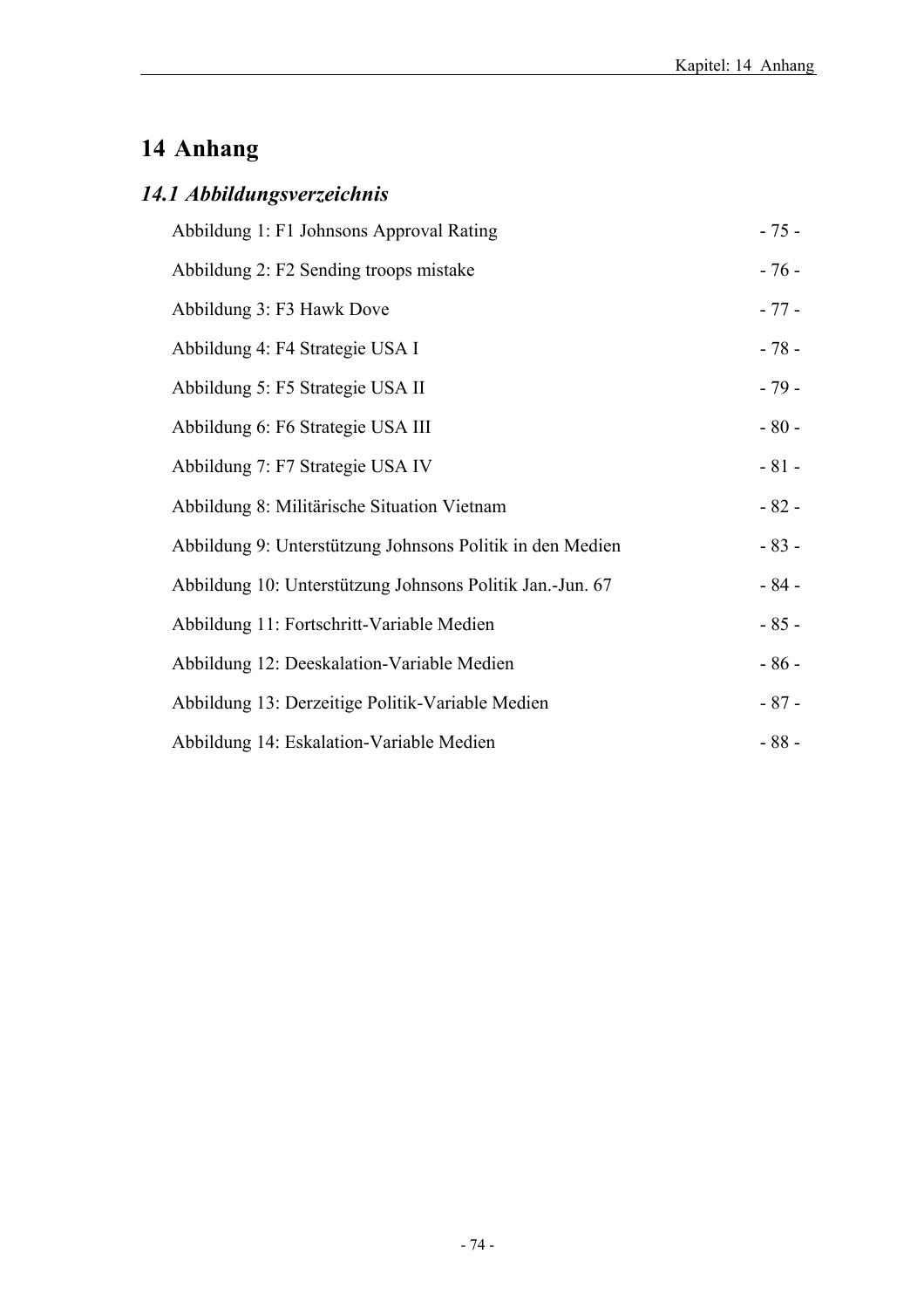# 14 Anhang

## *14.1 Abbildungsverzeichnis*

Abbildung 1: F1 Johnsons Approval Rating - 75 -

Abbildung 2: F2 Sending troops mistake - 76 -

Abbildung 3: F3 Hawk Dove - 77 -

Abbildung 4: F4 Strategie USA I - 78 -

Abbildung 5: F5 Strategie USA II - 79 -

Abbildung 6: F6 Strategie USA III - 80 -

Abbildung 7: F7 Strategie USA IV - 81 -

Abbildung 8: Militärische Situation Vietnam - 82 -

Abbildung 9: Unterstützung Johnsons Politik in den Medien - 83 -

Abbildung 10: Unterstützung Johnsons Politik Jan.-Jun. 67 - 84 -

Abbildung 11: Fortschritt-Variable Medien - 85 -

Abbildung 12: Deeskalation-Variable Medien - 86 -

Abbildung 13: Derzeitige Politik-Variable Medien - 87 -

Abbildung 14: Eskalation-Variable Medien - 88 -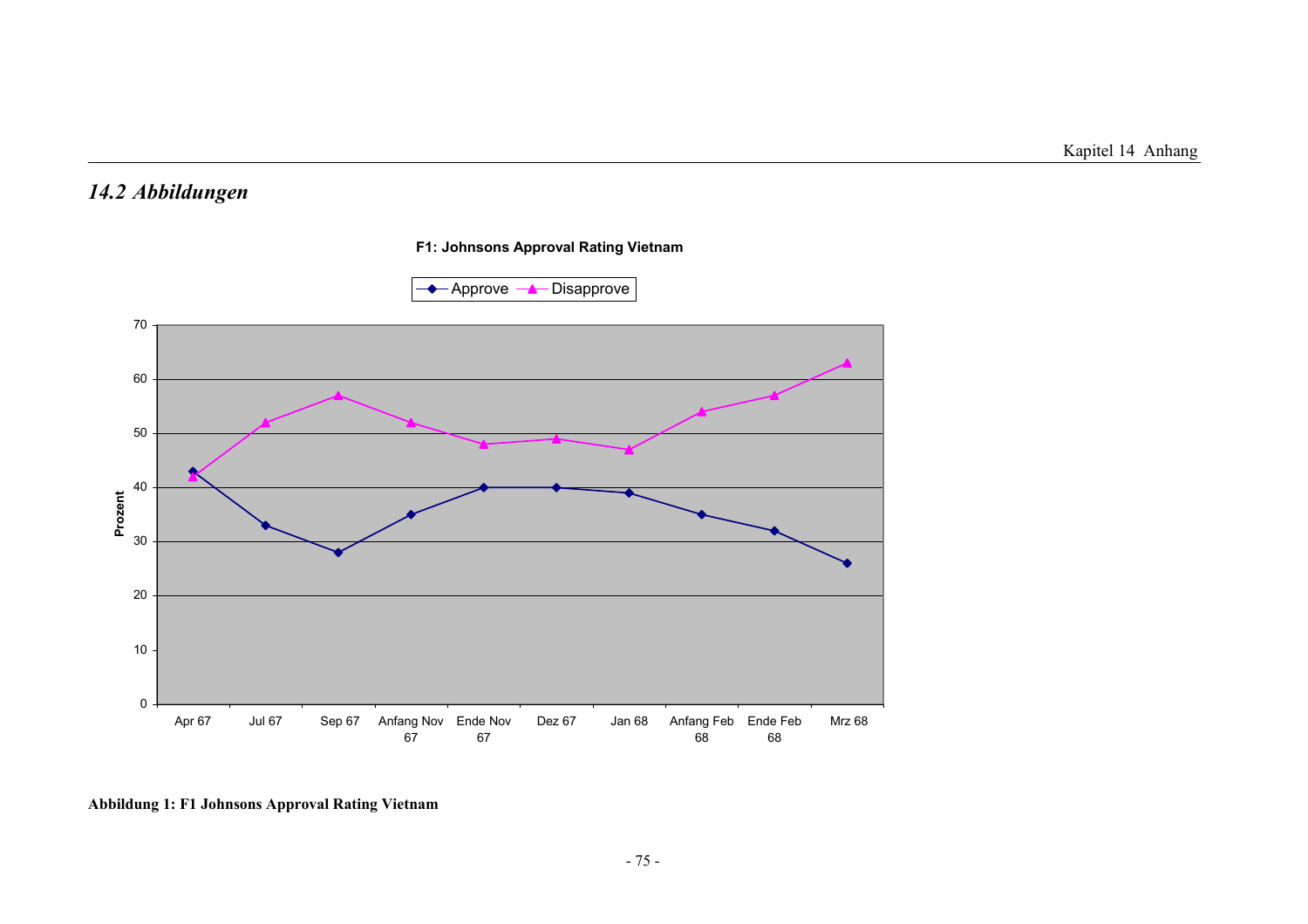## *14.2 Abbildungen*

**F1: Johnsons Approval Rating Vietnam**

| | Apr 67 | Jul 67 | Sep 67 | Anfang Nov 67 | Ende Nov 67 | Dez 67 | Jan 68 | Anfang Feb 68 | Ende Feb 68 | Mrz 68 |
|---|---|---|---|---|---|---|---|---|---|---|
| Approve | 43 | 33 | 28 | 35 | 40 | 40 | 39 | 35 | 32 | 26 |
| Disapprove | 42 | 52 | 57 | 52 | 48 | 49 | 47 | 54 | 57 | 63 |

**Abbildung 1: F1 Johnsons Approval Rating Vietnam**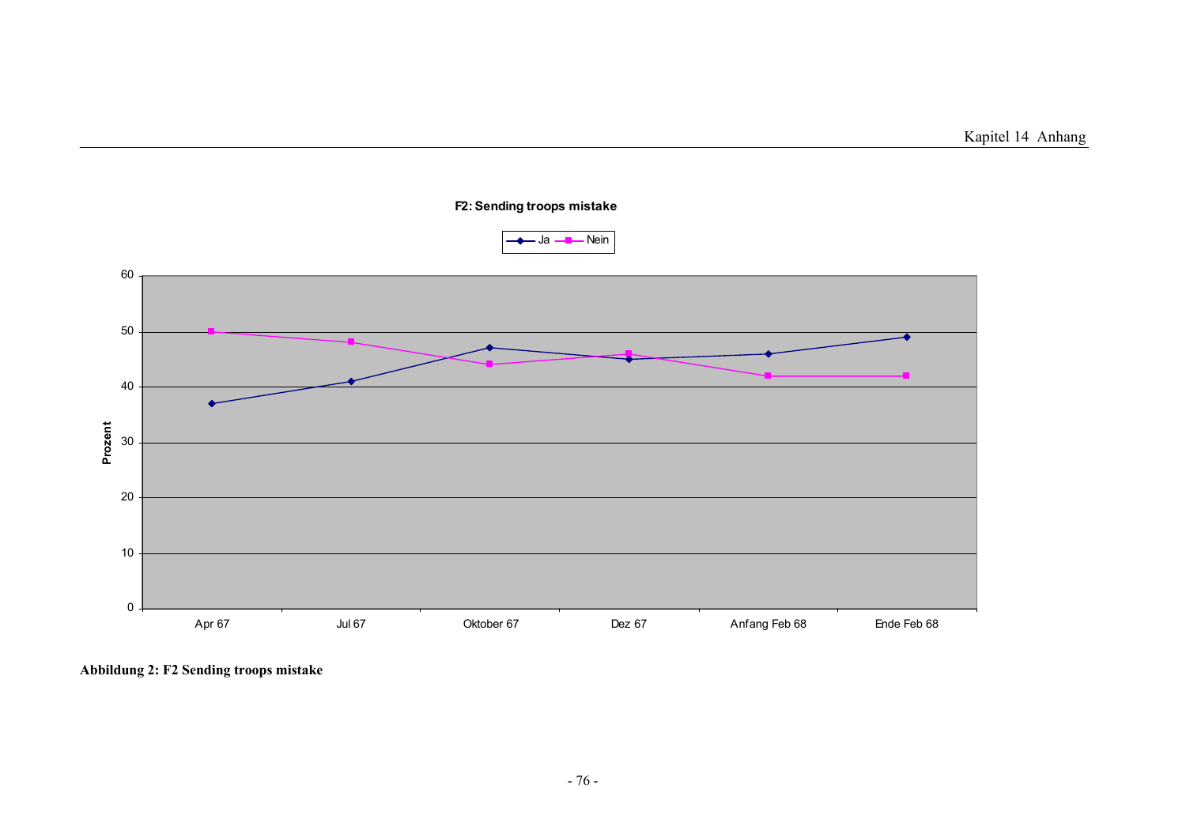**F2: Sending troops mistake**

**Abbildung 2: F2 Sending troops mistake**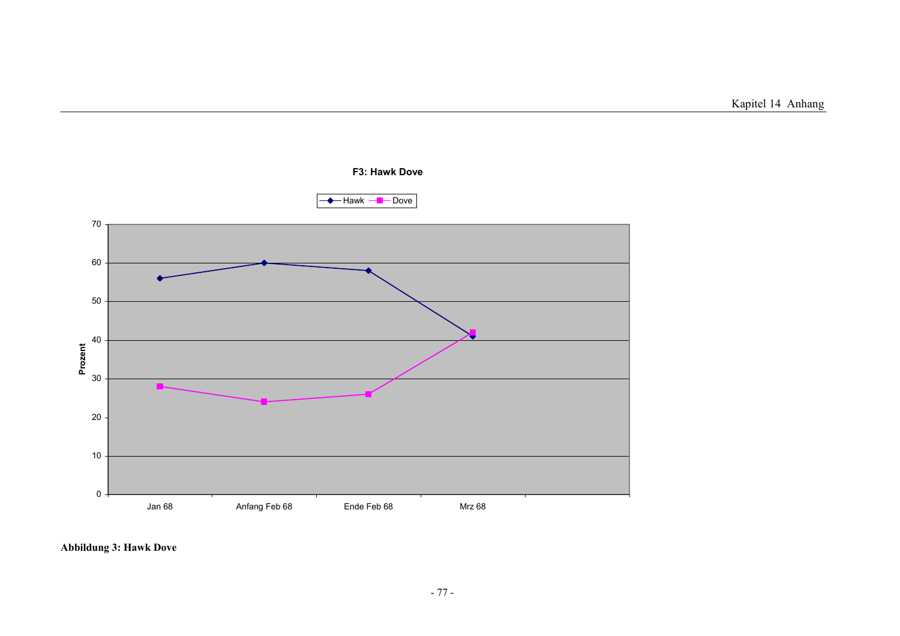**F3: Hawk Dove**

| | Jan 68 | Anfang Feb 68 | Ende Feb 68 | Mrz 68 |
|---|---|---|---|---|
| Hawk | 56 | 60 | 58 | 41 |
| Dove | 28 | 24 | 26 | 42 |

Prozent

**Abbildung 3: Hawk Dove**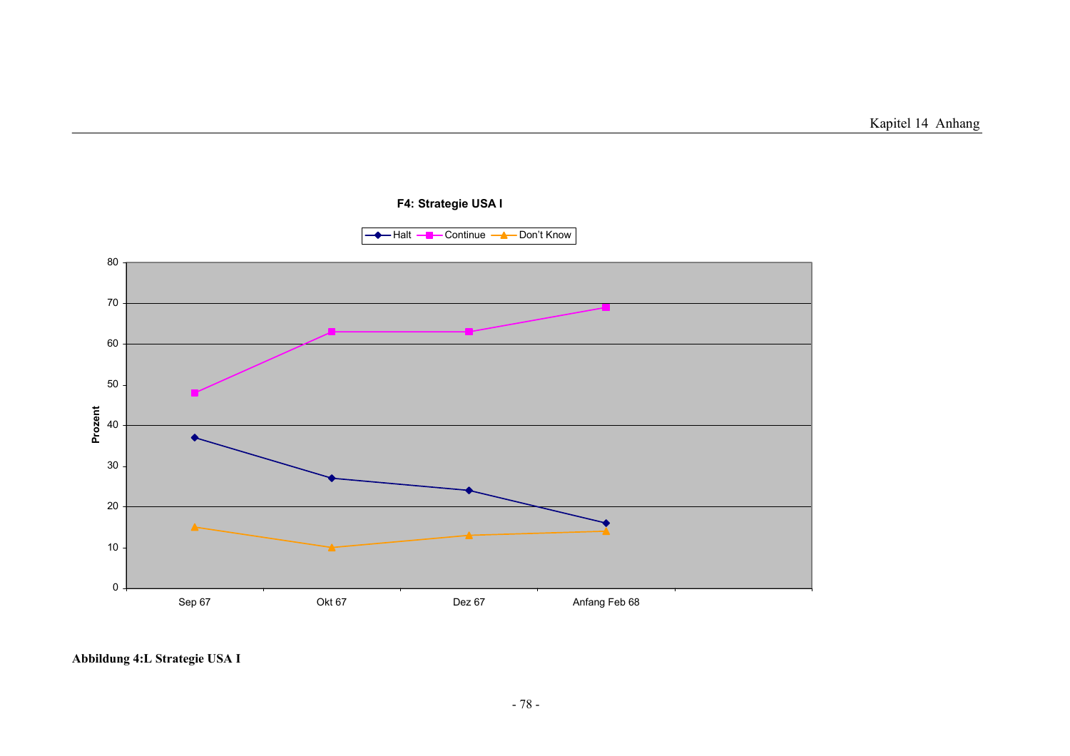**F4: Strategie USA I**

| | Sep 67 | Okt 67 | Dez 67 | Anfang Feb 68 |
|---|---|---|---|---|
| Halt | 37 | 27 | 24 | 16 |
| Continue | 48 | 63 | 63 | 69 |
| Don't Know | 15 | 10 | 13 | 14 |

**Abbildung 4:L Strategie USA I**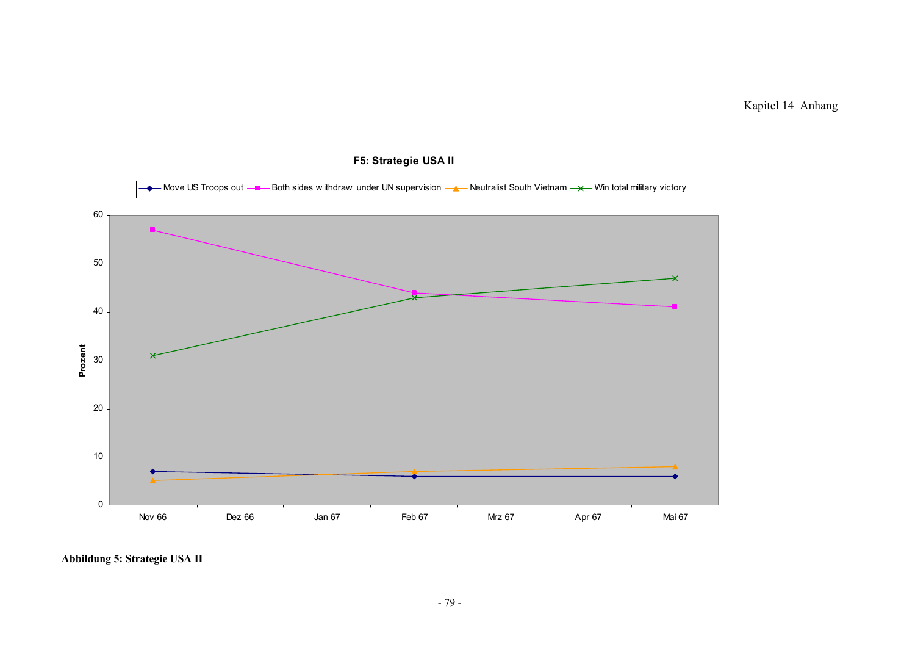**F5: Strategie USA II**

| | Nov 66 | Feb 67 | Mai 67 |
|---|---|---|---|
| Move US Troops out | 7 | 6 | 6 |
| Both sides withdraw under UN supervision | 57 | 44 | 41 |
| Neutralist South Vietnam | 5 | 7 | 8 |
| Win total military victory | 31 | 43 | 47 |

**Abbildung 5: Strategie USA II**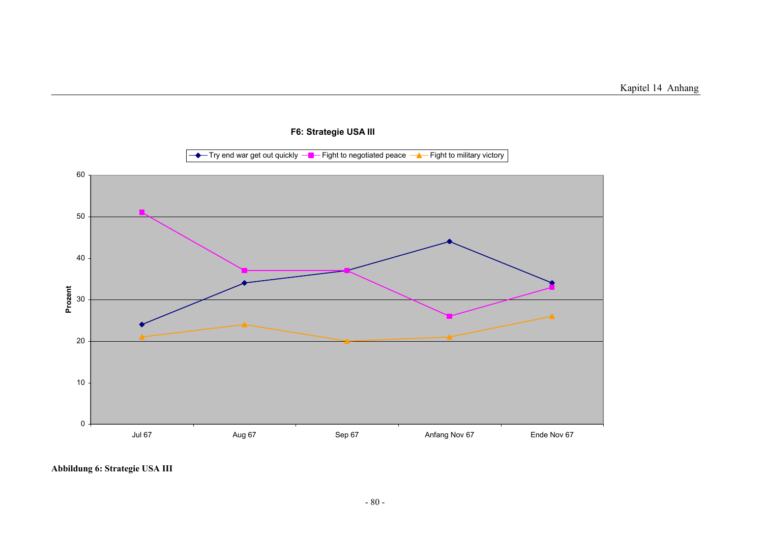**F6: Strategie USA III**

| | Jul 67 | Aug 67 | Sep 67 | Anfang Nov 67 | Ende Nov 67 |
|---|---|---|---|---|---|
| Try end war get out quickly | 24 | 34 | 37 | 44 | 34 |
| Fight to negotiated peace | 51 | 37 | 37 | 26 | 33 |
| Fight to military victory | 21 | 24 | 20 | 21 | 26 |

Prozent

**Abbildung 6: Strategie USA III**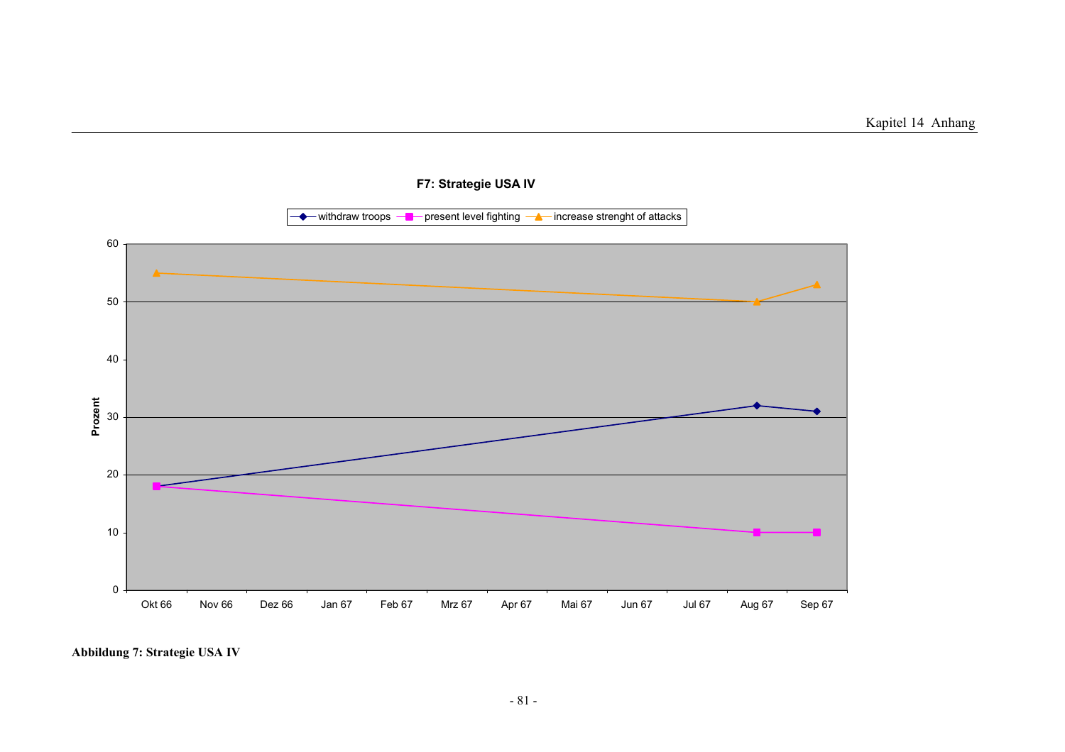**F7: Strategie USA IV**

**Abbildung 7: Strategie USA IV**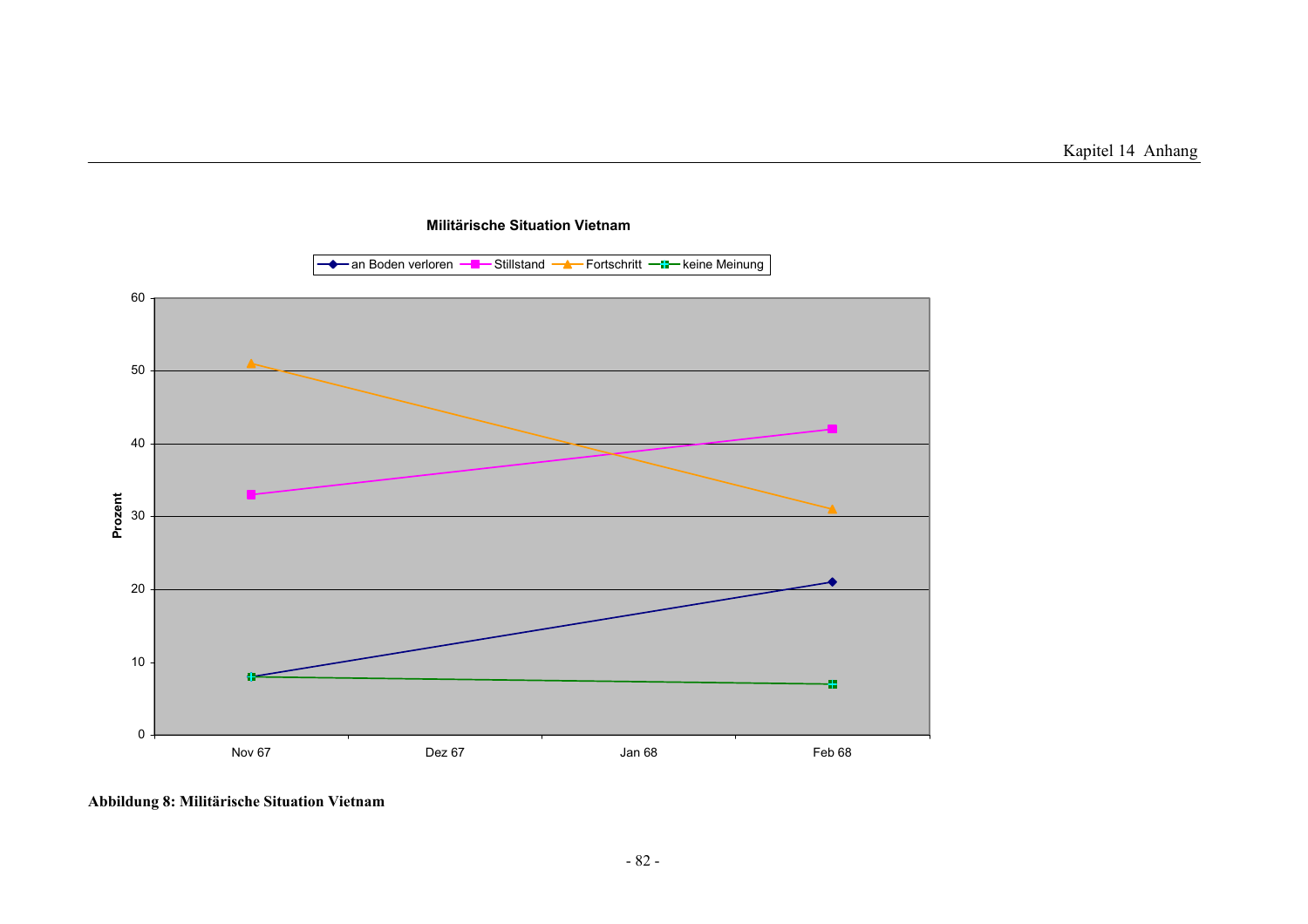**Militärische Situation Vietnam**

| | Nov 67 | Feb 68 |
|---|---|---|
| an Boden verloren | 8 | 21 |
| Stillstand | 33 | 42 |
| Fortschritt | 51 | 31 |
| keine Meinung | 8 | 7 |

**Abbildung 8: Militärische Situation Vietnam**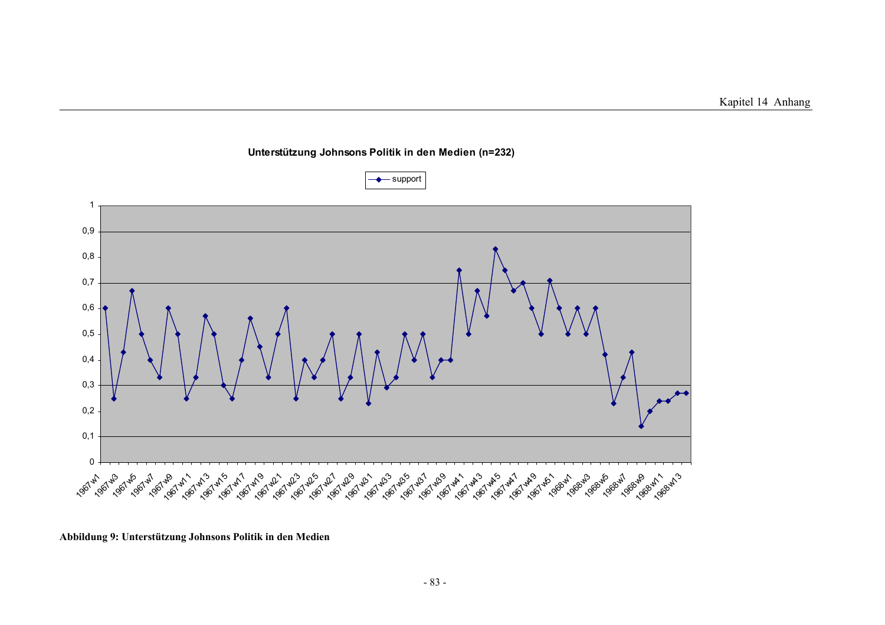**Unterstützung Johnsons Politik in den Medien (n=232)**

**Abbildung 9: Unterstützung Johnsons Politik in den Medien**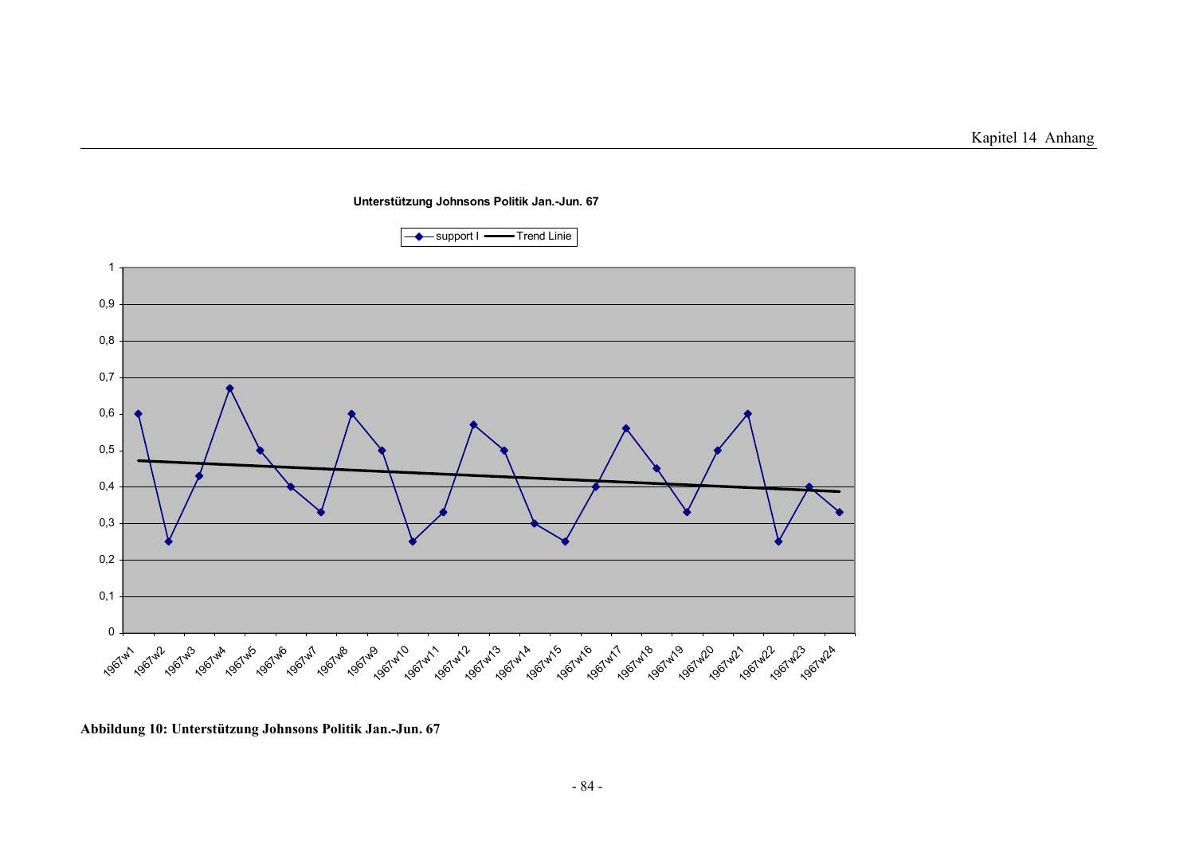**Abbildung 10: Unterstützung Johnsons Politik Jan.-Jun. 67**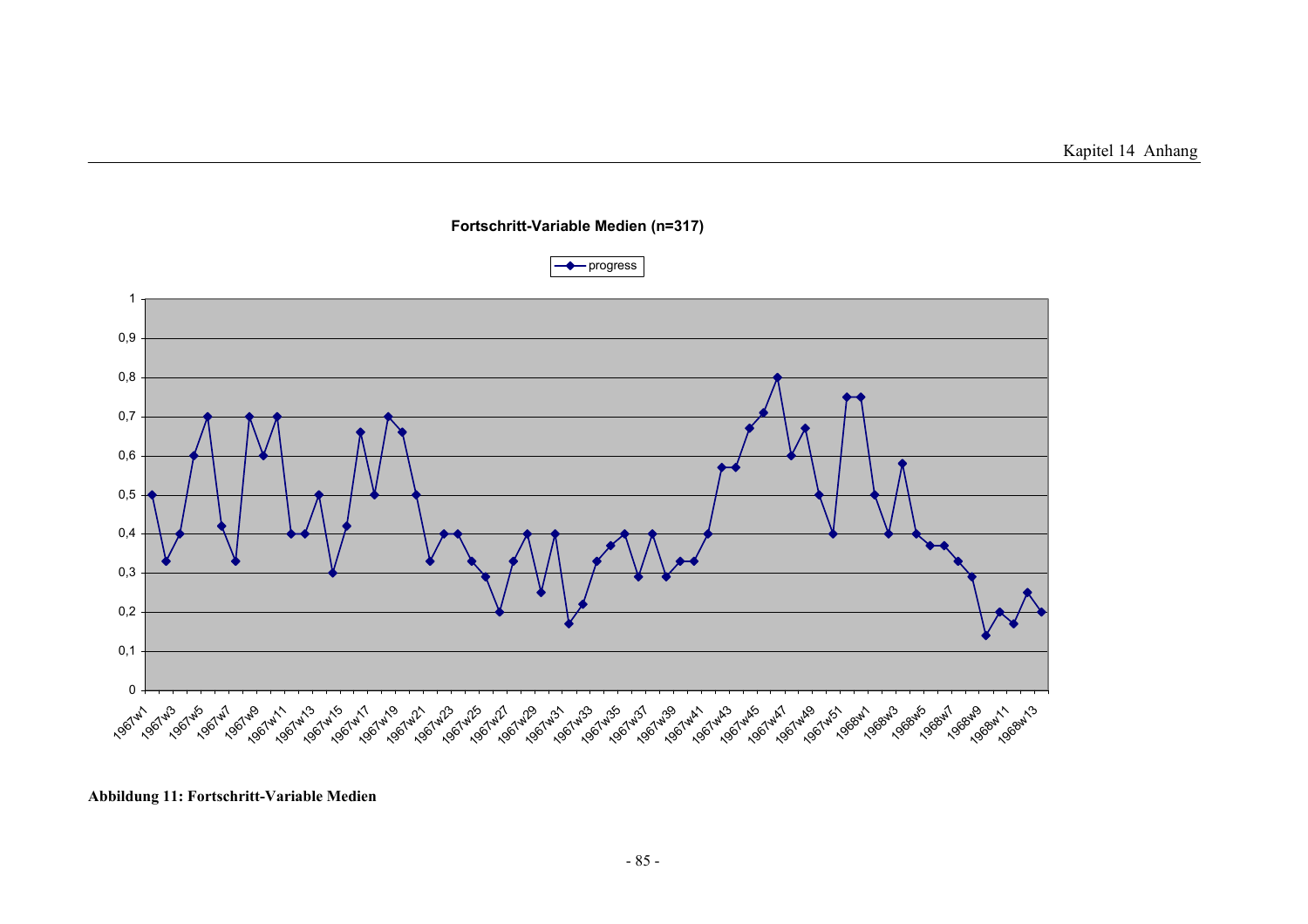**Fortschritt-Variable Medien (n=317)**

**Abbildung 11: Fortschritt-Variable Medien**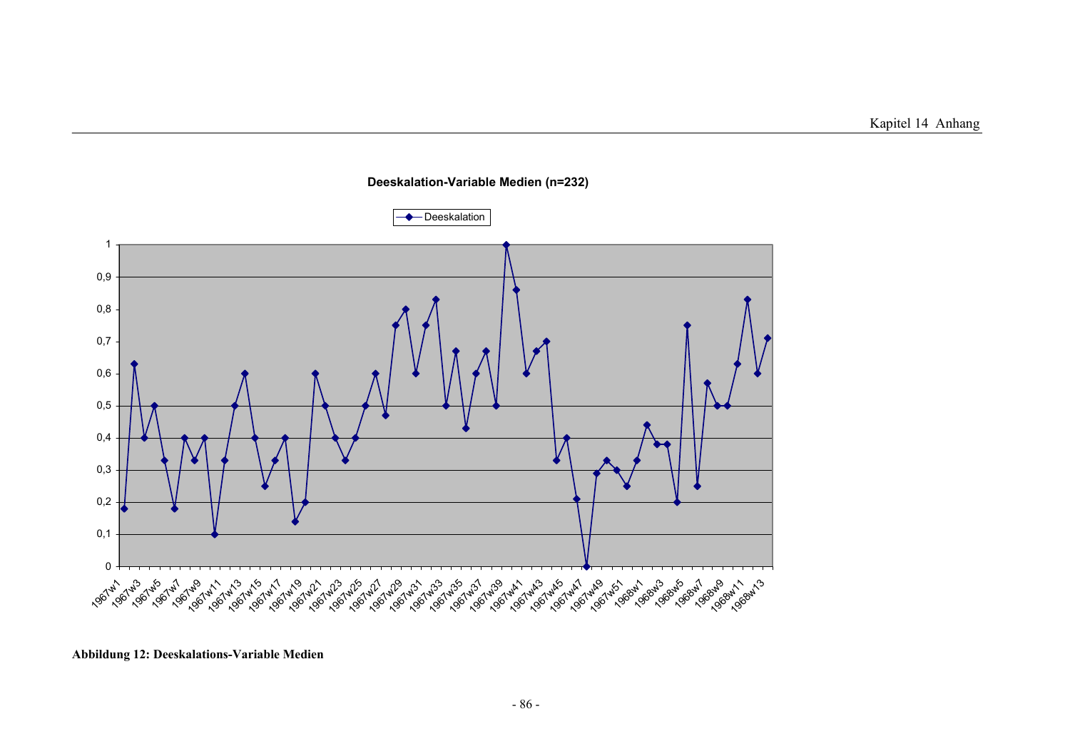**Deeskalation-Variable Medien (n=232)**

Deeskalation

**Abbildung 12: Deeskalations-Variable Medien**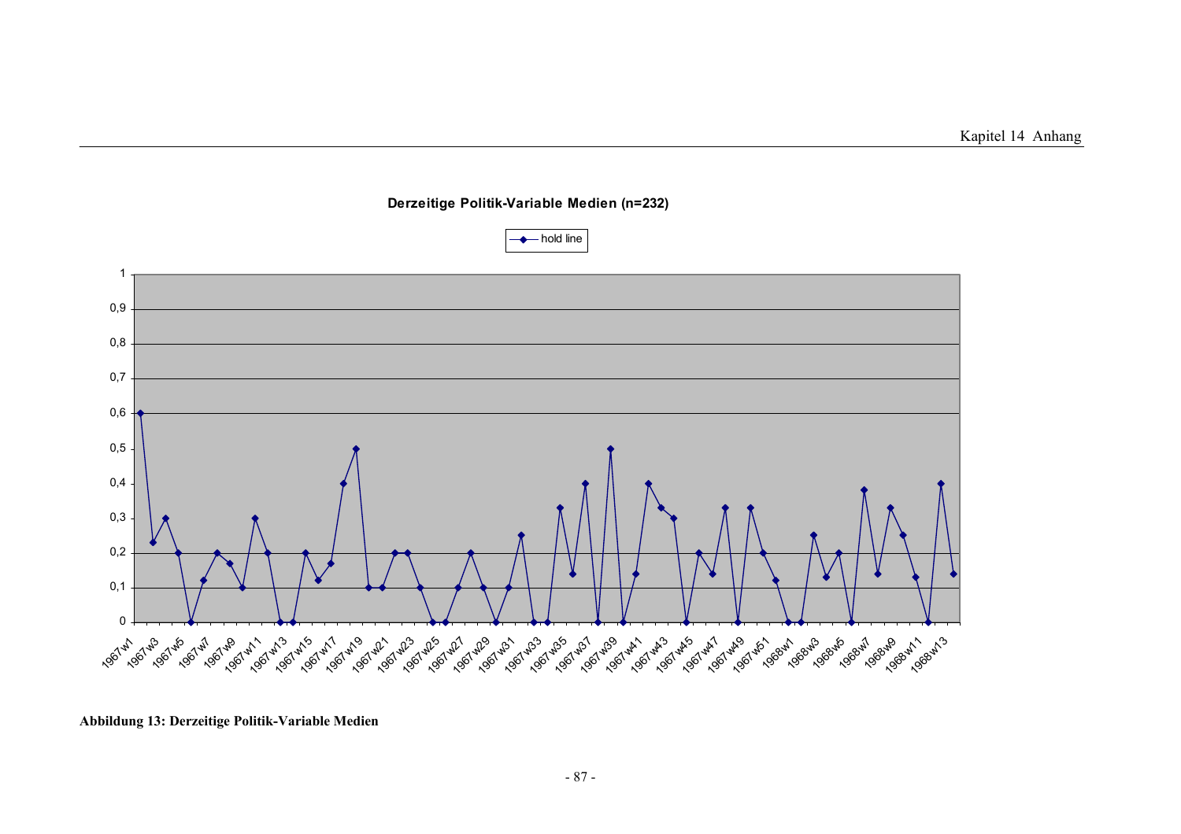**Derzeitige Politik-Variable Medien (n=232)**

**Abbildung 13: Derzeitige Politik-Variable Medien**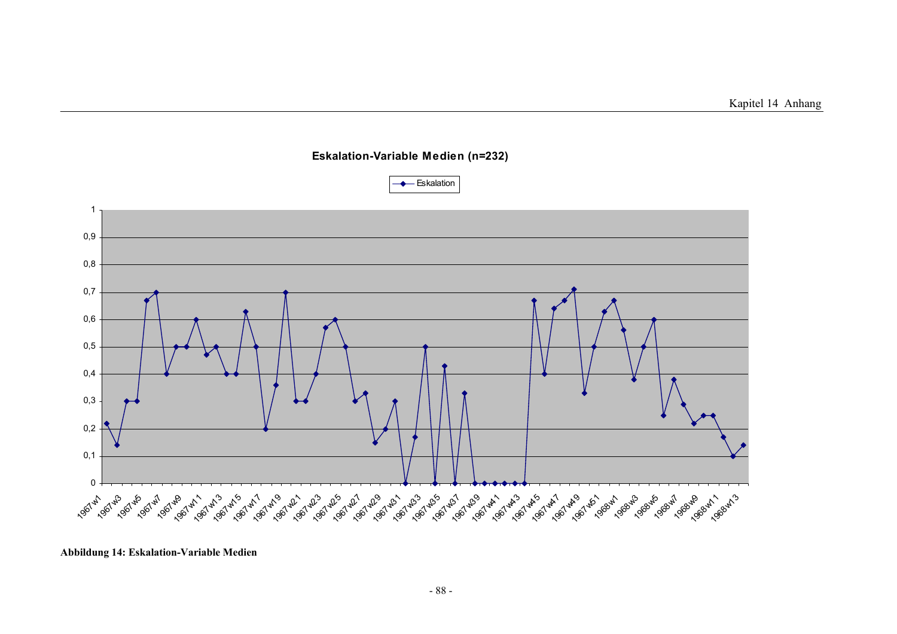**Eskalation-Variable Medien (n=232)**

**Abbildung 14: Eskalation-Variable Medien**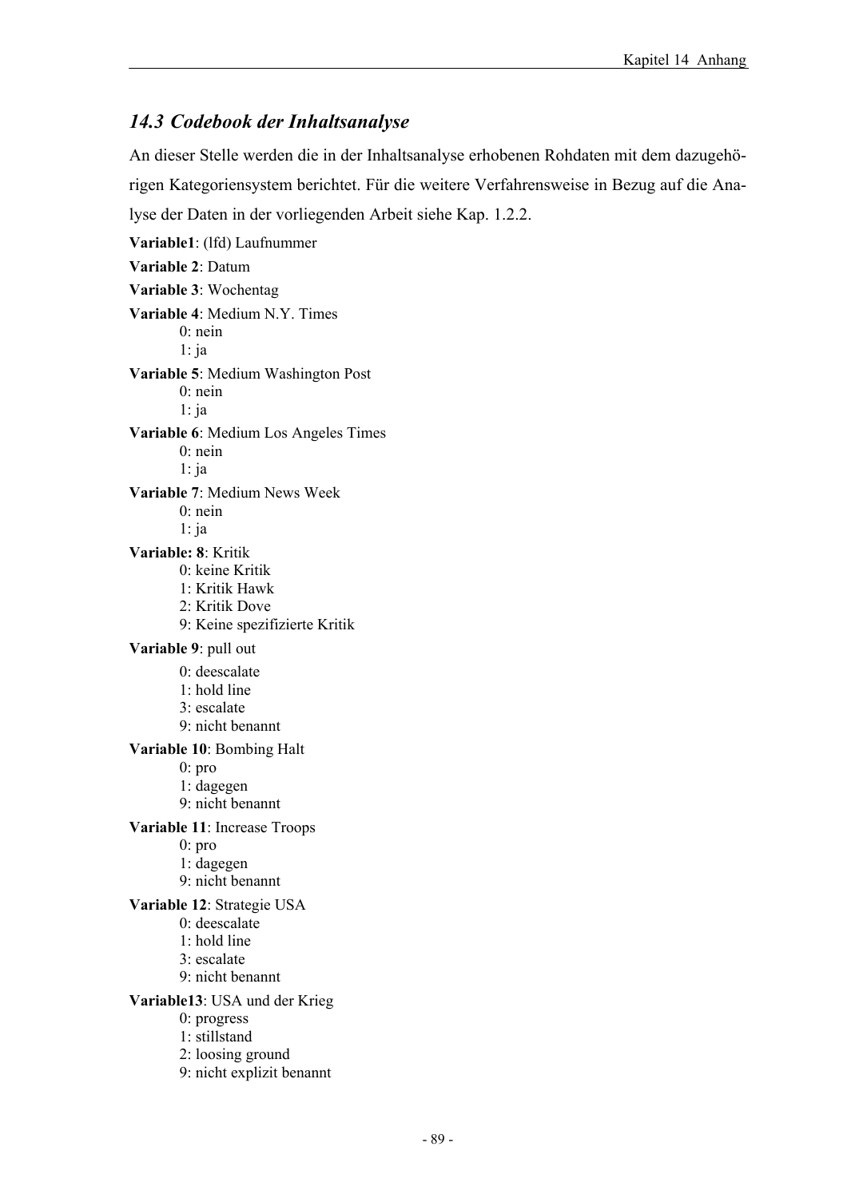## *14.3 Codebook der Inhaltsanalyse*

An dieser Stelle werden die in der Inhaltsanalyse erhobenen Rohdaten mit dem dazugehörigen Kategoriensystem berichtet. Für die weitere Verfahrensweise in Bezug auf die Analyse der Daten in der vorliegenden Arbeit siehe Kap. 1.2.2.

**Variable1**: (lfd) Laufnummer

**Variable 2**: Datum

**Variable 3**: Wochentag

**Variable 4**: Medium N.Y. Times
- 0: nein
- 1: ja

**Variable 5**: Medium Washington Post
- 0: nein
- 1: ja

**Variable 6**: Medium Los Angeles Times
- 0: nein
- 1: ja

**Variable 7**: Medium News Week
- 0: nein
- 1: ja

**Variable: 8**: Kritik
- 0: keine Kritik
- 1: Kritik Hawk
- 2: Kritik Dove
- 9: Keine spezifizierte Kritik

**Variable 9**: pull out
- 0: deescalate
- 1: hold line
- 3: escalate
- 9: nicht benannt

**Variable 10**: Bombing Halt
- 0: pro
- 1: dagegen
- 9: nicht benannt

**Variable 11**: Increase Troops
- 0: pro
- 1: dagegen
- 9: nicht benannt

**Variable 12**: Strategie USA
- 0: deescalate
- 1: hold line
- 3: escalate
- 9: nicht benannt

**Variable13**: USA und der Krieg
- 0: progress
- 1: stillstand
- 2: loosing ground
- 9: nicht explizit benannt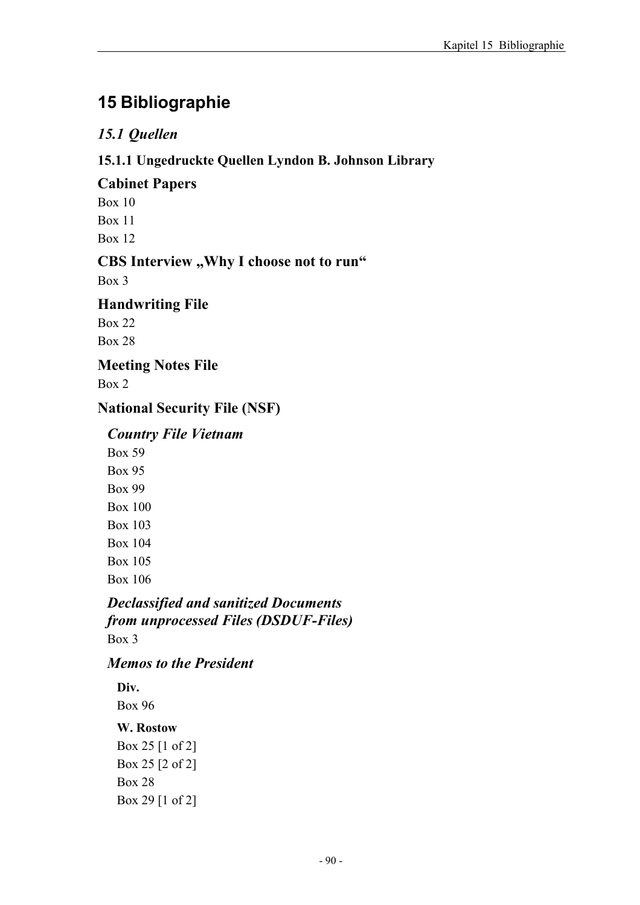# 15 Bibliographie

## *15.1 Quellen*

### 15.1.1 Ungedruckte Quellen Lyndon B. Johnson Library

#### Cabinet Papers

Box 10

Box 11

Box 12

#### CBS Interview „Why I choose not to run“

Box 3

#### Handwriting File

Box 22

Box 28

#### Meeting Notes File

Box 2

#### National Security File (NSF)

##### *Country File Vietnam*

Box 59

Box 95

Box 99

Box 100

Box 103

Box 104

Box 105

Box 106

##### *Declassified and sanitized Documents from unprocessed Files (DSDUF-Files)*

Box 3

##### *Memos to the President*

**Div.**

Box 96

**W. Rostow**

Box 25 [1 of 2]

Box 25 [2 of 2]

Box 28

Box 29 [1 of 2]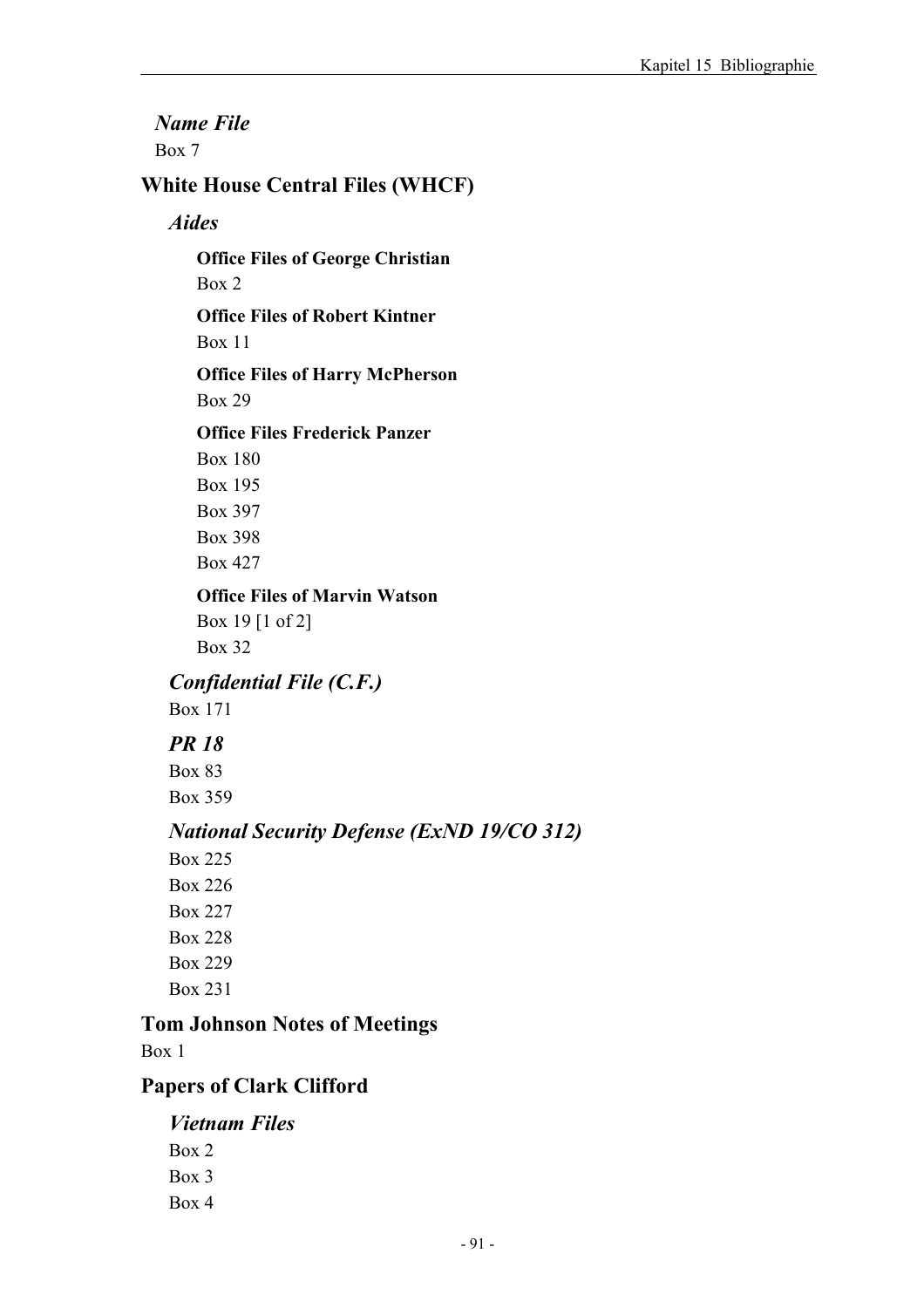#### *Name File*

Box 7

### White House Central Files (WHCF)

#### *Aides*

##### Office Files of George Christian

Box 2

##### Office Files of Robert Kintner

Box 11

##### Office Files of Harry McPherson

Box 29

##### Office Files Frederick Panzer

Box 180

Box 195

Box 397

Box 398

Box 427

##### Office Files of Marvin Watson

Box 19 [1 of 2]

Box 32

#### *Confidential File (C.F.)*

Box 171

#### *PR 18*

Box 83

Box 359

#### *National Security Defense (ExND 19/CO 312)*

Box 225

Box 226

Box 227

Box 228

Box 229

Box 231

### Tom Johnson Notes of Meetings

Box 1

### Papers of Clark Clifford

#### *Vietnam Files*

Box 2

Box 3

Box 4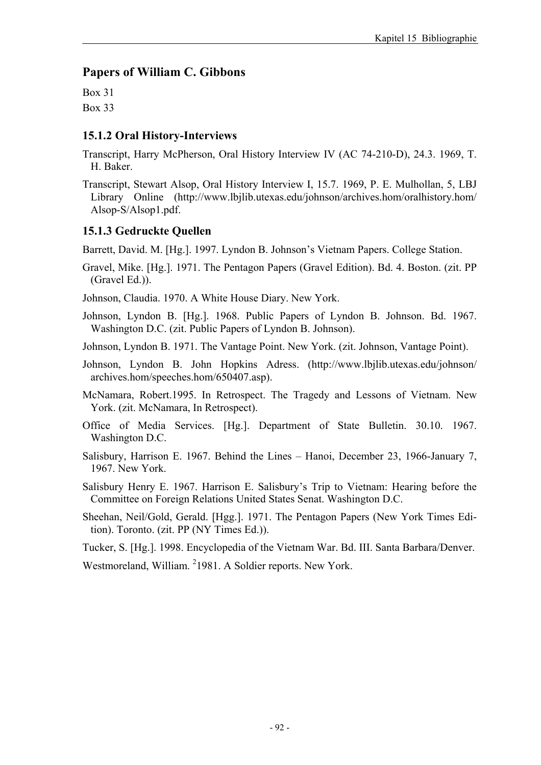## Papers of William C. Gibbons

Box 31

Box 33

### 15.1.2 Oral History-Interviews

Transcript, Harry McPherson, Oral History Interview IV (AC 74-210-D), 24.3. 1969, T. H. Baker.

Transcript, Stewart Alsop, Oral History Interview I, 15.7. 1969, P. E. Mulhollan, 5, LBJ Library Online (http://www.lbjlib.utexas.edu/johnson/archives.hom/oralhistory.hom/Alsop-S/Alsop1.pdf.

### 15.1.3 Gedruckte Quellen

Barrett, David. M. [Hg.]. 1997. Lyndon B. Johnson's Vietnam Papers. College Station.

Gravel, Mike. [Hg.]. 1971. The Pentagon Papers (Gravel Edition). Bd. 4. Boston. (zit. PP (Gravel Ed.)).

Johnson, Claudia. 1970. A White House Diary. New York.

Johnson, Lyndon B. [Hg.]. 1968. Public Papers of Lyndon B. Johnson. Bd. 1967. Washington D.C. (zit. Public Papers of Lyndon B. Johnson).

Johnson, Lyndon B. 1971. The Vantage Point. New York. (zit. Johnson, Vantage Point).

Johnson, Lyndon B. John Hopkins Adress. (http://www.lbjlib.utexas.edu/johnson/archives.hom/speeches.hom/650407.asp).

McNamara, Robert.1995. In Retrospect. The Tragedy and Lessons of Vietnam. New York. (zit. McNamara, In Retrospect).

Office of Media Services. [Hg.]. Department of State Bulletin. 30.10. 1967. Washington D.C.

Salisbury, Harrison E. 1967. Behind the Lines – Hanoi, December 23, 1966-January 7, 1967. New York.

Salisbury Henry E. 1967. Harrison E. Salisbury's Trip to Vietnam: Hearing before the Committee on Foreign Relations United States Senat. Washington D.C.

Sheehan, Neil/Gold, Gerald. [Hgg.]. 1971. The Pentagon Papers (New York Times Edition). Toronto. (zit. PP (NY Times Ed.)).

Tucker, S. [Hg.]. 1998. Encyclopedia of the Vietnam War. Bd. III. Santa Barbara/Denver.

Westmoreland, William. [2]1981. A Soldier reports. New York.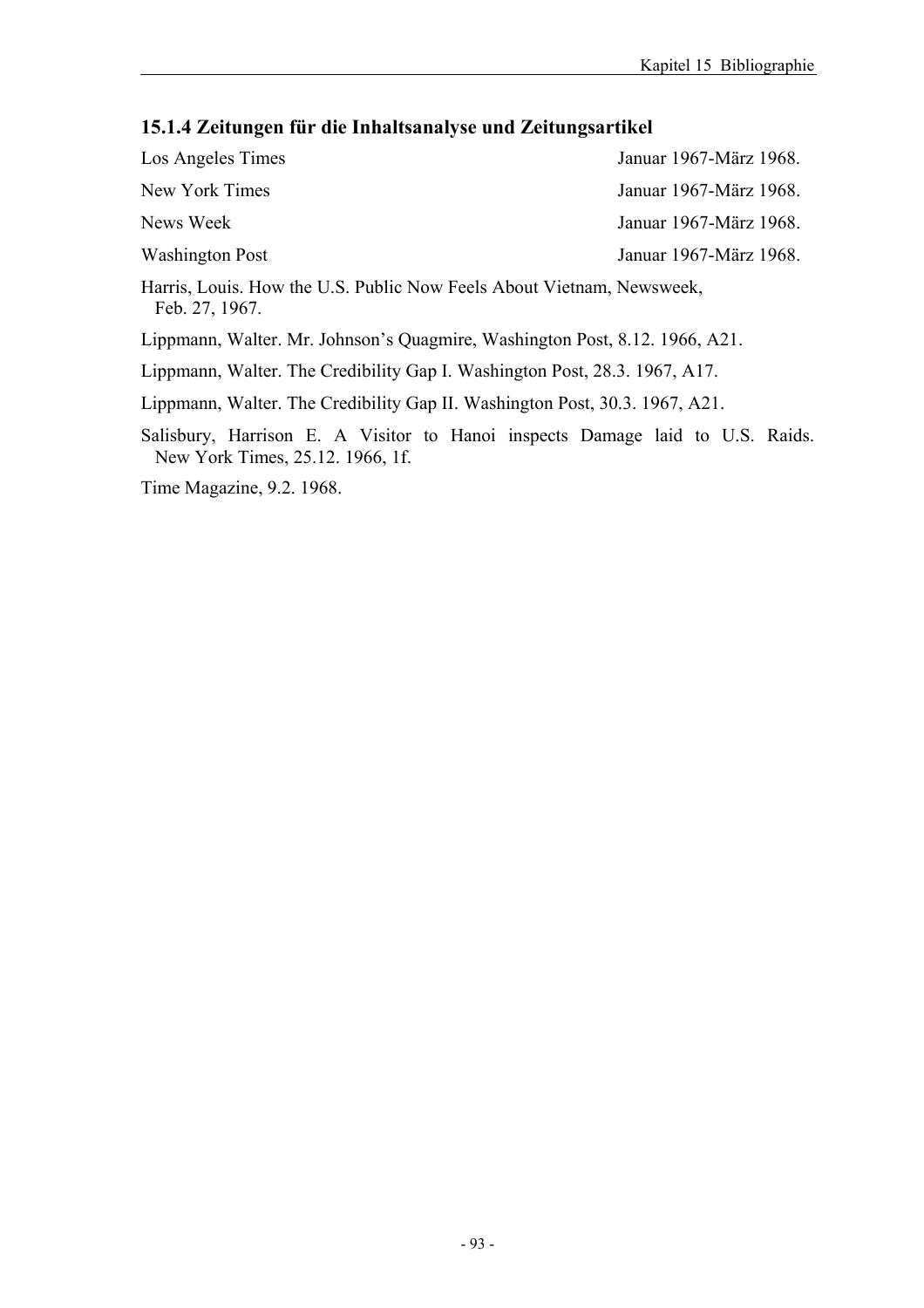### 15.1.4 Zeitungen für die Inhaltsanalyse und Zeitungsartikel

Los Angeles Times Januar 1967-März 1968.

New York Times Januar 1967-März 1968.

News Week Januar 1967-März 1968.

Washington Post Januar 1967-März 1968.

Harris, Louis. How the U.S. Public Now Feels About Vietnam, Newsweek, Feb. 27, 1967.

Lippmann, Walter. Mr. Johnson's Quagmire, Washington Post, 8.12. 1966, A21.

Lippmann, Walter. The Credibility Gap I. Washington Post, 28.3. 1967, A17.

Lippmann, Walter. The Credibility Gap II. Washington Post, 30.3. 1967, A21.

Salisbury, Harrison E. A Visitor to Hanoi inspects Damage laid to U.S. Raids. New York Times, 25.12. 1966, 1f.

Time Magazine, 9.2. 1968.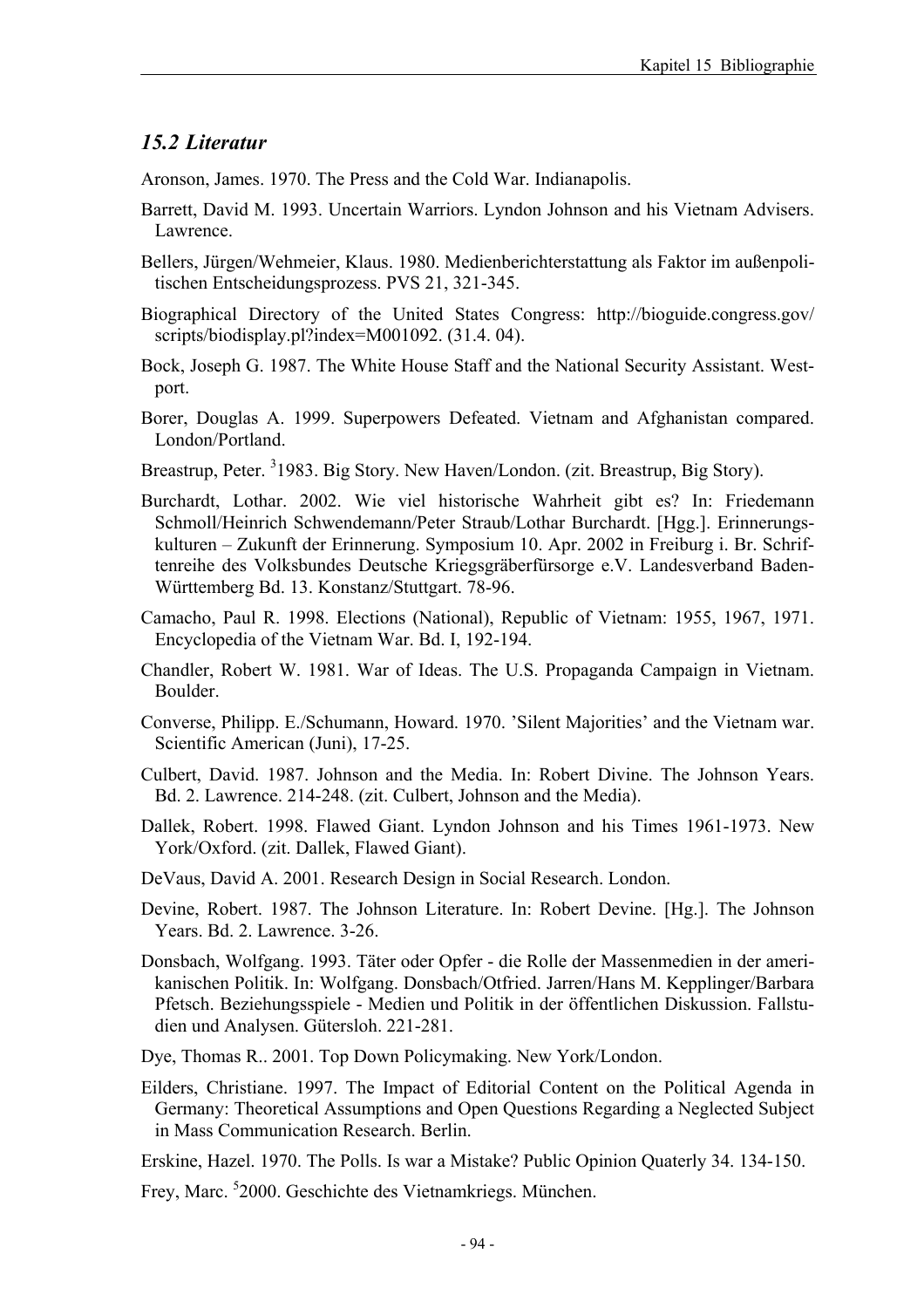## *15.2 Literatur*

Aronson, James. 1970. The Press and the Cold War. Indianapolis.

Barrett, David M. 1993. Uncertain Warriors. Lyndon Johnson and his Vietnam Advisers. Lawrence.

Bellers, Jürgen/Wehmeier, Klaus. 1980. Medienberichterstattung als Faktor im außenpolitischen Entscheidungsprozess. PVS 21, 321-345.

Biographical Directory of the United States Congress: http://bioguide.congress.gov/scripts/biodisplay.pl?index=M001092. (31.4. 04).

Bock, Joseph G. 1987. The White House Staff and the National Security Assistant. Westport.

Borer, Douglas A. 1999. Superpowers Defeated. Vietnam and Afghanistan compared. London/Portland.

Breastrup, Peter. [3]1983. Big Story. New Haven/London. (zit. Breastrup, Big Story).

Burchardt, Lothar. 2002. Wie viel historische Wahrheit gibt es? In: Friedemann Schmoll/Heinrich Schwendemann/Peter Straub/Lothar Burchardt. [Hgg.]. Erinnerungskulturen – Zukunft der Erinnerung. Symposium 10. Apr. 2002 in Freiburg i. Br. Schriftenreihe des Volksbundes Deutsche Kriegsgräberfürsorge e.V. Landesverband Baden-Württemberg Bd. 13. Konstanz/Stuttgart. 78-96.

Camacho, Paul R. 1998. Elections (National), Republic of Vietnam: 1955, 1967, 1971. Encyclopedia of the Vietnam War. Bd. I, 192-194.

Chandler, Robert W. 1981. War of Ideas. The U.S. Propaganda Campaign in Vietnam. Boulder.

Converse, Philipp. E./Schumann, Howard. 1970. 'Silent Majorities' and the Vietnam war. Scientific American (Juni), 17-25.

Culbert, David. 1987. Johnson and the Media. In: Robert Divine. The Johnson Years. Bd. 2. Lawrence. 214-248. (zit. Culbert, Johnson and the Media).

Dallek, Robert. 1998. Flawed Giant. Lyndon Johnson and his Times 1961-1973. New York/Oxford. (zit. Dallek, Flawed Giant).

DeVaus, David A. 2001. Research Design in Social Research. London.

Devine, Robert. 1987. The Johnson Literature. In: Robert Devine. [Hg.]. The Johnson Years. Bd. 2. Lawrence. 3-26.

Donsbach, Wolfgang. 1993. Täter oder Opfer - die Rolle der Massenmedien in der amerikanischen Politik. In: Wolfgang. Donsbach/Otfried. Jarren/Hans M. Kepplinger/Barbara Pfetsch. Beziehungsspiele - Medien und Politik in der öffentlichen Diskussion. Fallstudien und Analysen. Gütersloh. 221-281.

Dye, Thomas R.. 2001. Top Down Policymaking. New York/London.

Eilders, Christiane. 1997. The Impact of Editorial Content on the Political Agenda in Germany: Theoretical Assumptions and Open Questions Regarding a Neglected Subject in Mass Communication Research. Berlin.

Erskine, Hazel. 1970. The Polls. Is war a Mistake? Public Opinion Quaterly 34. 134-150.

Frey, Marc. [5]2000. Geschichte des Vietnamkriegs. München.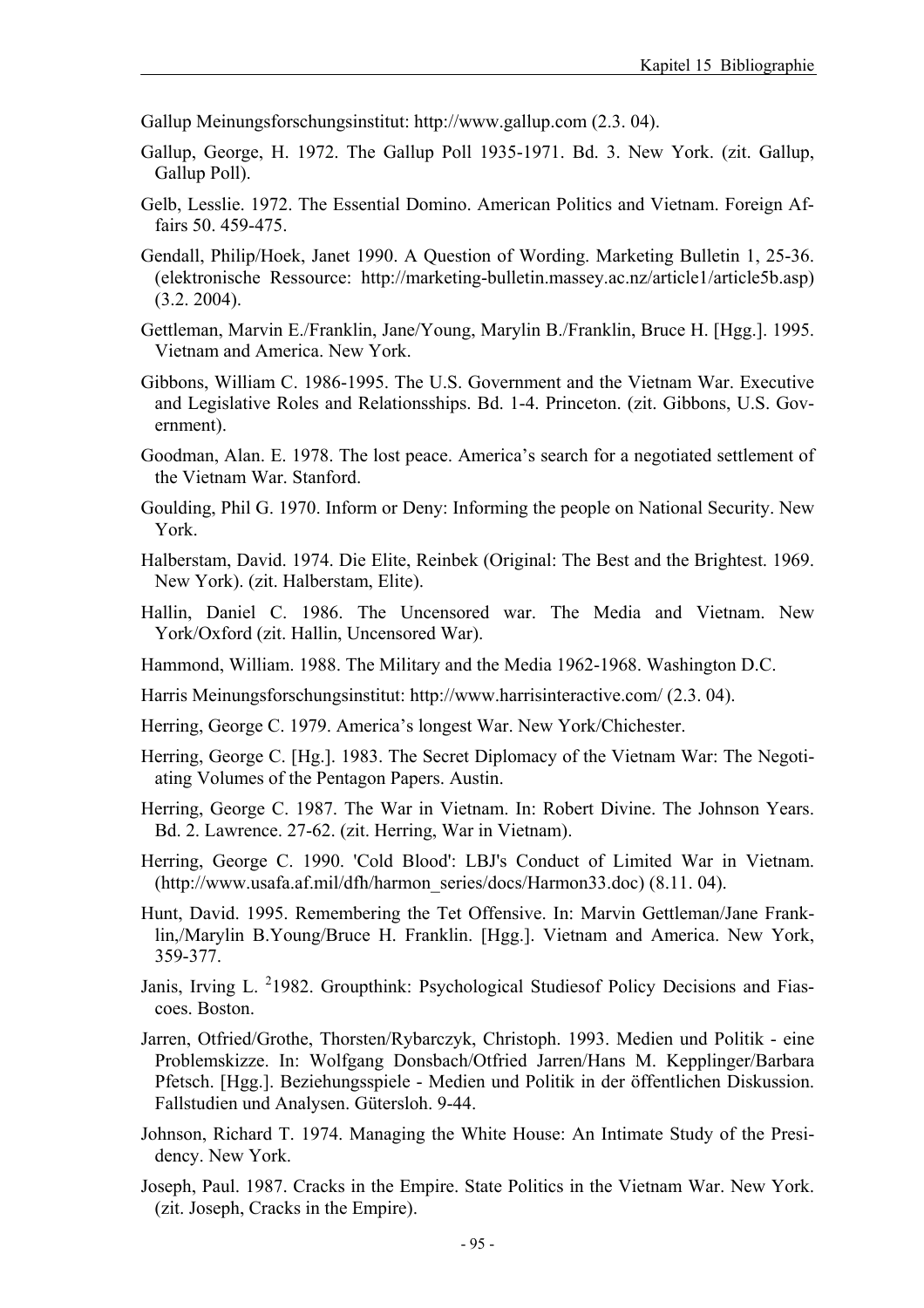Gallup Meinungsforschungsinstitut: http://www.gallup.com (2.3. 04).

Gallup, George, H. 1972. The Gallup Poll 1935-1971. Bd. 3. New York. (zit. Gallup, Gallup Poll).

Gelb, Lesslie. 1972. The Essential Domino. American Politics and Vietnam. Foreign Affairs 50. 459-475.

Gendall, Philip/Hoek, Janet 1990. A Question of Wording. Marketing Bulletin 1, 25-36. (elektronische Ressource: http://marketing-bulletin.massey.ac.nz/article1/article5b.asp) (3.2. 2004).

Gettleman, Marvin E./Franklin, Jane/Young, Marylin B./Franklin, Bruce H. [Hgg.]. 1995. Vietnam and America. New York.

Gibbons, William C. 1986-1995. The U.S. Government and the Vietnam War. Executive and Legislative Roles and Relationsships. Bd. 1-4. Princeton. (zit. Gibbons, U.S. Government).

Goodman, Alan. E. 1978. The lost peace. America's search for a negotiated settlement of the Vietnam War. Stanford.

Goulding, Phil G. 1970. Inform or Deny: Informing the people on National Security. New York.

Halberstam, David. 1974. Die Elite, Reinbek (Original: The Best and the Brightest. 1969. New York). (zit. Halberstam, Elite).

Hallin, Daniel C. 1986. The Uncensored war. The Media and Vietnam. New York/Oxford (zit. Hallin, Uncensored War).

Hammond, William. 1988. The Military and the Media 1962-1968. Washington D.C.

Harris Meinungsforschungsinstitut: http://www.harrisinteractive.com/ (2.3. 04).

Herring, George C. 1979. America's longest War. New York/Chichester.

Herring, George C. [Hg.]. 1983. The Secret Diplomacy of the Vietnam War: The Negotiating Volumes of the Pentagon Papers. Austin.

Herring, George C. 1987. The War in Vietnam. In: Robert Divine. The Johnson Years. Bd. 2. Lawrence. 27-62. (zit. Herring, War in Vietnam).

Herring, George C. 1990. 'Cold Blood': LBJ's Conduct of Limited War in Vietnam. (http://www.usafa.af.mil/dfh/harmon_series/docs/Harmon33.doc) (8.11. 04).

Hunt, David. 1995. Remembering the Tet Offensive. In: Marvin Gettleman/Jane Franklin,/Marylin B.Young/Bruce H. Franklin. [Hgg.]. Vietnam and America. New York, 359-377.

Janis, Irving L. [2]1982. Groupthink: Psychological Studiesof Policy Decisions and Fiascoes. Boston.

Jarren, Otfried/Grothe, Thorsten/Rybarczyk, Christoph. 1993. Medien und Politik - eine Problemskizze. In: Wolfgang Donsbach/Otfried Jarren/Hans M. Kepplinger/Barbara Pfetsch. [Hgg.]. Beziehungsspiele - Medien und Politik in der öffentlichen Diskussion. Fallstudien und Analysen. Gütersloh. 9-44.

Johnson, Richard T. 1974. Managing the White House: An Intimate Study of the Presidency. New York.

Joseph, Paul. 1987. Cracks in the Empire. State Politics in the Vietnam War. New York. (zit. Joseph, Cracks in the Empire).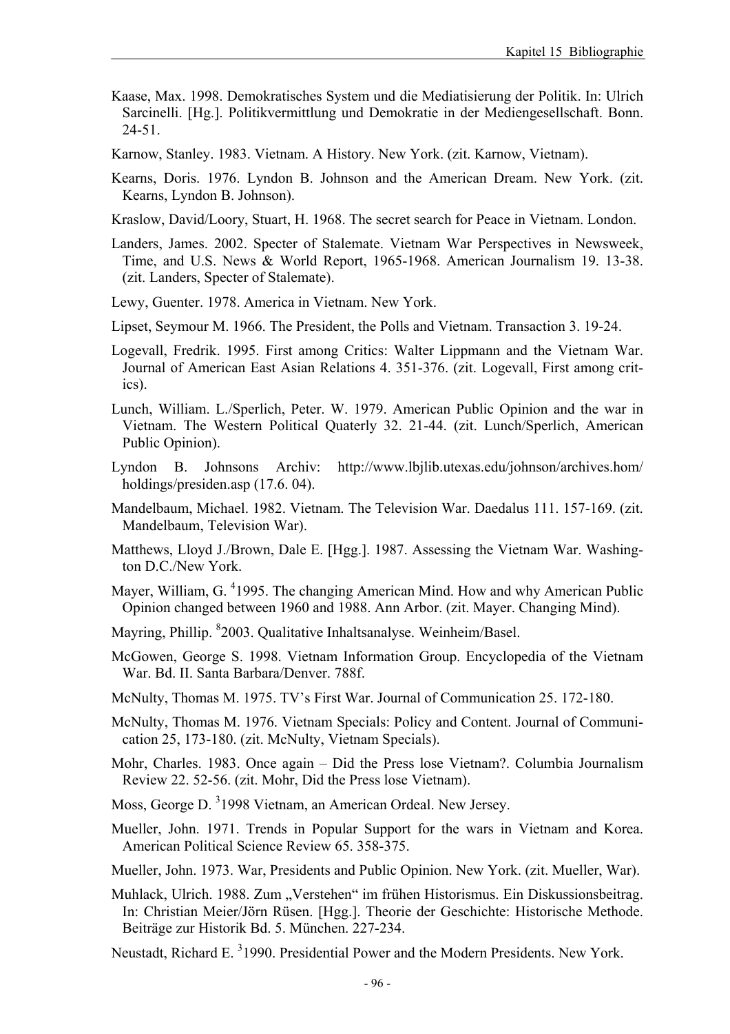Kaase, Max. 1998. Demokratisches System und die Mediatisierung der Politik. In: Ulrich Sarcinelli. [Hg.]. Politikvermittlung und Demokratie in der Mediengesellschaft. Bonn. 24-51.

Karnow, Stanley. 1983. Vietnam. A History. New York. (zit. Karnow, Vietnam).

Kearns, Doris. 1976. Lyndon B. Johnson and the American Dream. New York. (zit. Kearns, Lyndon B. Johnson).

Kraslow, David/Loory, Stuart, H. 1968. The secret search for Peace in Vietnam. London.

Landers, James. 2002. Specter of Stalemate. Vietnam War Perspectives in Newsweek, Time, and U.S. News & World Report, 1965-1968. American Journalism 19. 13-38. (zit. Landers, Specter of Stalemate).

Lewy, Guenter. 1978. America in Vietnam. New York.

Lipset, Seymour M. 1966. The President, the Polls and Vietnam. Transaction 3. 19-24.

Logevall, Fredrik. 1995. First among Critics: Walter Lippmann and the Vietnam War. Journal of American East Asian Relations 4. 351-376. (zit. Logevall, First among critics).

Lunch, William. L./Sperlich, Peter. W. 1979. American Public Opinion and the war in Vietnam. The Western Political Quaterly 32. 21-44. (zit. Lunch/Sperlich, American Public Opinion).

Lyndon B. Johnsons Archiv: http://www.lbjlib.utexas.edu/johnson/archives.hom/holdings/presiden.asp (17.6. 04).

Mandelbaum, Michael. 1982. Vietnam. The Television War. Daedalus 111. 157-169. (zit. Mandelbaum, Television War).

Matthews, Lloyd J./Brown, Dale E. [Hgg.]. 1987. Assessing the Vietnam War. Washington D.C./New York.

Mayer, William, G. [4]1995. The changing American Mind. How and why American Public Opinion changed between 1960 and 1988. Ann Arbor. (zit. Mayer. Changing Mind).

Mayring, Phillip. [8]2003. Qualitative Inhaltsanalyse. Weinheim/Basel.

McGowen, George S. 1998. Vietnam Information Group. Encyclopedia of the Vietnam War. Bd. II. Santa Barbara/Denver. 788f.

McNulty, Thomas M. 1975. TV's First War. Journal of Communication 25. 172-180.

McNulty, Thomas M. 1976. Vietnam Specials: Policy and Content. Journal of Communication 25, 173-180. (zit. McNulty, Vietnam Specials).

Mohr, Charles. 1983. Once again – Did the Press lose Vietnam?. Columbia Journalism Review 22. 52-56. (zit. Mohr, Did the Press lose Vietnam).

Moss, George D. [3]1998 Vietnam, an American Ordeal. New Jersey.

Mueller, John. 1971. Trends in Popular Support for the wars in Vietnam and Korea. American Political Science Review 65. 358-375.

Mueller, John. 1973. War, Presidents and Public Opinion. New York. (zit. Mueller, War).

Muhlack, Ulrich. 1988. Zum „Verstehen" im frühen Historismus. Ein Diskussionsbeitrag. In: Christian Meier/Jörn Rüsen. [Hgg.]. Theorie der Geschichte: Historische Methode. Beiträge zur Historik Bd. 5. München. 227-234.

Neustadt, Richard E. [3]1990. Presidential Power and the Modern Presidents. New York.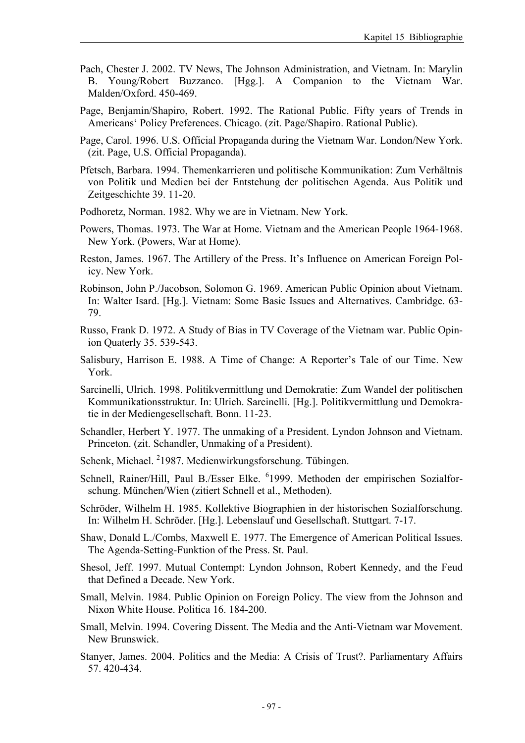Pach, Chester J. 2002. TV News, The Johnson Administration, and Vietnam. In: Marylin B. Young/Robert Buzzanco. [Hgg.]. A Companion to the Vietnam War. Malden/Oxford. 450-469.

Page, Benjamin/Shapiro, Robert. 1992. The Rational Public. Fifty years of Trends in Americans‘ Policy Preferences. Chicago. (zit. Page/Shapiro. Rational Public).

Page, Carol. 1996. U.S. Official Propaganda during the Vietnam War. London/New York. (zit. Page, U.S. Official Propaganda).

Pfetsch, Barbara. 1994. Themenkarrieren und politische Kommunikation: Zum Verhältnis von Politik und Medien bei der Entstehung der politischen Agenda. Aus Politik und Zeitgeschichte 39. 11-20.

Podhoretz, Norman. 1982. Why we are in Vietnam. New York.

Powers, Thomas. 1973. The War at Home. Vietnam and the American People 1964-1968. New York. (Powers, War at Home).

Reston, James. 1967. The Artillery of the Press. It’s Influence on American Foreign Policy. New York.

Robinson, John P./Jacobson, Solomon G. 1969. American Public Opinion about Vietnam. In: Walter Isard. [Hg.]. Vietnam: Some Basic Issues and Alternatives. Cambridge. 63-79.

Russo, Frank D. 1972. A Study of Bias in TV Coverage of the Vietnam war. Public Opinion Quaterly 35. 539-543.

Salisbury, Harrison E. 1988. A Time of Change: A Reporter’s Tale of our Time. New York.

Sarcinelli, Ulrich. 1998. Politikvermittlung und Demokratie: Zum Wandel der politischen Kommunikationsstruktur. In: Ulrich. Sarcinelli. [Hg.]. Politikvermittlung und Demokratie in der Mediengesellschaft. Bonn. 11-23.

Schandler, Herbert Y. 1977. The unmaking of a President. Lyndon Johnson and Vietnam. Princeton. (zit. Schandler, Unmaking of a President).

Schenk, Michael. [2]1987. Medienwirkungsforschung. Tübingen.

Schnell, Rainer/Hill, Paul B./Esser Elke. [6]1999. Methoden der empirischen Sozialforschung. München/Wien (zitiert Schnell et al., Methoden).

Schröder, Wilhelm H. 1985. Kollektive Biographien in der historischen Sozialforschung. In: Wilhelm H. Schröder. [Hg.]. Lebenslauf und Gesellschaft. Stuttgart. 7-17.

Shaw, Donald L./Combs, Maxwell E. 1977. The Emergence of American Political Issues. The Agenda-Setting-Funktion of the Press. St. Paul.

Shesol, Jeff. 1997. Mutual Contempt: Lyndon Johnson, Robert Kennedy, and the Feud that Defined a Decade. New York.

Small, Melvin. 1984. Public Opinion on Foreign Policy. The view from the Johnson and Nixon White House. Politica 16. 184-200.

Small, Melvin. 1994. Covering Dissent. The Media and the Anti-Vietnam war Movement. New Brunswick.

Stanyer, James. 2004. Politics and the Media: A Crisis of Trust?. Parliamentary Affairs 57. 420-434.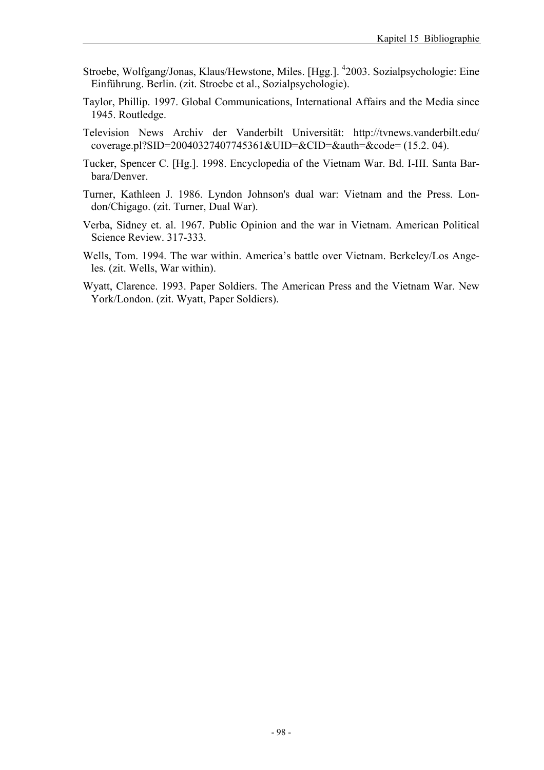Stroebe, Wolfgang/Jonas, Klaus/Hewstone, Miles. [Hgg.]. [4]2003. Sozialpsychologie: Eine Einführung. Berlin. (zit. Stroebe et al., Sozialpsychologie).

Taylor, Phillip. 1997. Global Communications, International Affairs and the Media since 1945. Routledge.

Television News Archiv der Vanderbilt Universität: http://tvnews.vanderbilt.edu/coverage.pl?SID=20040327407745361&UID=&CID=&auth=&code= (15.2. 04).

Tucker, Spencer C. [Hg.]. 1998. Encyclopedia of the Vietnam War. Bd. I-III. Santa Barbara/Denver.

Turner, Kathleen J. 1986. Lyndon Johnson's dual war: Vietnam and the Press. London/Chigago. (zit. Turner, Dual War).

Verba, Sidney et. al. 1967. Public Opinion and the war in Vietnam. American Political Science Review. 317-333.

Wells, Tom. 1994. The war within. America's battle over Vietnam. Berkeley/Los Angeles. (zit. Wells, War within).

Wyatt, Clarence. 1993. Paper Soldiers. The American Press and the Vietnam War. New York/London. (zit. Wyatt, Paper Soldiers).